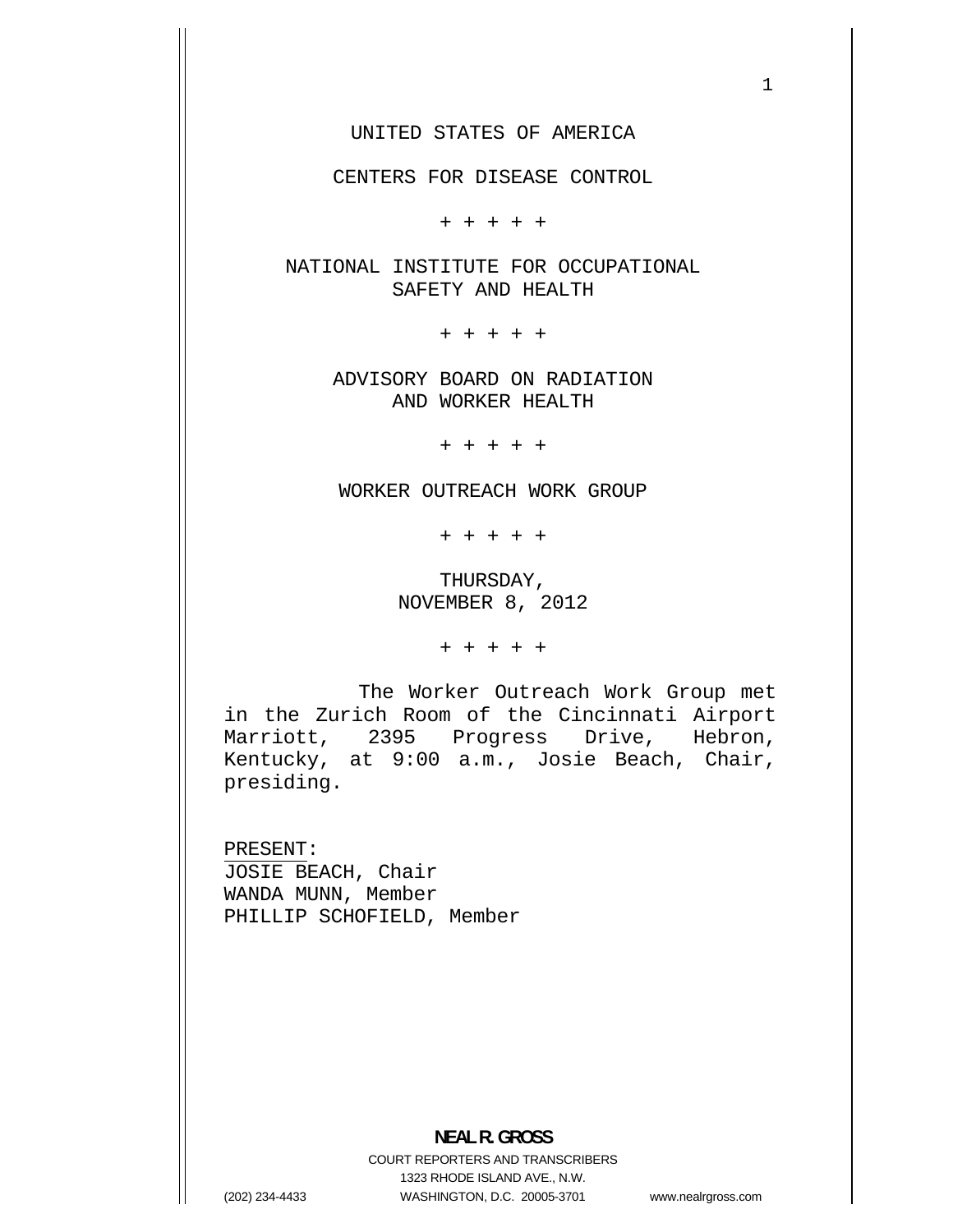UNITED STATES OF AMERICA

CENTERS FOR DISEASE CONTROL

\+ + + + +

NATIONAL INSTITUTE FOR OCCUPATIONAL SAFETY AND HEALTH

\+ + + + +

ADVISORY BOARD ON RADIATION AND WORKER HEALTH

\+ + + + +

WORKER OUTREACH WORK GROUP

\+ + + + +

THURSDAY,
NOVEMBER 8, 2012

\+ + + + +

The Worker Outreach Work Group met in the Zurich Room of the Cincinnati Airport Marriott, 2395 Progress Drive, Hebron, Kentucky, at 9:00 a.m., Josie Beach, Chair, presiding.

PRESENT:
JOSIE BEACH, Chair
WANDA MUNN, Member
PHILLIP SCHOFIELD, Member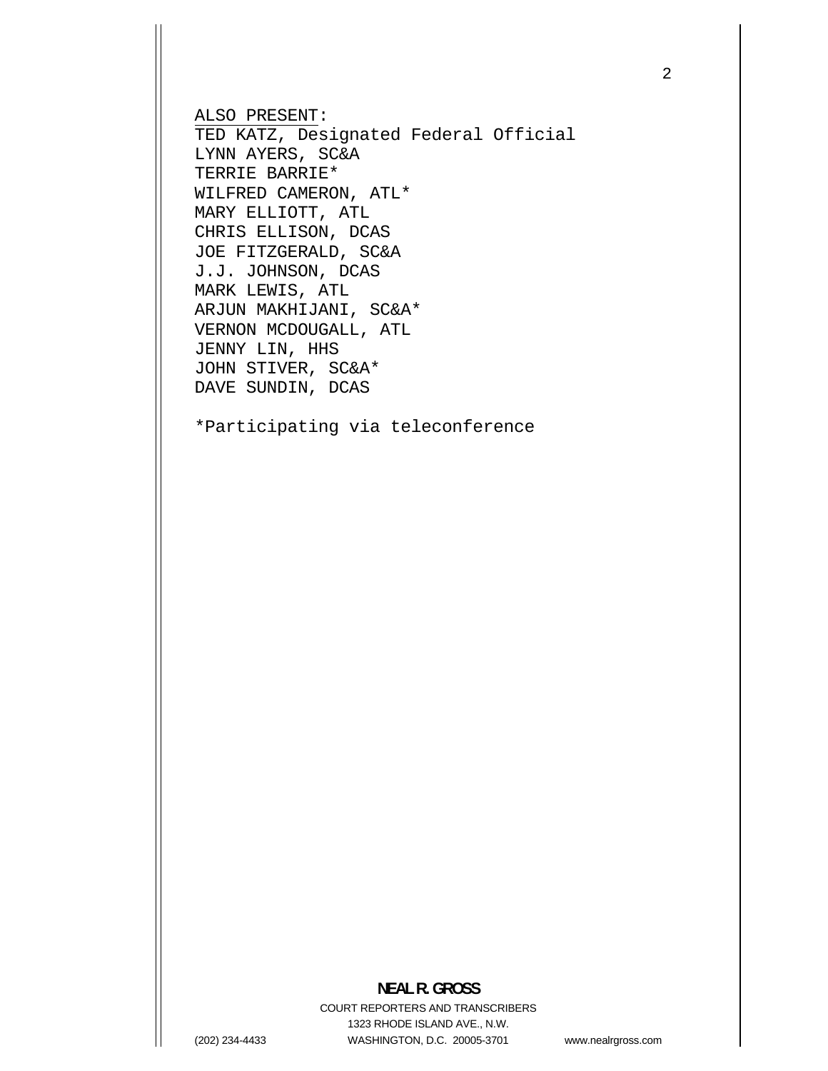ALSO PRESENT:

TED KATZ, Designated Federal Official
LYNN AYERS, SC&A
TERRIE BARRIE*
WILFRED CAMERON, ATL*
MARY ELLIOTT, ATL
CHRIS ELLISON, DCAS
JOE FITZGERALD, SC&A
J.J. JOHNSON, DCAS
MARK LEWIS, ATL
ARJUN MAKHIJANI, SC&A*
VERNON MCDOUGALL, ATL
JENNY LIN, HHS
JOHN STIVER, SC&A*
DAVE SUNDIN, DCAS

*Participating via teleconference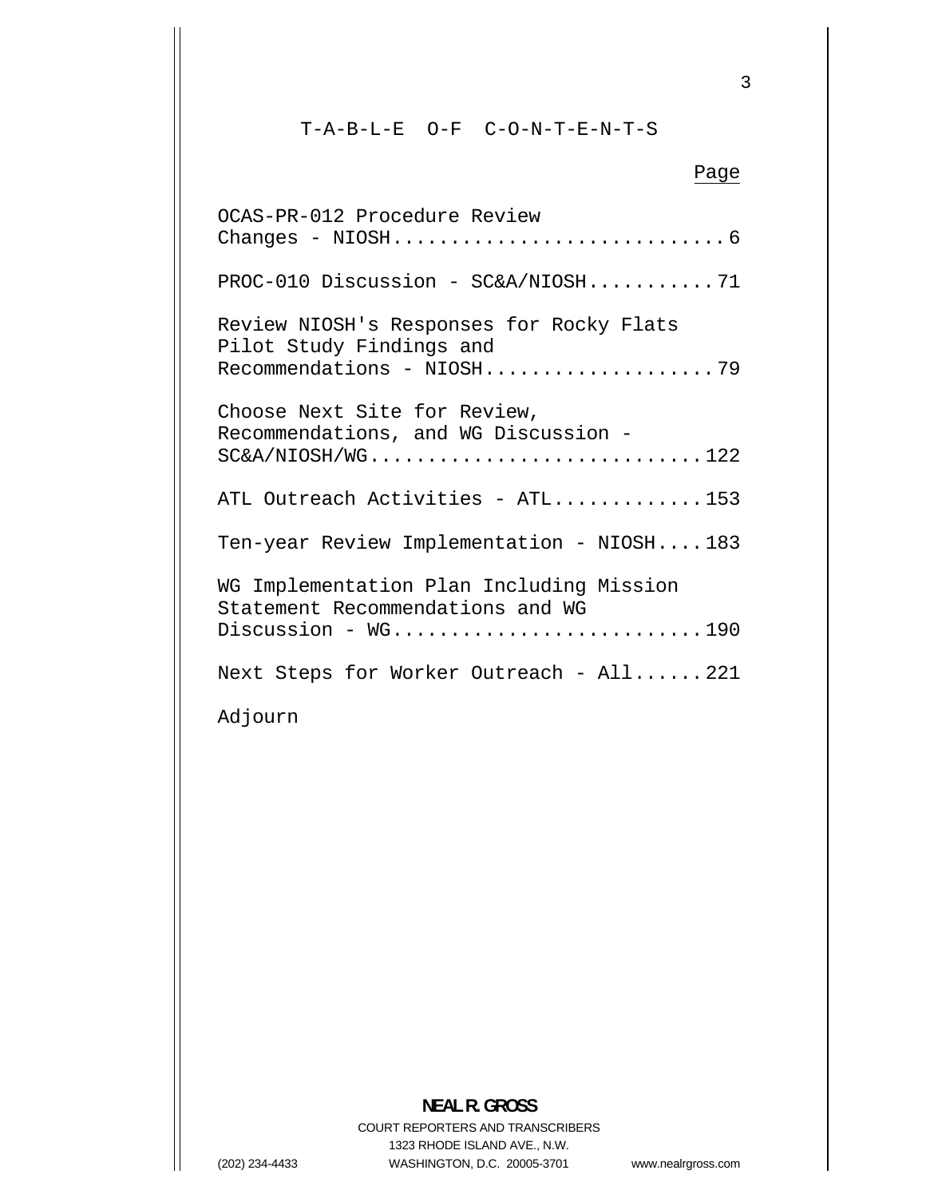# T-A-B-L-E O-F C-O-N-T-E-N-T-S

| | Page |
|---|---|
| OCAS-PR-012 Procedure Review Changes - NIOSH | 6 |
| PROC-010 Discussion - SC&A/NIOSH | 71 |
| Review NIOSH's Responses for Rocky Flats Pilot Study Findings and Recommendations - NIOSH | 79 |
| Choose Next Site for Review, Recommendations, and WG Discussion - SC&A/NIOSH/WG | 122 |
| ATL Outreach Activities - ATL | 153 |
| Ten-year Review Implementation - NIOSH | 183 |
| WG Implementation Plan Including Mission Statement Recommendations and WG Discussion - WG | 190 |
| Next Steps for Worker Outreach - All | 221 |
| Adjourn | |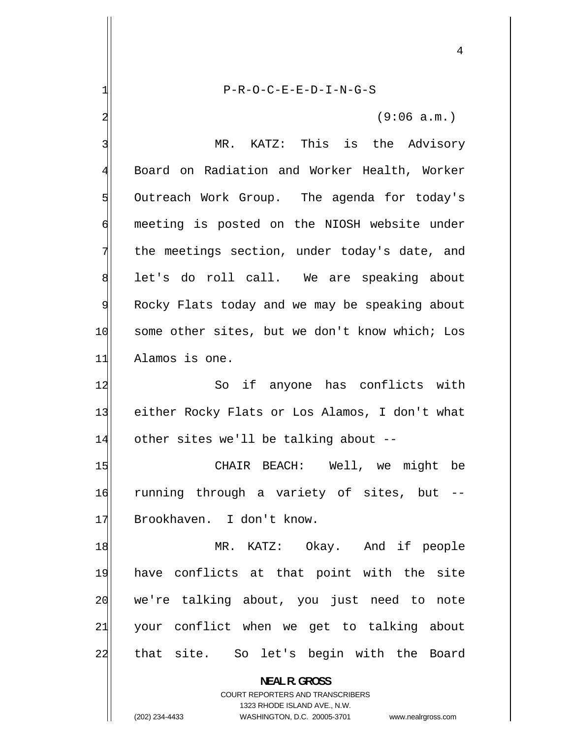P-R-O-C-E-E-D-I-N-G-S

(9:06 a.m.)

MR. KATZ: This is the Advisory Board on Radiation and Worker Health, Worker Outreach Work Group. The agenda for today's meeting is posted on the NIOSH website under the meetings section, under today's date, and let's do roll call. We are speaking about Rocky Flats today and we may be speaking about some other sites, but we don't know which; Los Alamos is one.

So if anyone has conflicts with either Rocky Flats or Los Alamos, I don't what other sites we'll be talking about --

CHAIR BEACH: Well, we might be running through a variety of sites, but -- Brookhaven. I don't know.

MR. KATZ: Okay. And if people have conflicts at that point with the site we're talking about, you just need to note your conflict when we get to talking about that site. So let's begin with the Board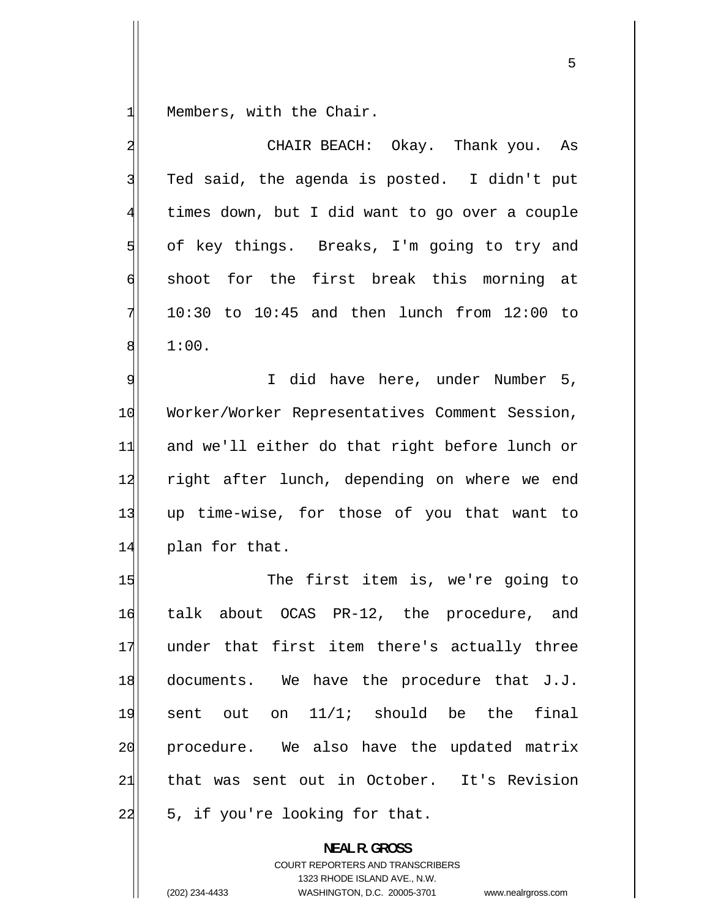Members, with the Chair.

CHAIR BEACH: Okay. Thank you. As Ted said, the agenda is posted. I didn't put times down, but I did want to go over a couple of key things. Breaks, I'm going to try and shoot for the first break this morning at 10:30 to 10:45 and then lunch from 12:00 to 1:00.

I did have here, under Number 5, Worker/Worker Representatives Comment Session, and we'll either do that right before lunch or right after lunch, depending on where we end up time-wise, for those of you that want to plan for that.

The first item is, we're going to talk about OCAS PR-12, the procedure, and under that first item there's actually three documents. We have the procedure that J.J. sent out on 11/1; should be the final procedure. We also have the updated matrix that was sent out in October. It's Revision 5, if you're looking for that.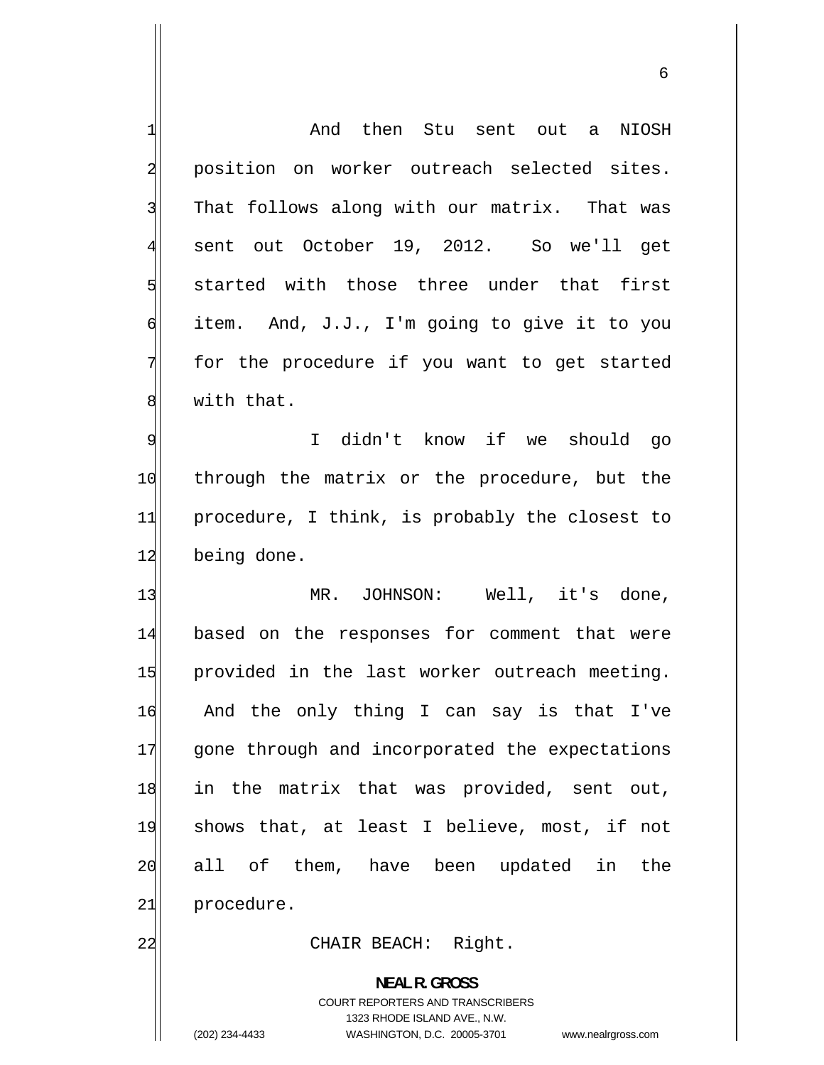And then Stu sent out a NIOSH position on worker outreach selected sites. That follows along with our matrix. That was sent out October 19, 2012. So we'll get started with those three under that first item. And, J.J., I'm going to give it to you for the procedure if you want to get started with that.

I didn't know if we should go through the matrix or the procedure, but the procedure, I think, is probably the closest to being done.

MR. JOHNSON: Well, it's done, based on the responses for comment that were provided in the last worker outreach meeting. And the only thing I can say is that I've gone through and incorporated the expectations in the matrix that was provided, sent out, shows that, at least I believe, most, if not all of them, have been updated in the procedure.

CHAIR BEACH: Right.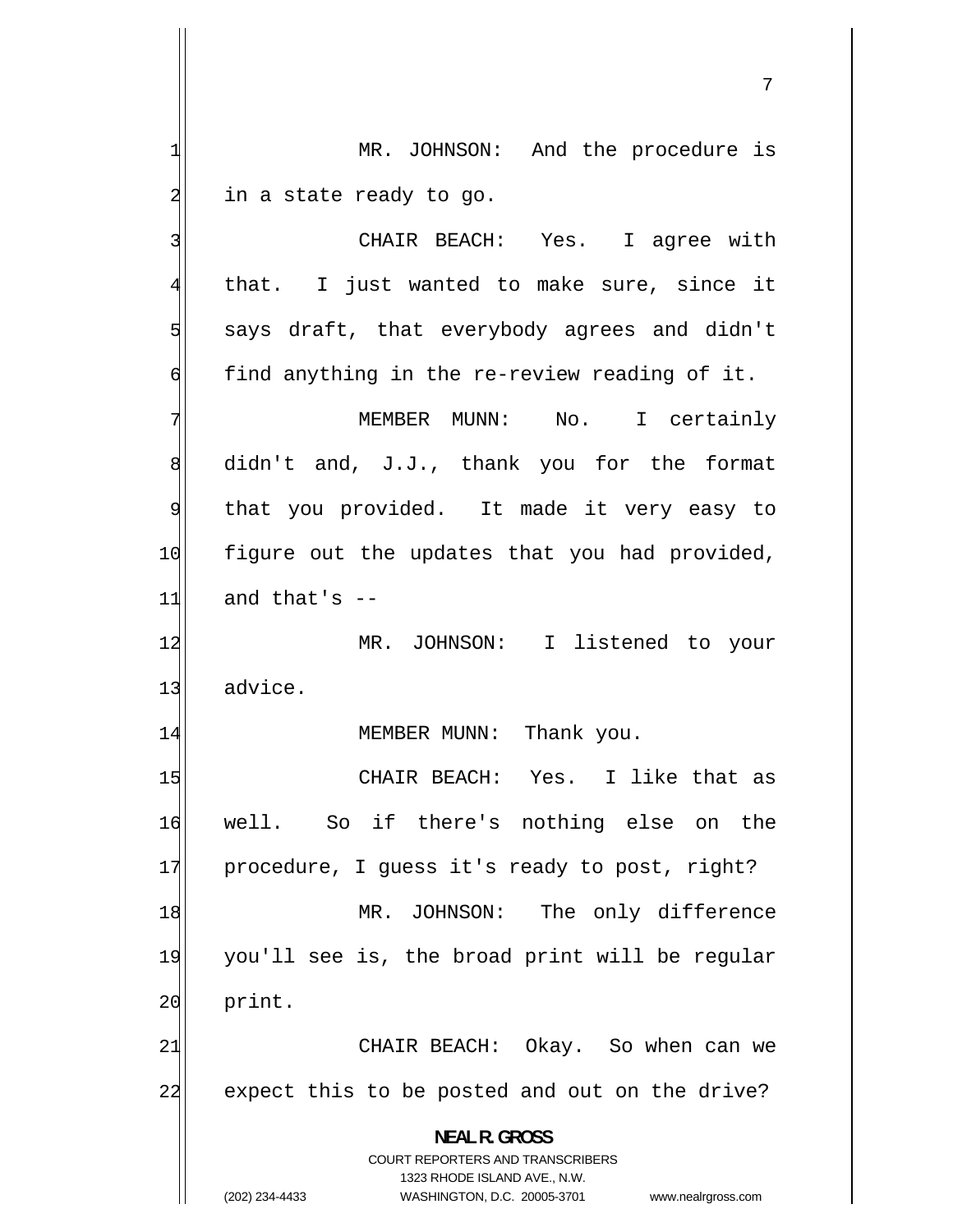MR. JOHNSON: And the procedure is in a state ready to go.

CHAIR BEACH: Yes. I agree with that. I just wanted to make sure, since it says draft, that everybody agrees and didn't find anything in the re-review reading of it.

MEMBER MUNN: No. I certainly didn't and, J.J., thank you for the format that you provided. It made it very easy to figure out the updates that you had provided, and that's --

MR. JOHNSON: I listened to your advice.

MEMBER MUNN: Thank you.

CHAIR BEACH: Yes. I like that as well. So if there's nothing else on the procedure, I guess it's ready to post, right?

MR. JOHNSON: The only difference you'll see is, the broad print will be regular print.

CHAIR BEACH: Okay. So when can we expect this to be posted and out on the drive?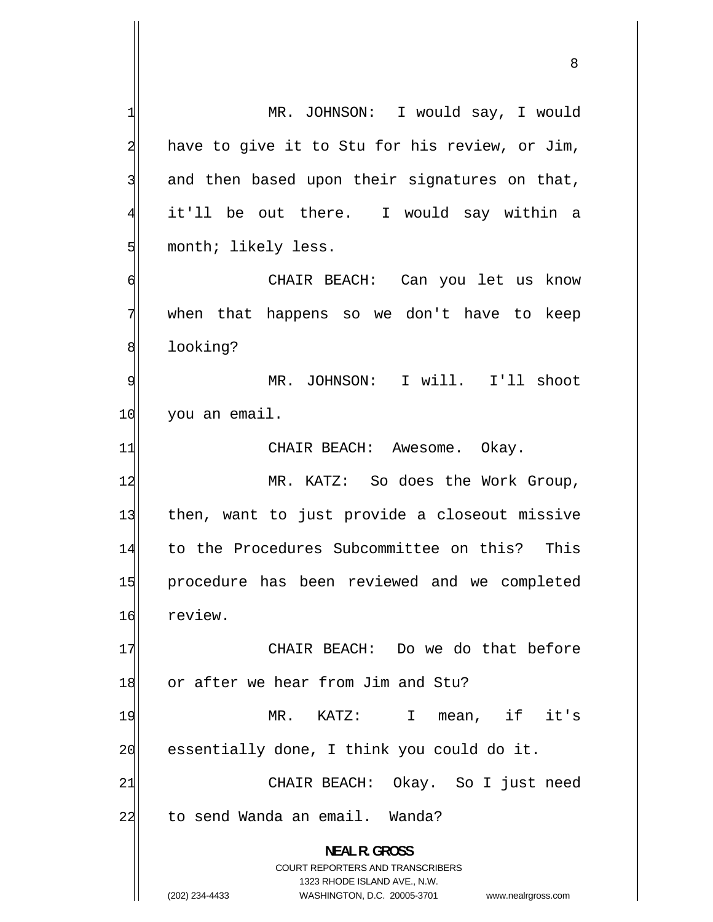MR. JOHNSON: I would say, I would have to give it to Stu for his review, or Jim, and then based upon their signatures on that, it'll be out there. I would say within a month; likely less.

CHAIR BEACH: Can you let us know when that happens so we don't have to keep looking?

MR. JOHNSON: I will. I'll shoot you an email.

CHAIR BEACH: Awesome. Okay.

MR. KATZ: So does the Work Group, then, want to just provide a closeout missive to the Procedures Subcommittee on this? This procedure has been reviewed and we completed review.

CHAIR BEACH: Do we do that before or after we hear from Jim and Stu?

MR. KATZ: I mean, if it's essentially done, I think you could do it.

CHAIR BEACH: Okay. So I just need to send Wanda an email. Wanda?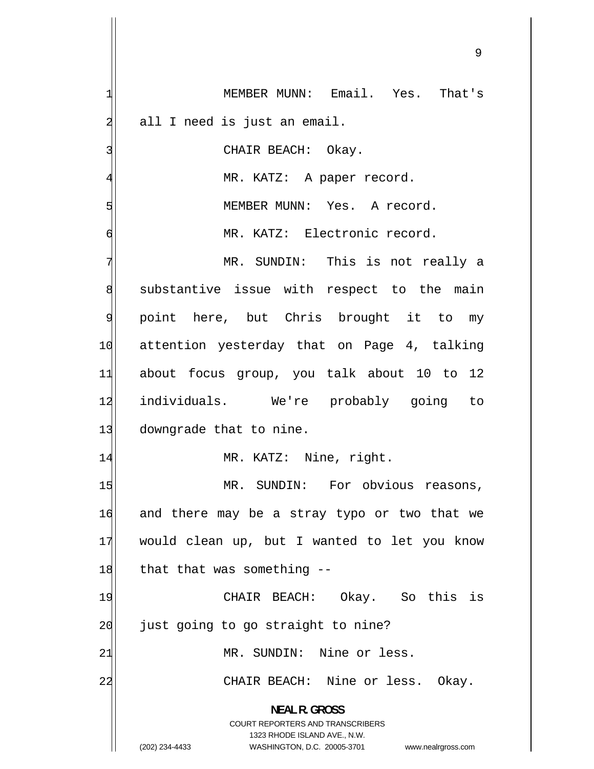MEMBER MUNN: Email. Yes. That's all I need is just an email.

CHAIR BEACH: Okay.

MR. KATZ: A paper record.

MEMBER MUNN: Yes. A record.

MR. KATZ: Electronic record.

MR. SUNDIN: This is not really a substantive issue with respect to the main point here, but Chris brought it to my attention yesterday that on Page 4, talking about focus group, you talk about 10 to 12 individuals. We're probably going to downgrade that to nine.

MR. KATZ: Nine, right.

MR. SUNDIN: For obvious reasons, and there may be a stray typo or two that we would clean up, but I wanted to let you know that that was something --

CHAIR BEACH: Okay. So this is just going to go straight to nine?

MR. SUNDIN: Nine or less.

CHAIR BEACH: Nine or less. Okay.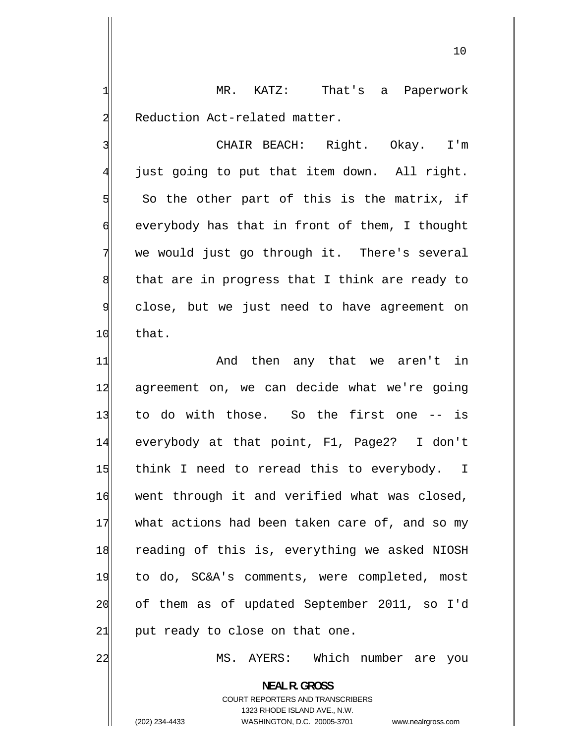MR. KATZ: That's a Paperwork Reduction Act-related matter.

CHAIR BEACH: Right. Okay. I'm just going to put that item down. All right. So the other part of this is the matrix, if everybody has that in front of them, I thought we would just go through it. There's several that are in progress that I think are ready to close, but we just need to have agreement on that.

And then any that we aren't in agreement on, we can decide what we're going to do with those. So the first one -- is everybody at that point, F1, Page2? I don't think I need to reread this to everybody. I went through it and verified what was closed, what actions had been taken care of, and so my reading of this is, everything we asked NIOSH to do, SC&A's comments, were completed, most of them as of updated September 2011, so I'd put ready to close on that one.

MS. AYERS: Which number are you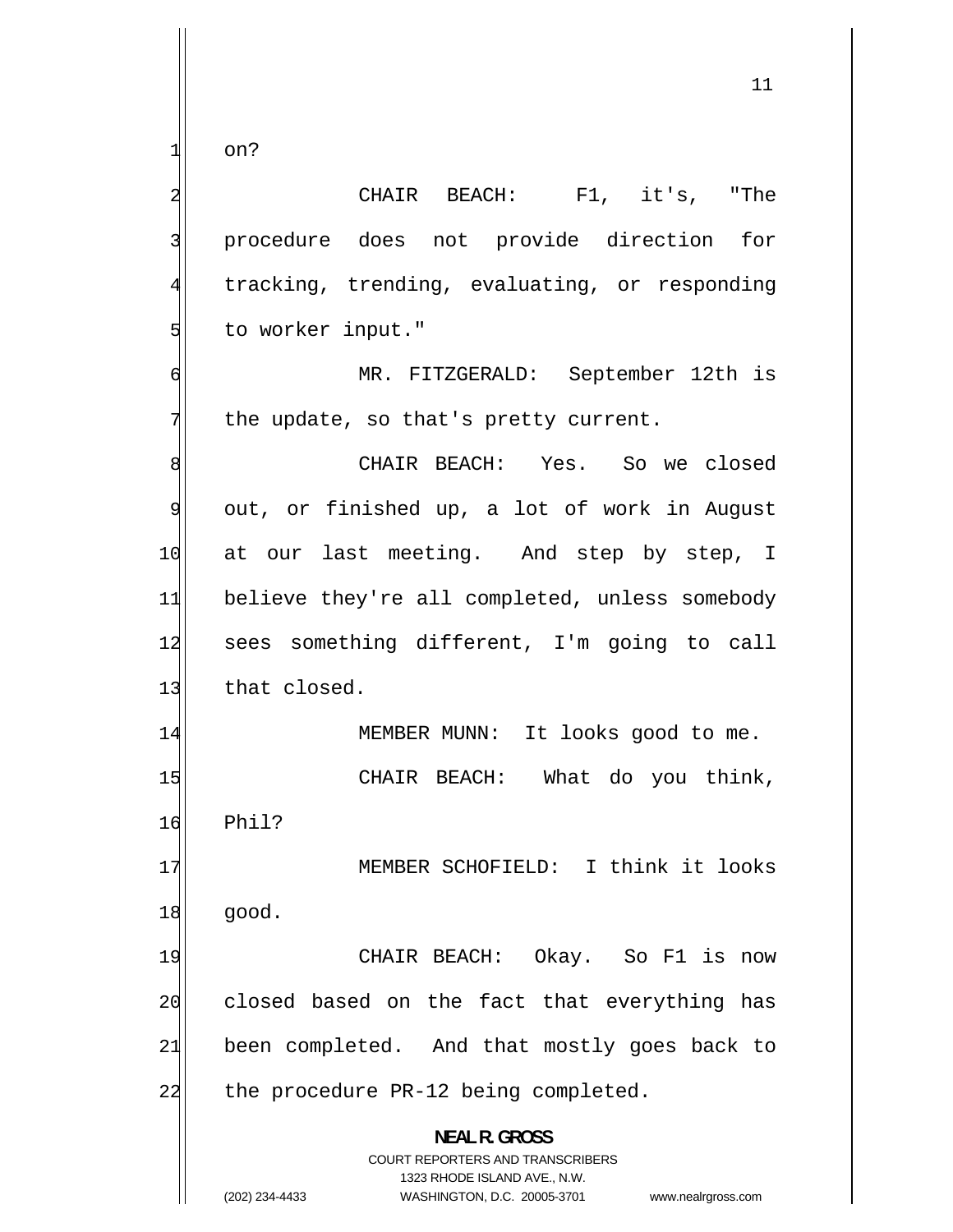on?

CHAIR BEACH: F1, it's, "The procedure does not provide direction for tracking, trending, evaluating, or responding to worker input."

MR. FITZGERALD: September 12th is the update, so that's pretty current.

CHAIR BEACH: Yes. So we closed out, or finished up, a lot of work in August at our last meeting. And step by step, I believe they're all completed, unless somebody sees something different, I'm going to call that closed.

MEMBER MUNN: It looks good to me.

CHAIR BEACH: What do you think, Phil?

MEMBER SCHOFIELD: I think it looks good.

CHAIR BEACH: Okay. So F1 is now closed based on the fact that everything has been completed. And that mostly goes back to the procedure PR-12 being completed.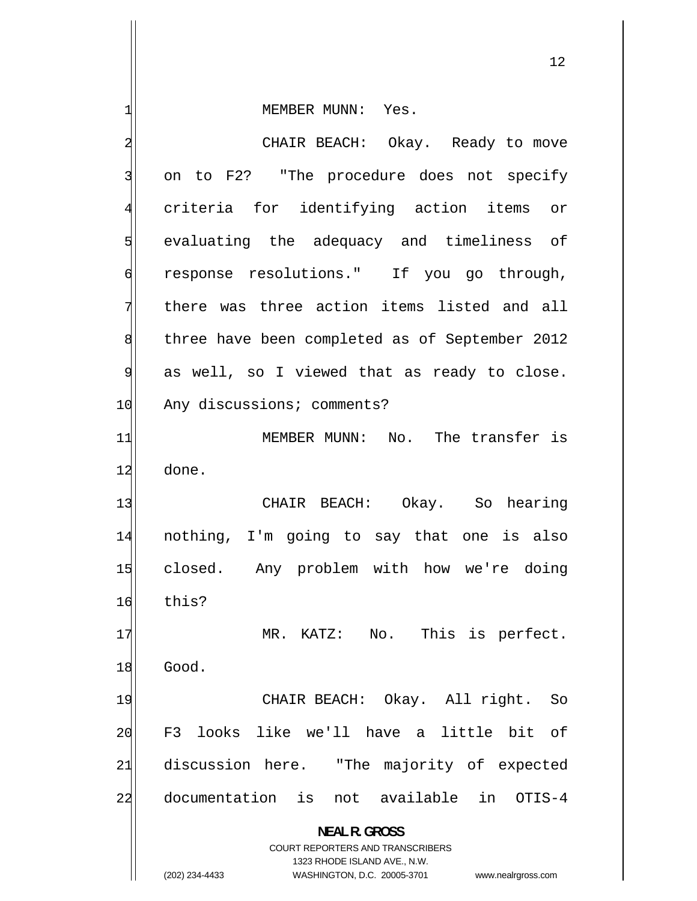MEMBER MUNN: Yes.

CHAIR BEACH: Okay. Ready to move on to F2? "The procedure does not specify criteria for identifying action items or evaluating the adequacy and timeliness of response resolutions." If you go through, there was three action items listed and all three have been completed as of September 2012 as well, so I viewed that as ready to close. Any discussions; comments?

MEMBER MUNN: No. The transfer is done.

CHAIR BEACH: Okay. So hearing nothing, I'm going to say that one is also closed. Any problem with how we're doing this?

MR. KATZ: No. This is perfect. Good.

CHAIR BEACH: Okay. All right. So F3 looks like we'll have a little bit of discussion here. "The majority of expected documentation is not available in OTIS-4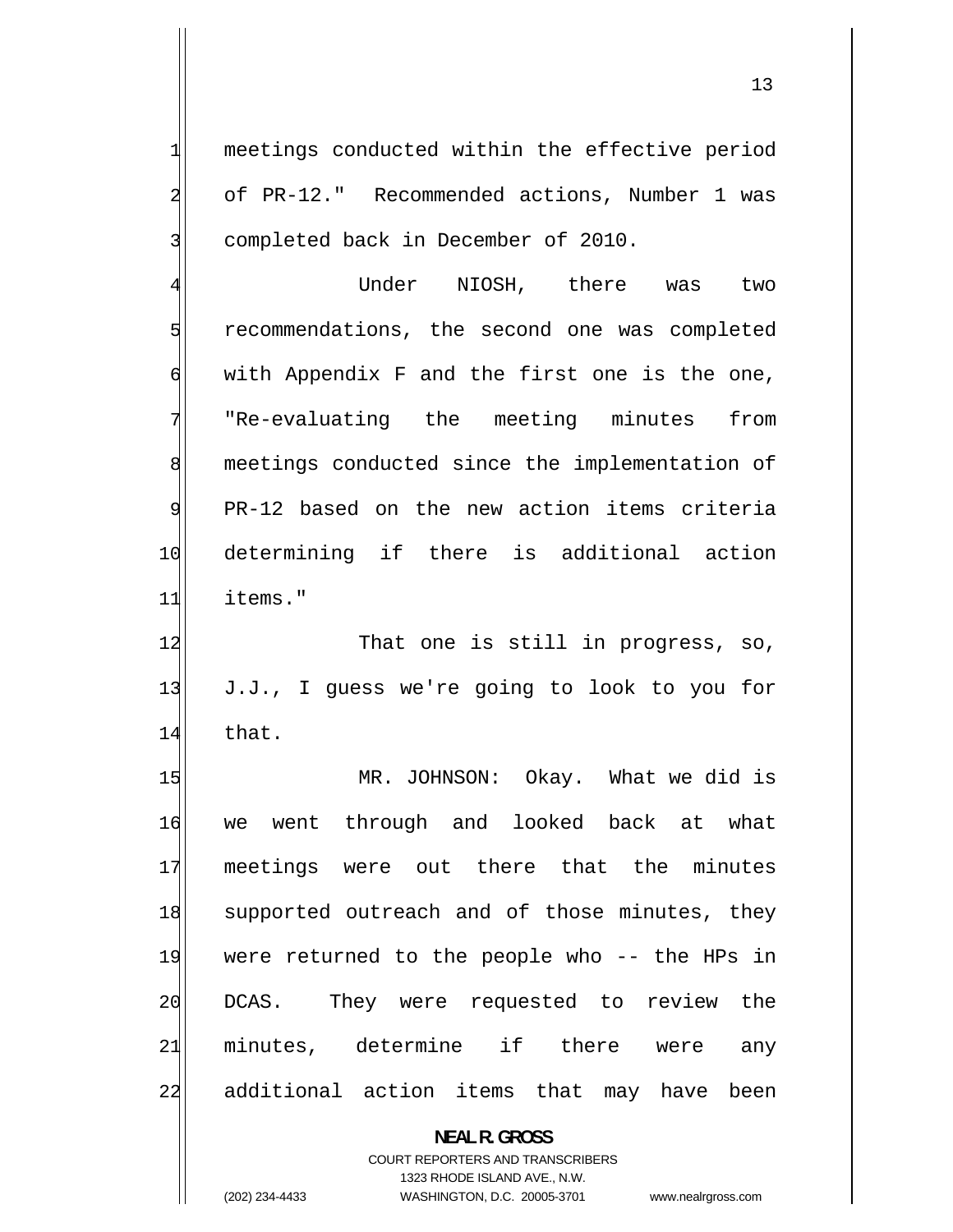meetings conducted within the effective period of PR-12." Recommended actions, Number 1 was completed back in December of 2010.

Under NIOSH, there was two recommendations, the second one was completed with Appendix F and the first one is the one, "Re-evaluating the meeting minutes from meetings conducted since the implementation of PR-12 based on the new action items criteria determining if there is additional action items."

That one is still in progress, so, J.J., I guess we're going to look to you for that.

MR. JOHNSON: Okay. What we did is we went through and looked back at what meetings were out there that the minutes supported outreach and of those minutes, they were returned to the people who -- the HPs in DCAS. They were requested to review the minutes, determine if there were any additional action items that may have been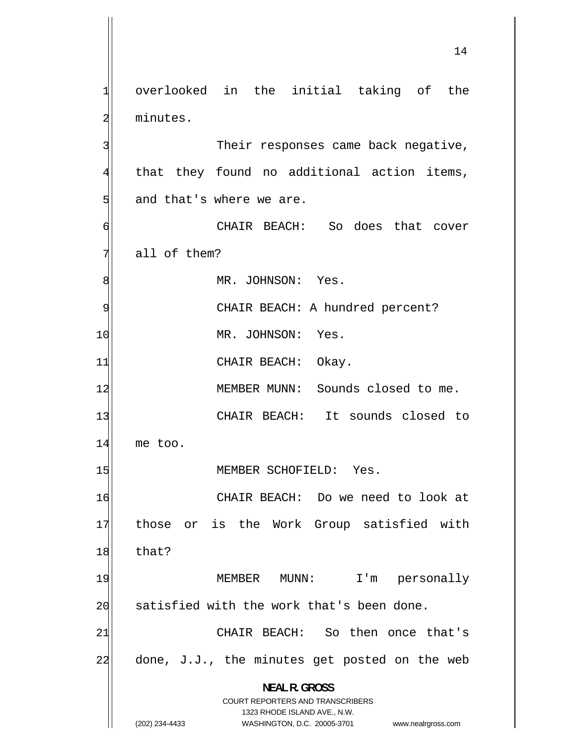overlooked in the initial taking of the minutes.

Their responses came back negative, that they found no additional action items, and that's where we are.

CHAIR BEACH: So does that cover all of them?

MR. JOHNSON: Yes.

CHAIR BEACH: A hundred percent?

MR. JOHNSON: Yes.

CHAIR BEACH: Okay.

MEMBER MUNN: Sounds closed to me.

CHAIR BEACH: It sounds closed to me too.

MEMBER SCHOFIELD: Yes.

CHAIR BEACH: Do we need to look at those or is the Work Group satisfied with that?

MEMBER MUNN: I'm personally satisfied with the work that's been done.

CHAIR BEACH: So then once that's done, J.J., the minutes get posted on the web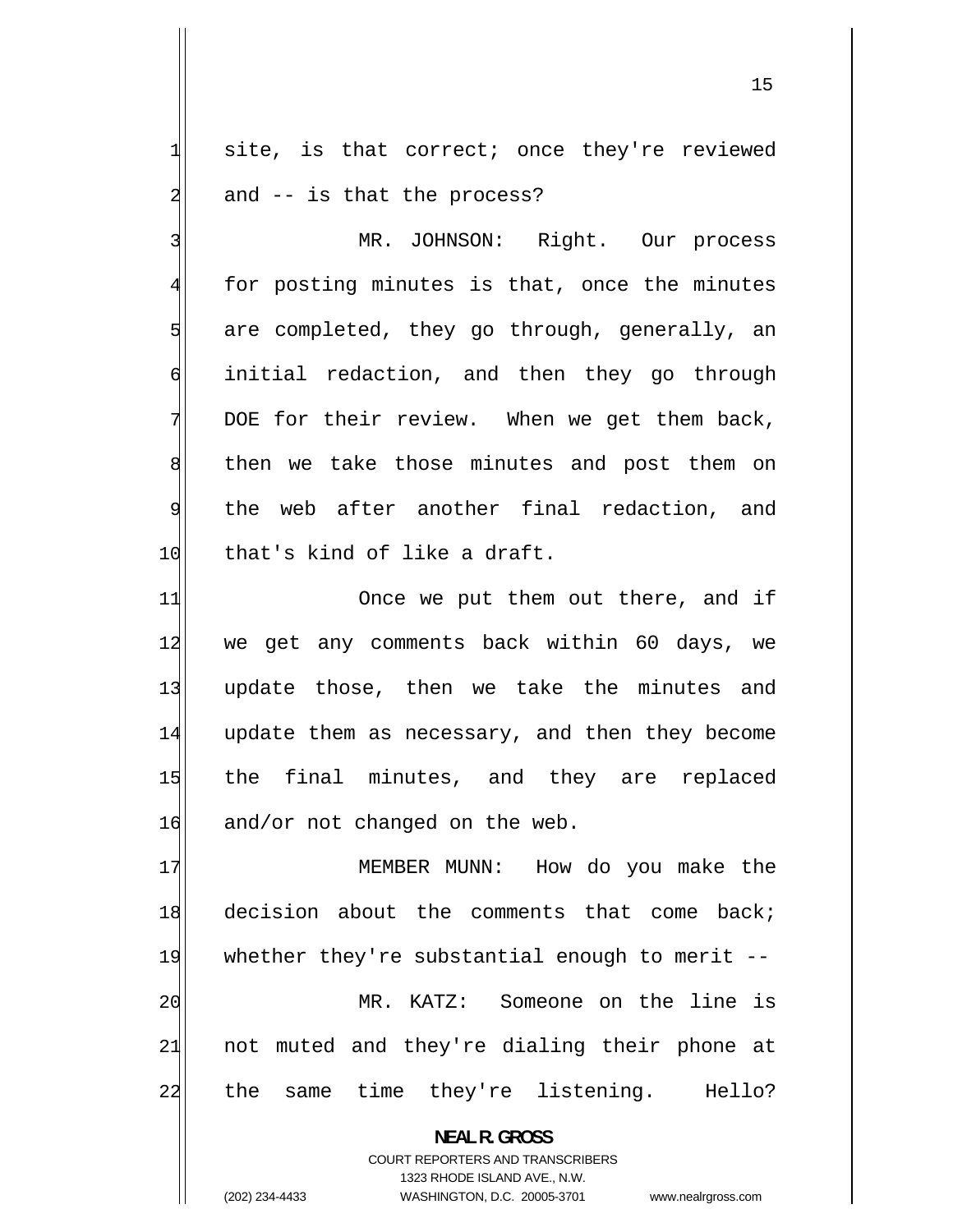site, is that correct; once they're reviewed and -- is that the process?

MR. JOHNSON: Right. Our process for posting minutes is that, once the minutes are completed, they go through, generally, an initial redaction, and then they go through DOE for their review. When we get them back, then we take those minutes and post them on the web after another final redaction, and that's kind of like a draft.

Once we put them out there, and if we get any comments back within 60 days, we update those, then we take the minutes and update them as necessary, and then they become the final minutes, and they are replaced and/or not changed on the web.

MEMBER MUNN: How do you make the decision about the comments that come back; whether they're substantial enough to merit --

MR. KATZ: Someone on the line is not muted and they're dialing their phone at the same time they're listening. Hello?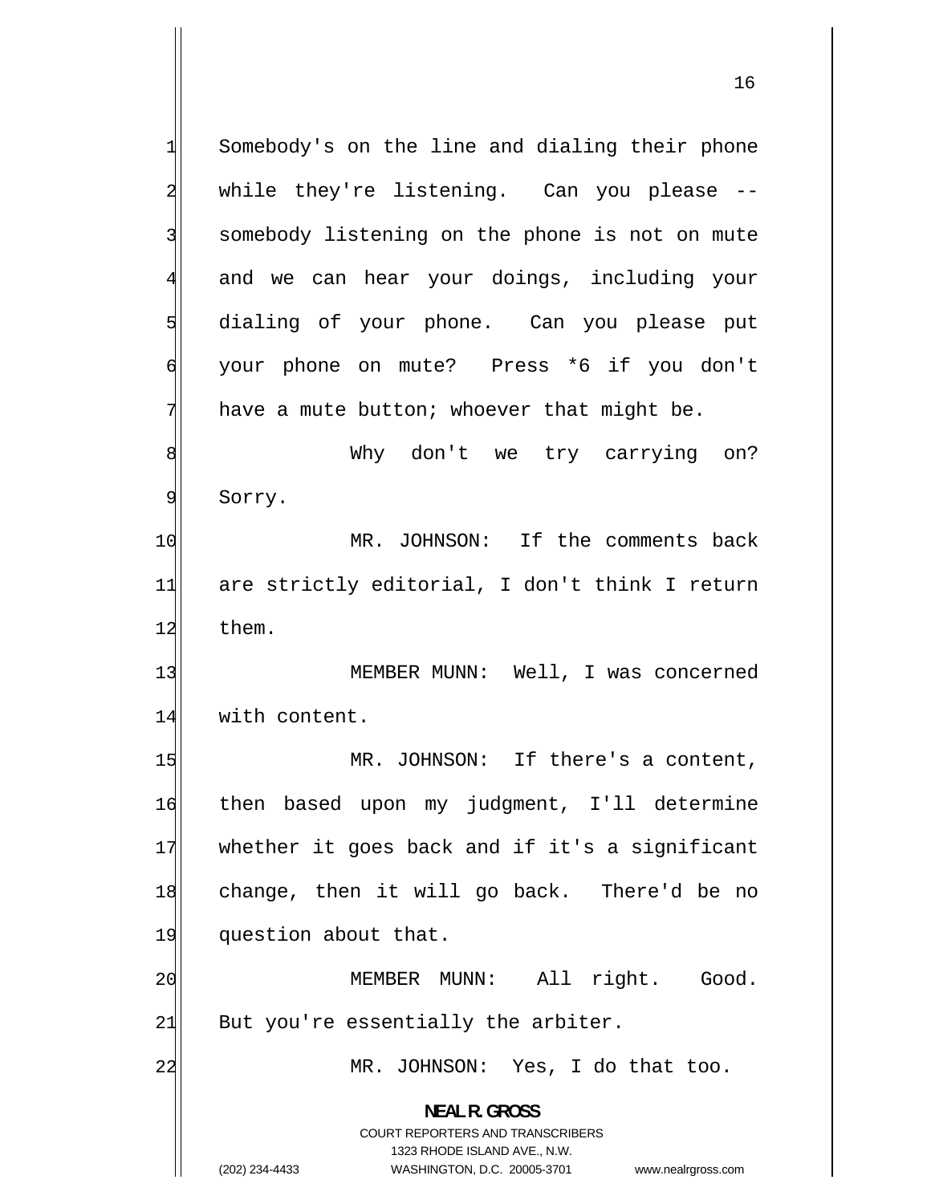Somebody's on the line and dialing their phone while they're listening. Can you please -- somebody listening on the phone is not on mute and we can hear your doings, including your dialing of your phone. Can you please put your phone on mute? Press *6 if you don't have a mute button; whoever that might be.

Why don't we try carrying on? Sorry.

MR. JOHNSON: If the comments back are strictly editorial, I don't think I return them.

MEMBER MUNN: Well, I was concerned with content.

MR. JOHNSON: If there's a content, then based upon my judgment, I'll determine whether it goes back and if it's a significant change, then it will go back. There'd be no question about that.

MEMBER MUNN: All right. Good. But you're essentially the arbiter.

MR. JOHNSON: Yes, I do that too.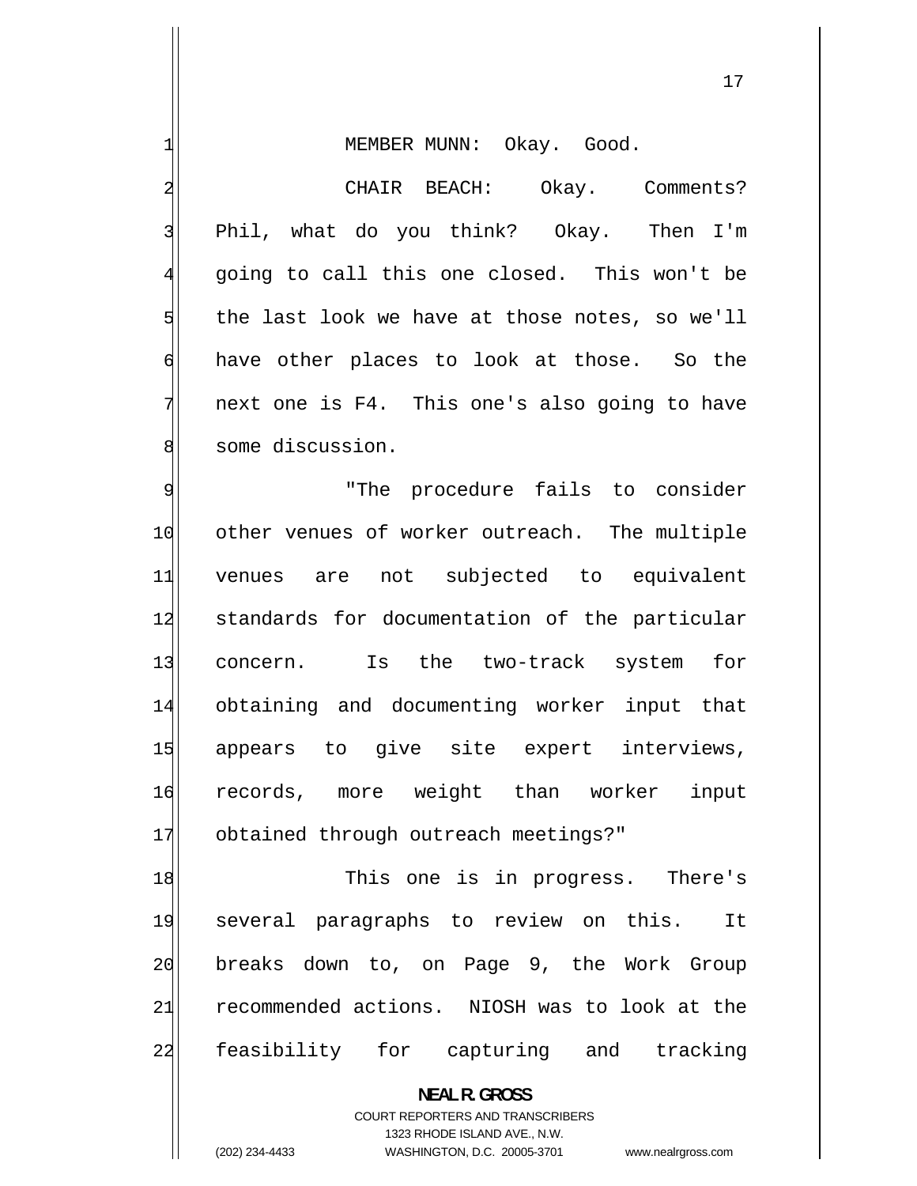MEMBER MUNN: Okay. Good.

CHAIR BEACH: Okay. Comments? Phil, what do you think? Okay. Then I'm going to call this one closed. This won't be the last look we have at those notes, so we'll have other places to look at those. So the next one is F4. This one's also going to have some discussion.

"The procedure fails to consider other venues of worker outreach. The multiple venues are not subjected to equivalent standards for documentation of the particular concern. Is the two-track system for obtaining and documenting worker input that appears to give site expert interviews, records, more weight than worker input obtained through outreach meetings?"

This one is in progress. There's several paragraphs to review on this. It breaks down to, on Page 9, the Work Group recommended actions. NIOSH was to look at the feasibility for capturing and tracking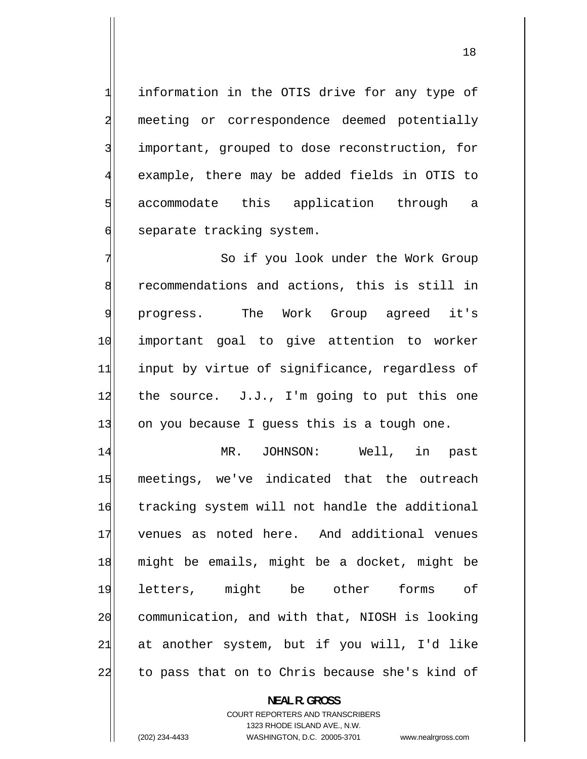information in the OTIS drive for any type of meeting or correspondence deemed potentially important, grouped to dose reconstruction, for example, there may be added fields in OTIS to accommodate this application through a separate tracking system.

So if you look under the Work Group recommendations and actions, this is still in progress. The Work Group agreed it's important goal to give attention to worker input by virtue of significance, regardless of the source. J.J., I'm going to put this one on you because I guess this is a tough one.

MR. JOHNSON: Well, in past meetings, we've indicated that the outreach tracking system will not handle the additional venues as noted here. And additional venues might be emails, might be a docket, might be letters, might be other forms of communication, and with that, NIOSH is looking at another system, but if you will, I'd like to pass that on to Chris because she's kind of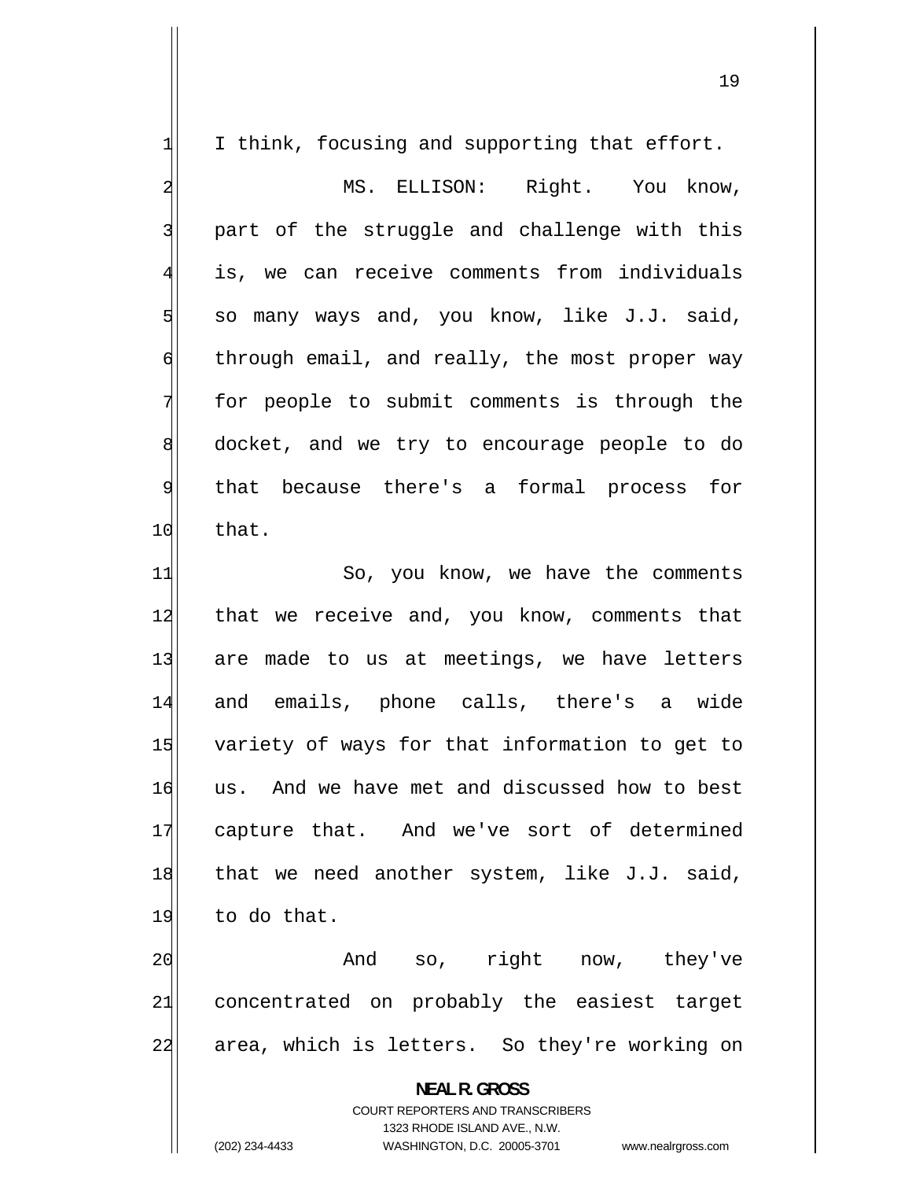I think, focusing and supporting that effort.

MS. ELLISON: Right. You know, part of the struggle and challenge with this is, we can receive comments from individuals so many ways and, you know, like J.J. said, through email, and really, the most proper way for people to submit comments is through the docket, and we try to encourage people to do that because there's a formal process for that.

So, you know, we have the comments that we receive and, you know, comments that are made to us at meetings, we have letters and emails, phone calls, there's a wide variety of ways for that information to get to us. And we have met and discussed how to best capture that. And we've sort of determined that we need another system, like J.J. said, to do that.

And so, right now, they've concentrated on probably the easiest target area, which is letters. So they're working on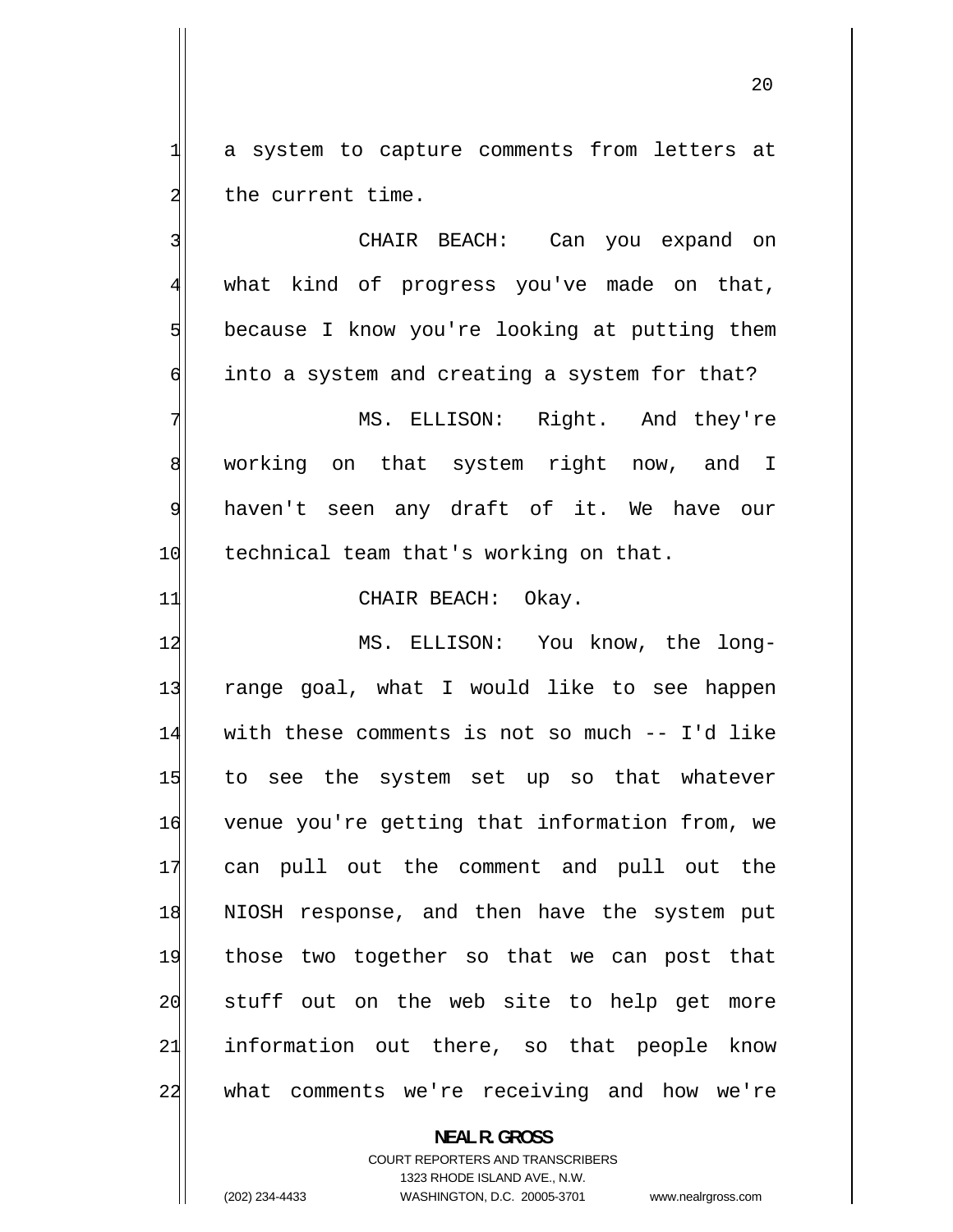a system to capture comments from letters at the current time.

CHAIR BEACH: Can you expand on what kind of progress you've made on that, because I know you're looking at putting them into a system and creating a system for that?

MS. ELLISON: Right. And they're working on that system right now, and I haven't seen any draft of it. We have our technical team that's working on that.

CHAIR BEACH: Okay.

MS. ELLISON: You know, the long-range goal, what I would like to see happen with these comments is not so much -- I'd like to see the system set up so that whatever venue you're getting that information from, we can pull out the comment and pull out the NIOSH response, and then have the system put those two together so that we can post that stuff out on the web site to help get more information out there, so that people know what comments we're receiving and how we're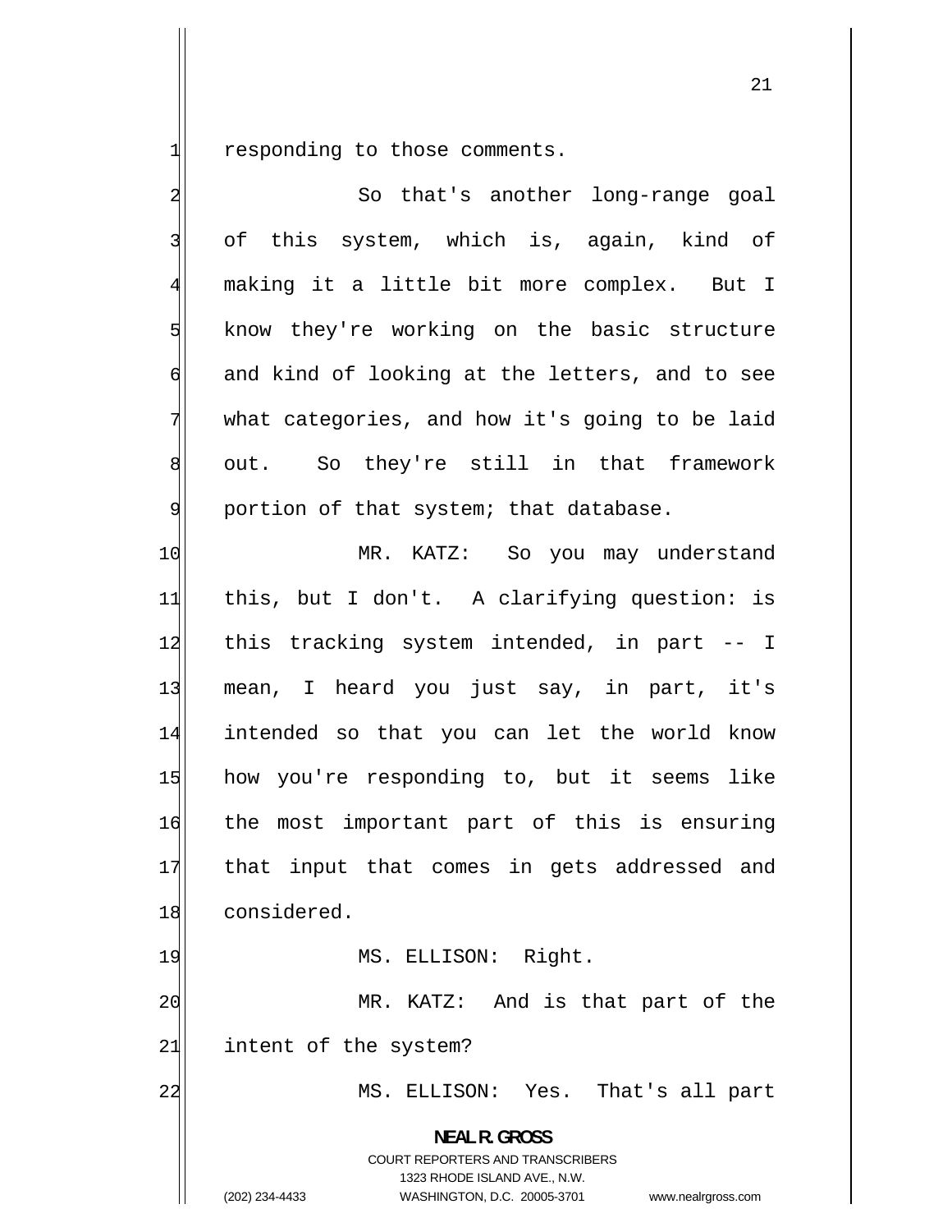responding to those comments.

So that's another long-range goal of this system, which is, again, kind of making it a little bit more complex. But I know they're working on the basic structure and kind of looking at the letters, and to see what categories, and how it's going to be laid out. So they're still in that framework portion of that system; that database.

MR. KATZ: So you may understand this, but I don't. A clarifying question: is this tracking system intended, in part -- I mean, I heard you just say, in part, it's intended so that you can let the world know how you're responding to, but it seems like the most important part of this is ensuring that input that comes in gets addressed and considered.

MS. ELLISON: Right.

MR. KATZ: And is that part of the intent of the system?

MS. ELLISON: Yes. That's all part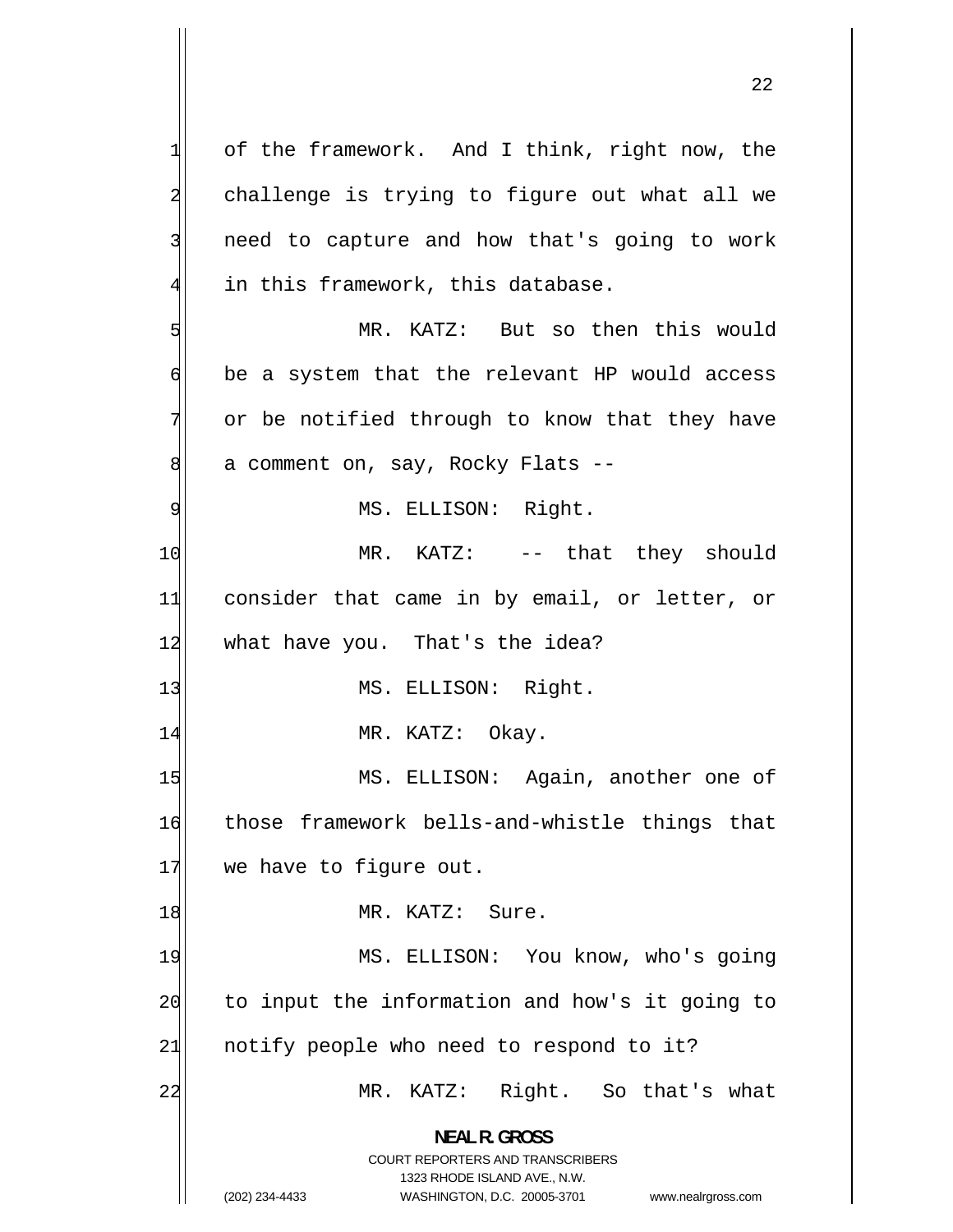of the framework. And I think, right now, the challenge is trying to figure out what all we need to capture and how that's going to work in this framework, this database.

MR. KATZ: But so then this would be a system that the relevant HP would access or be notified through to know that they have a comment on, say, Rocky Flats --

MS. ELLISON: Right.

MR. KATZ: -- that they should consider that came in by email, or letter, or what have you. That's the idea?

MS. ELLISON: Right.

MR. KATZ: Okay.

MS. ELLISON: Again, another one of those framework bells-and-whistle things that we have to figure out.

MR. KATZ: Sure.

MS. ELLISON: You know, who's going to input the information and how's it going to notify people who need to respond to it?

MR. KATZ: Right. So that's what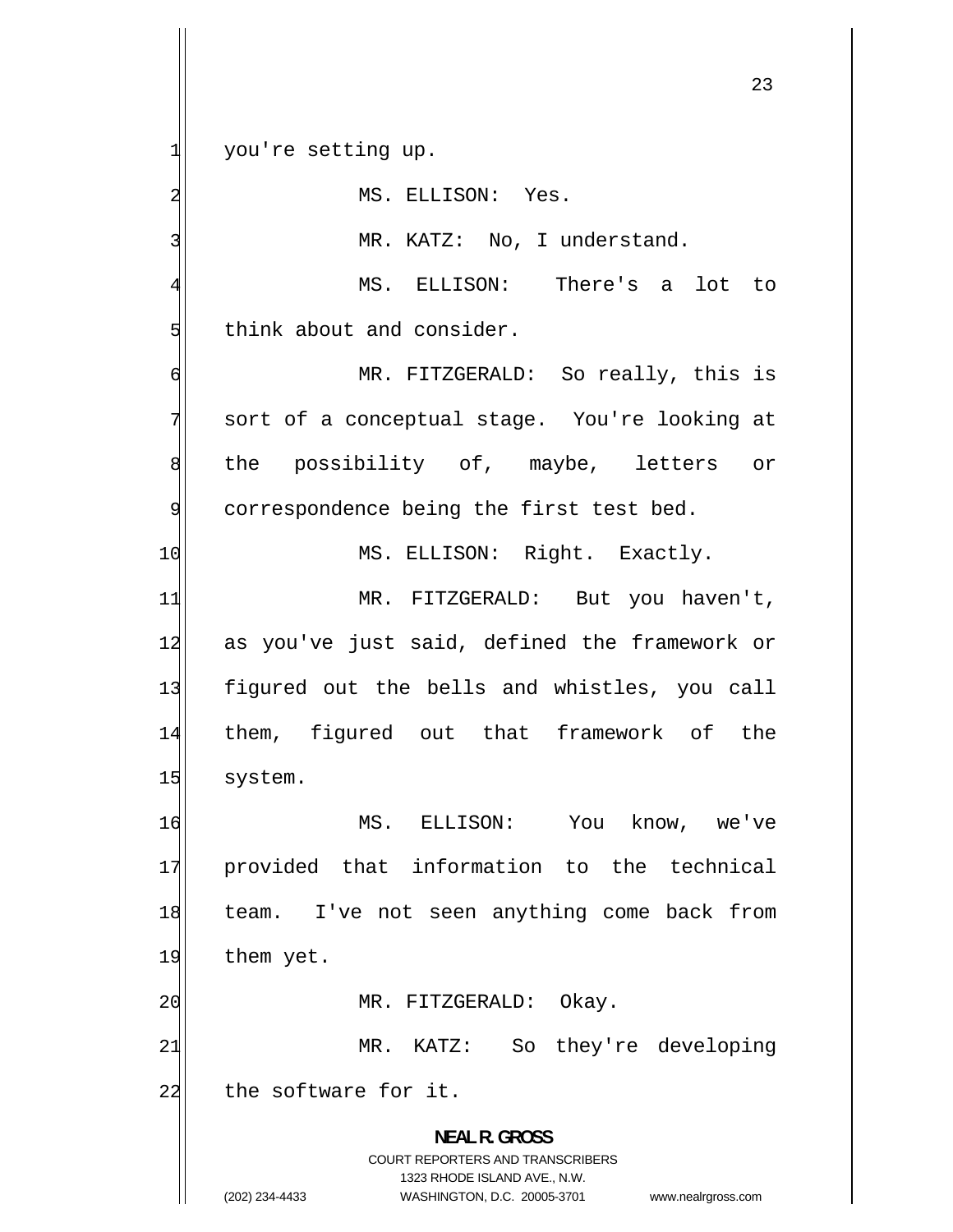you're setting up.

MS. ELLISON: Yes.

MR. KATZ: No, I understand.

MS. ELLISON: There's a lot to think about and consider.

MR. FITZGERALD: So really, this is sort of a conceptual stage. You're looking at the possibility of, maybe, letters or correspondence being the first test bed.

MS. ELLISON: Right. Exactly.

MR. FITZGERALD: But you haven't, as you've just said, defined the framework or figured out the bells and whistles, you call them, figured out that framework of the system.

MS. ELLISON: You know, we've provided that information to the technical team. I've not seen anything come back from them yet.

MR. FITZGERALD: Okay.

MR. KATZ: So they're developing the software for it.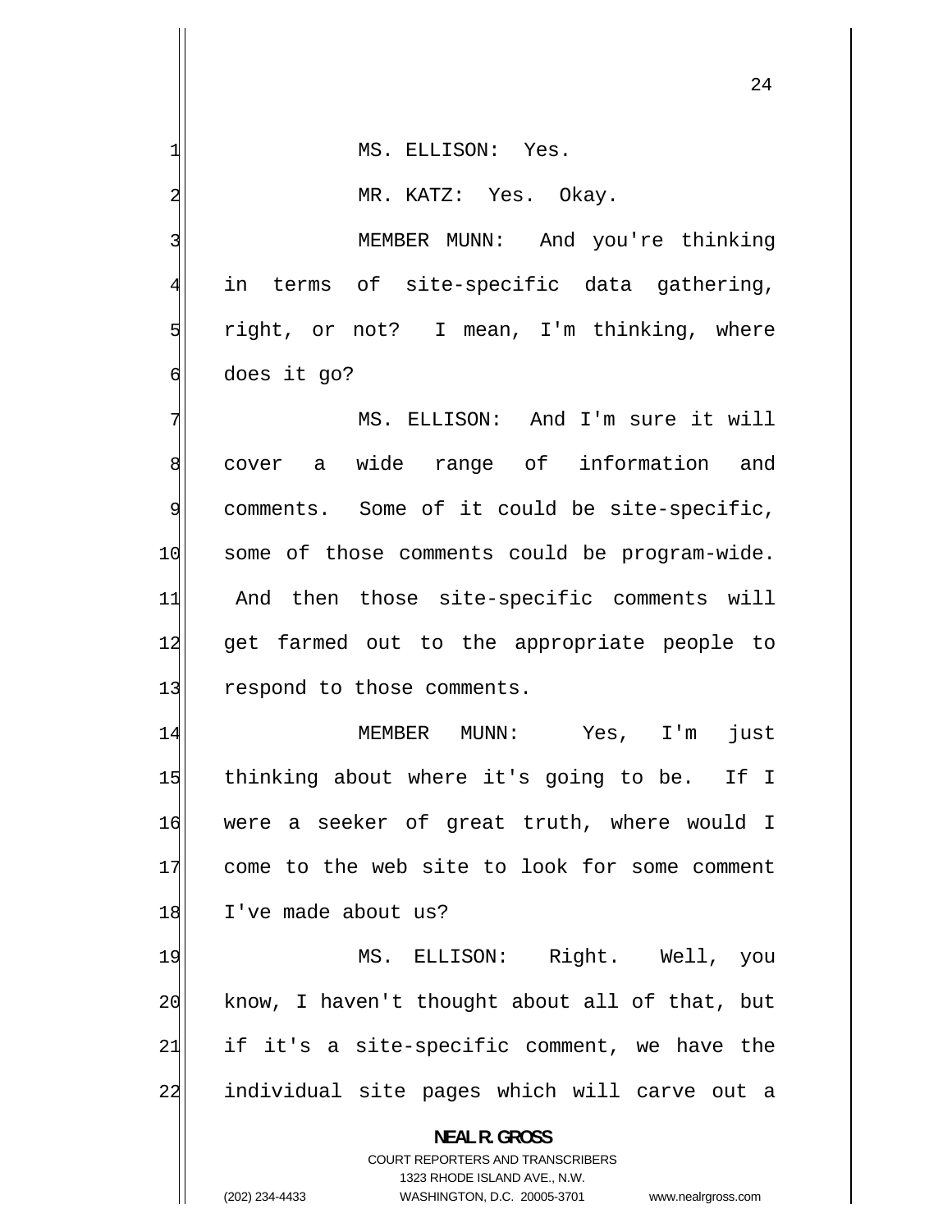MS. ELLISON: Yes.

MR. KATZ: Yes. Okay.

MEMBER MUNN: And you're thinking in terms of site-specific data gathering, right, or not? I mean, I'm thinking, where does it go?

MS. ELLISON: And I'm sure it will cover a wide range of information and comments. Some of it could be site-specific, some of those comments could be program-wide. And then those site-specific comments will get farmed out to the appropriate people to respond to those comments.

MEMBER MUNN: Yes, I'm just thinking about where it's going to be. If I were a seeker of great truth, where would I come to the web site to look for some comment I've made about us?

MS. ELLISON: Right. Well, you know, I haven't thought about all of that, but if it's a site-specific comment, we have the individual site pages which will carve out a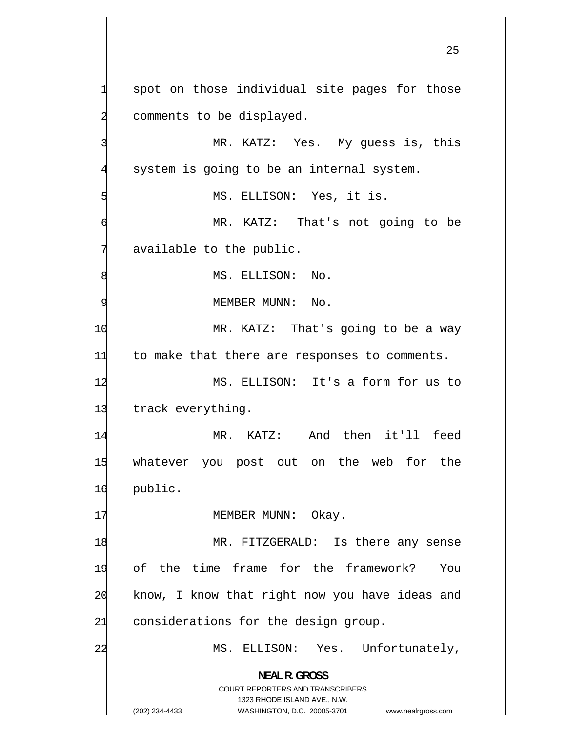spot on those individual site pages for those comments to be displayed.

MR. KATZ: Yes. My guess is, this system is going to be an internal system.

MS. ELLISON: Yes, it is.

MR. KATZ: That's not going to be available to the public.

MS. ELLISON: No.

MEMBER MUNN: No.

MR. KATZ: That's going to be a way to make that there are responses to comments.

MS. ELLISON: It's a form for us to track everything.

MR. KATZ: And then it'll feed whatever you post out on the web for the public.

MEMBER MUNN: Okay.

MR. FITZGERALD: Is there any sense of the time frame for the framework? You know, I know that right now you have ideas and considerations for the design group.

MS. ELLISON: Yes. Unfortunately,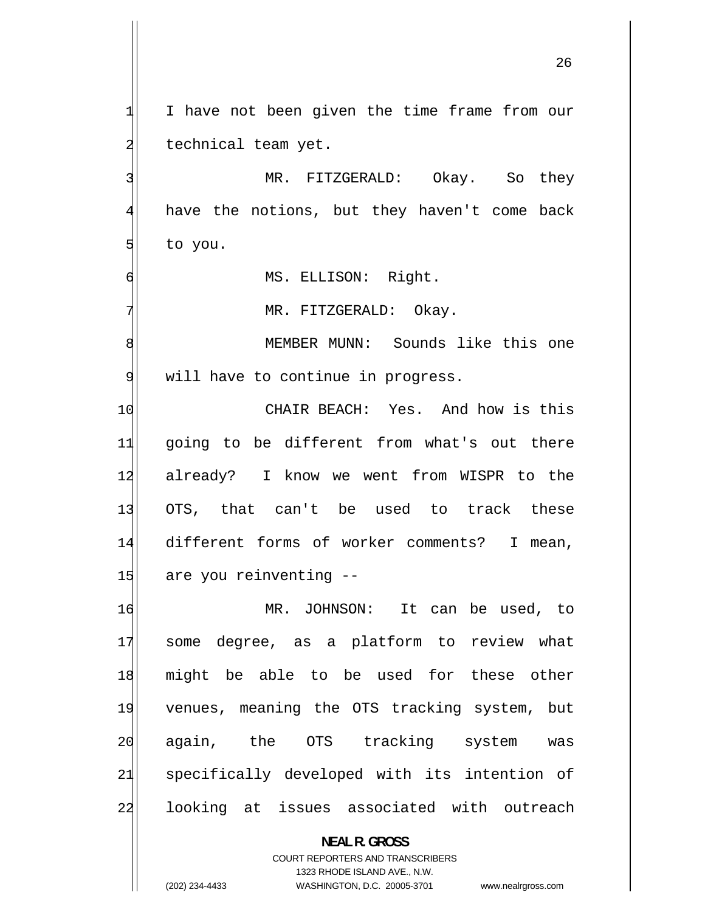I have not been given the time frame from our technical team yet.

MR. FITZGERALD: Okay. So they have the notions, but they haven't come back to you.

MS. ELLISON: Right.

MR. FITZGERALD: Okay.

MEMBER MUNN: Sounds like this one will have to continue in progress.

CHAIR BEACH: Yes. And how is this going to be different from what's out there already? I know we went from WISPR to the OTS, that can't be used to track these different forms of worker comments? I mean, are you reinventing --

MR. JOHNSON: It can be used, to some degree, as a platform to review what might be able to be used for these other venues, meaning the OTS tracking system, but again, the OTS tracking system was specifically developed with its intention of looking at issues associated with outreach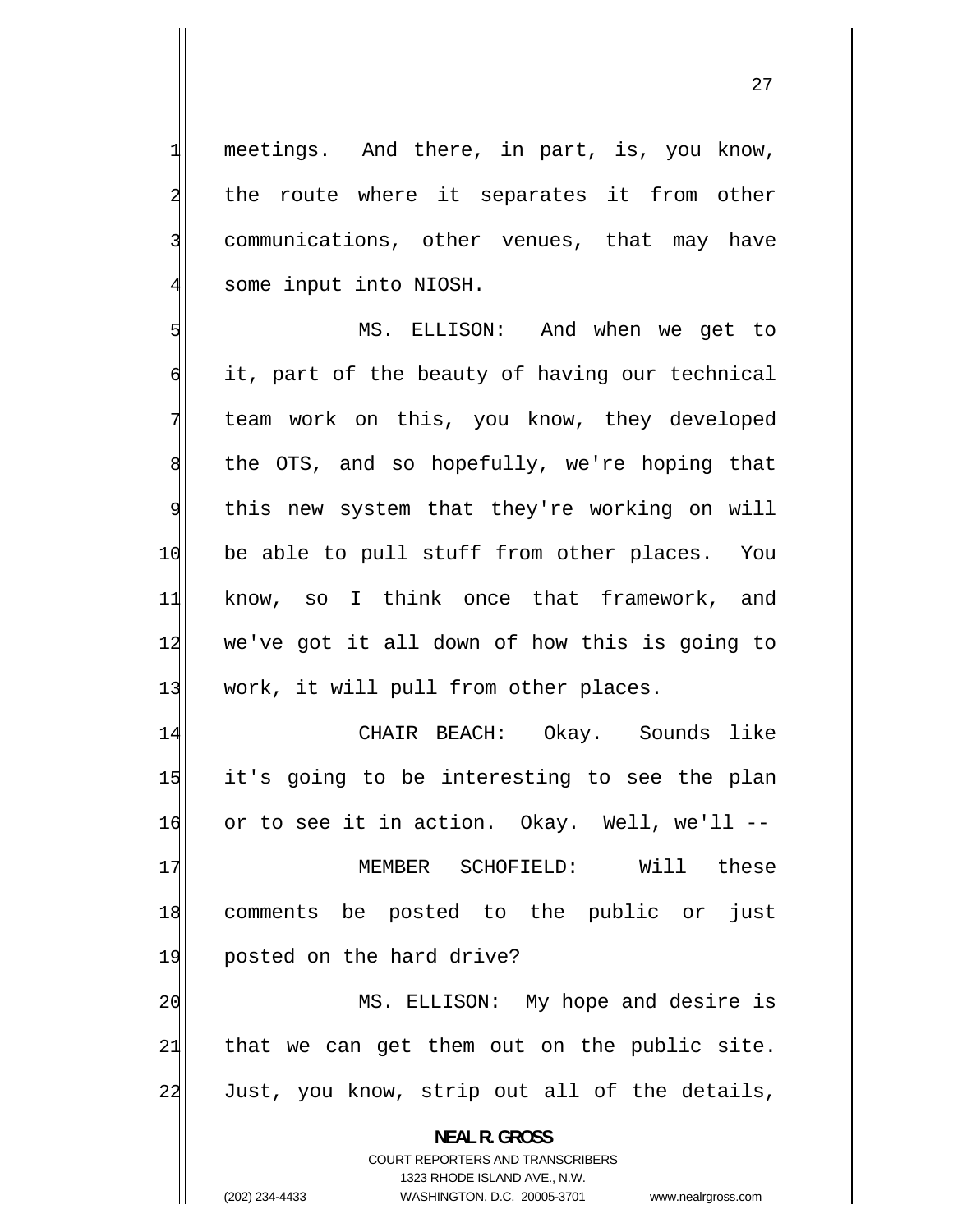meetings. And there, in part, is, you know, the route where it separates it from other communications, other venues, that may have some input into NIOSH.

MS. ELLISON: And when we get to it, part of the beauty of having our technical team work on this, you know, they developed the OTS, and so hopefully, we're hoping that this new system that they're working on will be able to pull stuff from other places. You know, so I think once that framework, and we've got it all down of how this is going to work, it will pull from other places.

CHAIR BEACH: Okay. Sounds like it's going to be interesting to see the plan or to see it in action. Okay. Well, we'll --

MEMBER SCHOFIELD: Will these comments be posted to the public or just posted on the hard drive?

MS. ELLISON: My hope and desire is that we can get them out on the public site. Just, you know, strip out all of the details,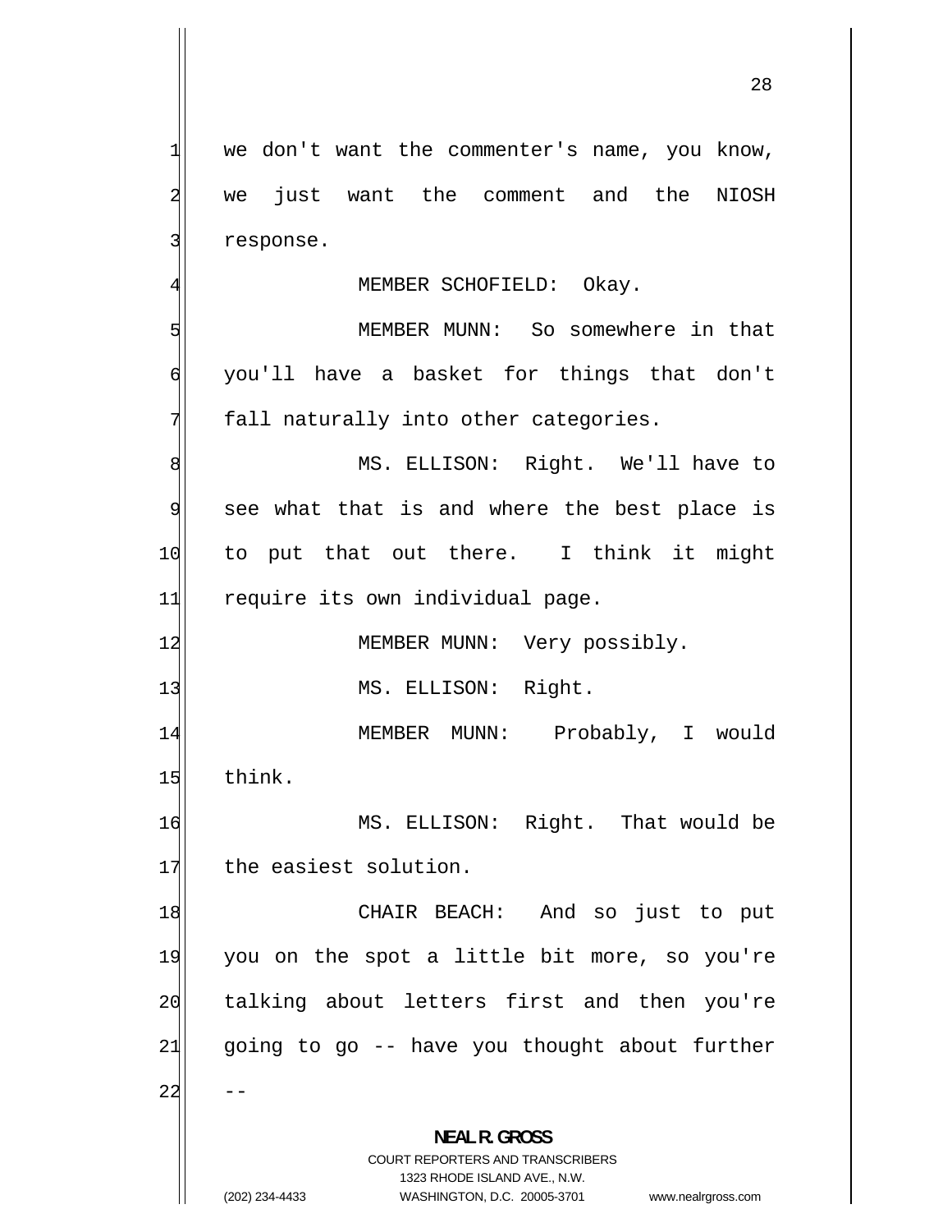we don't want the commenter's name, you know, we just want the comment and the NIOSH response.

MEMBER SCHOFIELD: Okay.

MEMBER MUNN: So somewhere in that you'll have a basket for things that don't fall naturally into other categories.

MS. ELLISON: Right. We'll have to see what that is and where the best place is to put that out there. I think it might require its own individual page.

MEMBER MUNN: Very possibly.

MS. ELLISON: Right.

MEMBER MUNN: Probably, I would think.

MS. ELLISON: Right. That would be the easiest solution.

CHAIR BEACH: And so just to put you on the spot a little bit more, so you're talking about letters first and then you're going to go -- have you thought about further --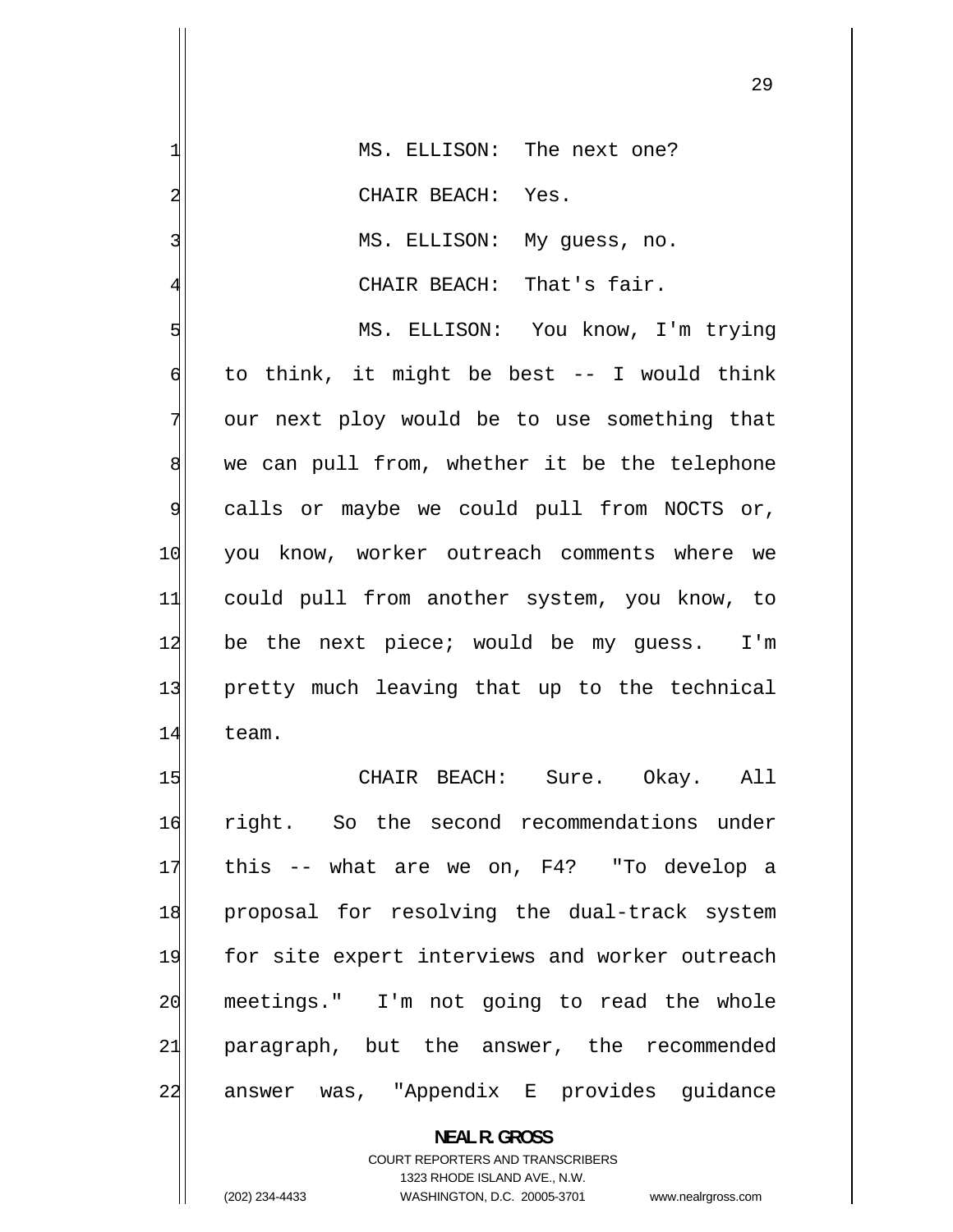MS. ELLISON: The next one?

CHAIR BEACH: Yes.

MS. ELLISON: My guess, no.

CHAIR BEACH: That's fair.

MS. ELLISON: You know, I'm trying to think, it might be best -- I would think our next ploy would be to use something that we can pull from, whether it be the telephone calls or maybe we could pull from NOCTS or, you know, worker outreach comments where we could pull from another system, you know, to be the next piece; would be my guess. I'm pretty much leaving that up to the technical team.

CHAIR BEACH: Sure. Okay. All right. So the second recommendations under this -- what are we on, F4? "To develop a proposal for resolving the dual-track system for site expert interviews and worker outreach meetings." I'm not going to read the whole paragraph, but the answer, the recommended answer was, "Appendix E provides guidance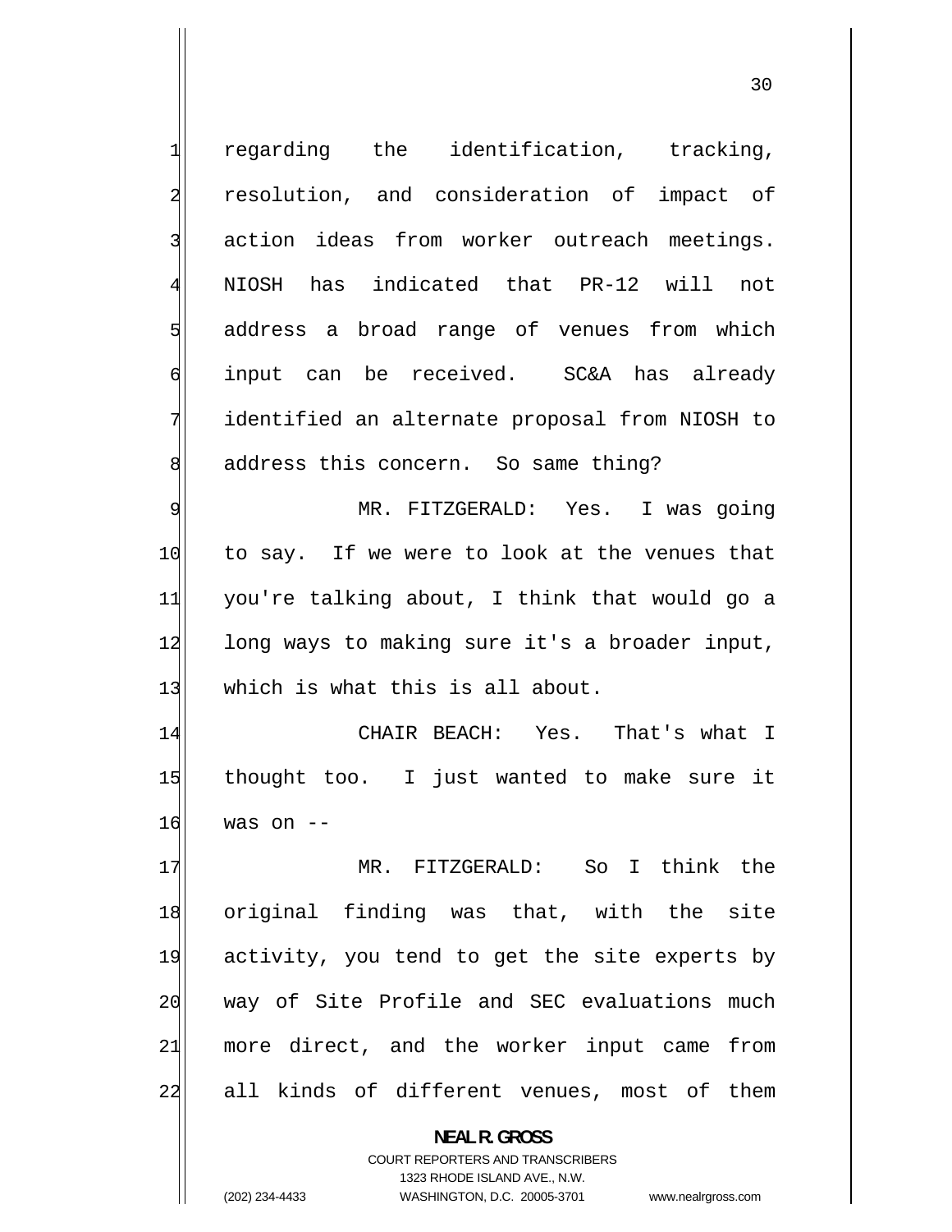regarding the identification, tracking, resolution, and consideration of impact of action ideas from worker outreach meetings. NIOSH has indicated that PR-12 will not address a broad range of venues from which input can be received. SC&A has already identified an alternate proposal from NIOSH to address this concern. So same thing?

MR. FITZGERALD: Yes. I was going to say. If we were to look at the venues that you're talking about, I think that would go a long ways to making sure it's a broader input, which is what this is all about.

CHAIR BEACH: Yes. That's what I thought too. I just wanted to make sure it was on --

MR. FITZGERALD: So I think the original finding was that, with the site activity, you tend to get the site experts by way of Site Profile and SEC evaluations much more direct, and the worker input came from all kinds of different venues, most of them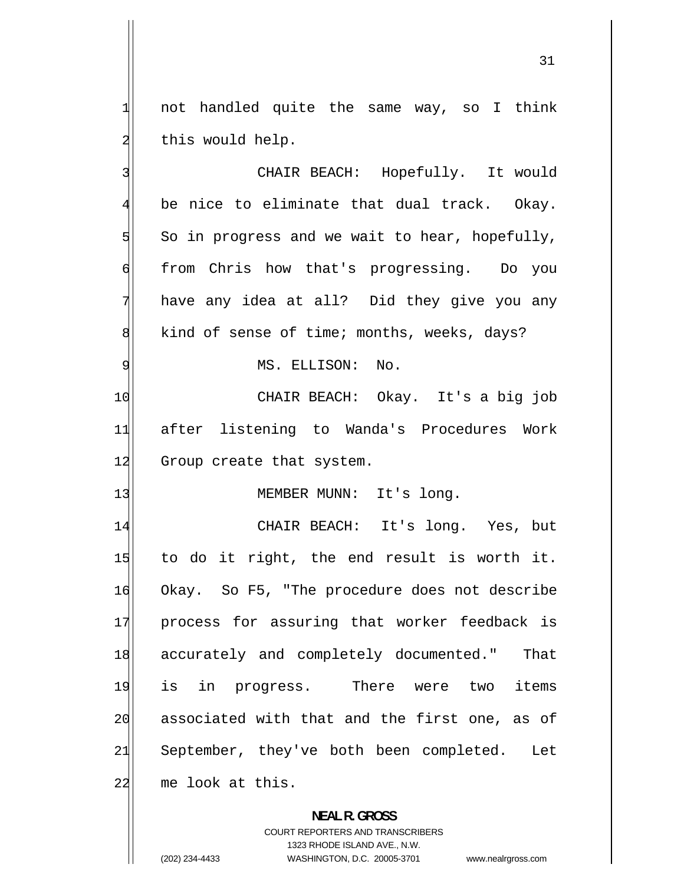not handled quite the same way, so I think this would help.

CHAIR BEACH: Hopefully. It would be nice to eliminate that dual track. Okay. So in progress and we wait to hear, hopefully, from Chris how that's progressing. Do you have any idea at all? Did they give you any kind of sense of time; months, weeks, days?

MS. ELLISON: No.

CHAIR BEACH: Okay. It's a big job after listening to Wanda's Procedures Work Group create that system.

MEMBER MUNN: It's long.

CHAIR BEACH: It's long. Yes, but to do it right, the end result is worth it. Okay. So F5, "The procedure does not describe process for assuring that worker feedback is accurately and completely documented." That is in progress. There were two items associated with that and the first one, as of September, they've both been completed. Let me look at this.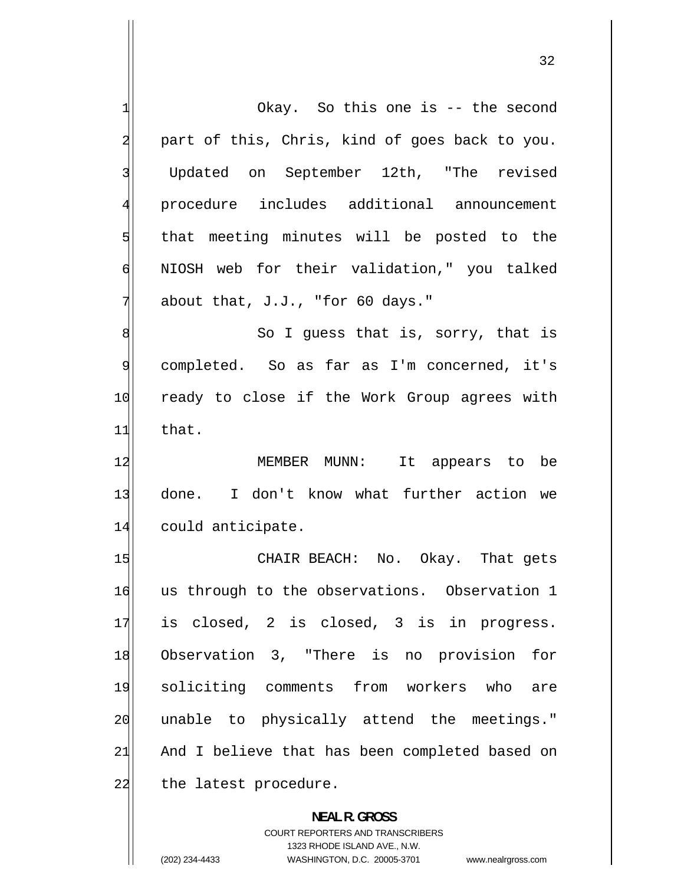Okay. So this one is -- the second part of this, Chris, kind of goes back to you. Updated on September 12th, "The revised procedure includes additional announcement that meeting minutes will be posted to the NIOSH web for their validation," you talked about that, J.J., "for 60 days."

So I guess that is, sorry, that is completed. So as far as I'm concerned, it's ready to close if the Work Group agrees with that.

MEMBER MUNN: It appears to be done. I don't know what further action we could anticipate.

CHAIR BEACH: No. Okay. That gets us through to the observations. Observation 1 is closed, 2 is closed, 3 is in progress. Observation 3, "There is no provision for soliciting comments from workers who are unable to physically attend the meetings." And I believe that has been completed based on the latest procedure.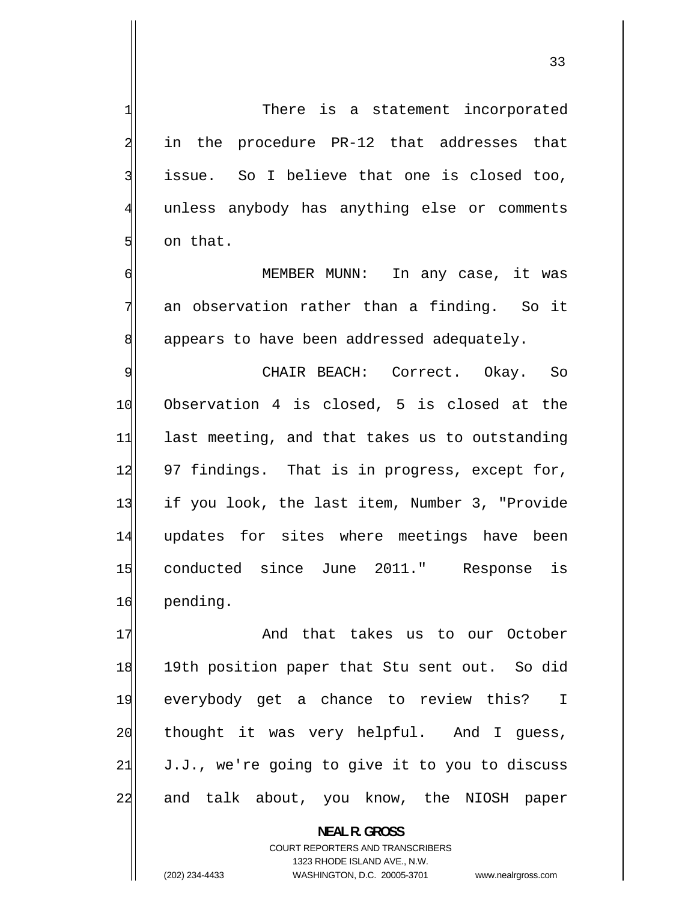There is a statement incorporated in the procedure PR-12 that addresses that issue. So I believe that one is closed too, unless anybody has anything else or comments on that.

MEMBER MUNN: In any case, it was an observation rather than a finding. So it appears to have been addressed adequately.

CHAIR BEACH: Correct. Okay. So Observation 4 is closed, 5 is closed at the last meeting, and that takes us to outstanding 97 findings. That is in progress, except for, if you look, the last item, Number 3, "Provide updates for sites where meetings have been conducted since June 2011." Response is pending.

And that takes us to our October 19th position paper that Stu sent out. So did everybody get a chance to review this? I thought it was very helpful. And I guess, J.J., we're going to give it to you to discuss and talk about, you know, the NIOSH paper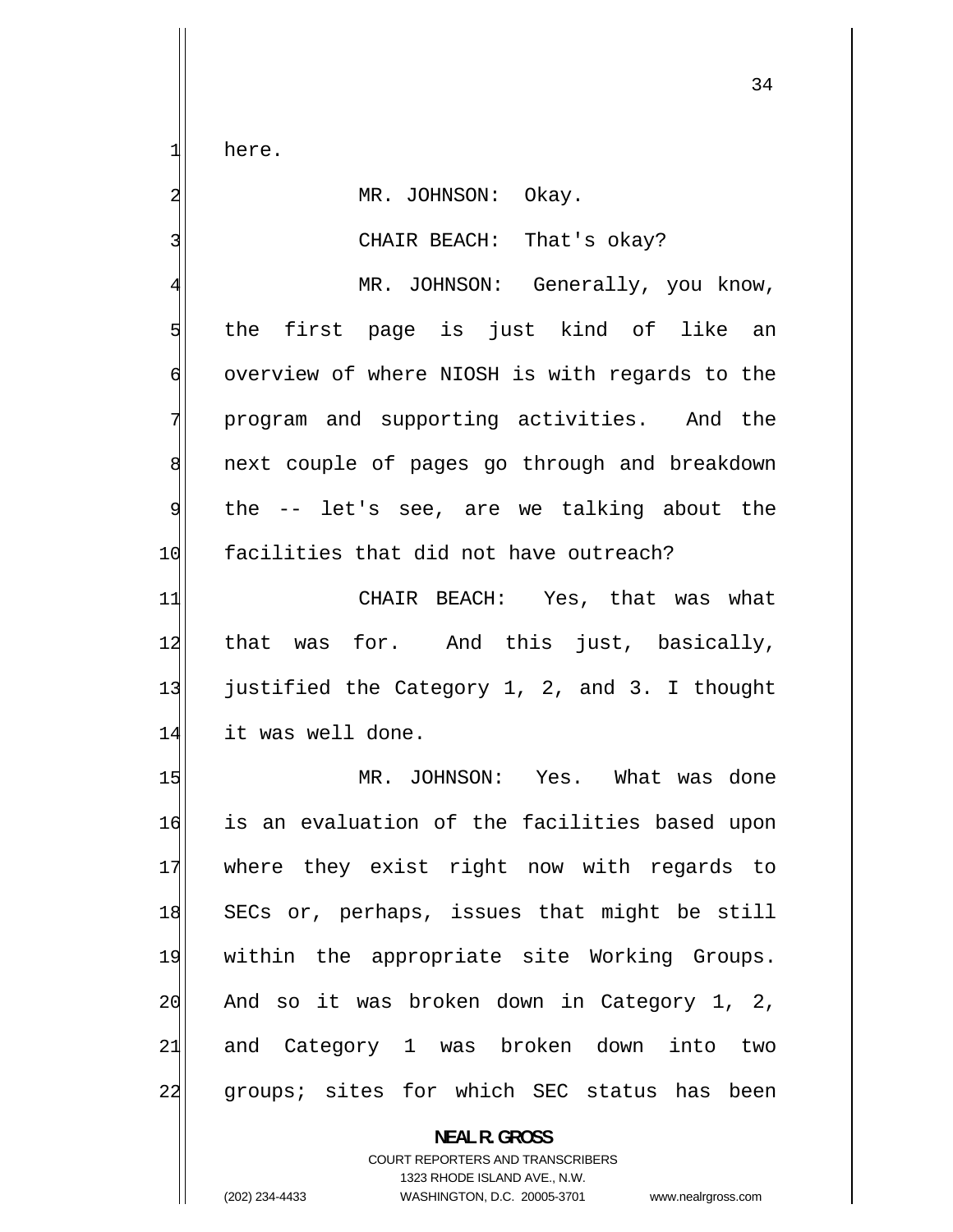here.

MR. JOHNSON: Okay.

CHAIR BEACH: That's okay?

MR. JOHNSON: Generally, you know, the first page is just kind of like an overview of where NIOSH is with regards to the program and supporting activities. And the next couple of pages go through and breakdown the -- let's see, are we talking about the facilities that did not have outreach?

CHAIR BEACH: Yes, that was what that was for. And this just, basically, justified the Category 1, 2, and 3. I thought it was well done.

MR. JOHNSON: Yes. What was done is an evaluation of the facilities based upon where they exist right now with regards to SECs or, perhaps, issues that might be still within the appropriate site Working Groups. And so it was broken down in Category 1, 2, and Category 1 was broken down into two groups; sites for which SEC status has been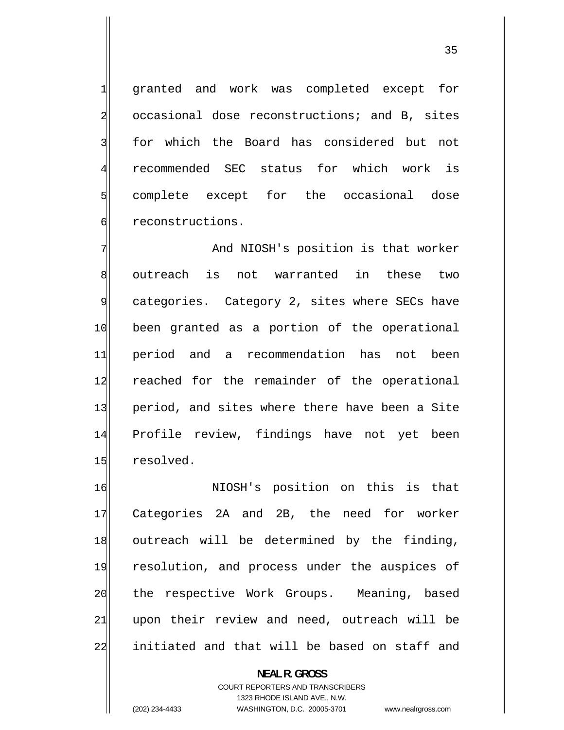granted and work was completed except for occasional dose reconstructions; and B, sites for which the Board has considered but not recommended SEC status for which work is complete except for the occasional dose reconstructions.

And NIOSH's position is that worker outreach is not warranted in these two categories. Category 2, sites where SECs have been granted as a portion of the operational period and a recommendation has not been reached for the remainder of the operational period, and sites where there have been a Site Profile review, findings have not yet been resolved.

NIOSH's position on this is that Categories 2A and 2B, the need for worker outreach will be determined by the finding, resolution, and process under the auspices of the respective Work Groups. Meaning, based upon their review and need, outreach will be initiated and that will be based on staff and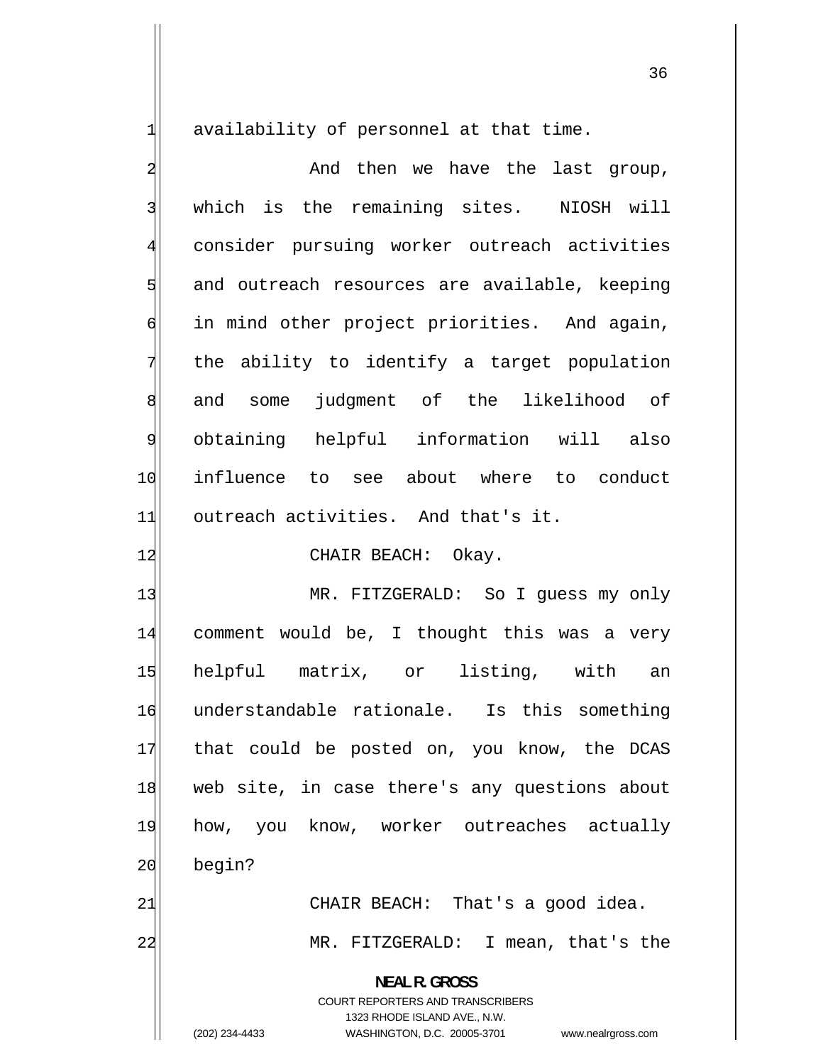availability of personnel at that time.

And then we have the last group, which is the remaining sites. NIOSH will consider pursuing worker outreach activities and outreach resources are available, keeping in mind other project priorities. And again, the ability to identify a target population and some judgment of the likelihood of obtaining helpful information will also influence to see about where to conduct outreach activities. And that's it.

CHAIR BEACH: Okay.

MR. FITZGERALD: So I guess my only comment would be, I thought this was a very helpful matrix, or listing, with an understandable rationale. Is this something that could be posted on, you know, the DCAS web site, in case there's any questions about how, you know, worker outreaches actually begin?

CHAIR BEACH: That's a good idea.

MR. FITZGERALD: I mean, that's the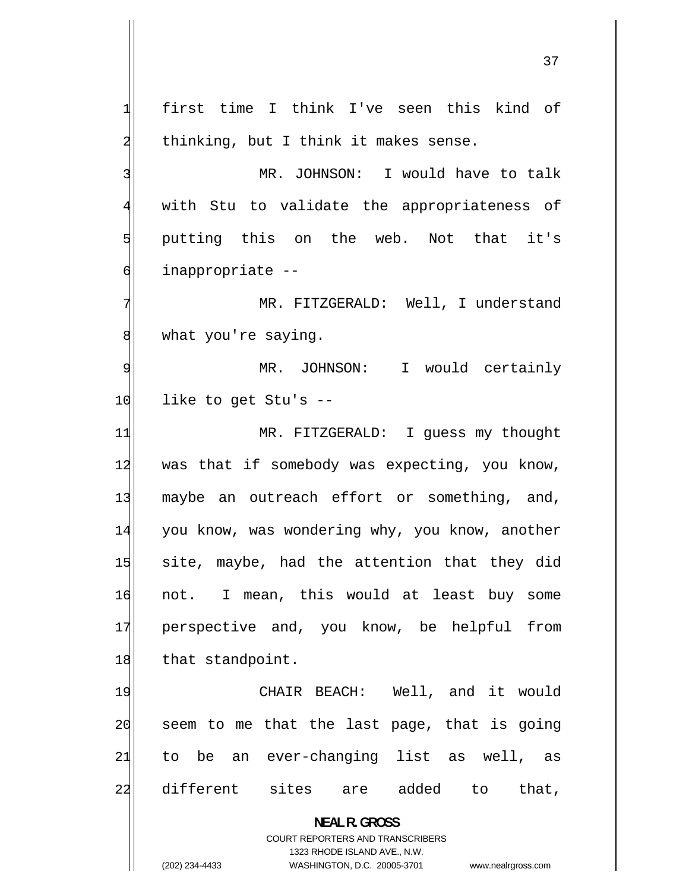first time I think I've seen this kind of thinking, but I think it makes sense.

MR. JOHNSON: I would have to talk with Stu to validate the appropriateness of putting this on the web. Not that it's inappropriate --

MR. FITZGERALD: Well, I understand what you're saying.

MR. JOHNSON: I would certainly like to get Stu's --

MR. FITZGERALD: I guess my thought was that if somebody was expecting, you know, maybe an outreach effort or something, and, you know, was wondering why, you know, another site, maybe, had the attention that they did not. I mean, this would at least buy some perspective and, you know, be helpful from that standpoint.

CHAIR BEACH: Well, and it would seem to me that the last page, that is going to be an ever-changing list as well, as different sites are added to that,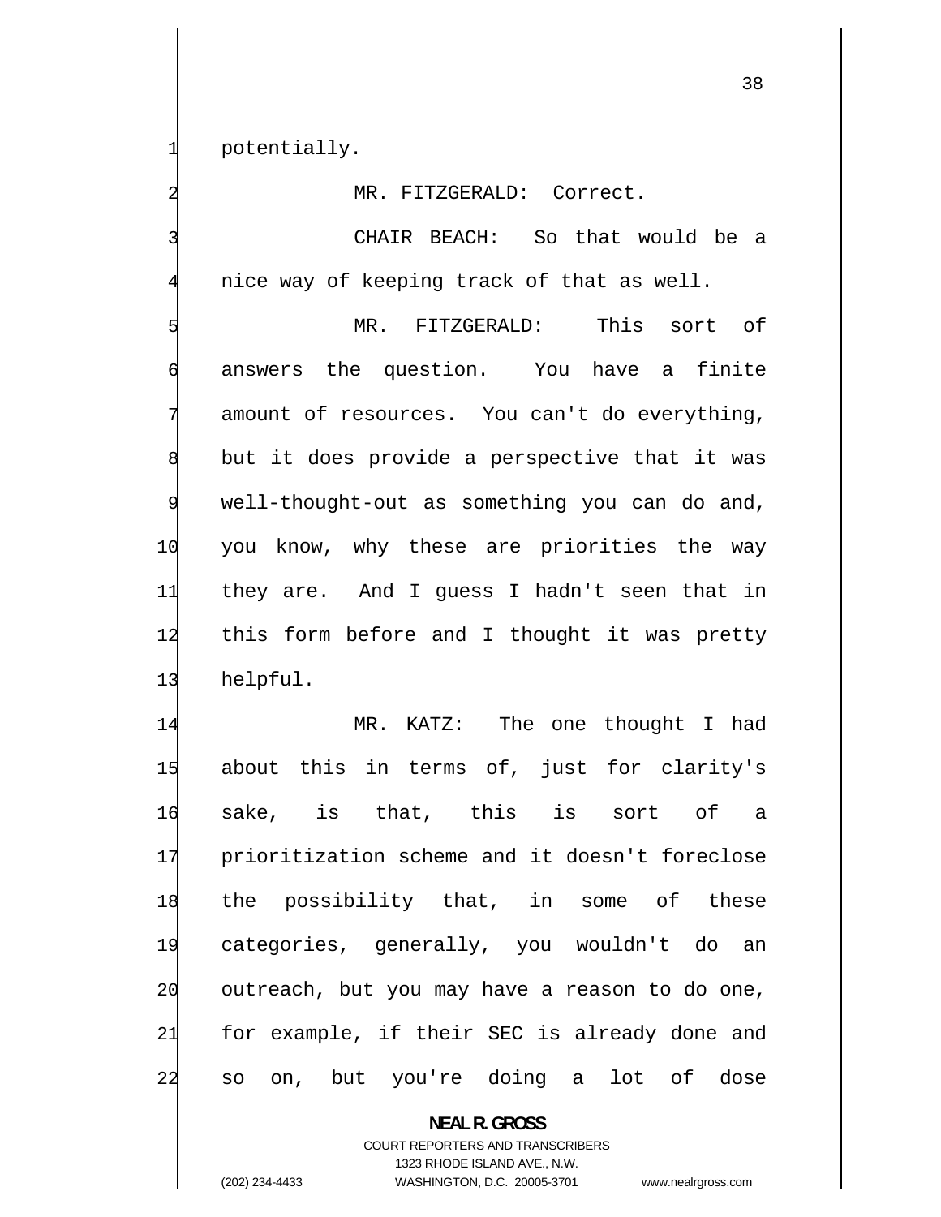potentially.

MR. FITZGERALD: Correct.

CHAIR BEACH: So that would be a nice way of keeping track of that as well.

MR. FITZGERALD: This sort of answers the question. You have a finite amount of resources. You can't do everything, but it does provide a perspective that it was well-thought-out as something you can do and, you know, why these are priorities the way they are. And I guess I hadn't seen that in this form before and I thought it was pretty helpful.

MR. KATZ: The one thought I had about this in terms of, just for clarity's sake, is that, this is sort of a prioritization scheme and it doesn't foreclose the possibility that, in some of these categories, generally, you wouldn't do an outreach, but you may have a reason to do one, for example, if their SEC is already done and so on, but you're doing a lot of dose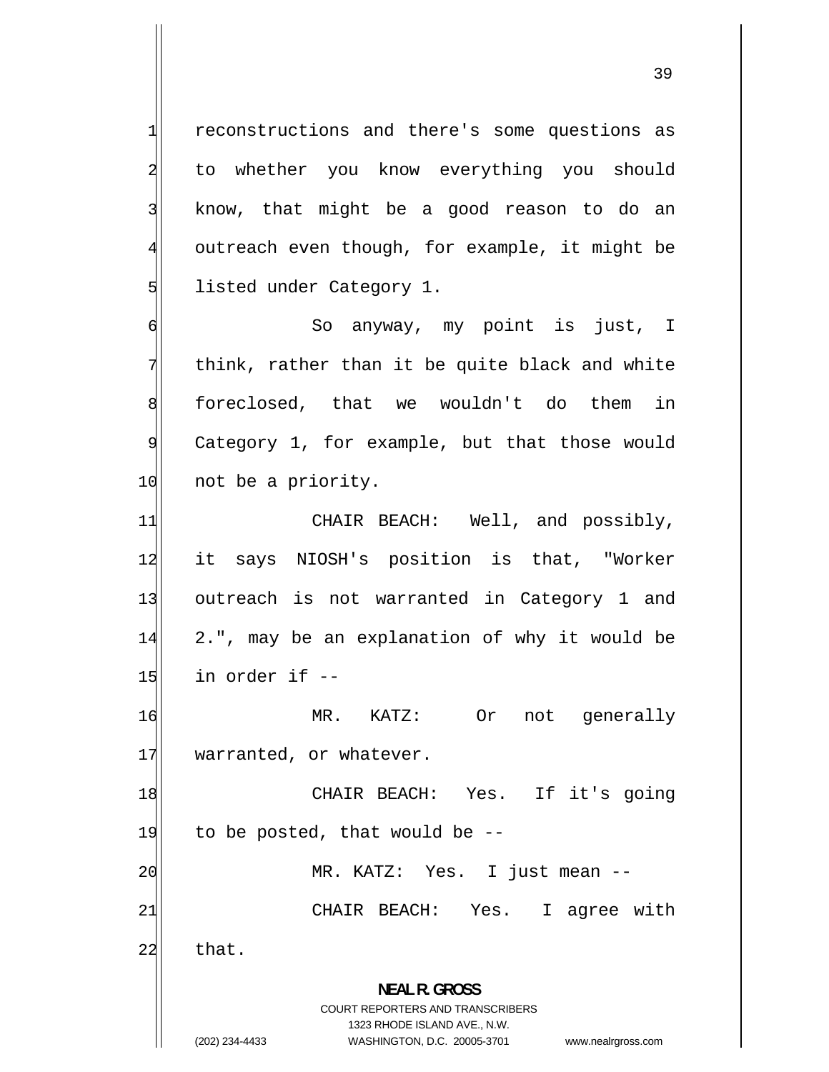reconstructions and there's some questions as to whether you know everything you should know, that might be a good reason to do an outreach even though, for example, it might be listed under Category 1.

So anyway, my point is just, I think, rather than it be quite black and white foreclosed, that we wouldn't do them in Category 1, for example, but that those would not be a priority.

CHAIR BEACH: Well, and possibly, it says NIOSH's position is that, "Worker outreach is not warranted in Category 1 and 2.", may be an explanation of why it would be in order if --

MR. KATZ: Or not generally warranted, or whatever.

CHAIR BEACH: Yes. If it's going to be posted, that would be --

MR. KATZ: Yes. I just mean --

CHAIR BEACH: Yes. I agree with that.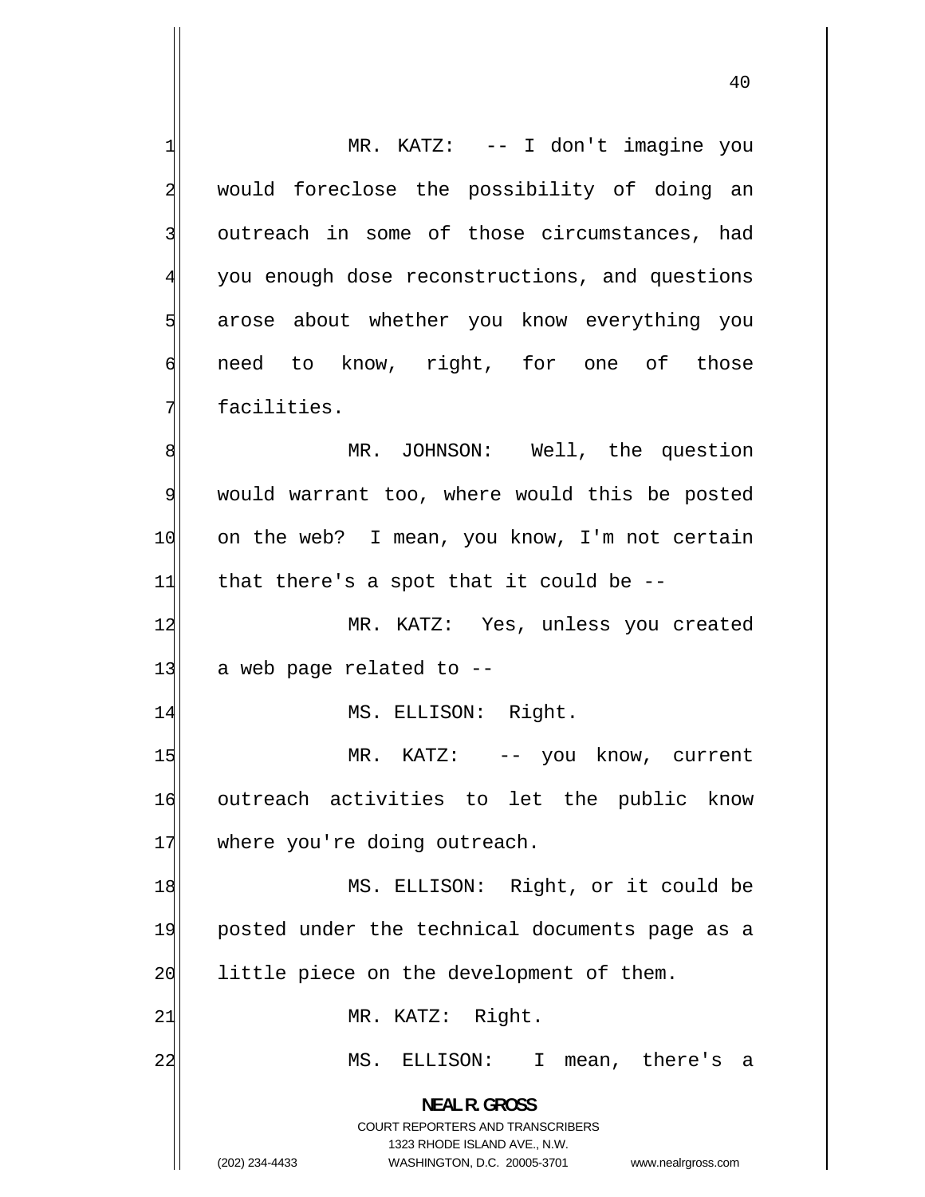MR. KATZ: -- I don't imagine you would foreclose the possibility of doing an outreach in some of those circumstances, had you enough dose reconstructions, and questions arose about whether you know everything you need to know, right, for one of those facilities.

MR. JOHNSON: Well, the question would warrant too, where would this be posted on the web? I mean, you know, I'm not certain that there's a spot that it could be --

MR. KATZ: Yes, unless you created a web page related to --

MS. ELLISON: Right.

MR. KATZ: -- you know, current outreach activities to let the public know where you're doing outreach.

MS. ELLISON: Right, or it could be posted under the technical documents page as a little piece on the development of them.

MR. KATZ: Right.

MS. ELLISON: I mean, there's a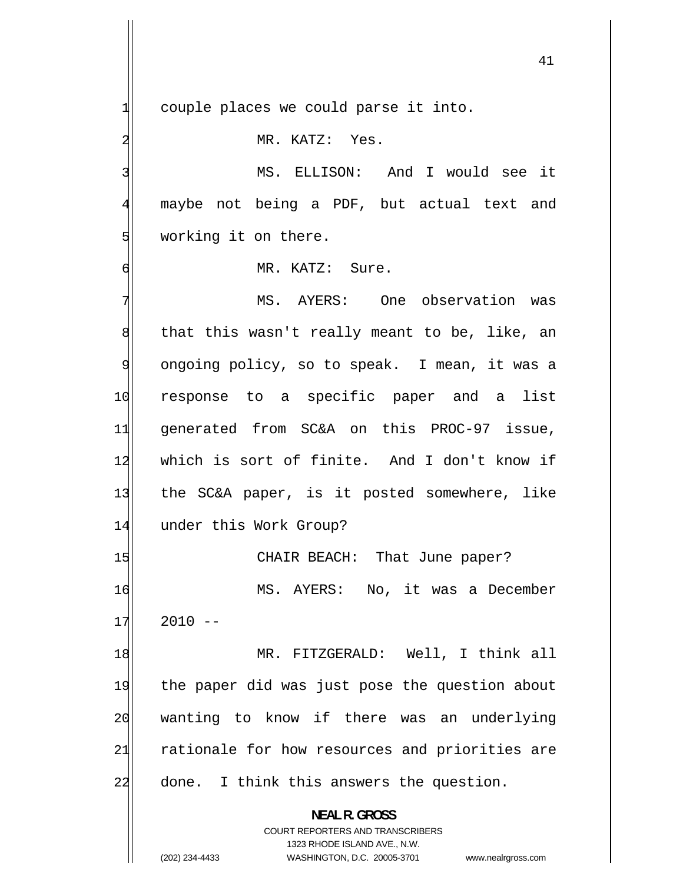couple places we could parse it into.

MR. KATZ: Yes.

MS. ELLISON: And I would see it maybe not being a PDF, but actual text and working it on there.

MR. KATZ: Sure.

MS. AYERS: One observation was that this wasn't really meant to be, like, an ongoing policy, so to speak. I mean, it was a response to a specific paper and a list generated from SC&A on this PROC-97 issue, which is sort of finite. And I don't know if the SC&A paper, is it posted somewhere, like under this Work Group?

CHAIR BEACH: That June paper?

MS. AYERS: No, it was a December 2010 --

MR. FITZGERALD: Well, I think all the paper did was just pose the question about wanting to know if there was an underlying rationale for how resources and priorities are done. I think this answers the question.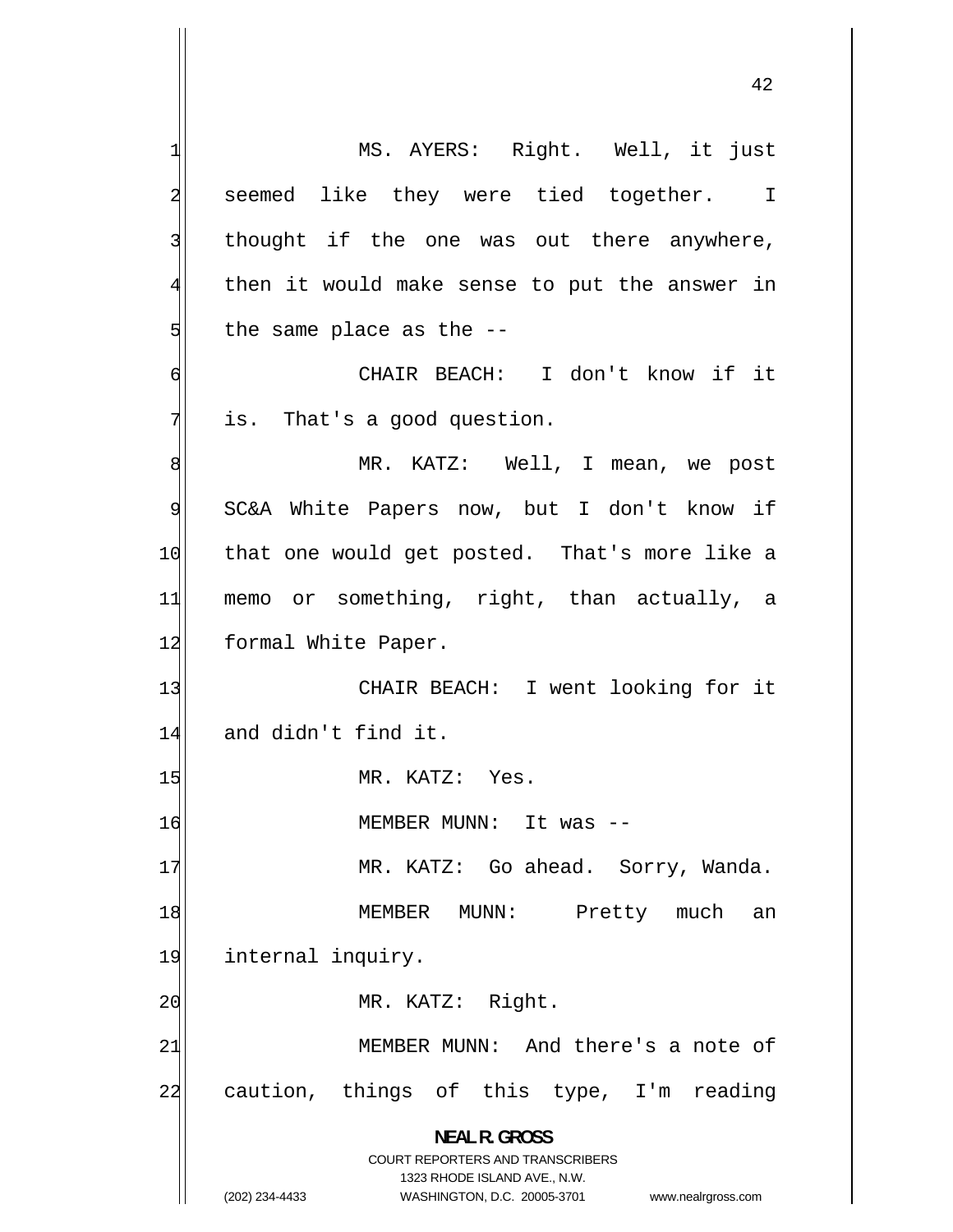MS. AYERS: Right. Well, it just seemed like they were tied together. I thought if the one was out there anywhere, then it would make sense to put the answer in the same place as the --

CHAIR BEACH: I don't know if it is. That's a good question.

MR. KATZ: Well, I mean, we post SC&A White Papers now, but I don't know if that one would get posted. That's more like a memo or something, right, than actually, a formal White Paper.

CHAIR BEACH: I went looking for it and didn't find it.

MR. KATZ: Yes.

MEMBER MUNN: It was --

MR. KATZ: Go ahead. Sorry, Wanda.

MEMBER MUNN: Pretty much an internal inquiry.

MR. KATZ: Right.

MEMBER MUNN: And there's a note of caution, things of this type, I'm reading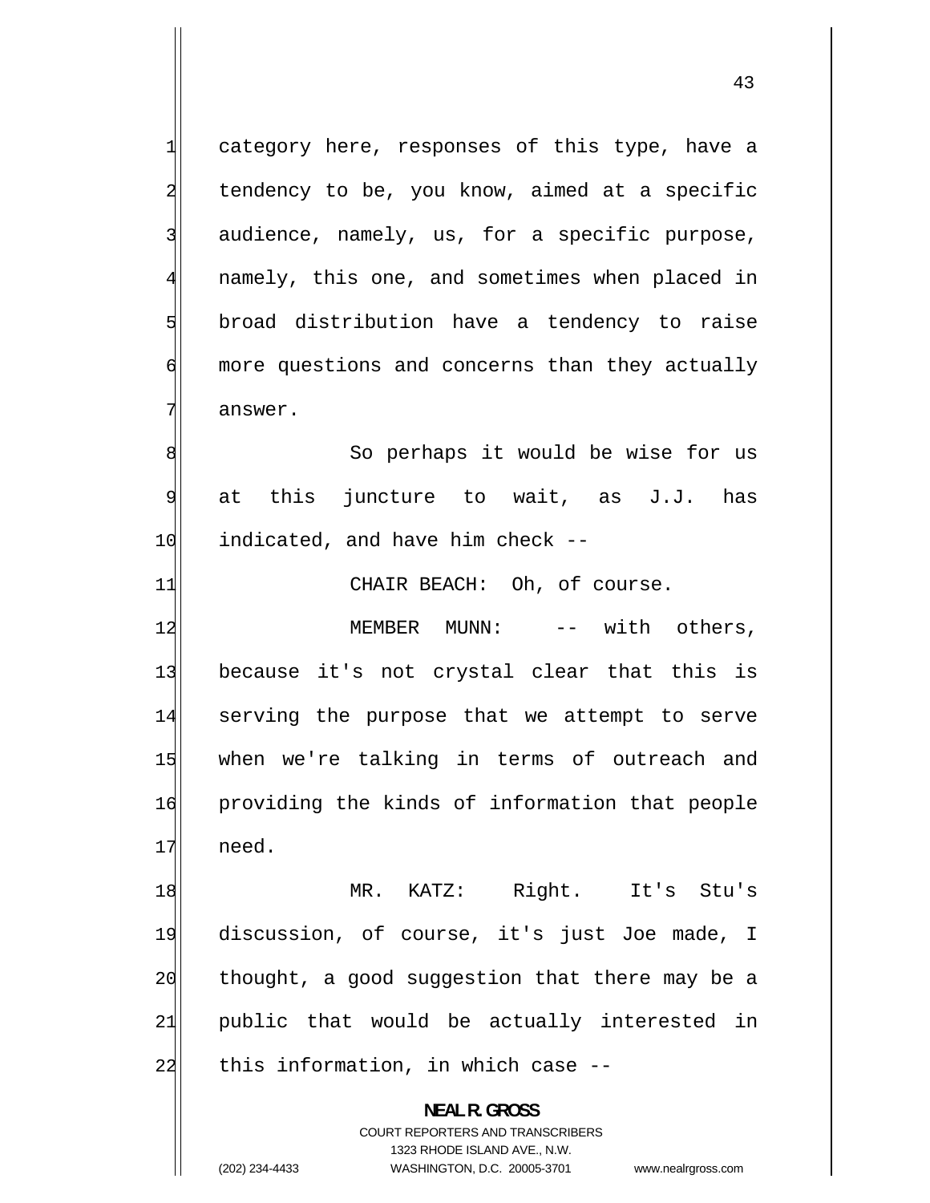category here, responses of this type, have a tendency to be, you know, aimed at a specific audience, namely, us, for a specific purpose, namely, this one, and sometimes when placed in broad distribution have a tendency to raise more questions and concerns than they actually answer.

So perhaps it would be wise for us at this juncture to wait, as J.J. has indicated, and have him check --

CHAIR BEACH: Oh, of course.

MEMBER MUNN: -- with others, because it's not crystal clear that this is serving the purpose that we attempt to serve when we're talking in terms of outreach and providing the kinds of information that people need.

MR. KATZ: Right. It's Stu's discussion, of course, it's just Joe made, I thought, a good suggestion that there may be a public that would be actually interested in this information, in which case --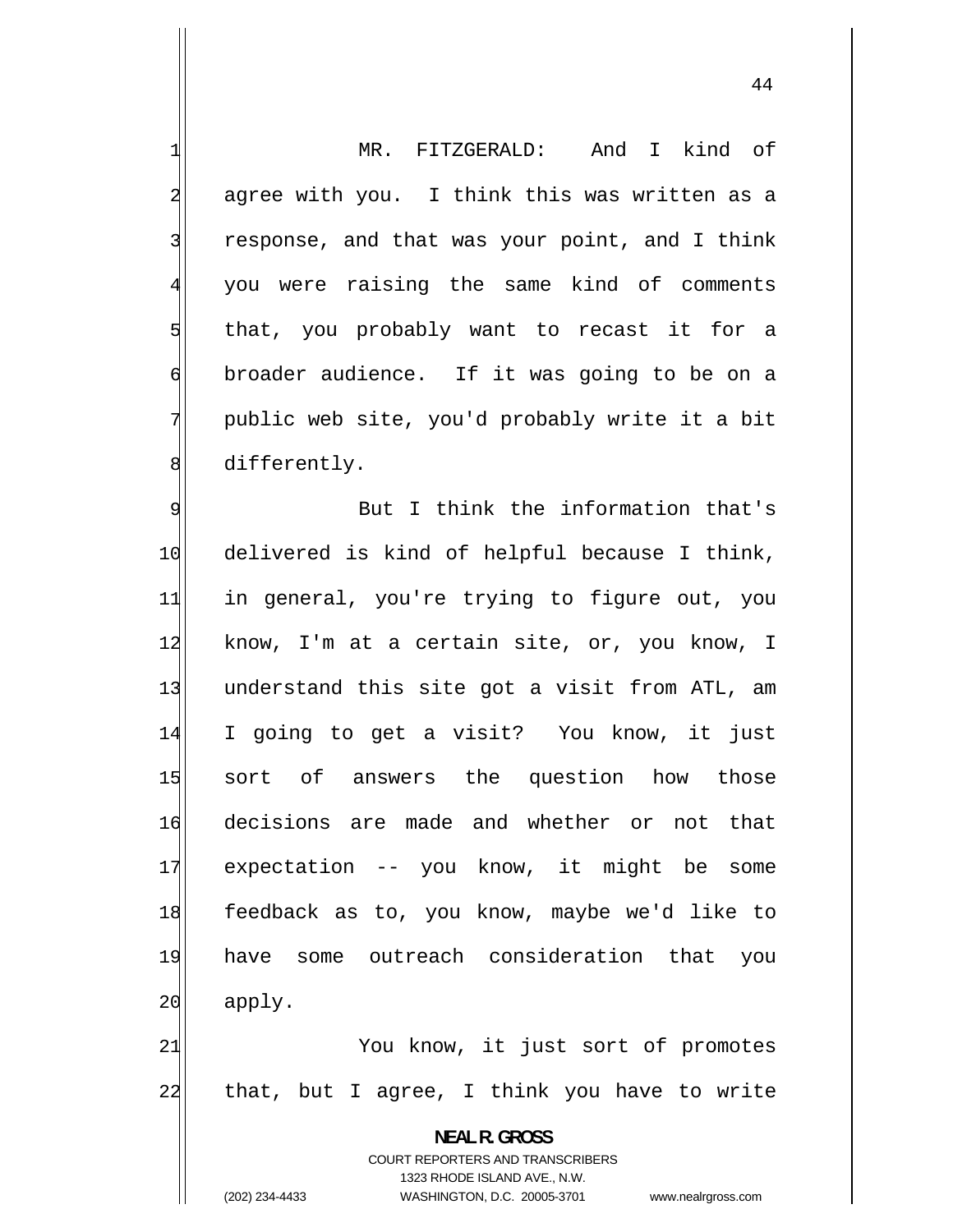MR. FITZGERALD: And I kind of agree with you. I think this was written as a response, and that was your point, and I think you were raising the same kind of comments that, you probably want to recast it for a broader audience. If it was going to be on a public web site, you'd probably write it a bit differently.

But I think the information that's delivered is kind of helpful because I think, in general, you're trying to figure out, you know, I'm at a certain site, or, you know, I understand this site got a visit from ATL, am I going to get a visit? You know, it just sort of answers the question how those decisions are made and whether or not that expectation -- you know, it might be some feedback as to, you know, maybe we'd like to have some outreach consideration that you apply.

You know, it just sort of promotes that, but I agree, I think you have to write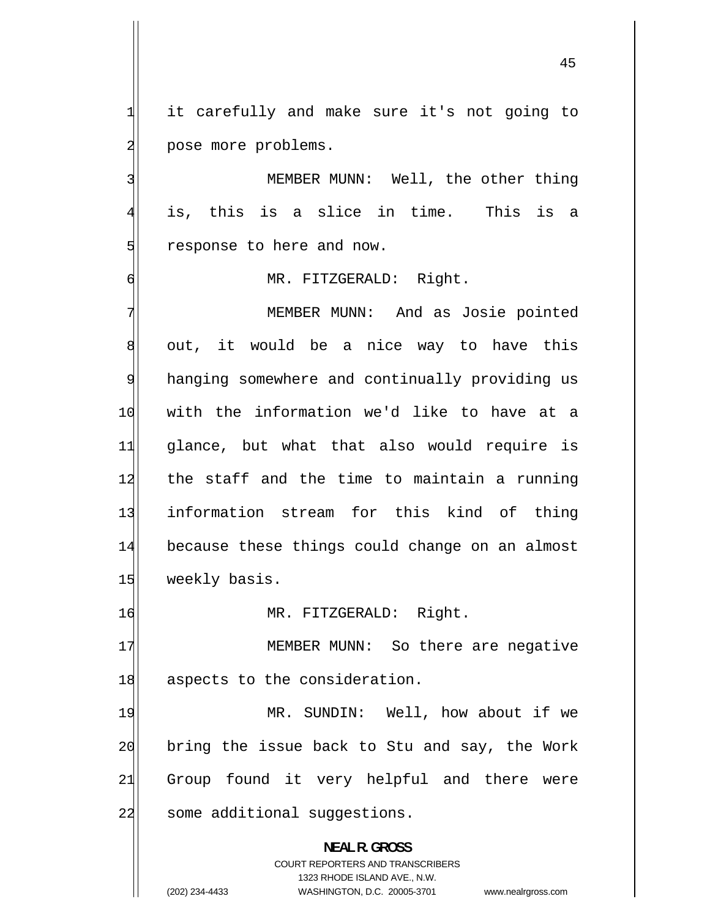it carefully and make sure it's not going to pose more problems.

MEMBER MUNN: Well, the other thing is, this is a slice in time. This is a response to here and now.

MR. FITZGERALD: Right.

MEMBER MUNN: And as Josie pointed out, it would be a nice way to have this hanging somewhere and continually providing us with the information we'd like to have at a glance, but what that also would require is the staff and the time to maintain a running information stream for this kind of thing because these things could change on an almost weekly basis.

MR. FITZGERALD: Right.

MEMBER MUNN: So there are negative aspects to the consideration.

MR. SUNDIN: Well, how about if we bring the issue back to Stu and say, the Work Group found it very helpful and there were some additional suggestions.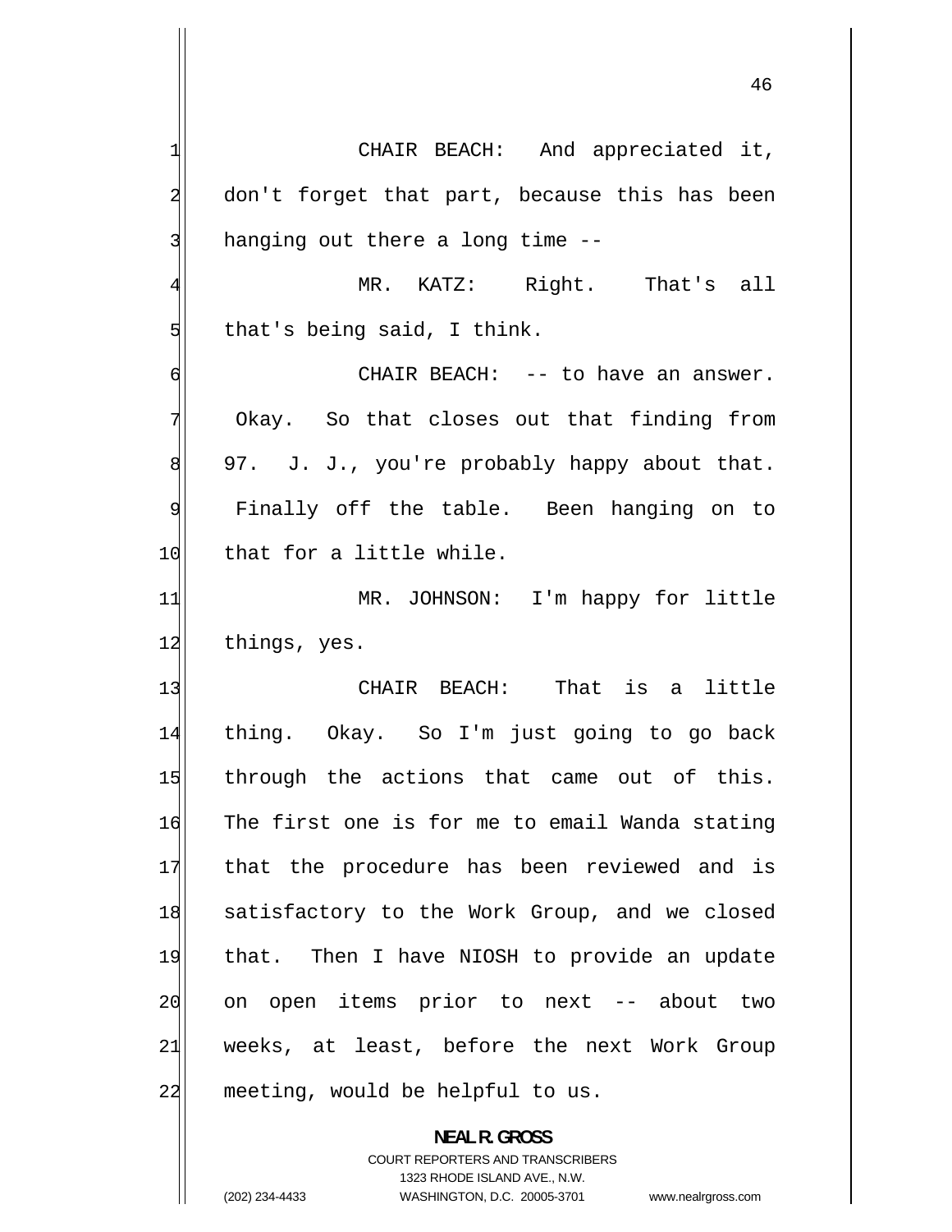CHAIR BEACH: And appreciated it, don't forget that part, because this has been hanging out there a long time --

MR. KATZ: Right. That's all that's being said, I think.

CHAIR BEACH: -- to have an answer. Okay. So that closes out that finding from 97. J. J., you're probably happy about that. Finally off the table. Been hanging on to that for a little while.

MR. JOHNSON: I'm happy for little things, yes.

CHAIR BEACH: That is a little thing. Okay. So I'm just going to go back through the actions that came out of this. The first one is for me to email Wanda stating that the procedure has been reviewed and is satisfactory to the Work Group, and we closed that. Then I have NIOSH to provide an update on open items prior to next -- about two weeks, at least, before the next Work Group meeting, would be helpful to us.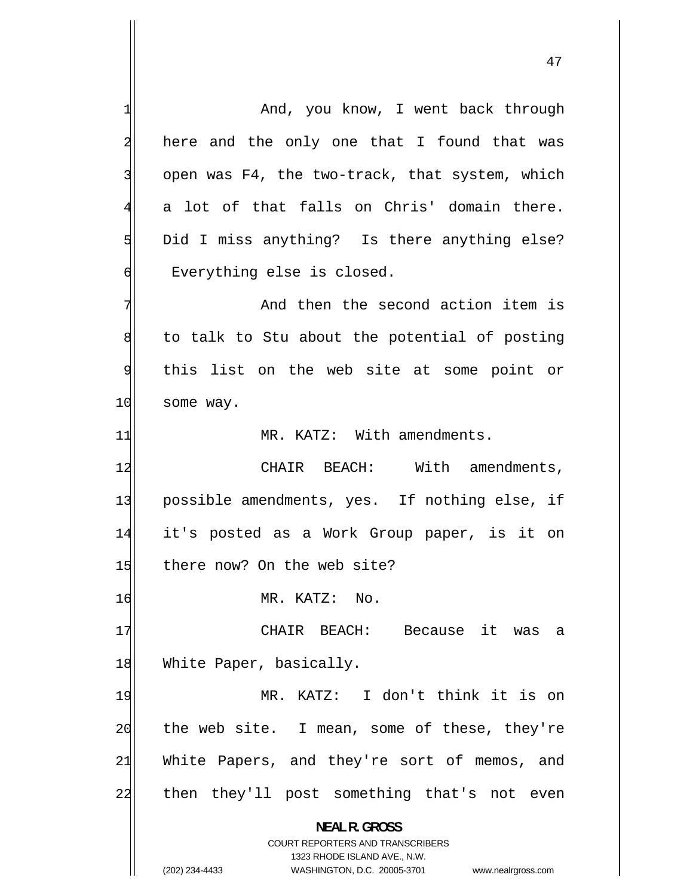And, you know, I went back through here and the only one that I found that was open was F4, the two-track, that system, which a lot of that falls on Chris' domain there. Did I miss anything? Is there anything else? Everything else is closed.

And then the second action item is to talk to Stu about the potential of posting this list on the web site at some point or some way.

MR. KATZ: With amendments.

CHAIR BEACH: With amendments, possible amendments, yes. If nothing else, if it's posted as a Work Group paper, is it on there now? On the web site?

MR. KATZ: No.

CHAIR BEACH: Because it was a White Paper, basically.

MR. KATZ: I don't think it is on the web site. I mean, some of these, they're White Papers, and they're sort of memos, and then they'll post something that's not even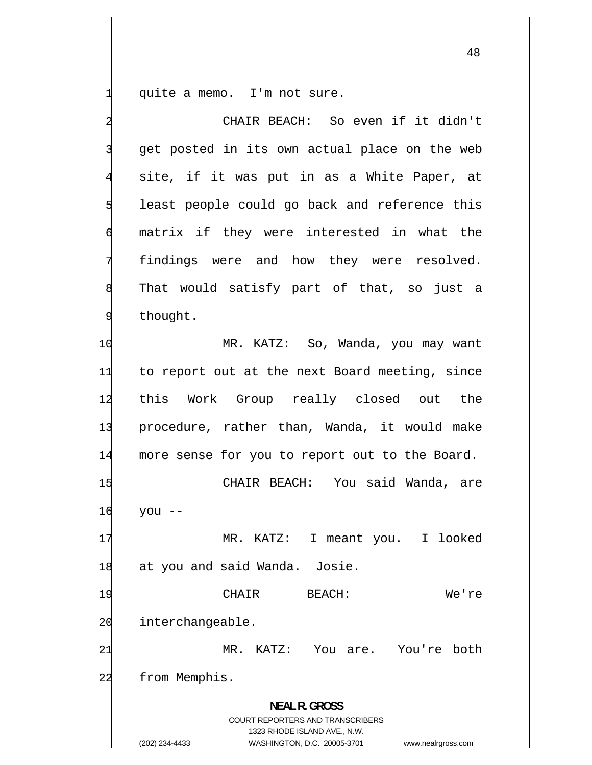quite a memo. I'm not sure.

CHAIR BEACH: So even if it didn't get posted in its own actual place on the web site, if it was put in as a White Paper, at least people could go back and reference this matrix if they were interested in what the findings were and how they were resolved. That would satisfy part of that, so just a thought.

MR. KATZ: So, Wanda, you may want to report out at the next Board meeting, since this Work Group really closed out the procedure, rather than, Wanda, it would make more sense for you to report out to the Board.

CHAIR BEACH: You said Wanda, are you --

MR. KATZ: I meant you. I looked at you and said Wanda. Josie.

CHAIR BEACH: We're interchangeable.

MR. KATZ: You are. You're both from Memphis.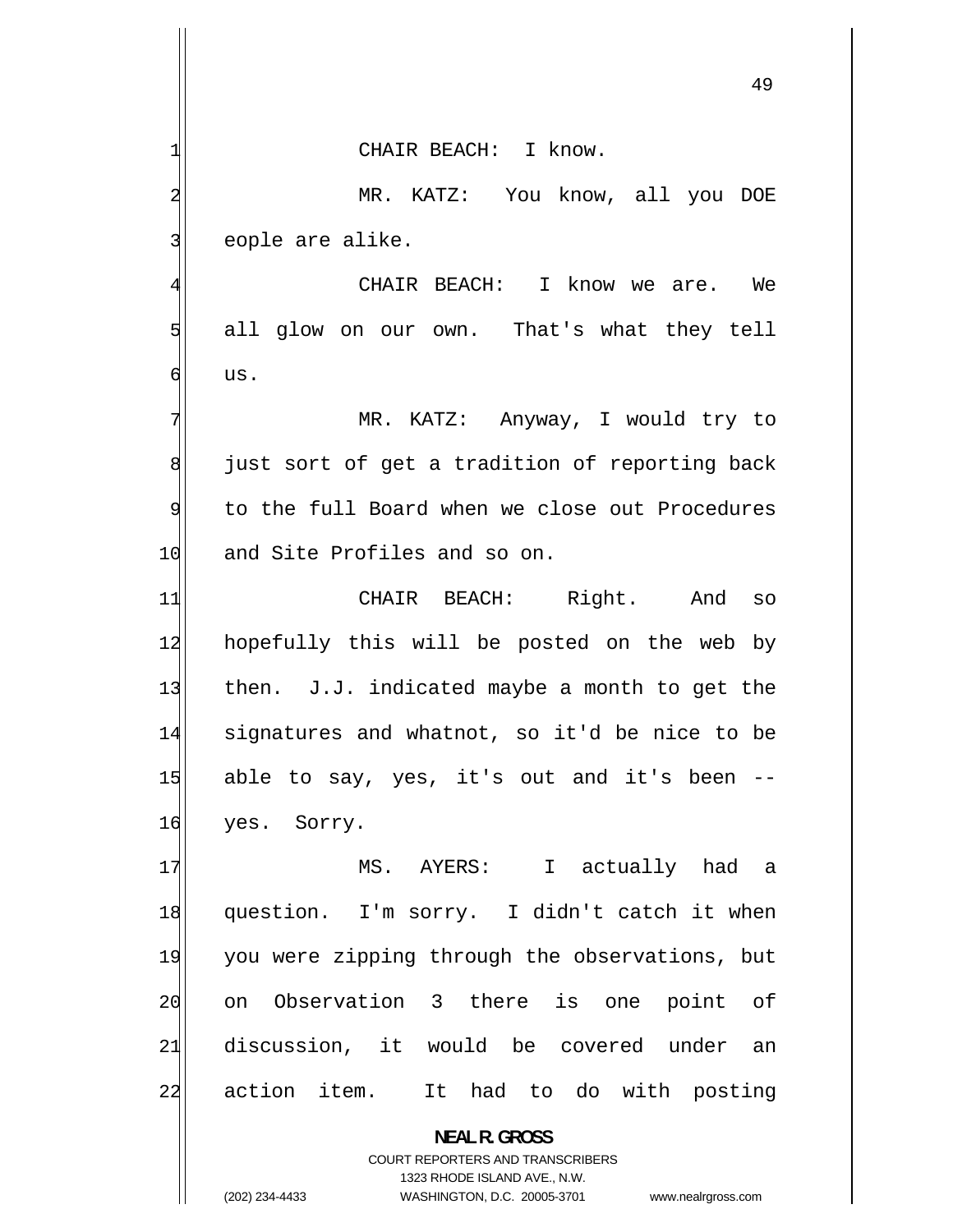CHAIR BEACH: I know.

MR. KATZ: You know, all you DOE eople are alike.

CHAIR BEACH: I know we are. We all glow on our own. That's what they tell us.

MR. KATZ: Anyway, I would try to just sort of get a tradition of reporting back to the full Board when we close out Procedures and Site Profiles and so on.

CHAIR BEACH: Right. And so hopefully this will be posted on the web by then. J.J. indicated maybe a month to get the signatures and whatnot, so it'd be nice to be able to say, yes, it's out and it's been -- yes. Sorry.

MS. AYERS: I actually had a question. I'm sorry. I didn't catch it when you were zipping through the observations, but on Observation 3 there is one point of discussion, it would be covered under an action item. It had to do with posting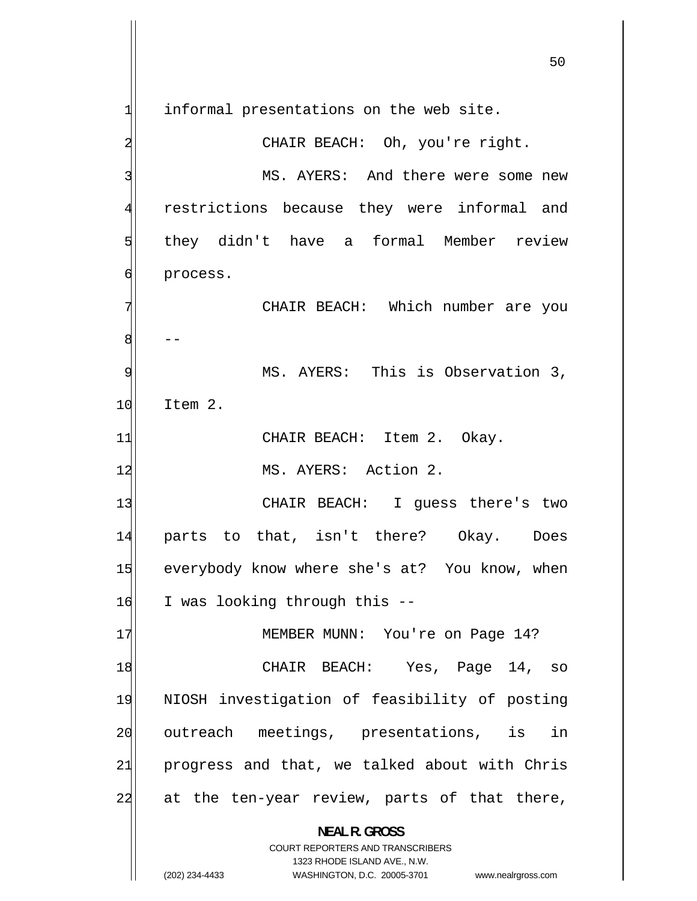informal presentations on the web site.

CHAIR BEACH: Oh, you're right.

MS. AYERS: And there were some new restrictions because they were informal and they didn't have a formal Member review process.

CHAIR BEACH: Which number are you --

MS. AYERS: This is Observation 3, Item 2.

CHAIR BEACH: Item 2. Okay.

MS. AYERS: Action 2.

CHAIR BEACH: I guess there's two parts to that, isn't there? Okay. Does everybody know where she's at? You know, when I was looking through this --

MEMBER MUNN: You're on Page 14?

CHAIR BEACH: Yes, Page 14, so NIOSH investigation of feasibility of posting outreach meetings, presentations, is in progress and that, we talked about with Chris at the ten-year review, parts of that there,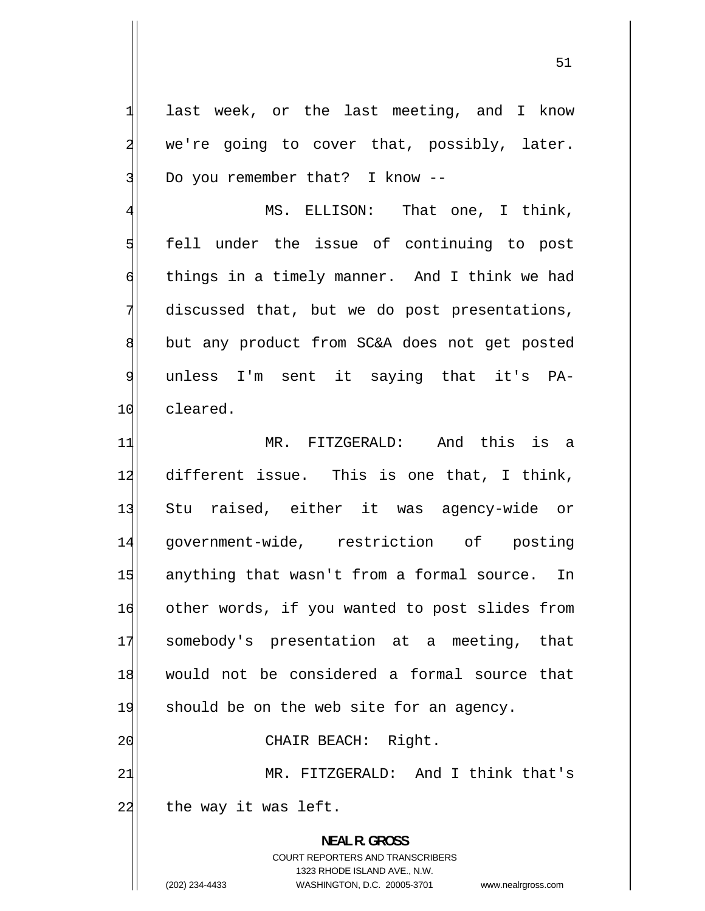last week, or the last meeting, and I know we're going to cover that, possibly, later. Do you remember that? I know --

MS. ELLISON: That one, I think, fell under the issue of continuing to post things in a timely manner. And I think we had discussed that, but we do post presentations, but any product from SC&A does not get posted unless I'm sent it saying that it's PA-cleared.

MR. FITZGERALD: And this is a different issue. This is one that, I think, Stu raised, either it was agency-wide or government-wide, restriction of posting anything that wasn't from a formal source. In other words, if you wanted to post slides from somebody's presentation at a meeting, that would not be considered a formal source that should be on the web site for an agency.

CHAIR BEACH: Right.

MR. FITZGERALD: And I think that's the way it was left.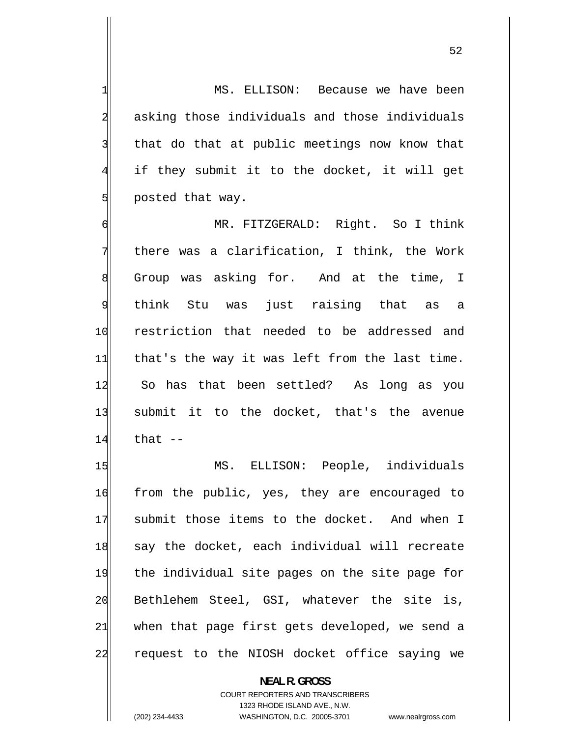MS. ELLISON: Because we have been asking those individuals and those individuals that do that at public meetings now know that if they submit it to the docket, it will get posted that way.

MR. FITZGERALD: Right. So I think there was a clarification, I think, the Work Group was asking for. And at the time, I think Stu was just raising that as a restriction that needed to be addressed and that's the way it was left from the last time. So has that been settled? As long as you submit it to the docket, that's the avenue that --

MS. ELLISON: People, individuals from the public, yes, they are encouraged to submit those items to the docket. And when I say the docket, each individual will recreate the individual site pages on the site page for Bethlehem Steel, GSI, whatever the site is, when that page first gets developed, we send a request to the NIOSH docket office saying we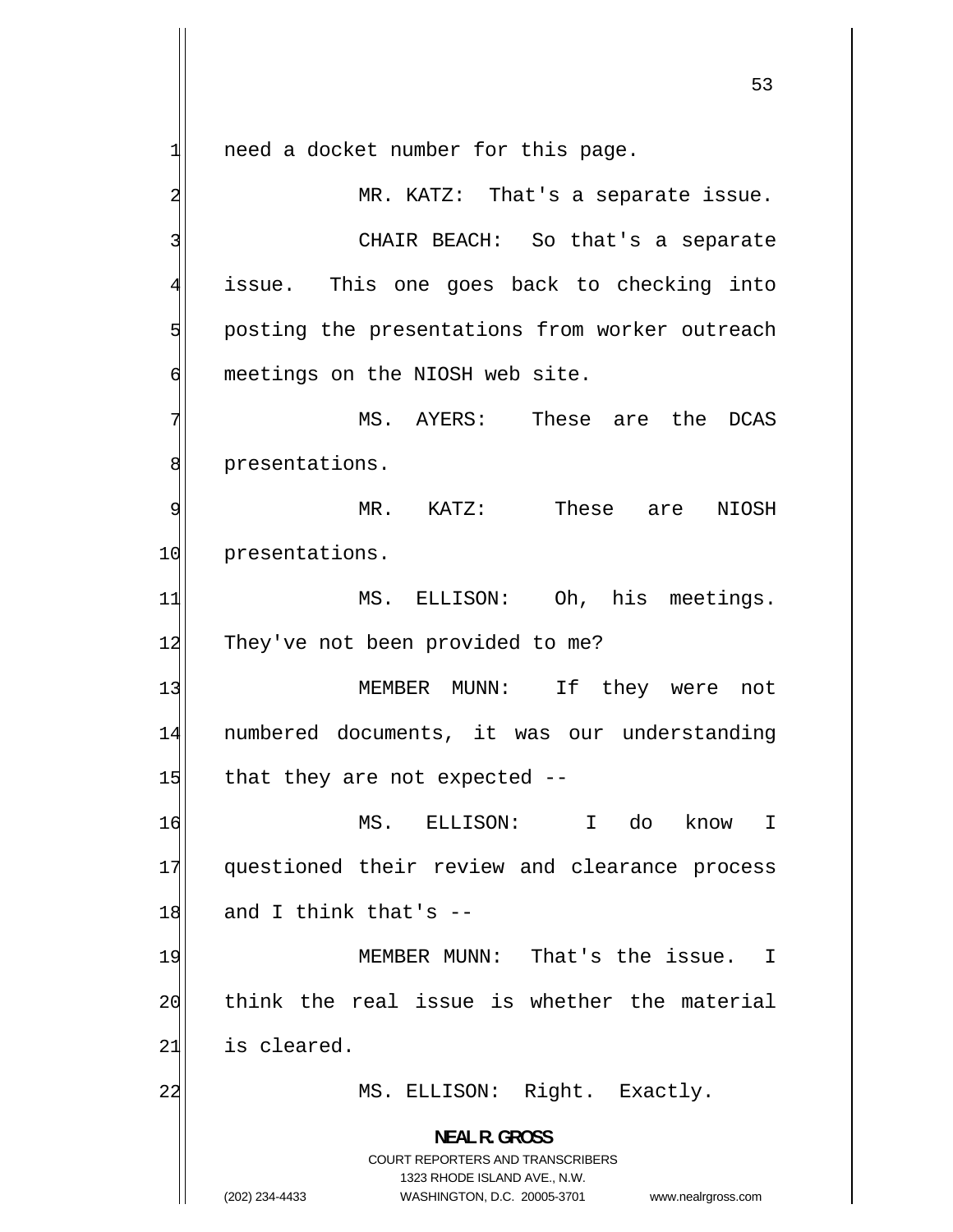need a docket number for this page.

MR. KATZ: That's a separate issue.

CHAIR BEACH: So that's a separate issue. This one goes back to checking into posting the presentations from worker outreach meetings on the NIOSH web site.

MS. AYERS: These are the DCAS presentations.

MR. KATZ: These are NIOSH presentations.

MS. ELLISON: Oh, his meetings. They've not been provided to me?

MEMBER MUNN: If they were not numbered documents, it was our understanding that they are not expected --

MS. ELLISON: I do know I questioned their review and clearance process and I think that's --

MEMBER MUNN: That's the issue. I think the real issue is whether the material is cleared.

MS. ELLISON: Right. Exactly.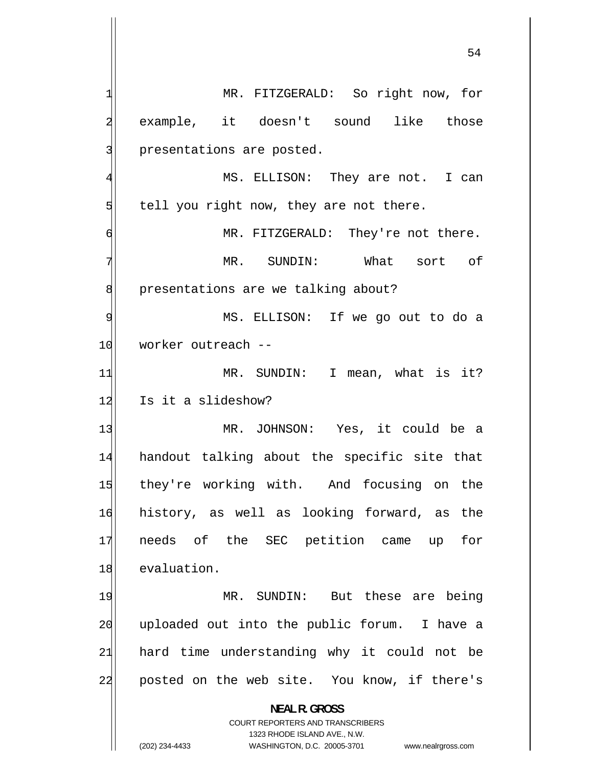MR. FITZGERALD: So right now, for example, it doesn't sound like those presentations are posted.

MS. ELLISON: They are not. I can tell you right now, they are not there.

MR. FITZGERALD: They're not there.

MR. SUNDIN: What sort of presentations are we talking about?

MS. ELLISON: If we go out to do a worker outreach --

MR. SUNDIN: I mean, what is it? Is it a slideshow?

MR. JOHNSON: Yes, it could be a handout talking about the specific site that they're working with. And focusing on the history, as well as looking forward, as the needs of the SEC petition came up for evaluation.

MR. SUNDIN: But these are being uploaded out into the public forum. I have a hard time understanding why it could not be posted on the web site. You know, if there's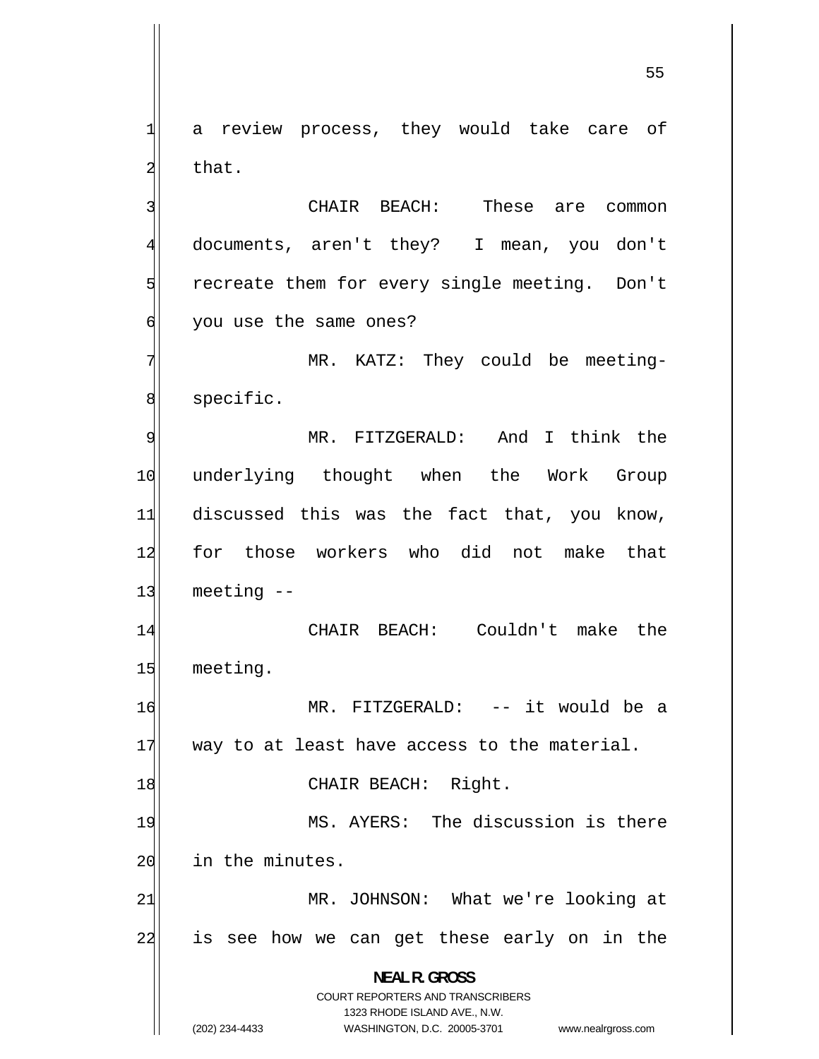a review process, they would take care of that.

CHAIR BEACH: These are common documents, aren't they? I mean, you don't recreate them for every single meeting. Don't you use the same ones?

MR. KATZ: They could be meeting-specific.

MR. FITZGERALD: And I think the underlying thought when the Work Group discussed this was the fact that, you know, for those workers who did not make that meeting --

CHAIR BEACH: Couldn't make the meeting.

MR. FITZGERALD: -- it would be a way to at least have access to the material.

CHAIR BEACH: Right.

MS. AYERS: The discussion is there in the minutes.

MR. JOHNSON: What we're looking at is see how we can get these early on in the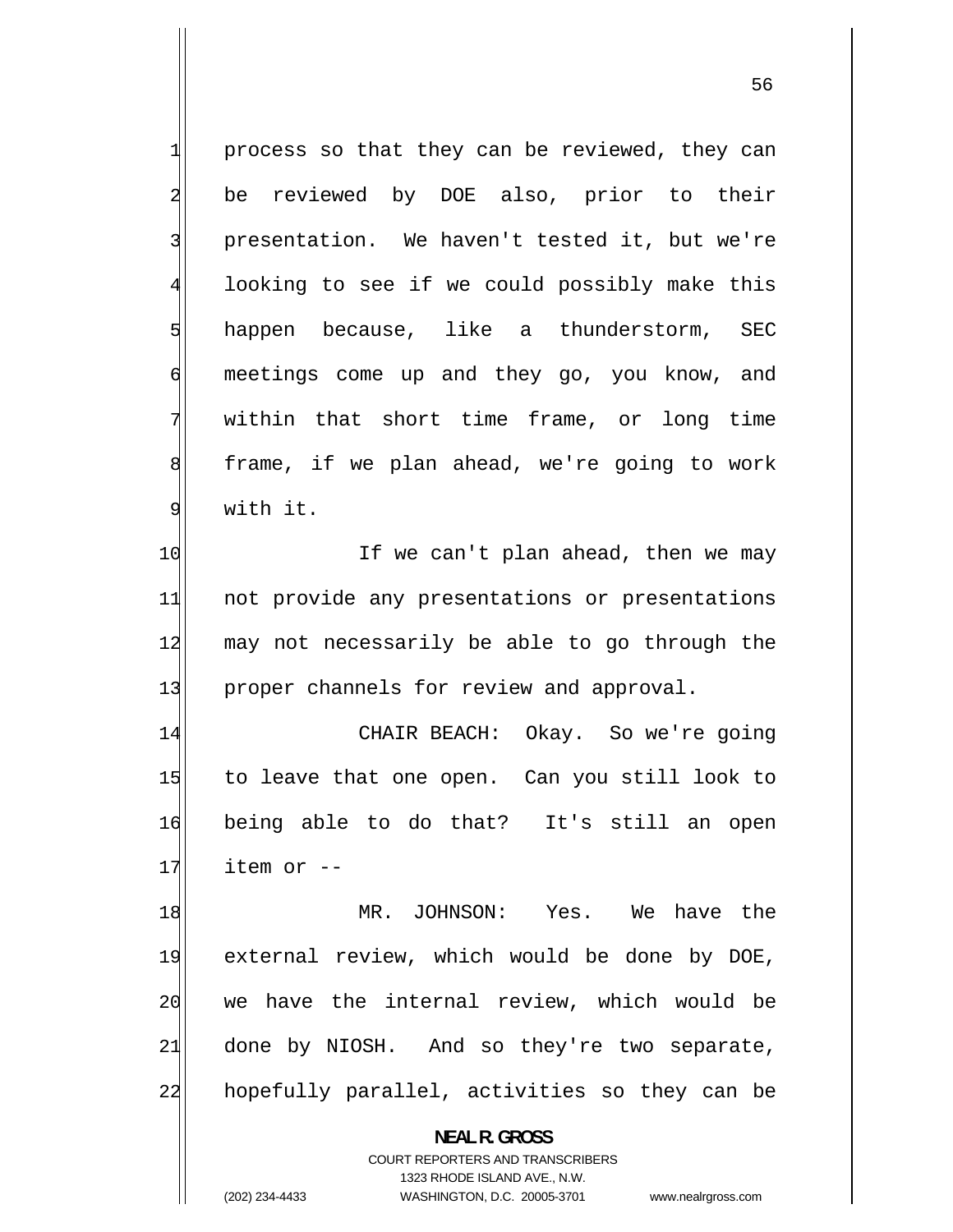process so that they can be reviewed, they can be reviewed by DOE also, prior to their presentation. We haven't tested it, but we're looking to see if we could possibly make this happen because, like a thunderstorm, SEC meetings come up and they go, you know, and within that short time frame, or long time frame, if we plan ahead, we're going to work with it.

If we can't plan ahead, then we may not provide any presentations or presentations may not necessarily be able to go through the proper channels for review and approval.

CHAIR BEACH: Okay. So we're going to leave that one open. Can you still look to being able to do that? It's still an open item or --

MR. JOHNSON: Yes. We have the external review, which would be done by DOE, we have the internal review, which would be done by NIOSH. And so they're two separate, hopefully parallel, activities so they can be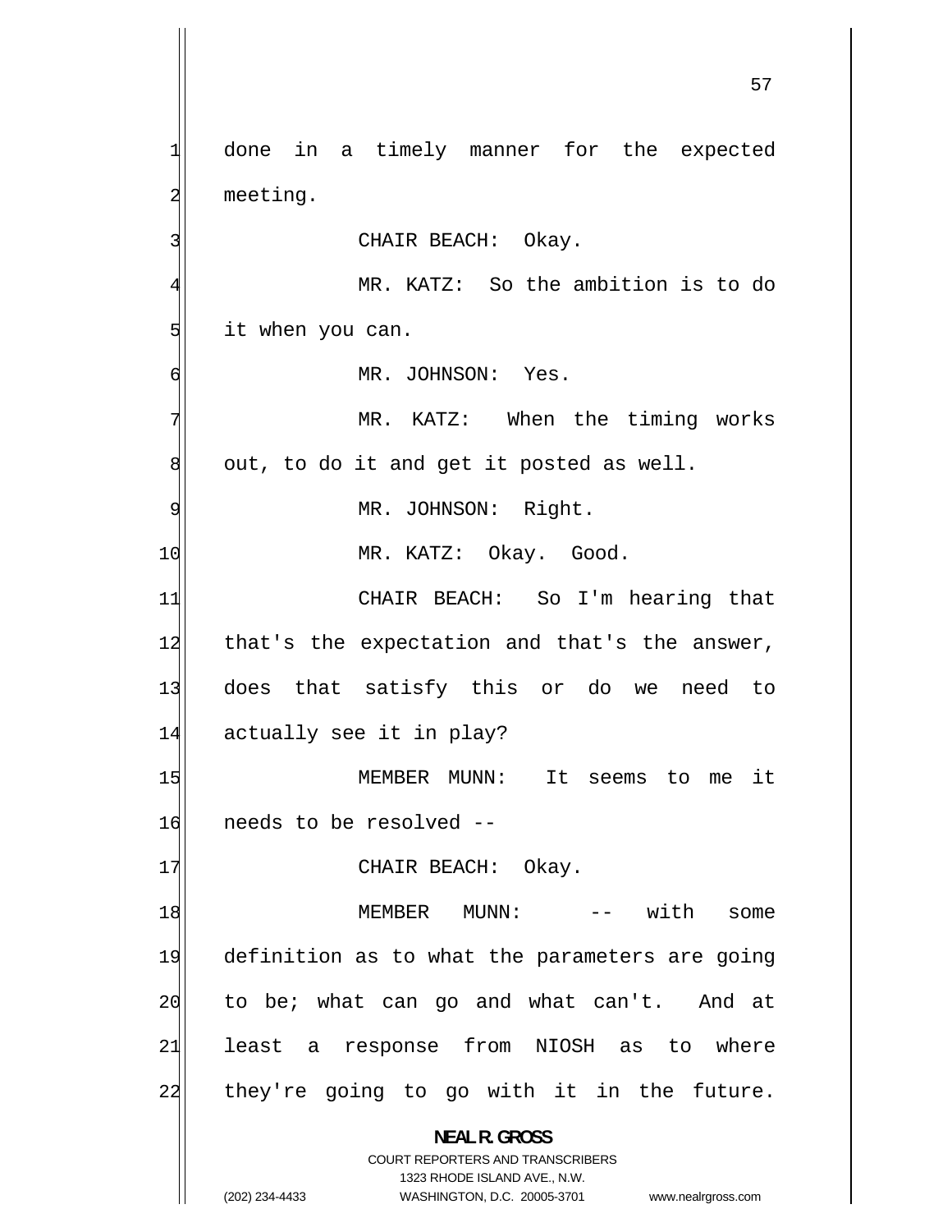done in a timely manner for the expected meeting.

CHAIR BEACH: Okay.

MR. KATZ: So the ambition is to do it when you can.

MR. JOHNSON: Yes.

MR. KATZ: When the timing works out, to do it and get it posted as well.

MR. JOHNSON: Right.

MR. KATZ: Okay. Good.

CHAIR BEACH: So I'm hearing that that's the expectation and that's the answer, does that satisfy this or do we need to actually see it in play?

MEMBER MUNN: It seems to me it needs to be resolved --

CHAIR BEACH: Okay.

MEMBER MUNN: -- with some definition as to what the parameters are going to be; what can go and what can't. And at least a response from NIOSH as to where they're going to go with it in the future.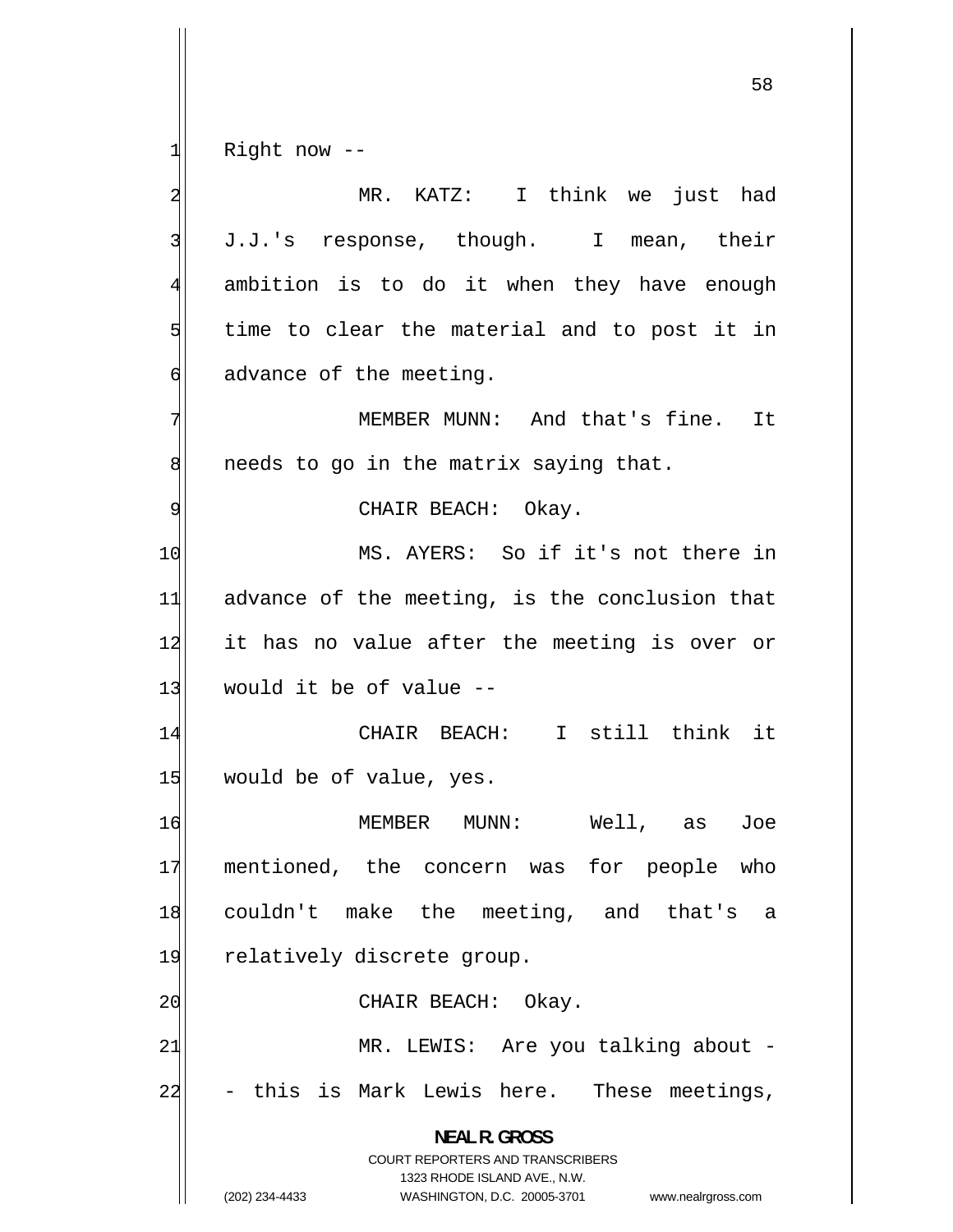Right now --

MR. KATZ: I think we just had J.J.'s response, though. I mean, their ambition is to do it when they have enough time to clear the material and to post it in advance of the meeting.

MEMBER MUNN: And that's fine. It needs to go in the matrix saying that.

CHAIR BEACH: Okay.

MS. AYERS: So if it's not there in advance of the meeting, is the conclusion that it has no value after the meeting is over or would it be of value --

CHAIR BEACH: I still think it would be of value, yes.

MEMBER MUNN: Well, as Joe mentioned, the concern was for people who couldn't make the meeting, and that's a relatively discrete group.

CHAIR BEACH: Okay.

MR. LEWIS: Are you talking about - - this is Mark Lewis here. These meetings,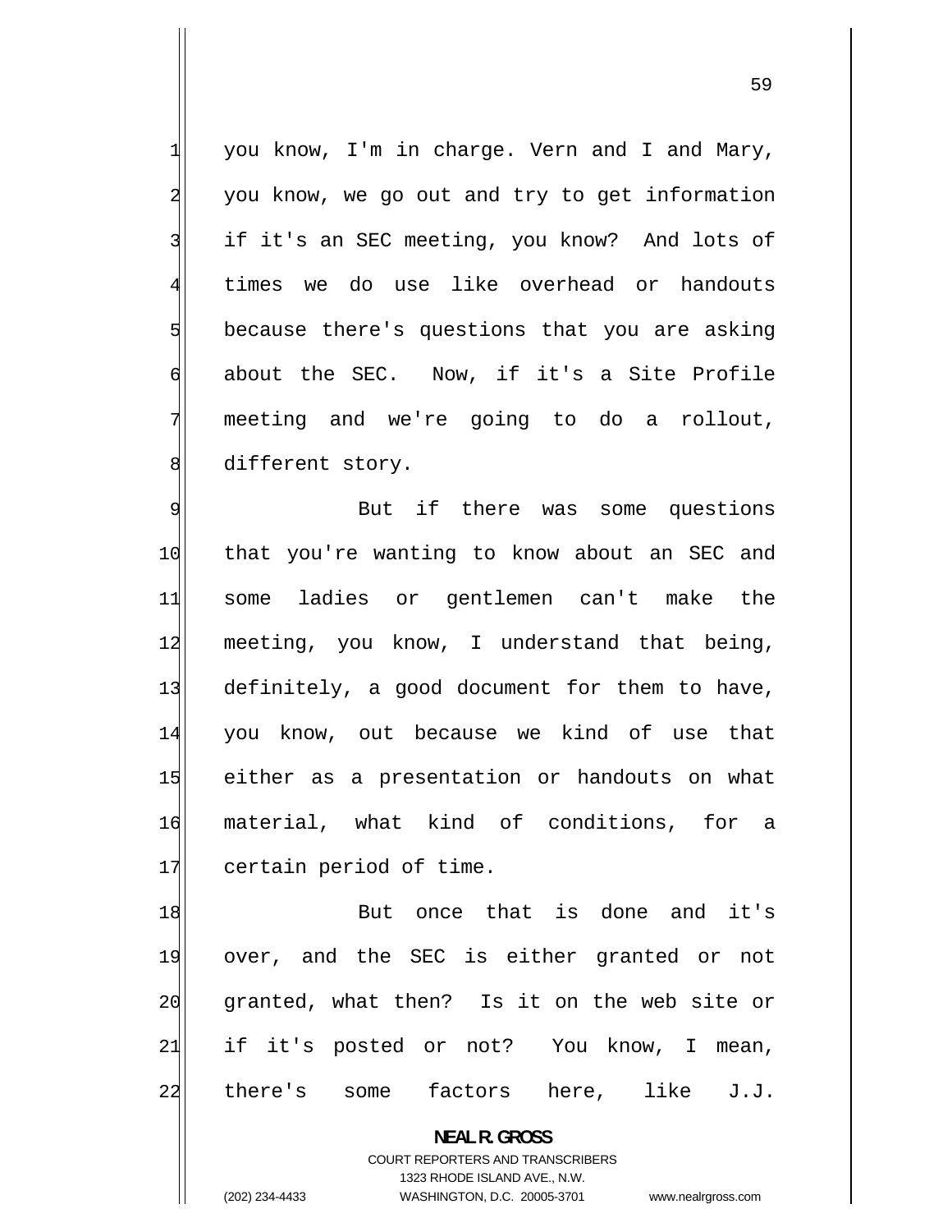you know, I'm in charge. Vern and I and Mary, you know, we go out and try to get information if it's an SEC meeting, you know? And lots of times we do use like overhead or handouts because there's questions that you are asking about the SEC. Now, if it's a Site Profile meeting and we're going to do a rollout, different story.

But if there was some questions that you're wanting to know about an SEC and some ladies or gentlemen can't make the meeting, you know, I understand that being, definitely, a good document for them to have, you know, out because we kind of use that either as a presentation or handouts on what material, what kind of conditions, for a certain period of time.

But once that is done and it's over, and the SEC is either granted or not granted, what then? Is it on the web site or if it's posted or not? You know, I mean, there's some factors here, like J.J.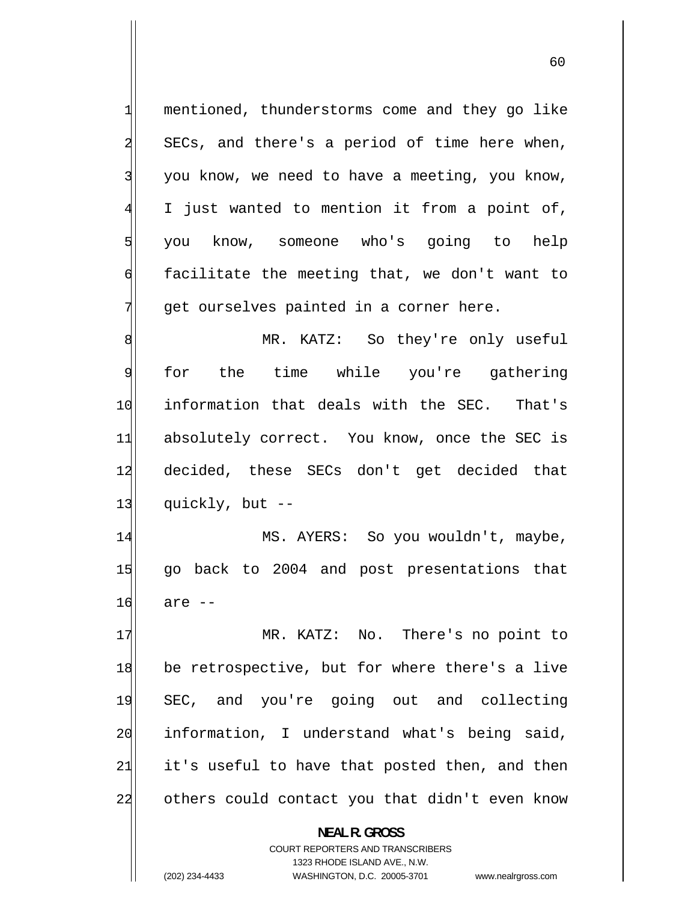mentioned, thunderstorms come and they go like SECs, and there's a period of time here when, you know, we need to have a meeting, you know, I just wanted to mention it from a point of, you know, someone who's going to help facilitate the meeting that, we don't want to get ourselves painted in a corner here.

MR. KATZ: So they're only useful for the time while you're gathering information that deals with the SEC. That's absolutely correct. You know, once the SEC is decided, these SECs don't get decided that quickly, but --

MS. AYERS: So you wouldn't, maybe, go back to 2004 and post presentations that are --

MR. KATZ: No. There's no point to be retrospective, but for where there's a live SEC, and you're going out and collecting information, I understand what's being said, it's useful to have that posted then, and then others could contact you that didn't even know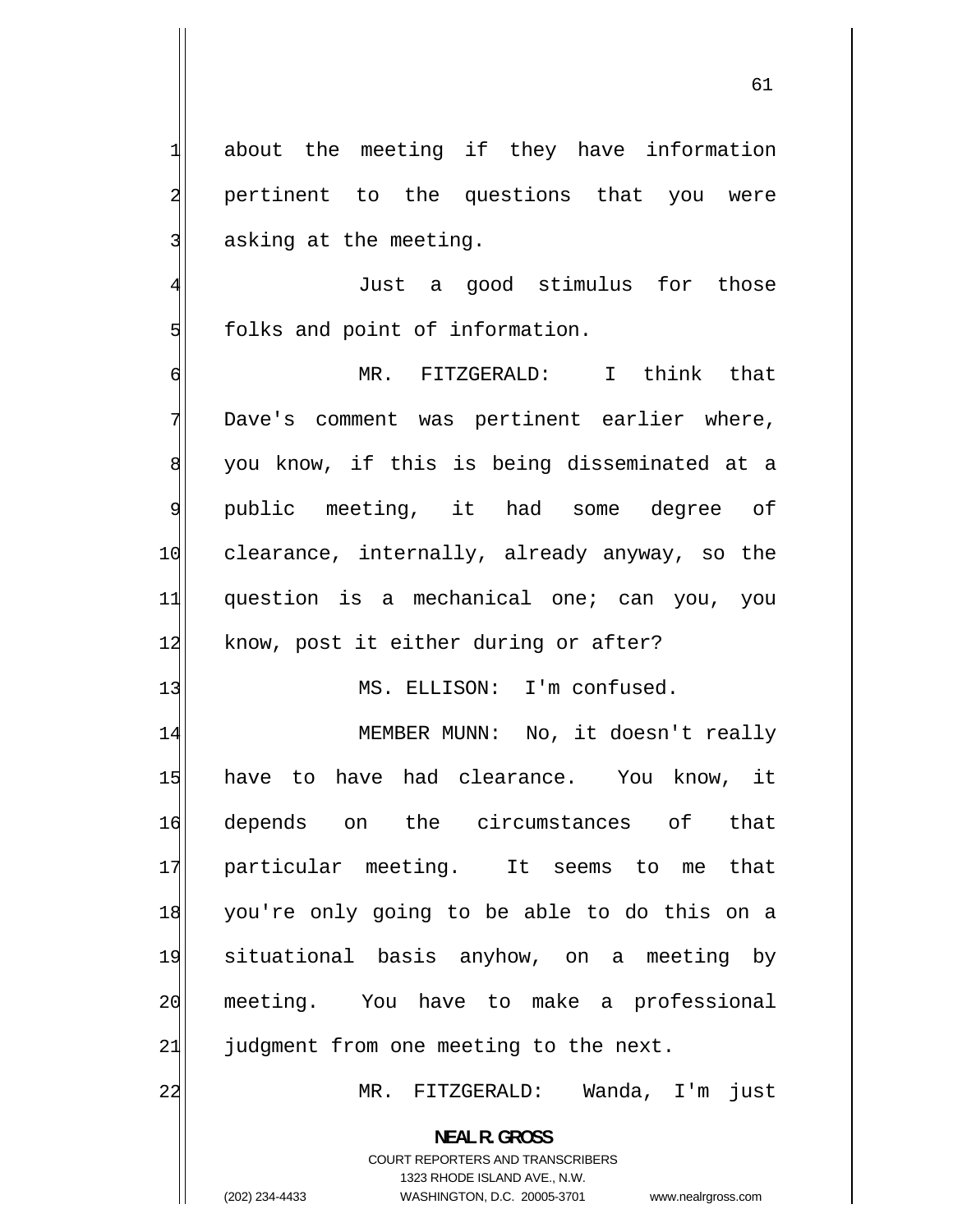about the meeting if they have information pertinent to the questions that you were asking at the meeting.

Just a good stimulus for those folks and point of information.

MR. FITZGERALD: I think that Dave's comment was pertinent earlier where, you know, if this is being disseminated at a public meeting, it had some degree of clearance, internally, already anyway, so the question is a mechanical one; can you, you know, post it either during or after?

MS. ELLISON: I'm confused.

MEMBER MUNN: No, it doesn't really have to have had clearance. You know, it depends on the circumstances of that particular meeting. It seems to me that you're only going to be able to do this on a situational basis anyhow, on a meeting by meeting. You have to make a professional judgment from one meeting to the next.

MR. FITZGERALD: Wanda, I'm just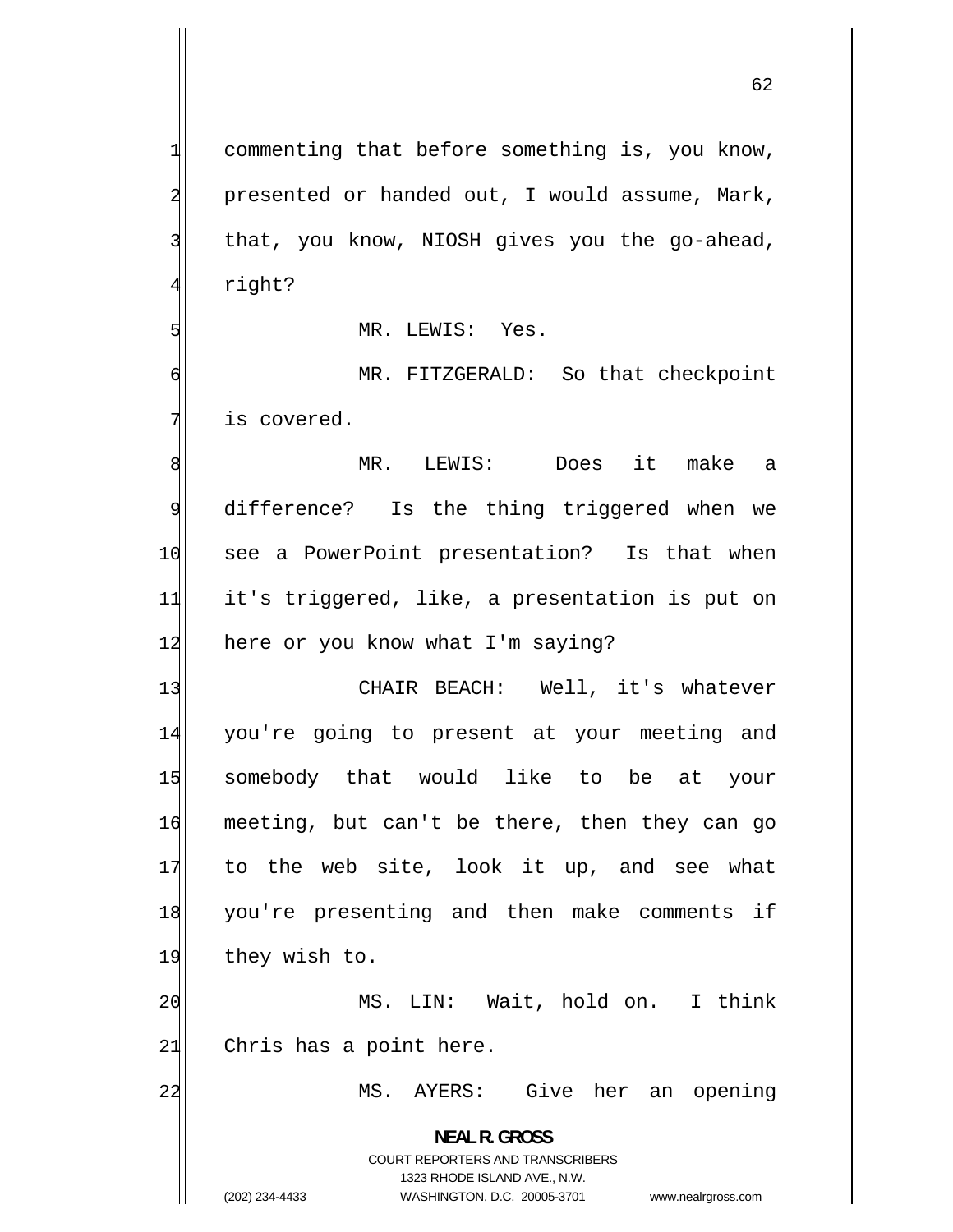commenting that before something is, you know, presented or handed out, I would assume, Mark, that, you know, NIOSH gives you the go-ahead, right?

MR. LEWIS: Yes.

MR. FITZGERALD: So that checkpoint is covered.

MR. LEWIS: Does it make a difference? Is the thing triggered when we see a PowerPoint presentation? Is that when it's triggered, like, a presentation is put on here or you know what I'm saying?

CHAIR BEACH: Well, it's whatever you're going to present at your meeting and somebody that would like to be at your meeting, but can't be there, then they can go to the web site, look it up, and see what you're presenting and then make comments if they wish to.

MS. LIN: Wait, hold on. I think Chris has a point here.

MS. AYERS: Give her an opening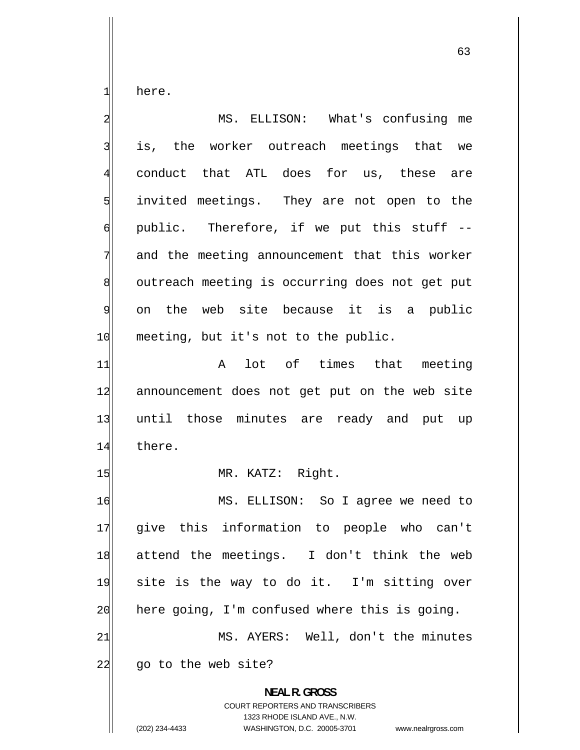here.

MS. ELLISON: What's confusing me is, the worker outreach meetings that we conduct that ATL does for us, these are invited meetings. They are not open to the public. Therefore, if we put this stuff -- and the meeting announcement that this worker outreach meeting is occurring does not get put on the web site because it is a public meeting, but it's not to the public.

A lot of times that meeting announcement does not get put on the web site until those minutes are ready and put up there.

MR. KATZ: Right.

MS. ELLISON: So I agree we need to give this information to people who can't attend the meetings. I don't think the web site is the way to do it. I'm sitting over here going, I'm confused where this is going.

MS. AYERS: Well, don't the minutes go to the web site?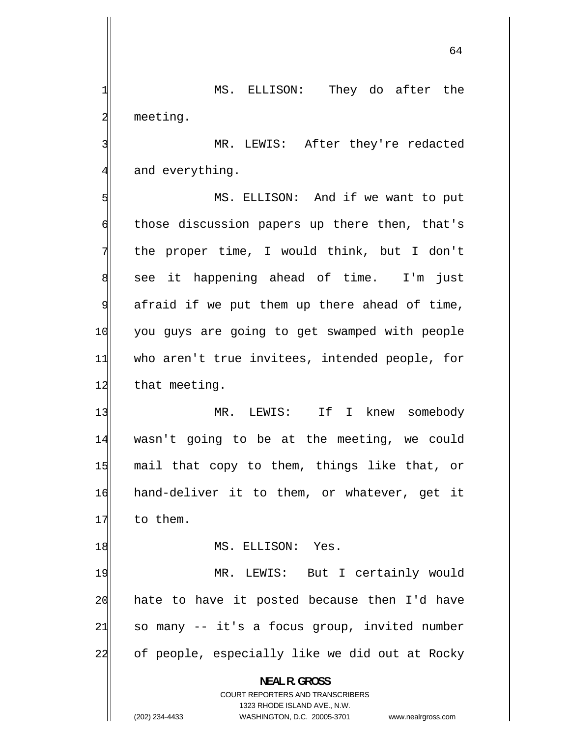MS. ELLISON: They do after the meeting.

MR. LEWIS: After they're redacted and everything.

MS. ELLISON: And if we want to put those discussion papers up there then, that's the proper time, I would think, but I don't see it happening ahead of time. I'm just afraid if we put them up there ahead of time, you guys are going to get swamped with people who aren't true invitees, intended people, for that meeting.

MR. LEWIS: If I knew somebody wasn't going to be at the meeting, we could mail that copy to them, things like that, or hand-deliver it to them, or whatever, get it to them.

MS. ELLISON: Yes.

MR. LEWIS: But I certainly would hate to have it posted because then I'd have so many -- it's a focus group, invited number of people, especially like we did out at Rocky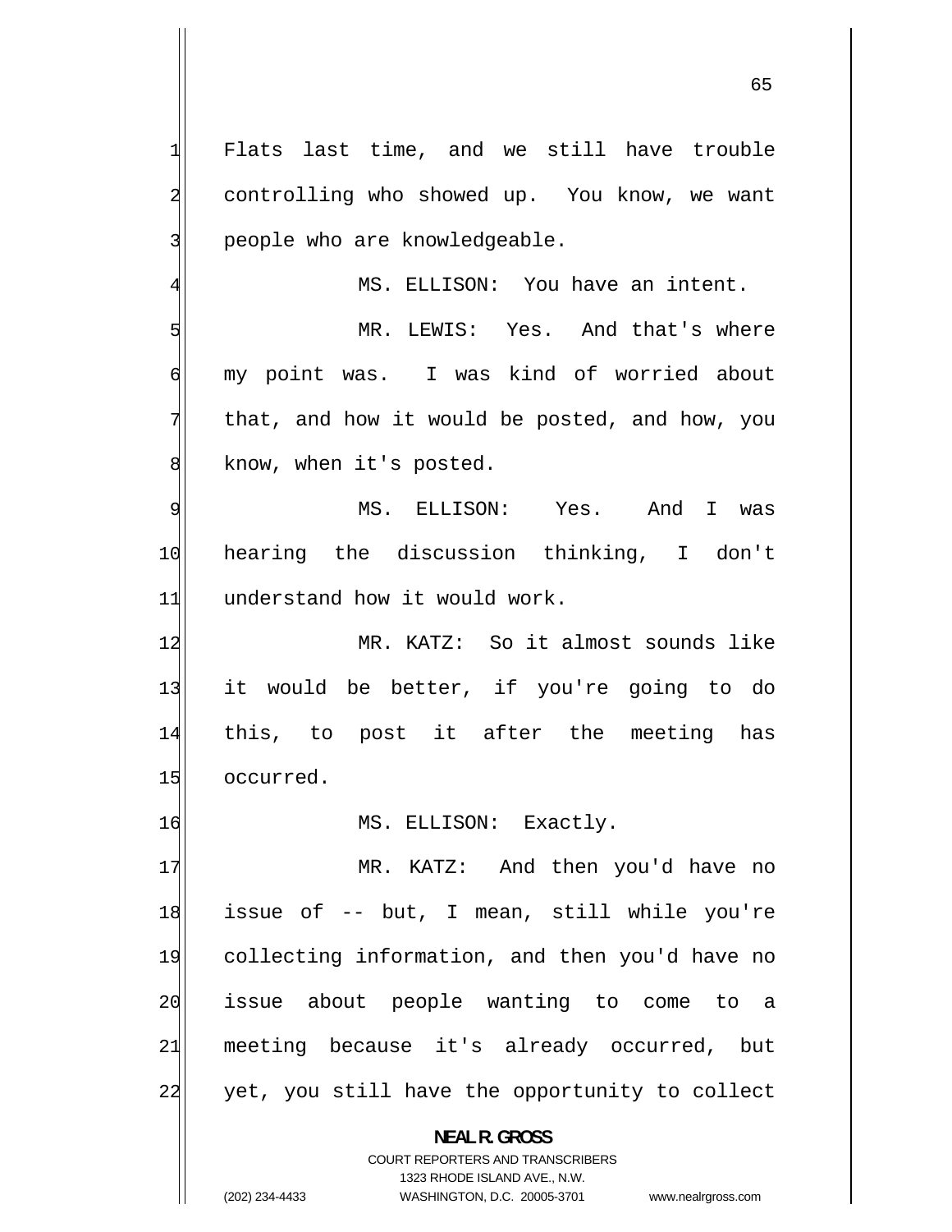Flats last time, and we still have trouble controlling who showed up. You know, we want people who are knowledgeable.

MS. ELLISON: You have an intent.

MR. LEWIS: Yes. And that's where my point was. I was kind of worried about that, and how it would be posted, and how, you know, when it's posted.

MS. ELLISON: Yes. And I was hearing the discussion thinking, I don't understand how it would work.

MR. KATZ: So it almost sounds like it would be better, if you're going to do this, to post it after the meeting has occurred.

MS. ELLISON: Exactly.

MR. KATZ: And then you'd have no issue of -- but, I mean, still while you're collecting information, and then you'd have no issue about people wanting to come to a meeting because it's already occurred, but yet, you still have the opportunity to collect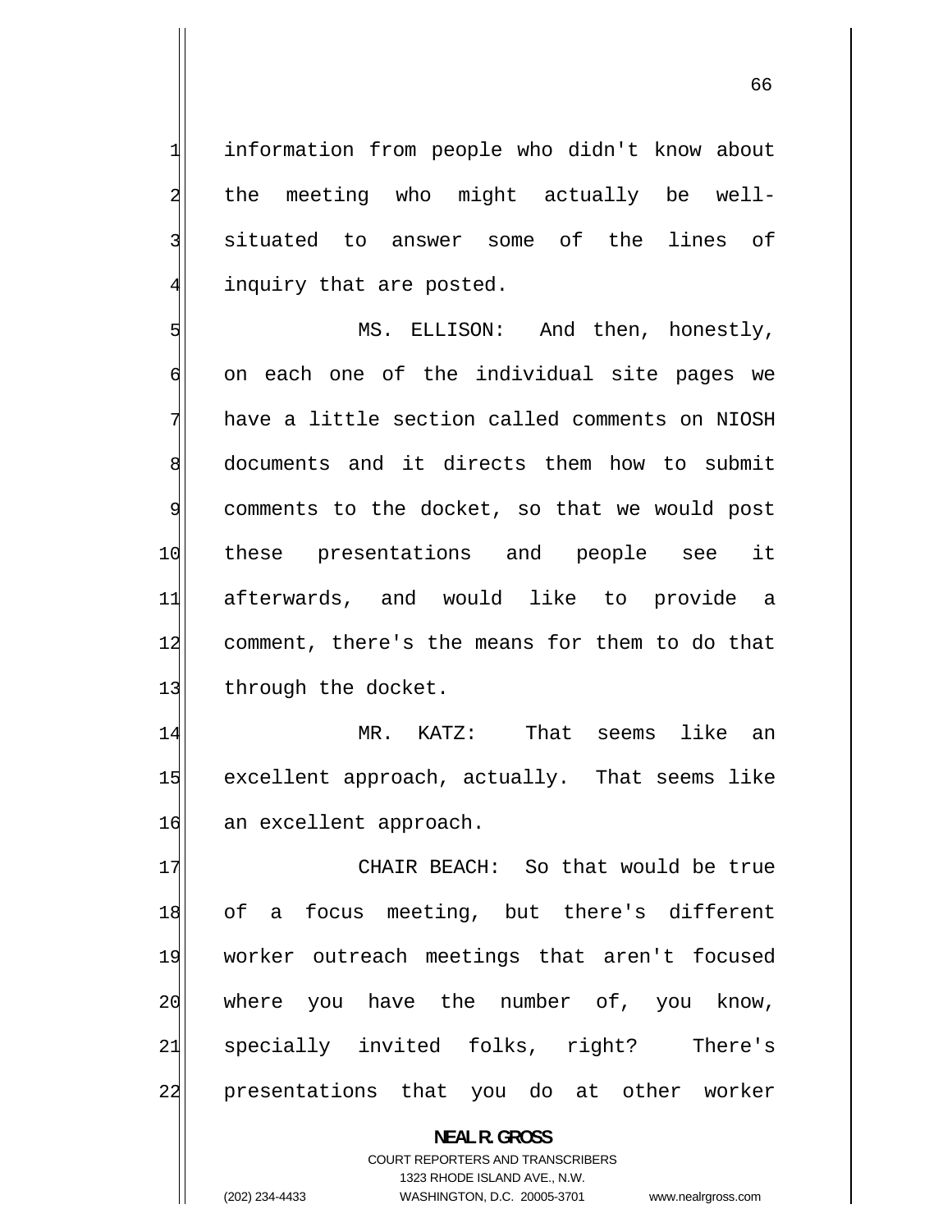information from people who didn't know about the meeting who might actually be well-situated to answer some of the lines of inquiry that are posted.

MS. ELLISON: And then, honestly, on each one of the individual site pages we have a little section called comments on NIOSH documents and it directs them how to submit comments to the docket, so that we would post these presentations and people see it afterwards, and would like to provide a comment, there's the means for them to do that through the docket.

MR. KATZ: That seems like an excellent approach, actually. That seems like an excellent approach.

CHAIR BEACH: So that would be true of a focus meeting, but there's different worker outreach meetings that aren't focused where you have the number of, you know, specially invited folks, right? There's presentations that you do at other worker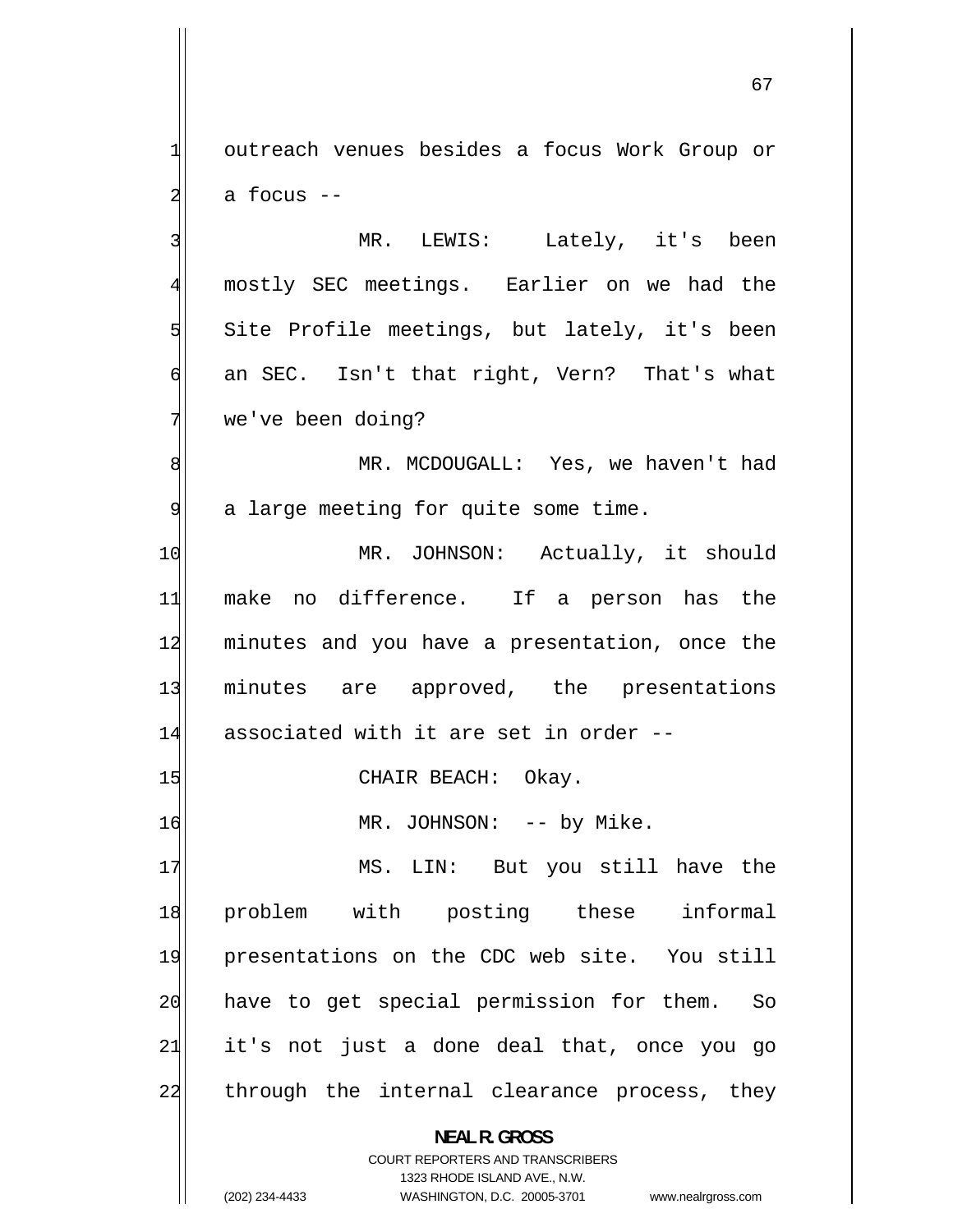outreach venues besides a focus Work Group or a focus --

MR. LEWIS: Lately, it's been mostly SEC meetings. Earlier on we had the Site Profile meetings, but lately, it's been an SEC. Isn't that right, Vern? That's what we've been doing?

MR. MCDOUGALL: Yes, we haven't had a large meeting for quite some time.

MR. JOHNSON: Actually, it should make no difference. If a person has the minutes and you have a presentation, once the minutes are approved, the presentations associated with it are set in order --

CHAIR BEACH: Okay.

MR. JOHNSON: -- by Mike.

MS. LIN: But you still have the problem with posting these informal presentations on the CDC web site. You still have to get special permission for them. So it's not just a done deal that, once you go through the internal clearance process, they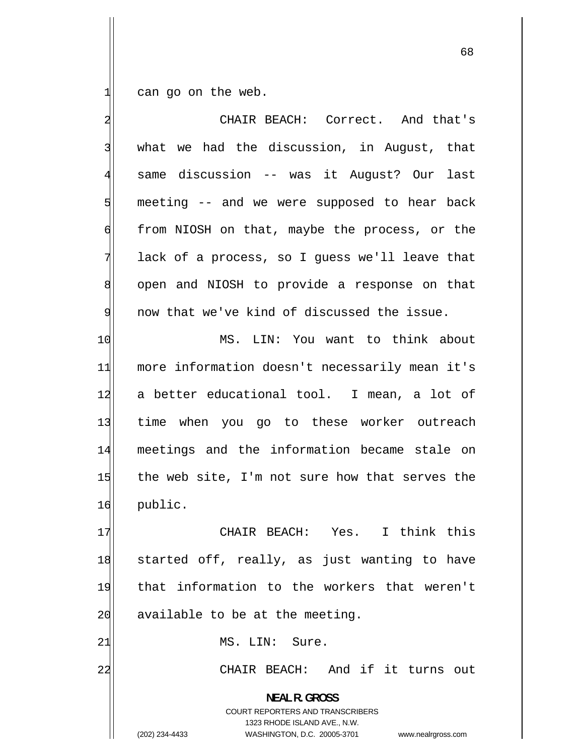can go on the web.

CHAIR BEACH: Correct. And that's what we had the discussion, in August, that same discussion -- was it August? Our last meeting -- and we were supposed to hear back from NIOSH on that, maybe the process, or the lack of a process, so I guess we'll leave that open and NIOSH to provide a response on that now that we've kind of discussed the issue.

MS. LIN: You want to think about more information doesn't necessarily mean it's a better educational tool. I mean, a lot of time when you go to these worker outreach meetings and the information became stale on the web site, I'm not sure how that serves the public.

CHAIR BEACH: Yes. I think this started off, really, as just wanting to have that information to the workers that weren't available to be at the meeting.

MS. LIN: Sure.

CHAIR BEACH: And if it turns out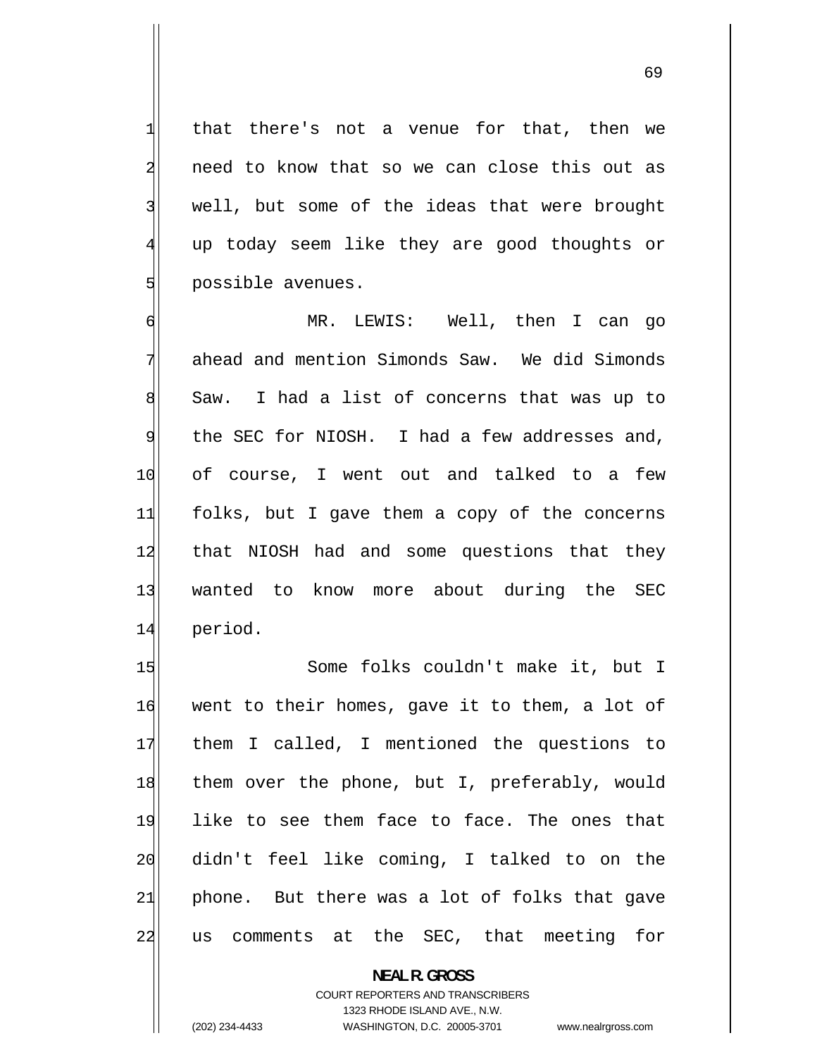that there's not a venue for that, then we need to know that so we can close this out as well, but some of the ideas that were brought up today seem like they are good thoughts or possible avenues.

MR. LEWIS: Well, then I can go ahead and mention Simonds Saw. We did Simonds Saw. I had a list of concerns that was up to the SEC for NIOSH. I had a few addresses and, of course, I went out and talked to a few folks, but I gave them a copy of the concerns that NIOSH had and some questions that they wanted to know more about during the SEC period.

Some folks couldn't make it, but I went to their homes, gave it to them, a lot of them I called, I mentioned the questions to them over the phone, but I, preferably, would like to see them face to face. The ones that didn't feel like coming, I talked to on the phone. But there was a lot of folks that gave us comments at the SEC, that meeting for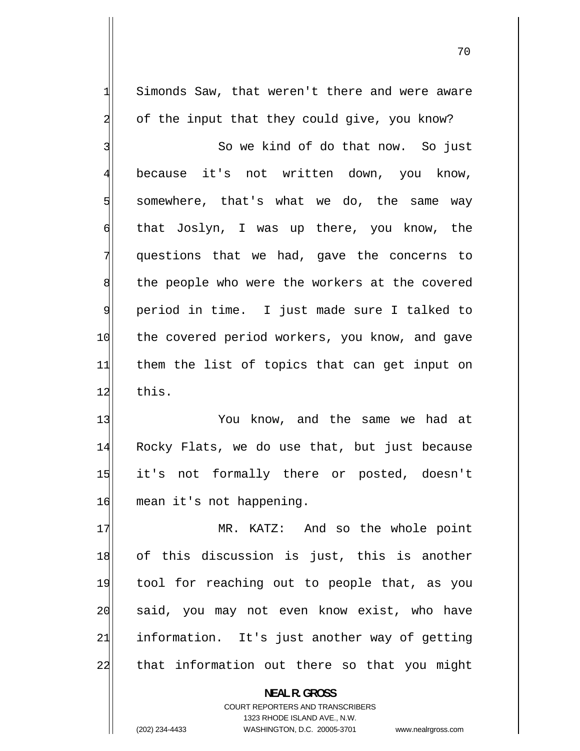Simonds Saw, that weren't there and were aware of the input that they could give, you know?

So we kind of do that now. So just because it's not written down, you know, somewhere, that's what we do, the same way that Joslyn, I was up there, you know, the questions that we had, gave the concerns to the people who were the workers at the covered period in time. I just made sure I talked to the covered period workers, you know, and gave them the list of topics that can get input on this.

You know, and the same we had at Rocky Flats, we do use that, but just because it's not formally there or posted, doesn't mean it's not happening.

MR. KATZ: And so the whole point of this discussion is just, this is another tool for reaching out to people that, as you said, you may not even know exist, who have information. It's just another way of getting that information out there so that you might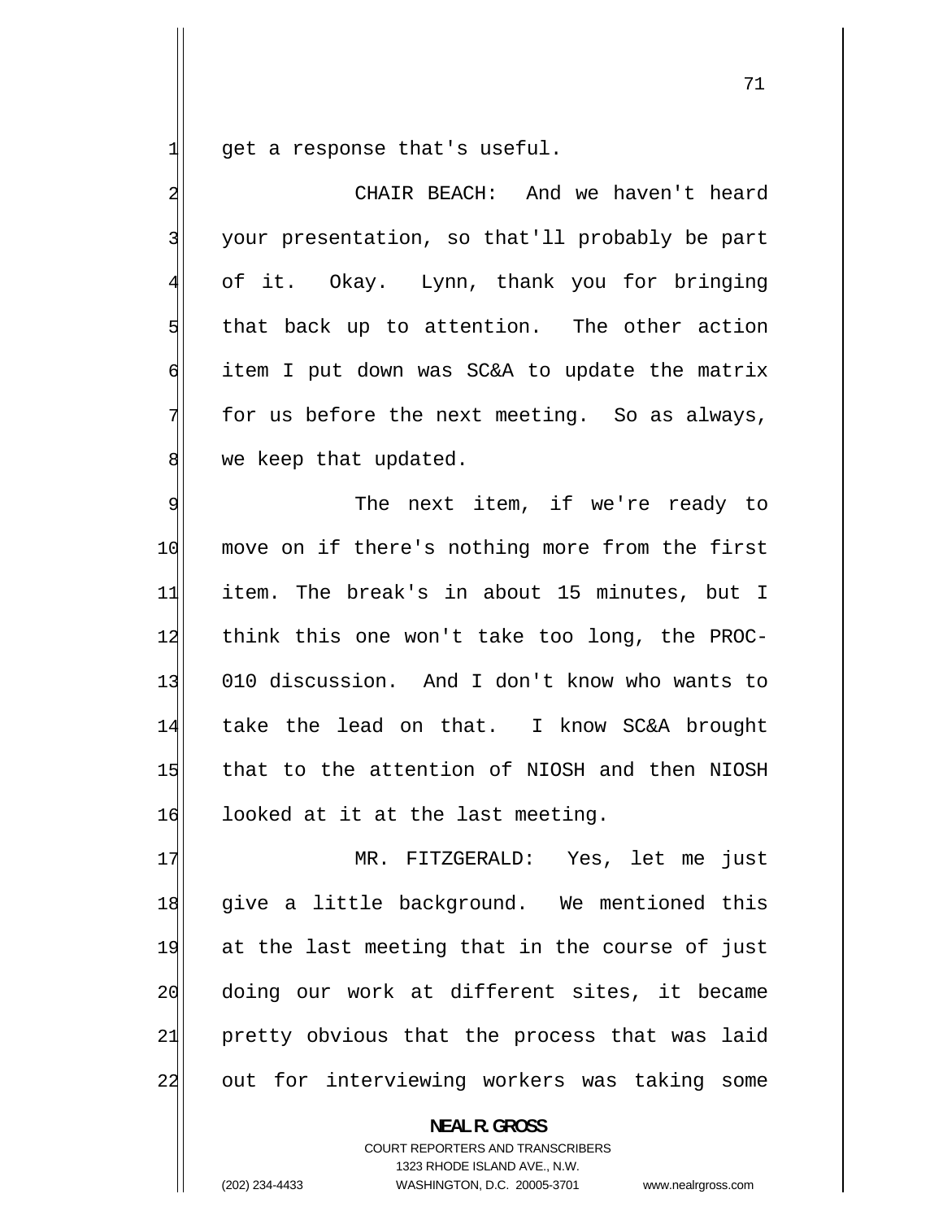get a response that's useful.

CHAIR BEACH: And we haven't heard your presentation, so that'll probably be part of it. Okay. Lynn, thank you for bringing that back up to attention. The other action item I put down was SC&A to update the matrix for us before the next meeting. So as always, we keep that updated.

The next item, if we're ready to move on if there's nothing more from the first item. The break's in about 15 minutes, but I think this one won't take too long, the PROC-010 discussion. And I don't know who wants to take the lead on that. I know SC&A brought that to the attention of NIOSH and then NIOSH looked at it at the last meeting.

MR. FITZGERALD: Yes, let me just give a little background. We mentioned this at the last meeting that in the course of just doing our work at different sites, it became pretty obvious that the process that was laid out for interviewing workers was taking some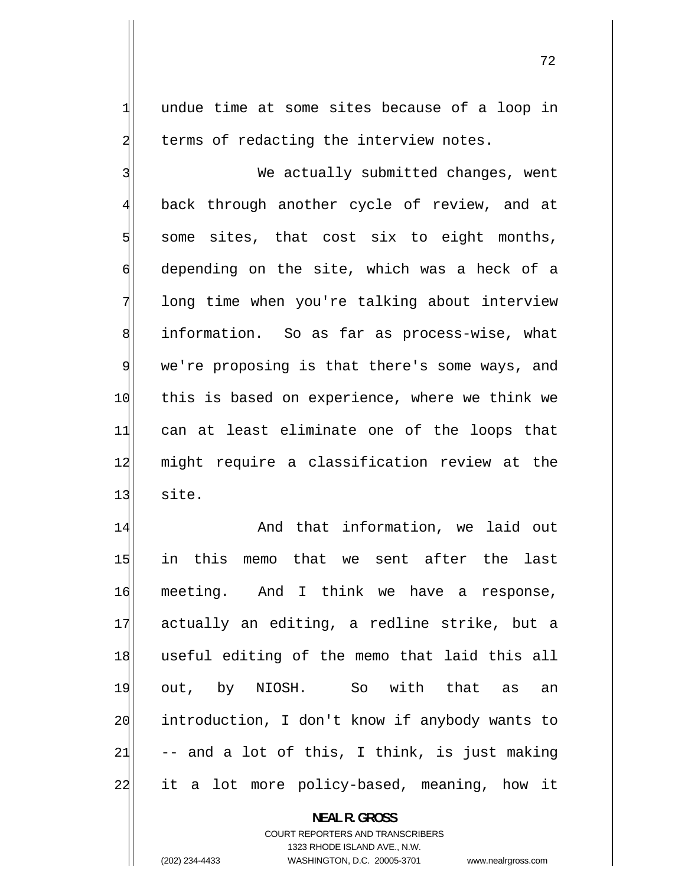undue time at some sites because of a loop in terms of redacting the interview notes.

We actually submitted changes, went back through another cycle of review, and at some sites, that cost six to eight months, depending on the site, which was a heck of a long time when you're talking about interview information. So as far as process-wise, what we're proposing is that there's some ways, and this is based on experience, where we think we can at least eliminate one of the loops that might require a classification review at the site.

And that information, we laid out in this memo that we sent after the last meeting. And I think we have a response, actually an editing, a redline strike, but a useful editing of the memo that laid this all out, by NIOSH. So with that as an introduction, I don't know if anybody wants to -- and a lot of this, I think, is just making it a lot more policy-based, meaning, how it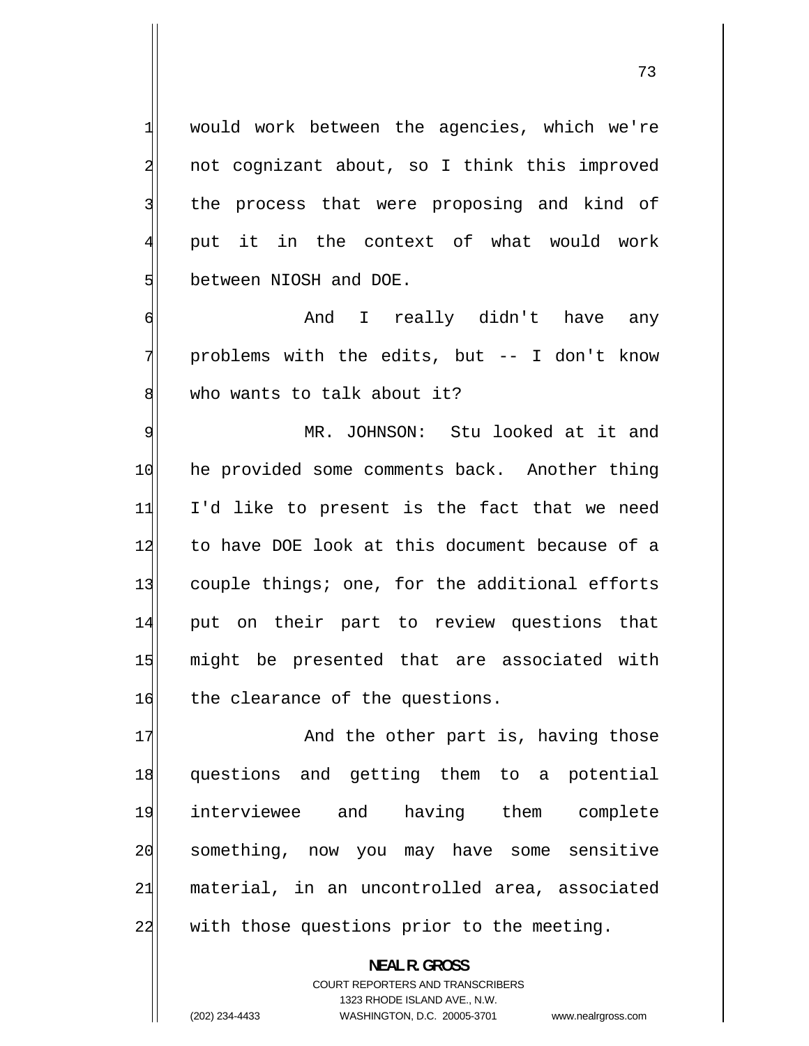would work between the agencies, which we're not cognizant about, so I think this improved the process that were proposing and kind of put it in the context of what would work between NIOSH and DOE.

And I really didn't have any problems with the edits, but -- I don't know who wants to talk about it?

MR. JOHNSON: Stu looked at it and he provided some comments back. Another thing I'd like to present is the fact that we need to have DOE look at this document because of a couple things; one, for the additional efforts put on their part to review questions that might be presented that are associated with the clearance of the questions.

And the other part is, having those questions and getting them to a potential interviewee and having them complete something, now you may have some sensitive material, in an uncontrolled area, associated with those questions prior to the meeting.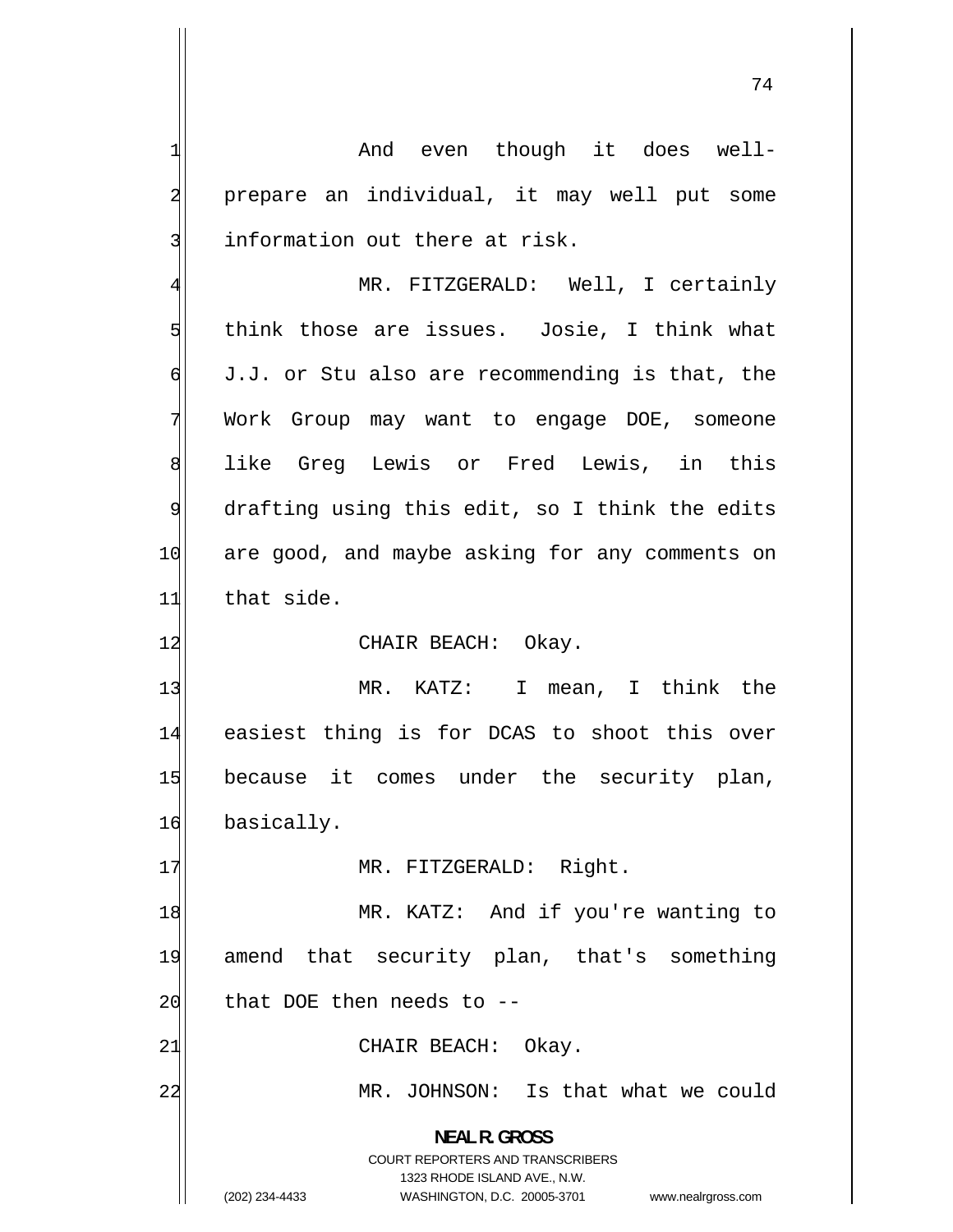And even though it does well-prepare an individual, it may well put some information out there at risk.

MR. FITZGERALD: Well, I certainly think those are issues. Josie, I think what J.J. or Stu also are recommending is that, the Work Group may want to engage DOE, someone like Greg Lewis or Fred Lewis, in this drafting using this edit, so I think the edits are good, and maybe asking for any comments on that side.

CHAIR BEACH: Okay.

MR. KATZ: I mean, I think the easiest thing is for DCAS to shoot this over because it comes under the security plan, basically.

MR. FITZGERALD: Right.

MR. KATZ: And if you're wanting to amend that security plan, that's something that DOE then needs to --

CHAIR BEACH: Okay.

MR. JOHNSON: Is that what we could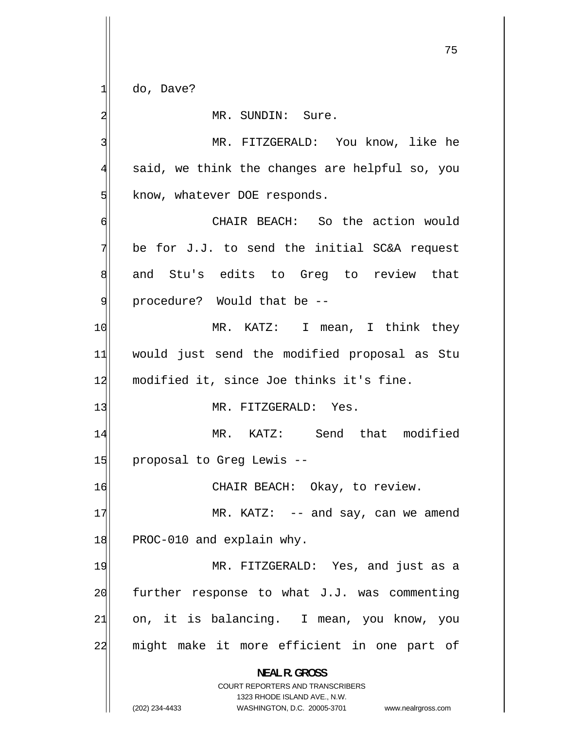do, Dave?

MR. SUNDIN: Sure.

MR. FITZGERALD: You know, like he said, we think the changes are helpful so, you know, whatever DOE responds.

CHAIR BEACH: So the action would be for J.J. to send the initial SC&A request and Stu's edits to Greg to review that procedure? Would that be --

MR. KATZ: I mean, I think they would just send the modified proposal as Stu modified it, since Joe thinks it's fine.

MR. FITZGERALD: Yes.

MR. KATZ: Send that modified proposal to Greg Lewis --

CHAIR BEACH: Okay, to review.

MR. KATZ: -- and say, can we amend PROC-010 and explain why.

MR. FITZGERALD: Yes, and just as a further response to what J.J. was commenting on, it is balancing. I mean, you know, you might make it more efficient in one part of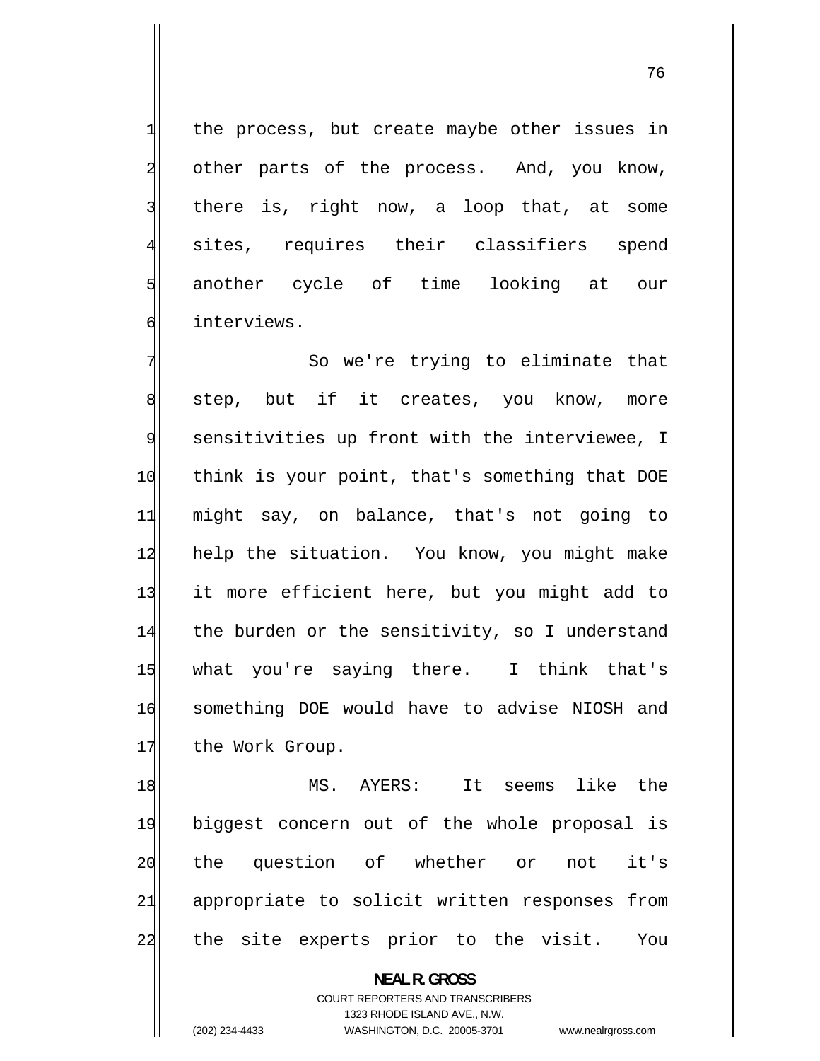the process, but create maybe other issues in other parts of the process. And, you know, there is, right now, a loop that, at some sites, requires their classifiers spend another cycle of time looking at our interviews.

So we're trying to eliminate that step, but if it creates, you know, more sensitivities up front with the interviewee, I think is your point, that's something that DOE might say, on balance, that's not going to help the situation. You know, you might make it more efficient here, but you might add to the burden or the sensitivity, so I understand what you're saying there. I think that's something DOE would have to advise NIOSH and the Work Group.

MS. AYERS: It seems like the biggest concern out of the whole proposal is the question of whether or not it's appropriate to solicit written responses from the site experts prior to the visit. You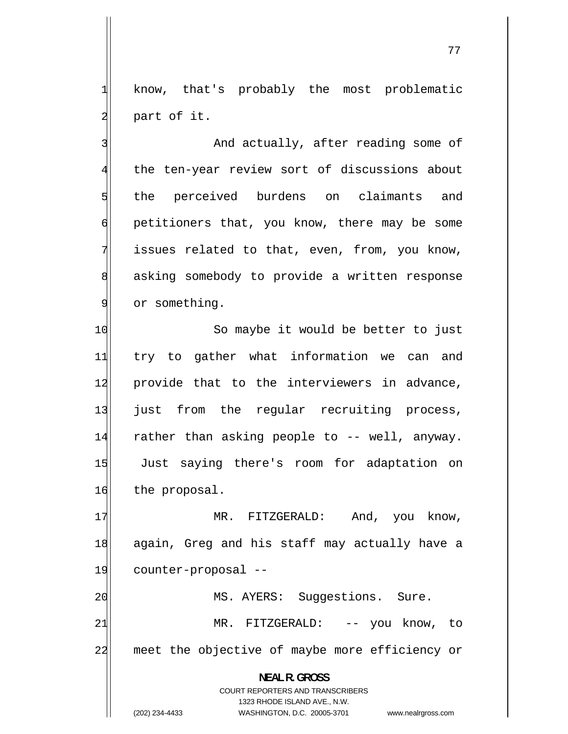know, that's probably the most problematic part of it.

And actually, after reading some of the ten-year review sort of discussions about the perceived burdens on claimants and petitioners that, you know, there may be some issues related to that, even, from, you know, asking somebody to provide a written response or something.

So maybe it would be better to just try to gather what information we can and provide that to the interviewers in advance, just from the regular recruiting process, rather than asking people to -- well, anyway. Just saying there's room for adaptation on the proposal.

MR. FITZGERALD: And, you know, again, Greg and his staff may actually have a counter-proposal --

MS. AYERS: Suggestions. Sure.

MR. FITZGERALD: -- you know, to meet the objective of maybe more efficiency or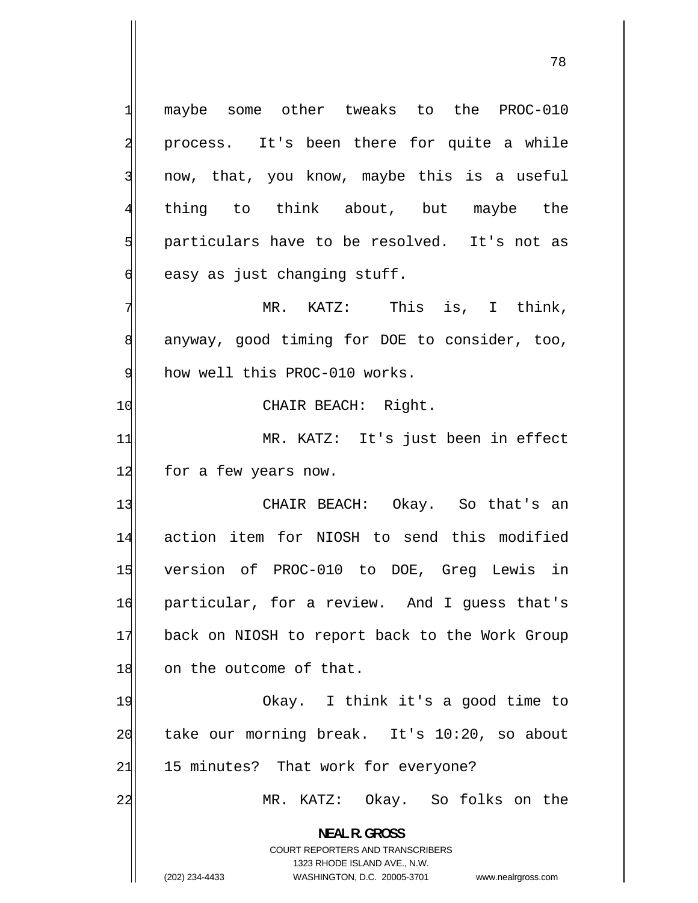maybe some other tweaks to the PROC-010 process. It's been there for quite a while now, that, you know, maybe this is a useful thing to think about, but maybe the particulars have to be resolved. It's not as easy as just changing stuff.

MR. KATZ: This is, I think, anyway, good timing for DOE to consider, too, how well this PROC-010 works.

CHAIR BEACH: Right.

MR. KATZ: It's just been in effect for a few years now.

CHAIR BEACH: Okay. So that's an action item for NIOSH to send this modified version of PROC-010 to DOE, Greg Lewis in particular, for a review. And I guess that's back on NIOSH to report back to the Work Group on the outcome of that.

Okay. I think it's a good time to take our morning break. It's 10:20, so about 15 minutes? That work for everyone?

MR. KATZ: Okay. So folks on the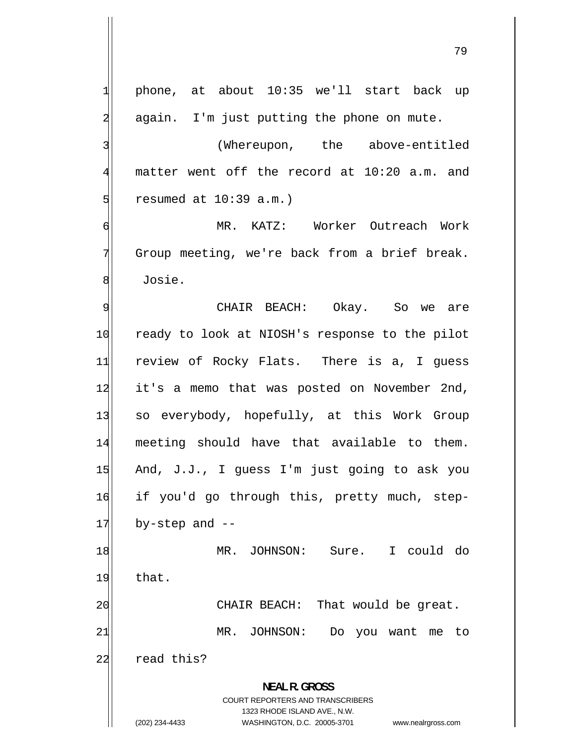phone, at about 10:35 we'll start back up again. I'm just putting the phone on mute.

(Whereupon, the above-entitled matter went off the record at 10:20 a.m. and resumed at 10:39 a.m.)

MR. KATZ: Worker Outreach Work Group meeting, we're back from a brief break. Josie.

CHAIR BEACH: Okay. So we are ready to look at NIOSH's response to the pilot review of Rocky Flats. There is a, I guess it's a memo that was posted on November 2nd, so everybody, hopefully, at this Work Group meeting should have that available to them. And, J.J., I guess I'm just going to ask you if you'd go through this, pretty much, step-by-step and --

MR. JOHNSON: Sure. I could do that.

CHAIR BEACH: That would be great.

MR. JOHNSON: Do you want me to read this?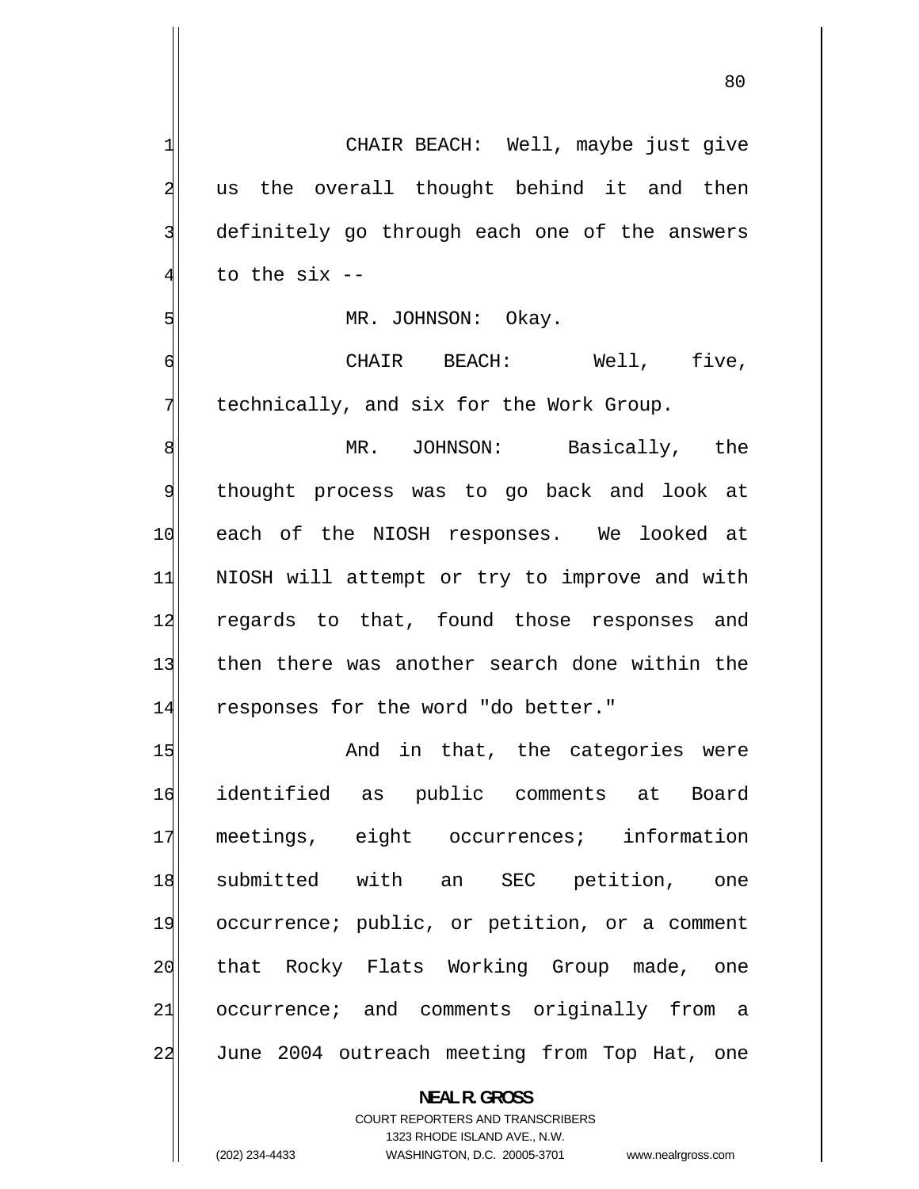CHAIR BEACH: Well, maybe just give us the overall thought behind it and then definitely go through each one of the answers to the six --

MR. JOHNSON: Okay.

CHAIR BEACH: Well, five, technically, and six for the Work Group.

MR. JOHNSON: Basically, the thought process was to go back and look at each of the NIOSH responses. We looked at NIOSH will attempt or try to improve and with regards to that, found those responses and then there was another search done within the responses for the word "do better."

And in that, the categories were identified as public comments at Board meetings, eight occurrences; information submitted with an SEC petition, one occurrence; public, or petition, or a comment that Rocky Flats Working Group made, one occurrence; and comments originally from a June 2004 outreach meeting from Top Hat, one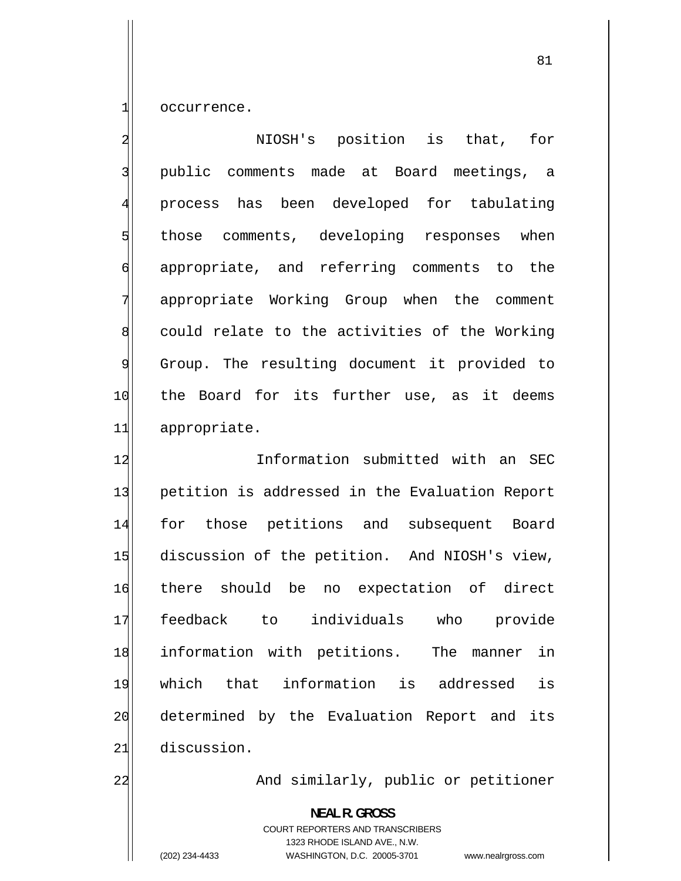occurrence.

NIOSH's position is that, for public comments made at Board meetings, a process has been developed for tabulating those comments, developing responses when appropriate, and referring comments to the appropriate Working Group when the comment could relate to the activities of the Working Group. The resulting document it provided to the Board for its further use, as it deems appropriate.

Information submitted with an SEC petition is addressed in the Evaluation Report for those petitions and subsequent Board discussion of the petition. And NIOSH's view, there should be no expectation of direct feedback to individuals who provide information with petitions. The manner in which that information is addressed is determined by the Evaluation Report and its discussion.

And similarly, public or petitioner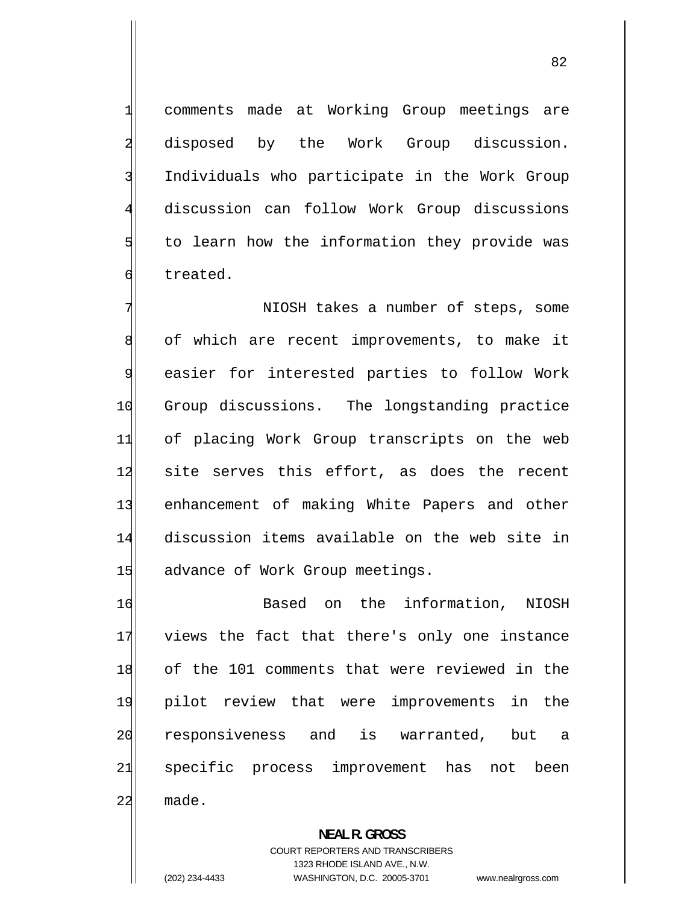comments made at Working Group meetings are disposed by the Work Group discussion. Individuals who participate in the Work Group discussion can follow Work Group discussions to learn how the information they provide was treated.

NIOSH takes a number of steps, some of which are recent improvements, to make it easier for interested parties to follow Work Group discussions. The longstanding practice of placing Work Group transcripts on the web site serves this effort, as does the recent enhancement of making White Papers and other discussion items available on the web site in advance of Work Group meetings.

Based on the information, NIOSH views the fact that there's only one instance of the 101 comments that were reviewed in the pilot review that were improvements in the responsiveness and is warranted, but a specific process improvement has not been made.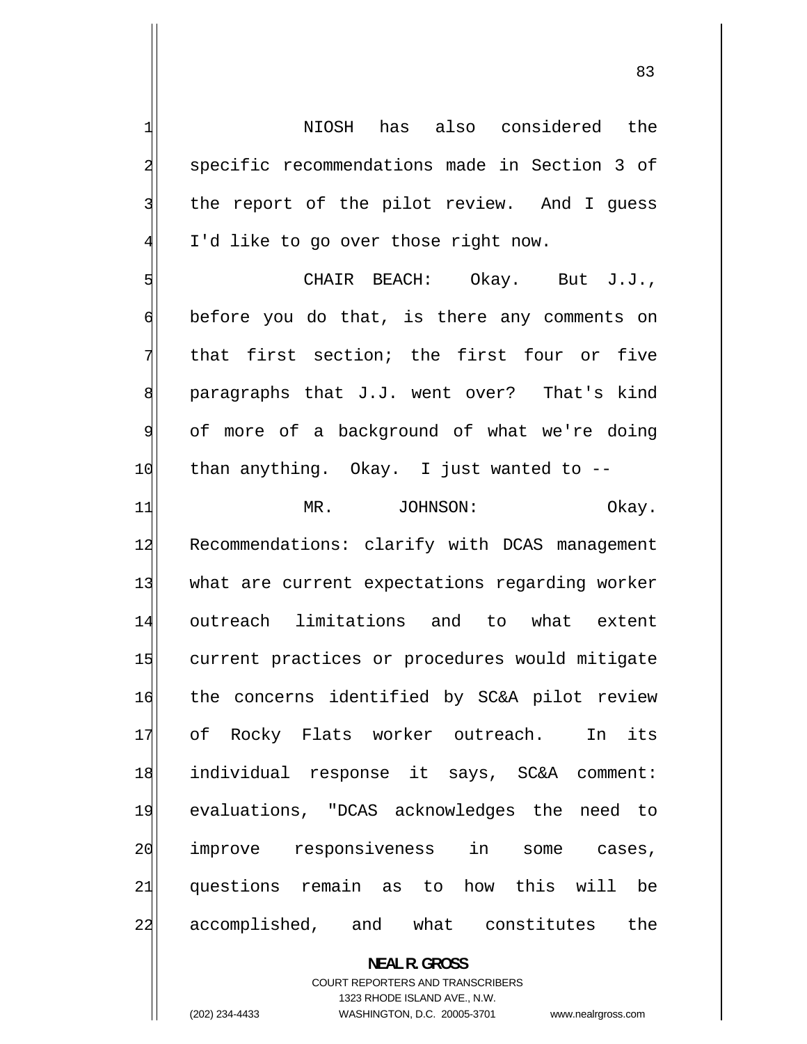NIOSH has also considered the specific recommendations made in Section 3 of the report of the pilot review. And I guess I'd like to go over those right now.

CHAIR BEACH: Okay. But J.J., before you do that, is there any comments on that first section; the first four or five paragraphs that J.J. went over? That's kind of more of a background of what we're doing than anything. Okay. I just wanted to --

MR. JOHNSON: Okay. Recommendations: clarify with DCAS management what are current expectations regarding worker outreach limitations and to what extent current practices or procedures would mitigate the concerns identified by SC&A pilot review of Rocky Flats worker outreach. In its individual response it says, SC&A comment: evaluations, "DCAS acknowledges the need to improve responsiveness in some cases, questions remain as to how this will be accomplished, and what constitutes the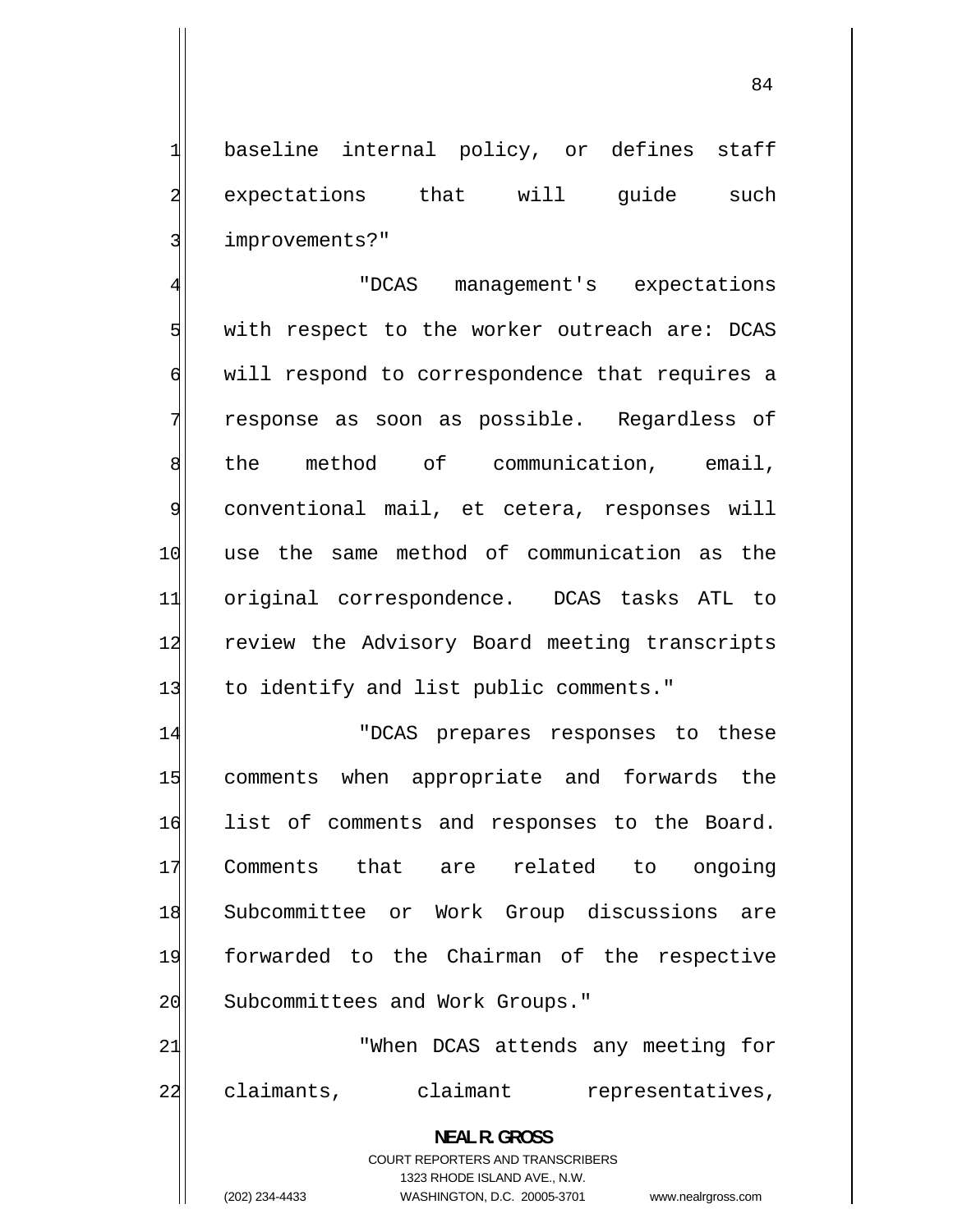baseline internal policy, or defines staff expectations that will guide such improvements?"

"DCAS management's expectations with respect to the worker outreach are: DCAS will respond to correspondence that requires a response as soon as possible. Regardless of the method of communication, email, conventional mail, et cetera, responses will use the same method of communication as the original correspondence. DCAS tasks ATL to review the Advisory Board meeting transcripts to identify and list public comments."

"DCAS prepares responses to these comments when appropriate and forwards the list of comments and responses to the Board. Comments that are related to ongoing Subcommittee or Work Group discussions are forwarded to the Chairman of the respective Subcommittees and Work Groups."

"When DCAS attends any meeting for claimants, claimant representatives,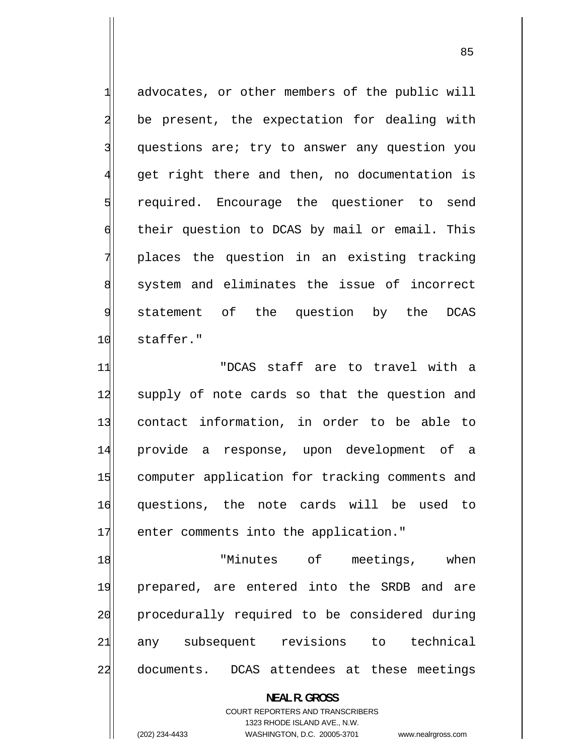advocates, or other members of the public will be present, the expectation for dealing with questions are; try to answer any question you get right there and then, no documentation is required. Encourage the questioner to send their question to DCAS by mail or email. This places the question in an existing tracking system and eliminates the issue of incorrect statement of the question by the DCAS staffer."

"DCAS staff are to travel with a supply of note cards so that the question and contact information, in order to be able to provide a response, upon development of a computer application for tracking comments and questions, the note cards will be used to enter comments into the application."

"Minutes of meetings, when prepared, are entered into the SRDB and are procedurally required to be considered during any subsequent revisions to technical documents. DCAS attendees at these meetings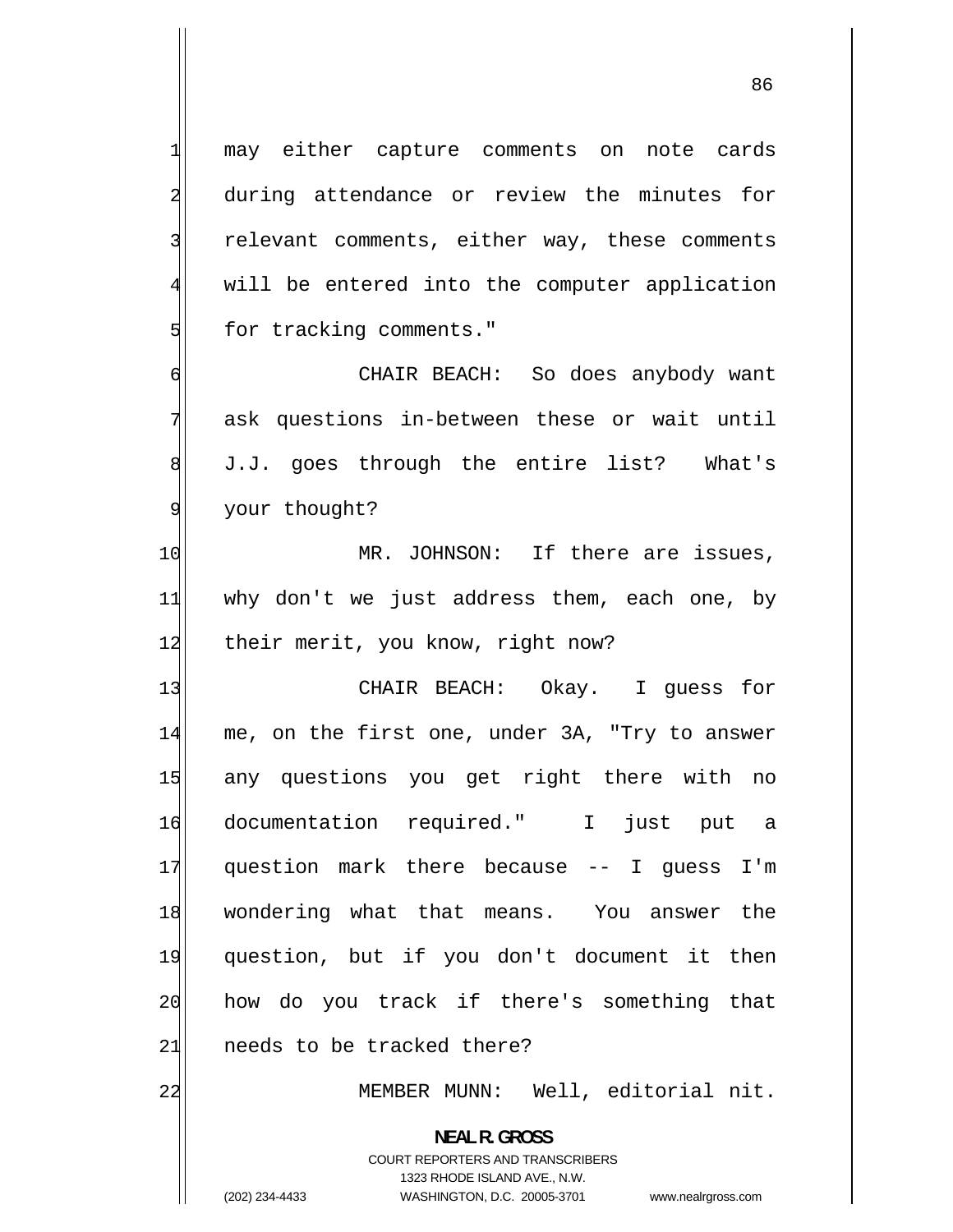may either capture comments on note cards during attendance or review the minutes for relevant comments, either way, these comments will be entered into the computer application for tracking comments."

CHAIR BEACH: So does anybody want ask questions in-between these or wait until J.J. goes through the entire list? What's your thought?

MR. JOHNSON: If there are issues, why don't we just address them, each one, by their merit, you know, right now?

CHAIR BEACH: Okay. I guess for me, on the first one, under 3A, "Try to answer any questions you get right there with no documentation required." I just put a question mark there because -- I guess I'm wondering what that means. You answer the question, but if you don't document it then how do you track if there's something that needs to be tracked there?

MEMBER MUNN: Well, editorial nit.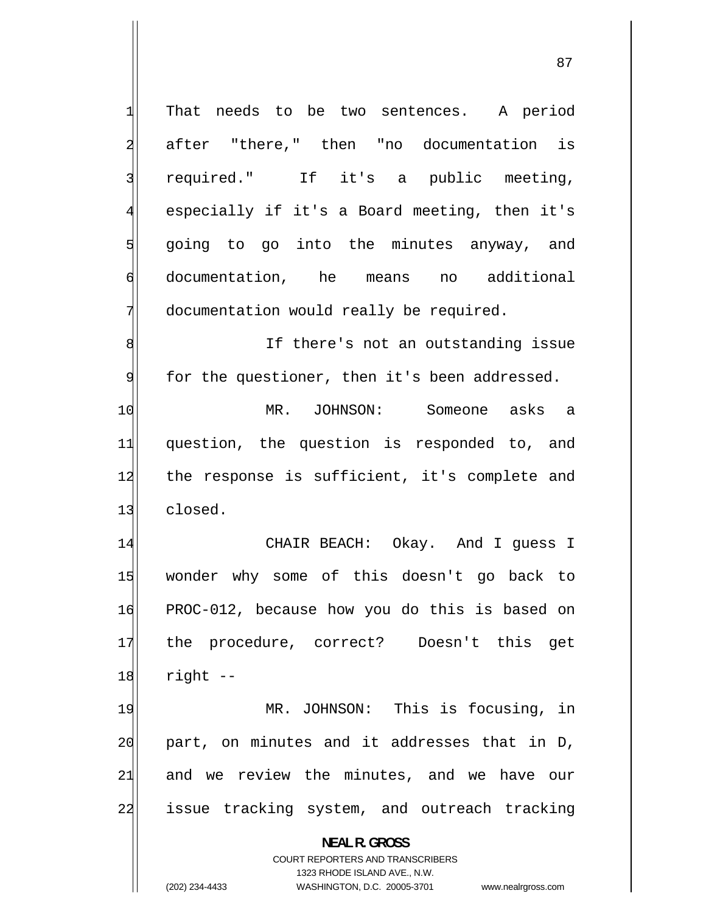That needs to be two sentences. A period after "there," then "no documentation is required." If it's a public meeting, especially if it's a Board meeting, then it's going to go into the minutes anyway, and documentation, he means no additional documentation would really be required.

If there's not an outstanding issue for the questioner, then it's been addressed.

MR. JOHNSON: Someone asks a question, the question is responded to, and the response is sufficient, it's complete and closed.

CHAIR BEACH: Okay. And I guess I wonder why some of this doesn't go back to PROC-012, because how you do this is based on the procedure, correct? Doesn't this get right --

MR. JOHNSON: This is focusing, in part, on minutes and it addresses that in D, and we review the minutes, and we have our issue tracking system, and outreach tracking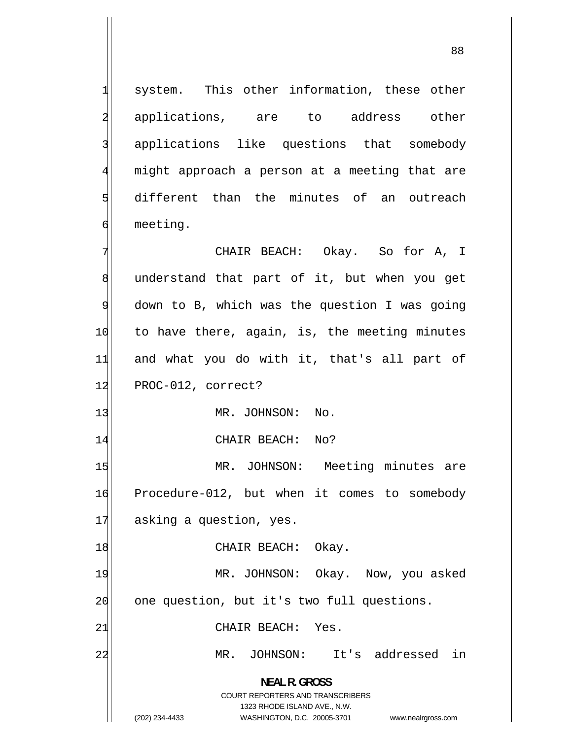system. This other information, these other applications, are to address other applications like questions that somebody might approach a person at a meeting that are different than the minutes of an outreach meeting.

CHAIR BEACH: Okay. So for A, I understand that part of it, but when you get down to B, which was the question I was going to have there, again, is, the meeting minutes and what you do with it, that's all part of PROC-012, correct?

MR. JOHNSON: No.

CHAIR BEACH: No?

MR. JOHNSON: Meeting minutes are Procedure-012, but when it comes to somebody asking a question, yes.

CHAIR BEACH: Okay.

MR. JOHNSON: Okay. Now, you asked one question, but it's two full questions.

CHAIR BEACH: Yes.

MR. JOHNSON: It's addressed in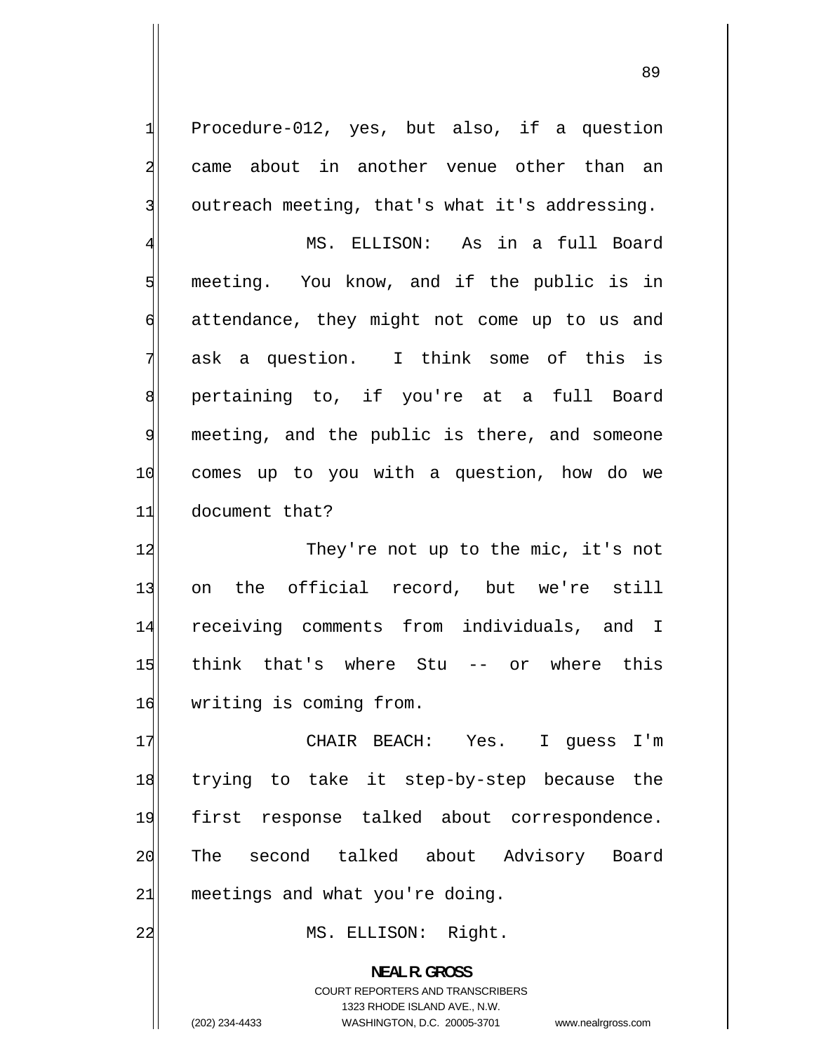Procedure-012, yes, but also, if a question came about in another venue other than an outreach meeting, that's what it's addressing.

MS. ELLISON: As in a full Board meeting. You know, and if the public is in attendance, they might not come up to us and ask a question. I think some of this is pertaining to, if you're at a full Board meeting, and the public is there, and someone comes up to you with a question, how do we document that?

They're not up to the mic, it's not on the official record, but we're still receiving comments from individuals, and I think that's where Stu -- or where this writing is coming from.

CHAIR BEACH: Yes. I guess I'm trying to take it step-by-step because the first response talked about correspondence. The second talked about Advisory Board meetings and what you're doing.

MS. ELLISON: Right.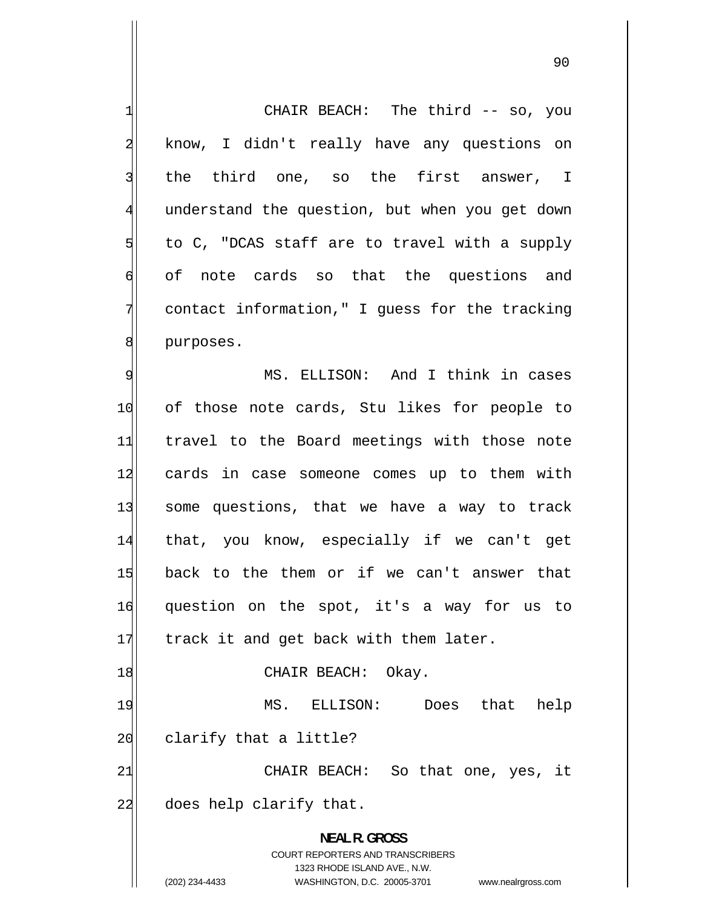CHAIR BEACH: The third -- so, you know, I didn't really have any questions on the third one, so the first answer, I understand the question, but when you get down to C, "DCAS staff are to travel with a supply of note cards so that the questions and contact information," I guess for the tracking purposes.

MS. ELLISON: And I think in cases of those note cards, Stu likes for people to travel to the Board meetings with those note cards in case someone comes up to them with some questions, that we have a way to track that, you know, especially if we can't get back to the them or if we can't answer that question on the spot, it's a way for us to track it and get back with them later.

CHAIR BEACH: Okay.

MS. ELLISON: Does that help clarify that a little?

CHAIR BEACH: So that one, yes, it does help clarify that.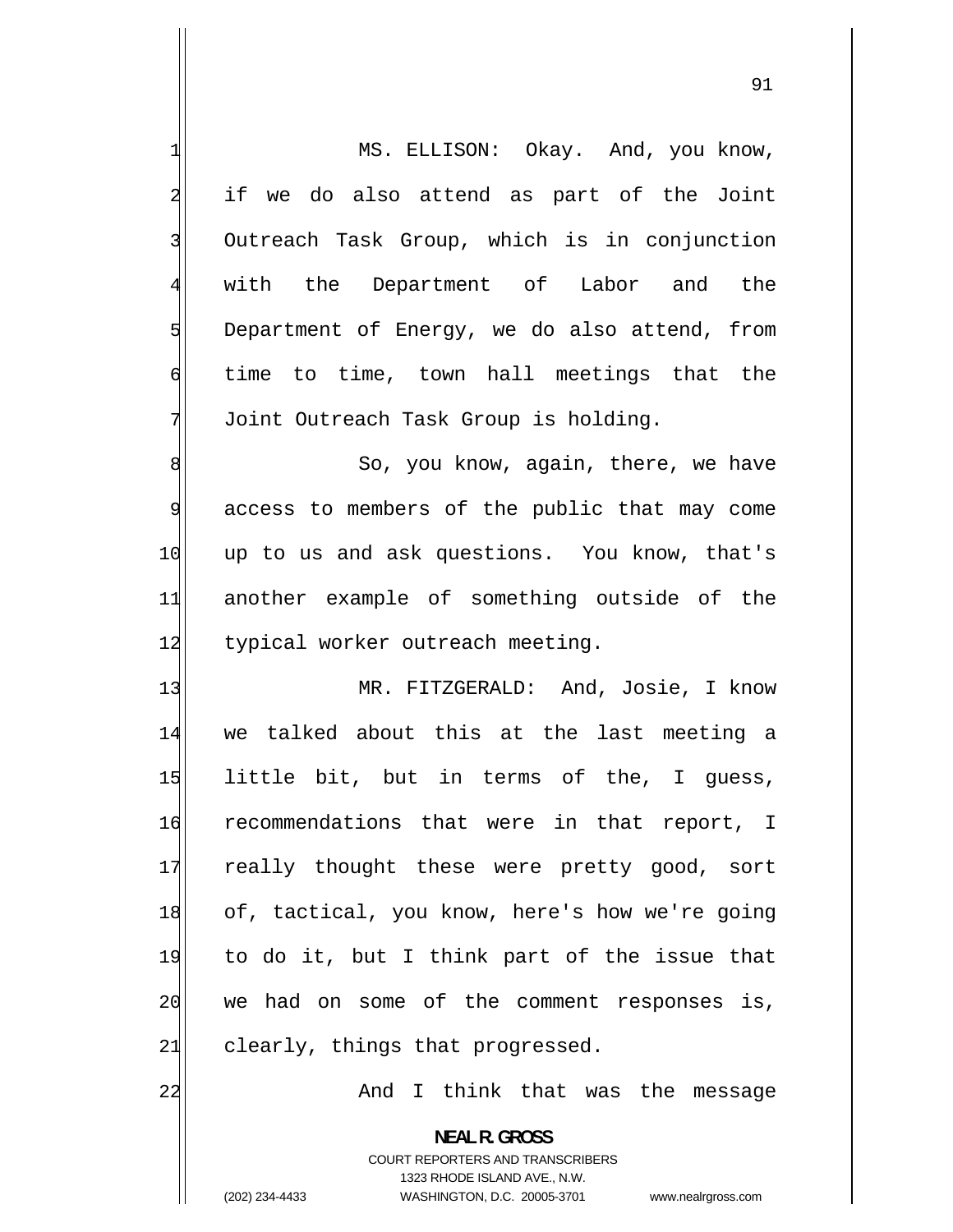MS. ELLISON: Okay. And, you know, if we do also attend as part of the Joint Outreach Task Group, which is in conjunction with the Department of Labor and the Department of Energy, we do also attend, from time to time, town hall meetings that the Joint Outreach Task Group is holding.

So, you know, again, there, we have access to members of the public that may come up to us and ask questions. You know, that's another example of something outside of the typical worker outreach meeting.

MR. FITZGERALD: And, Josie, I know we talked about this at the last meeting a little bit, but in terms of the, I guess, recommendations that were in that report, I really thought these were pretty good, sort of, tactical, you know, here's how we're going to do it, but I think part of the issue that we had on some of the comment responses is, clearly, things that progressed.

And I think that was the message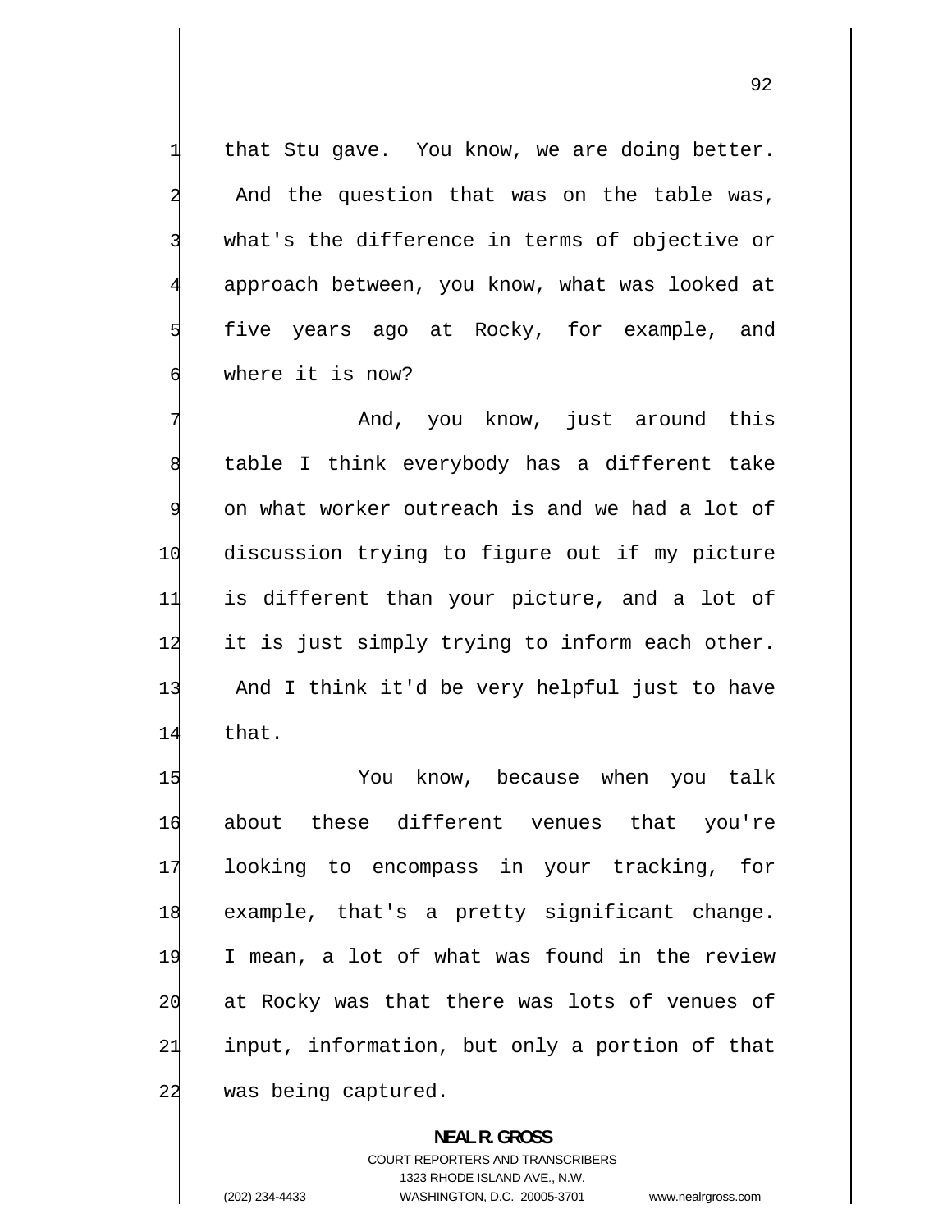that Stu gave. You know, we are doing better. And the question that was on the table was, what's the difference in terms of objective or approach between, you know, what was looked at five years ago at Rocky, for example, and where it is now?

And, you know, just around this table I think everybody has a different take on what worker outreach is and we had a lot of discussion trying to figure out if my picture is different than your picture, and a lot of it is just simply trying to inform each other. And I think it'd be very helpful just to have that.

You know, because when you talk about these different venues that you're looking to encompass in your tracking, for example, that's a pretty significant change. I mean, a lot of what was found in the review at Rocky was that there was lots of venues of input, information, but only a portion of that was being captured.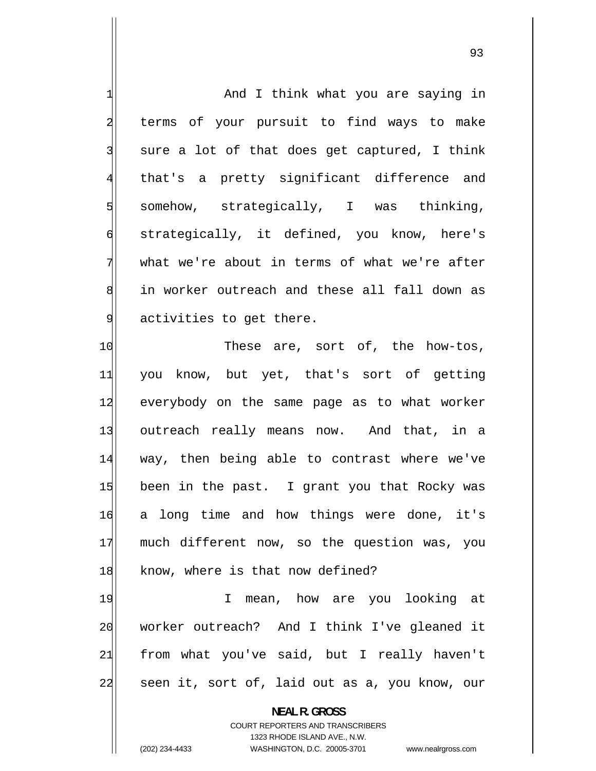And I think what you are saying in terms of your pursuit to find ways to make sure a lot of that does get captured, I think that's a pretty significant difference and somehow, strategically, I was thinking, strategically, it defined, you know, here's what we're about in terms of what we're after in worker outreach and these all fall down as activities to get there.

These are, sort of, the how-tos, you know, but yet, that's sort of getting everybody on the same page as to what worker outreach really means now. And that, in a way, then being able to contrast where we've been in the past. I grant you that Rocky was a long time and how things were done, it's much different now, so the question was, you know, where is that now defined?

I mean, how are you looking at worker outreach? And I think I've gleaned it from what you've said, but I really haven't seen it, sort of, laid out as a, you know, our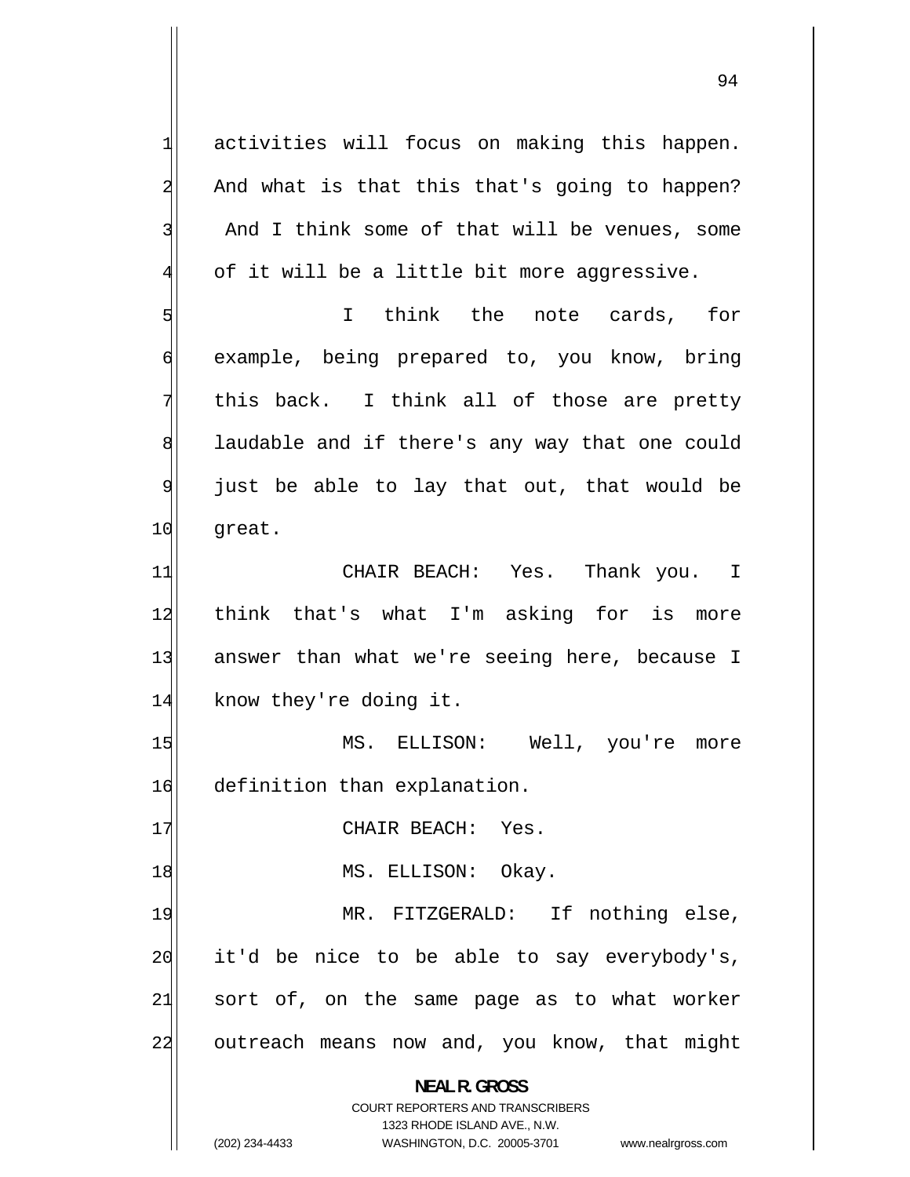activities will focus on making this happen. And what is that this that's going to happen? And I think some of that will be venues, some of it will be a little bit more aggressive.

I think the note cards, for example, being prepared to, you know, bring this back. I think all of those are pretty laudable and if there's any way that one could just be able to lay that out, that would be great.

CHAIR BEACH: Yes. Thank you. I think that's what I'm asking for is more answer than what we're seeing here, because I know they're doing it.

MS. ELLISON: Well, you're more definition than explanation.

CHAIR BEACH: Yes.

MS. ELLISON: Okay.

MR. FITZGERALD: If nothing else, it'd be nice to be able to say everybody's, sort of, on the same page as to what worker outreach means now and, you know, that might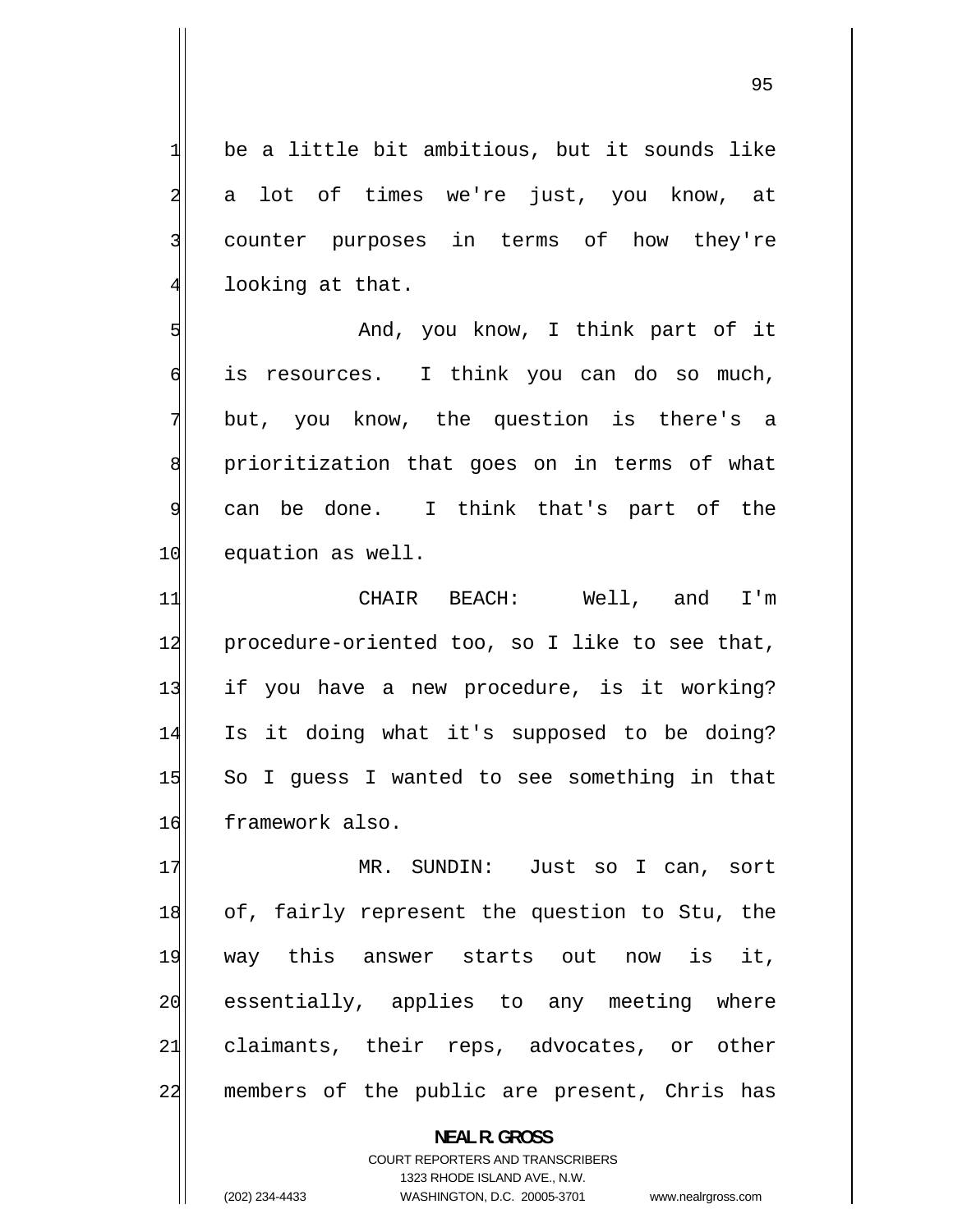be a little bit ambitious, but it sounds like a lot of times we're just, you know, at counter purposes in terms of how they're looking at that.

And, you know, I think part of it is resources. I think you can do so much, but, you know, the question is there's a prioritization that goes on in terms of what can be done. I think that's part of the equation as well.

CHAIR BEACH: Well, and I'm procedure-oriented too, so I like to see that, if you have a new procedure, is it working? Is it doing what it's supposed to be doing? So I guess I wanted to see something in that framework also.

MR. SUNDIN: Just so I can, sort of, fairly represent the question to Stu, the way this answer starts out now is it, essentially, applies to any meeting where claimants, their reps, advocates, or other members of the public are present, Chris has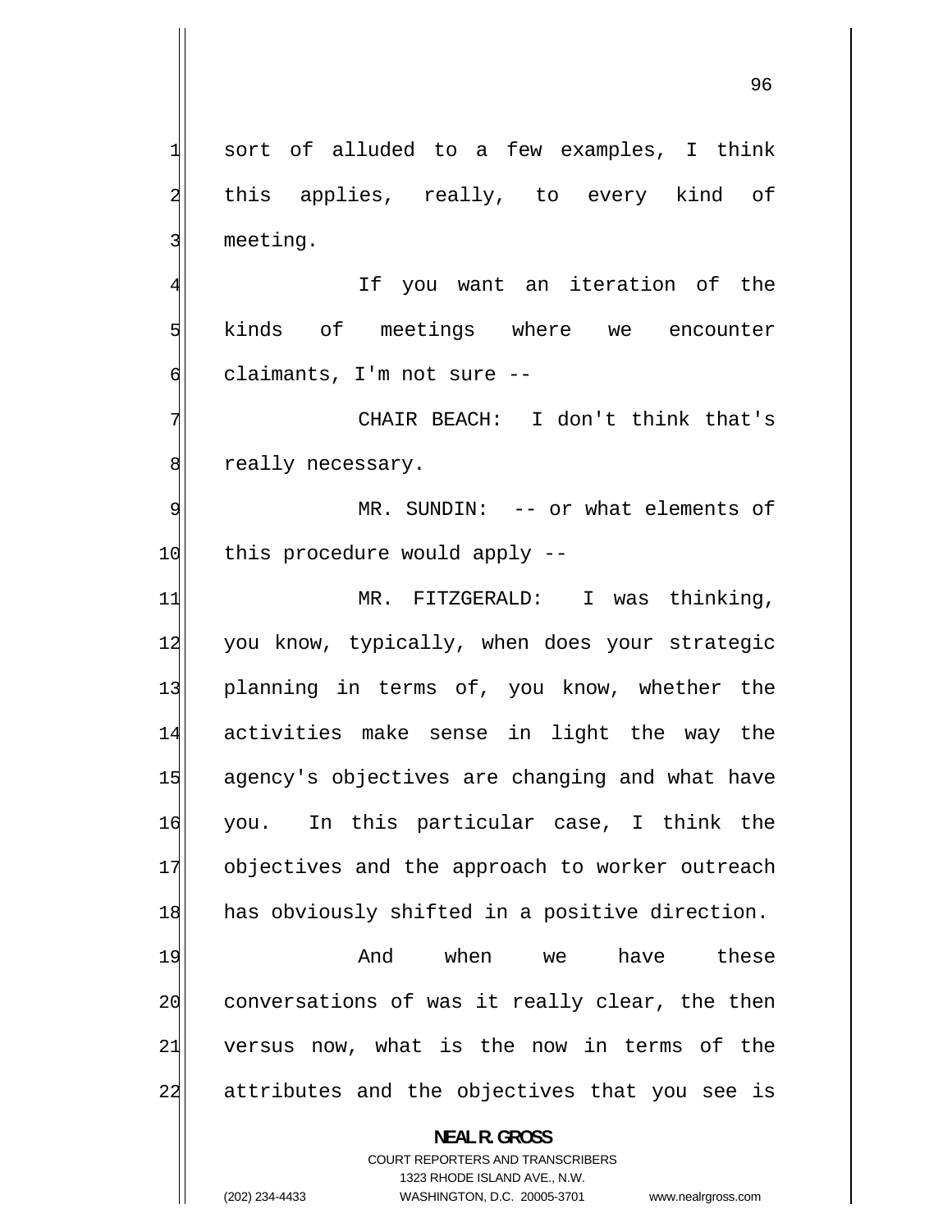sort of alluded to a few examples, I think this applies, really, to every kind of meeting.

If you want an iteration of the kinds of meetings where we encounter claimants, I'm not sure --

CHAIR BEACH: I don't think that's really necessary.

MR. SUNDIN: -- or what elements of this procedure would apply --

MR. FITZGERALD: I was thinking, you know, typically, when does your strategic planning in terms of, you know, whether the activities make sense in light the way the agency's objectives are changing and what have you. In this particular case, I think the objectives and the approach to worker outreach has obviously shifted in a positive direction.

And when we have these conversations of was it really clear, the then versus now, what is the now in terms of the attributes and the objectives that you see is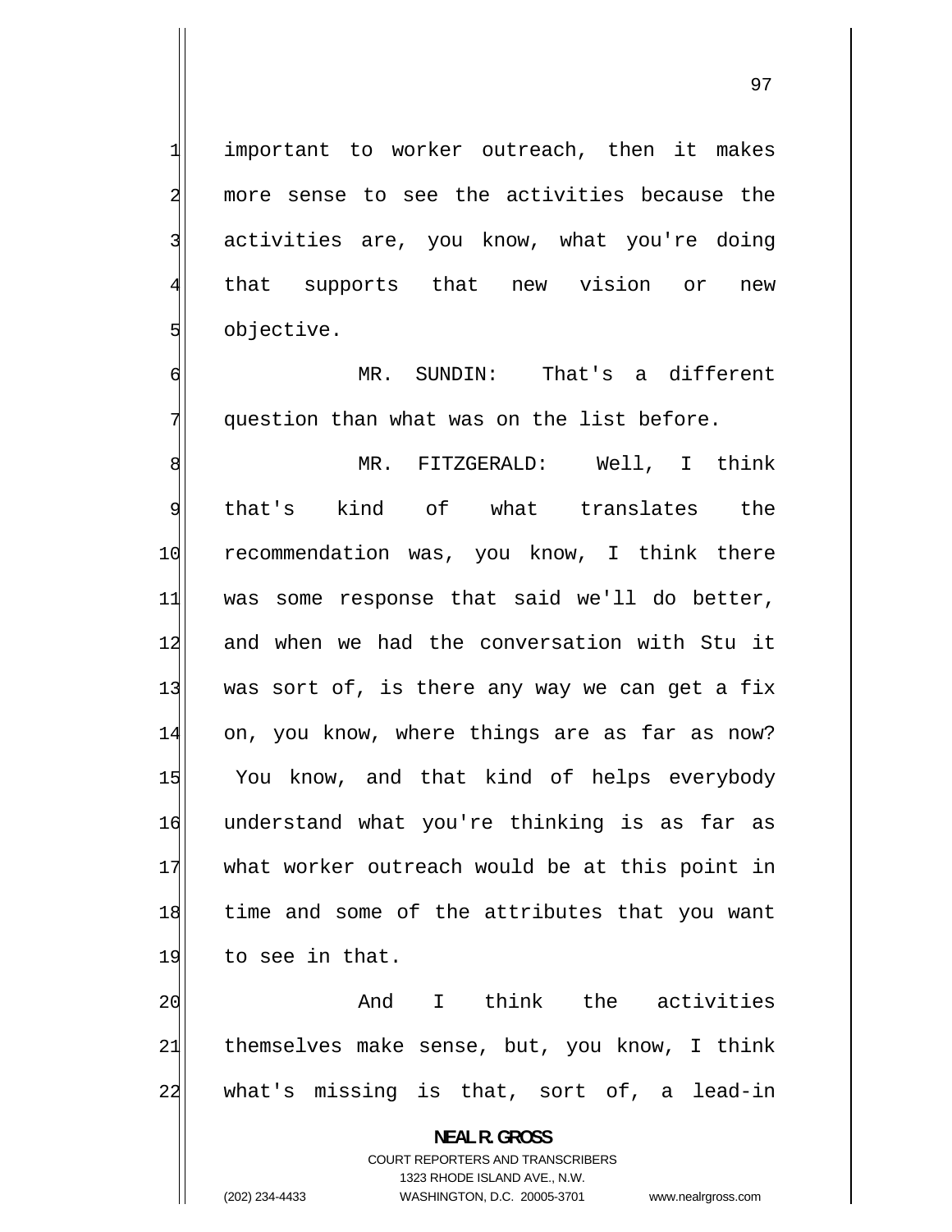important to worker outreach, then it makes more sense to see the activities because the activities are, you know, what you're doing that supports that new vision or new objective.

MR. SUNDIN: That's a different question than what was on the list before.

MR. FITZGERALD: Well, I think that's kind of what translates the recommendation was, you know, I think there was some response that said we'll do better, and when we had the conversation with Stu it was sort of, is there any way we can get a fix on, you know, where things are as far as now? You know, and that kind of helps everybody understand what you're thinking is as far as what worker outreach would be at this point in time and some of the attributes that you want to see in that.

And I think the activities themselves make sense, but, you know, I think what's missing is that, sort of, a lead-in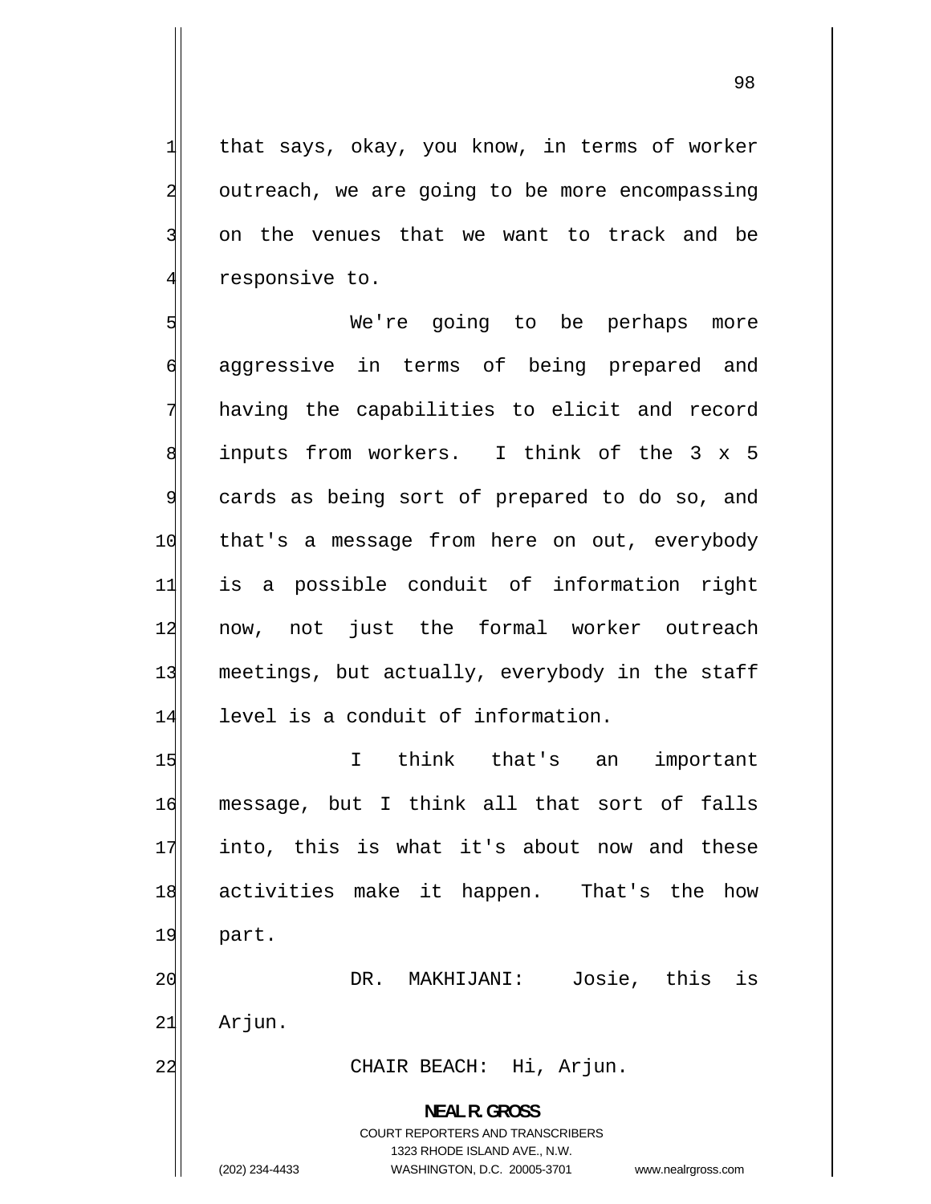that says, okay, you know, in terms of worker outreach, we are going to be more encompassing on the venues that we want to track and be responsive to.

We're going to be perhaps more aggressive in terms of being prepared and having the capabilities to elicit and record inputs from workers. I think of the 3 x 5 cards as being sort of prepared to do so, and that's a message from here on out, everybody is a possible conduit of information right now, not just the formal worker outreach meetings, but actually, everybody in the staff level is a conduit of information.

I think that's an important message, but I think all that sort of falls into, this is what it's about now and these activities make it happen. That's the how part.

DR. MAKHIJANI: Josie, this is Arjun.

CHAIR BEACH: Hi, Arjun.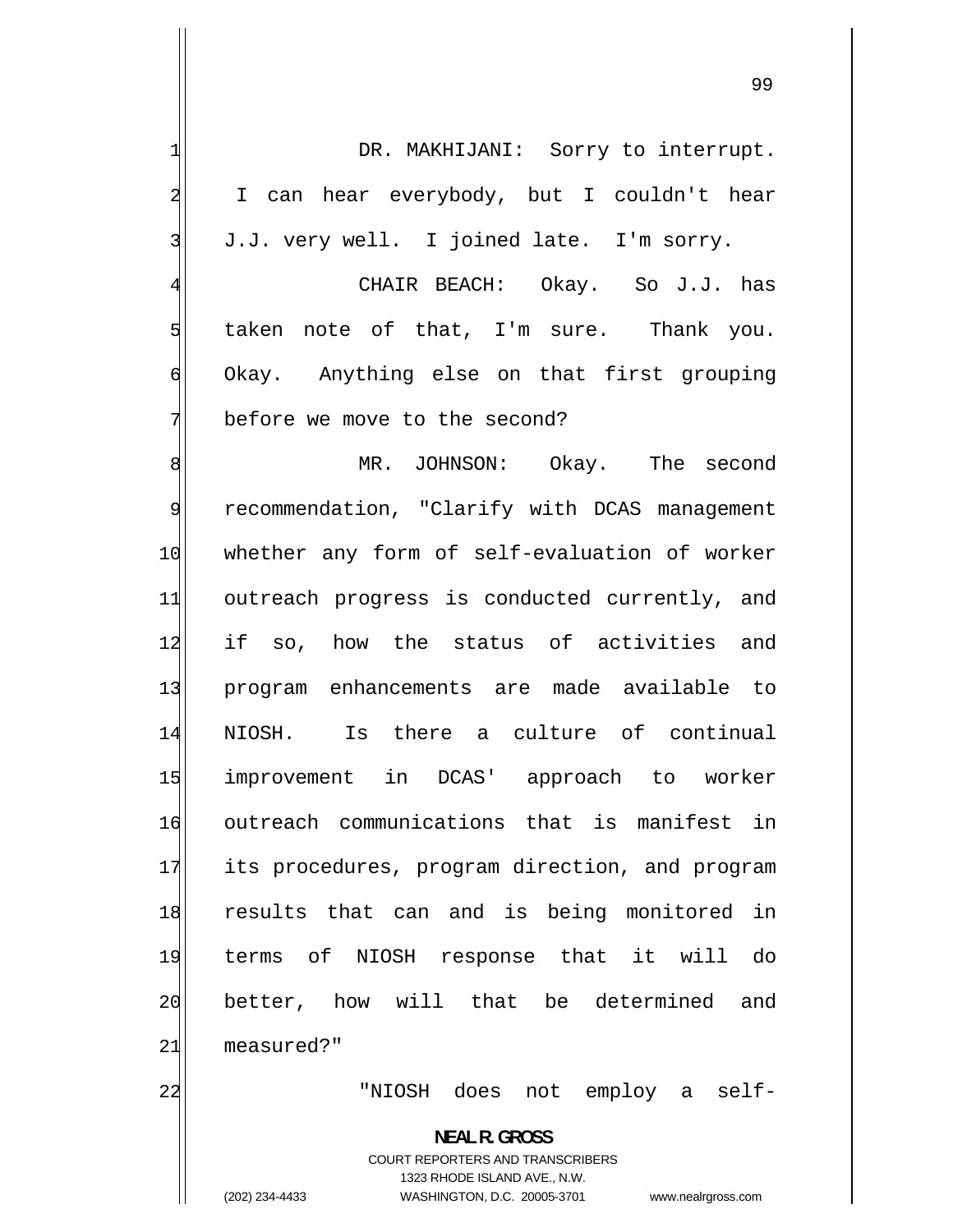DR. MAKHIJANI: Sorry to interrupt. I can hear everybody, but I couldn't hear J.J. very well. I joined late. I'm sorry.

CHAIR BEACH: Okay. So J.J. has taken note of that, I'm sure. Thank you. Okay. Anything else on that first grouping before we move to the second?

MR. JOHNSON: Okay. The second recommendation, "Clarify with DCAS management whether any form of self-evaluation of worker outreach progress is conducted currently, and if so, how the status of activities and program enhancements are made available to NIOSH. Is there a culture of continual improvement in DCAS' approach to worker outreach communications that is manifest in its procedures, program direction, and program results that can and is being monitored in terms of NIOSH response that it will do better, how will that be determined and measured?"

"NIOSH does not employ a self-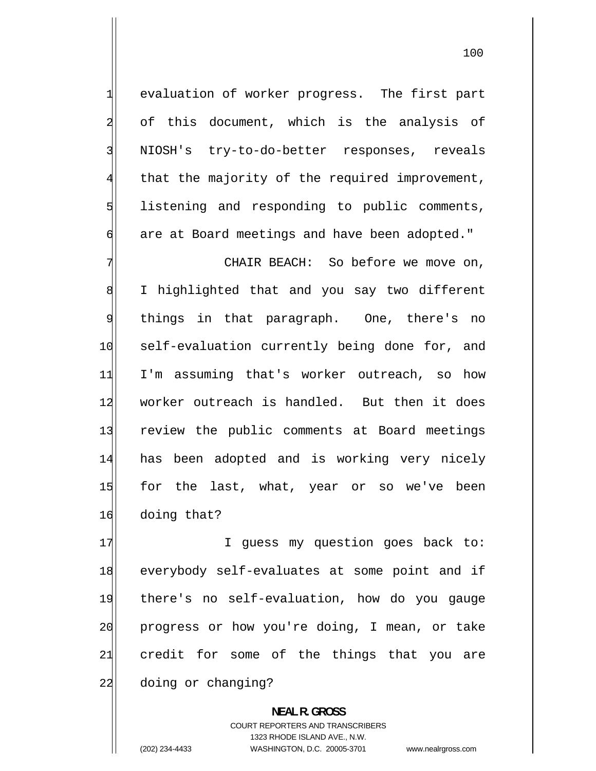evaluation of worker progress. The first part of this document, which is the analysis of NIOSH's try-to-do-better responses, reveals that the majority of the required improvement, listening and responding to public comments, are at Board meetings and have been adopted."

CHAIR BEACH: So before we move on, I highlighted that and you say two different things in that paragraph. One, there's no self-evaluation currently being done for, and I'm assuming that's worker outreach, so how worker outreach is handled. But then it does review the public comments at Board meetings has been adopted and is working very nicely for the last, what, year or so we've been doing that?

I guess my question goes back to: everybody self-evaluates at some point and if there's no self-evaluation, how do you gauge progress or how you're doing, I mean, or take credit for some of the things that you are doing or changing?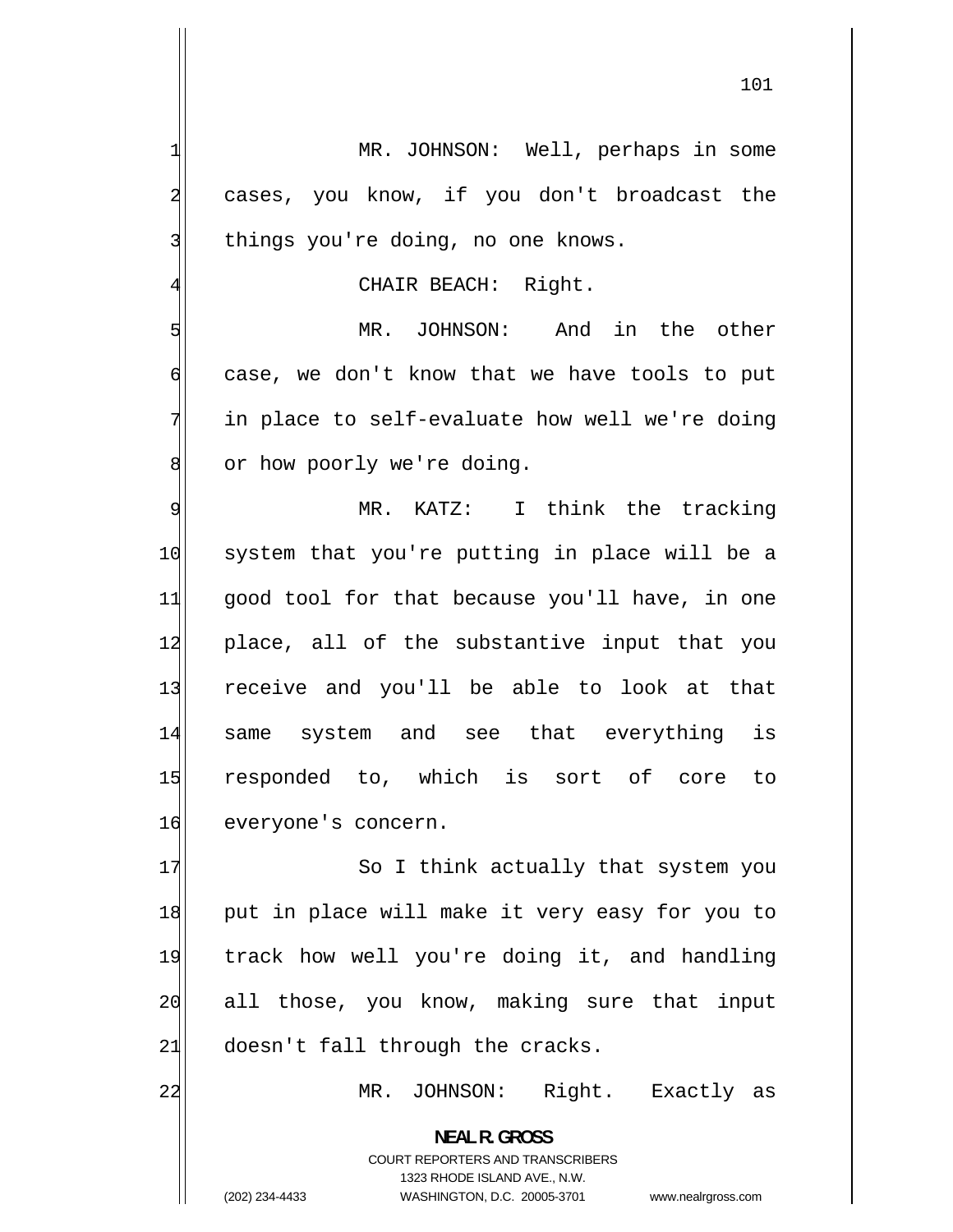MR. JOHNSON: Well, perhaps in some cases, you know, if you don't broadcast the things you're doing, no one knows.

CHAIR BEACH: Right.

MR. JOHNSON: And in the other case, we don't know that we have tools to put in place to self-evaluate how well we're doing or how poorly we're doing.

MR. KATZ: I think the tracking system that you're putting in place will be a good tool for that because you'll have, in one place, all of the substantive input that you receive and you'll be able to look at that same system and see that everything is responded to, which is sort of core to everyone's concern.

So I think actually that system you put in place will make it very easy for you to track how well you're doing it, and handling all those, you know, making sure that input doesn't fall through the cracks.

MR. JOHNSON: Right. Exactly as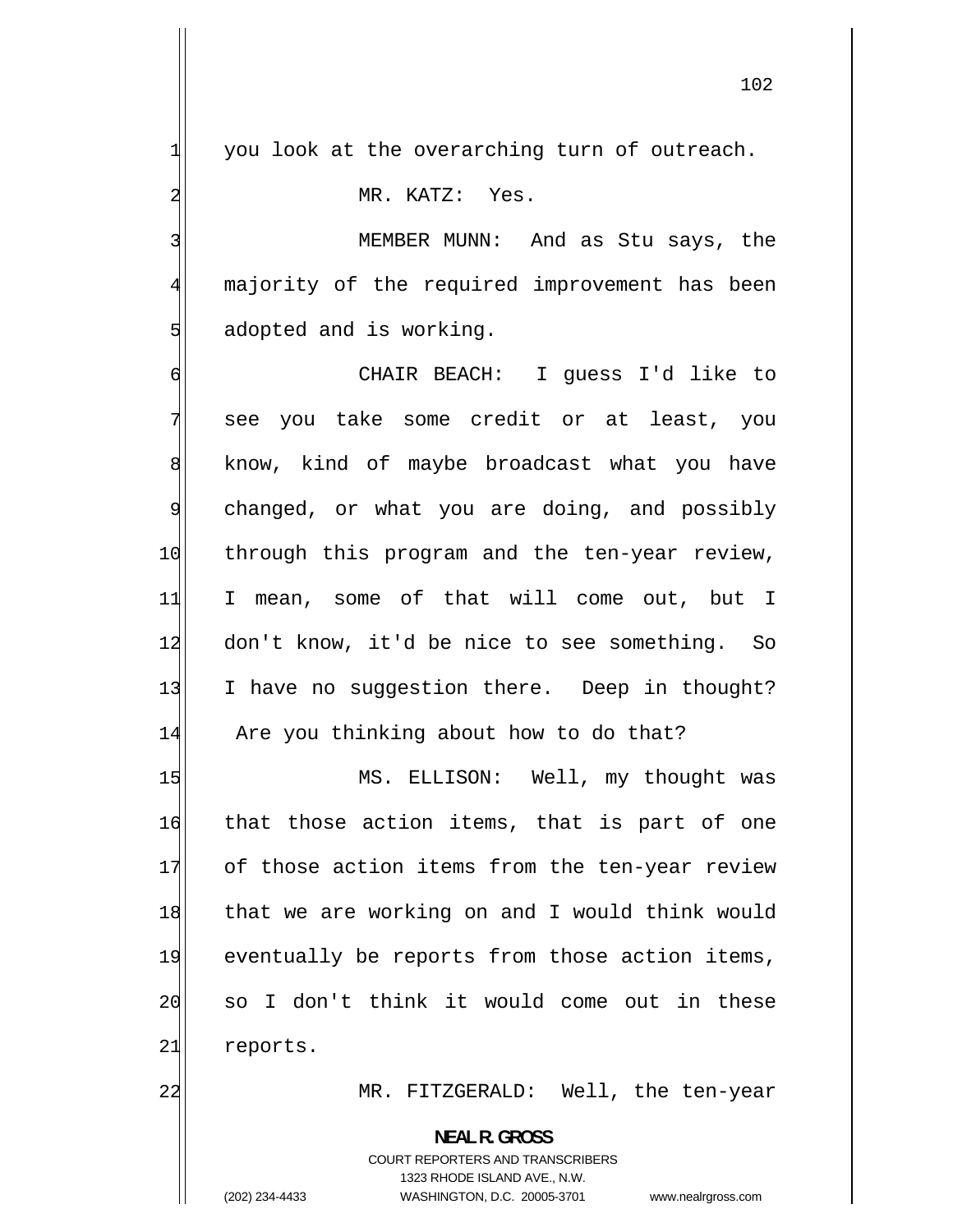you look at the overarching turn of outreach.

MR. KATZ: Yes.

MEMBER MUNN: And as Stu says, the majority of the required improvement has been adopted and is working.

CHAIR BEACH: I guess I'd like to see you take some credit or at least, you know, kind of maybe broadcast what you have changed, or what you are doing, and possibly through this program and the ten-year review, I mean, some of that will come out, but I don't know, it'd be nice to see something. So I have no suggestion there. Deep in thought? Are you thinking about how to do that?

MS. ELLISON: Well, my thought was that those action items, that is part of one of those action items from the ten-year review that we are working on and I would think would eventually be reports from those action items, so I don't think it would come out in these reports.

MR. FITZGERALD: Well, the ten-year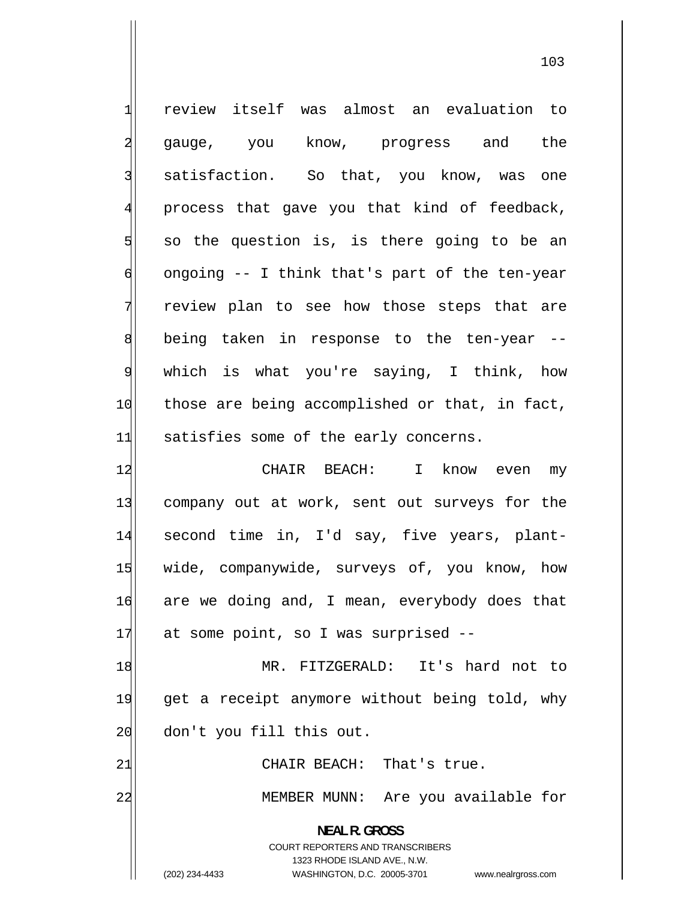review itself was almost an evaluation to gauge, you know, progress and the satisfaction. So that, you know, was one process that gave you that kind of feedback, so the question is, is there going to be an ongoing -- I think that's part of the ten-year review plan to see how those steps that are being taken in response to the ten-year -- which is what you're saying, I think, how those are being accomplished or that, in fact, satisfies some of the early concerns.

CHAIR BEACH: I know even my company out at work, sent out surveys for the second time in, I'd say, five years, plant-wide, companywide, surveys of, you know, how are we doing and, I mean, everybody does that at some point, so I was surprised --

MR. FITZGERALD: It's hard not to get a receipt anymore without being told, why don't you fill this out.

CHAIR BEACH: That's true.

MEMBER MUNN: Are you available for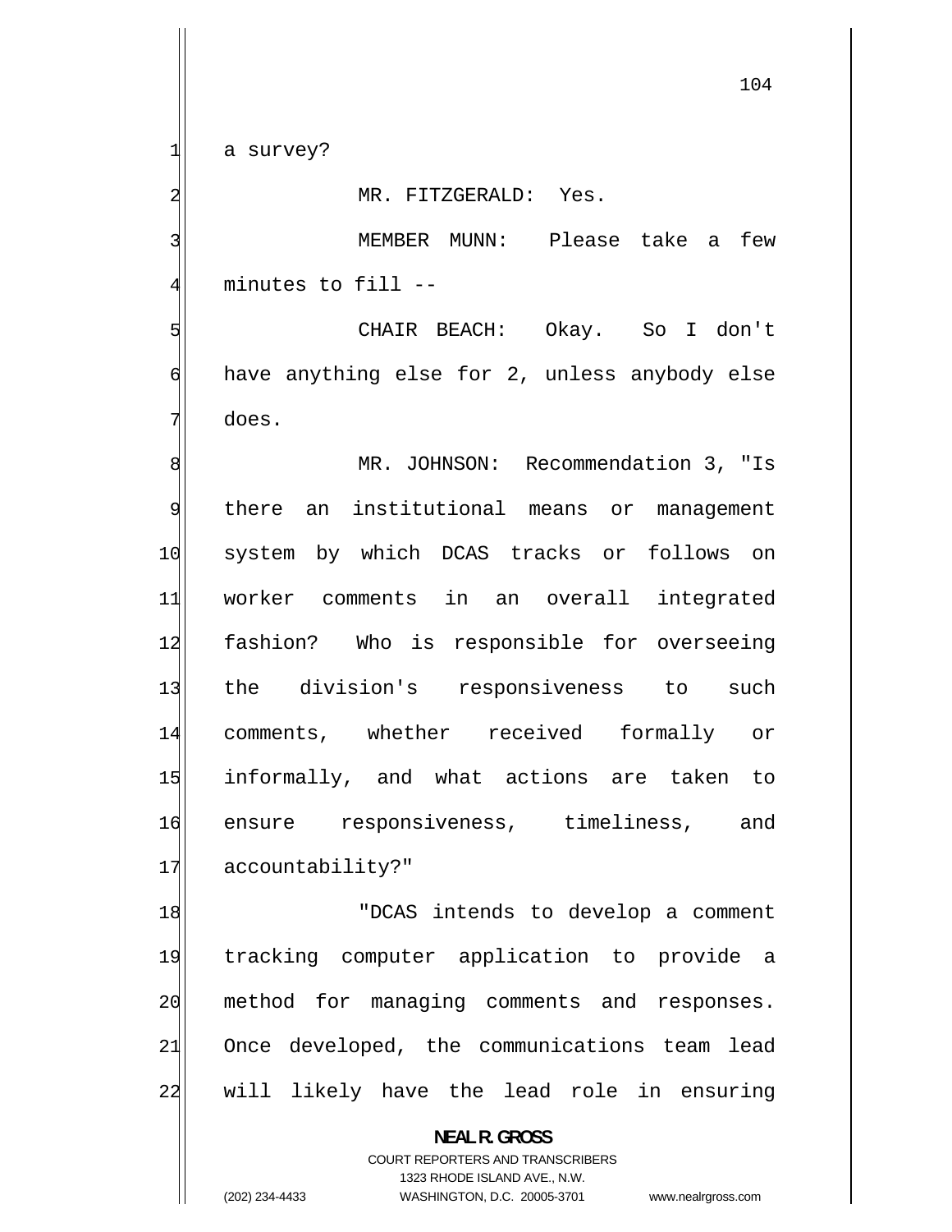a survey?

MR. FITZGERALD: Yes.

MEMBER MUNN: Please take a few minutes to fill --

CHAIR BEACH: Okay. So I don't have anything else for 2, unless anybody else does.

MR. JOHNSON: Recommendation 3, "Is there an institutional means or management system by which DCAS tracks or follows on worker comments in an overall integrated fashion? Who is responsible for overseeing the division's responsiveness to such comments, whether received formally or informally, and what actions are taken to ensure responsiveness, timeliness, and accountability?"

"DCAS intends to develop a comment tracking computer application to provide a method for managing comments and responses. Once developed, the communications team lead will likely have the lead role in ensuring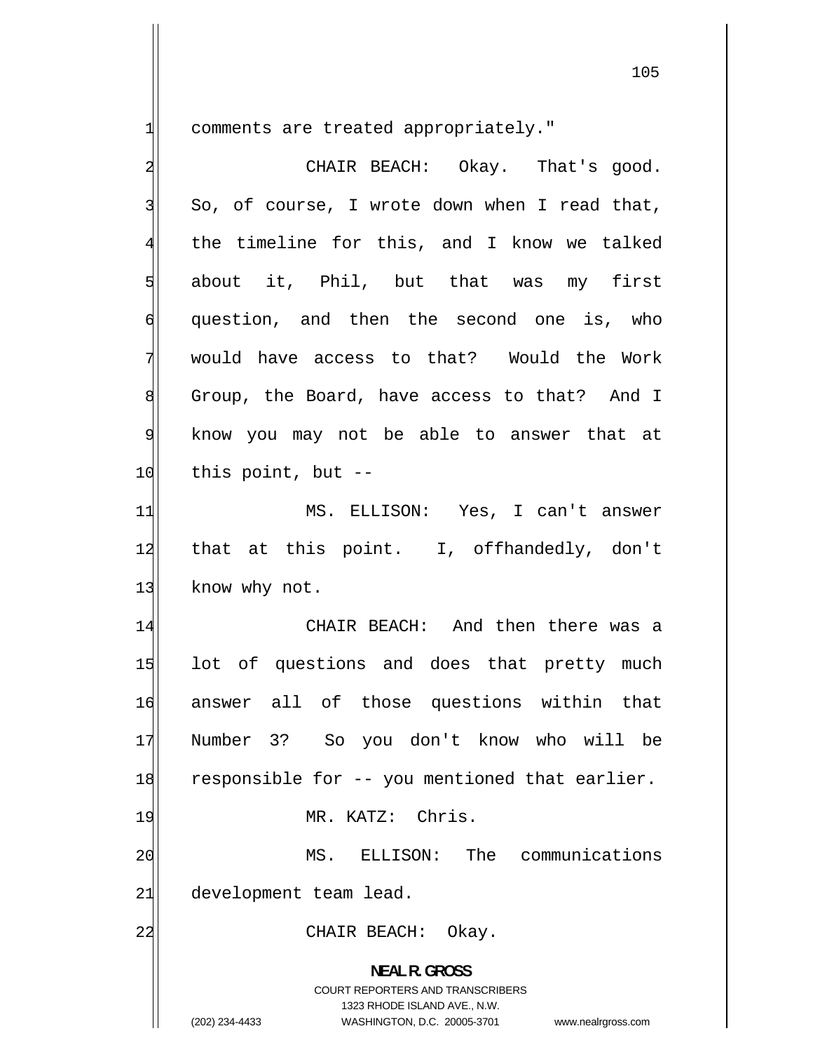comments are treated appropriately."

CHAIR BEACH: Okay. That's good. So, of course, I wrote down when I read that, the timeline for this, and I know we talked about it, Phil, but that was my first question, and then the second one is, who would have access to that? Would the Work Group, the Board, have access to that? And I know you may not be able to answer that at this point, but --

MS. ELLISON: Yes, I can't answer that at this point. I, offhandedly, don't know why not.

CHAIR BEACH: And then there was a lot of questions and does that pretty much answer all of those questions within that Number 3? So you don't know who will be responsible for -- you mentioned that earlier.

MR. KATZ: Chris.

MS. ELLISON: The communications development team lead.

CHAIR BEACH: Okay.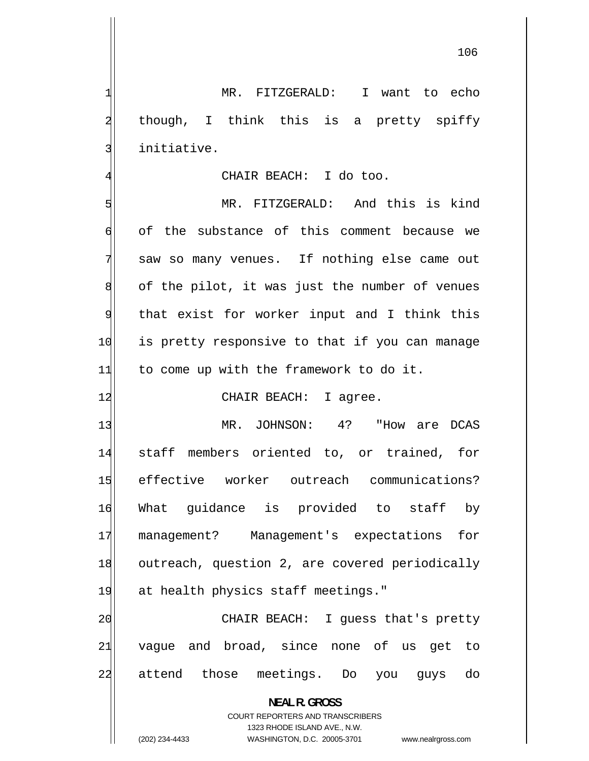MR. FITZGERALD: I want to echo though, I think this is a pretty spiffy initiative.

CHAIR BEACH: I do too.

MR. FITZGERALD: And this is kind of the substance of this comment because we saw so many venues. If nothing else came out of the pilot, it was just the number of venues that exist for worker input and I think this is pretty responsive to that if you can manage to come up with the framework to do it.

CHAIR BEACH: I agree.

MR. JOHNSON: 4? "How are DCAS staff members oriented to, or trained, for effective worker outreach communications? What guidance is provided to staff by management? Management's expectations for outreach, question 2, are covered periodically at health physics staff meetings."

CHAIR BEACH: I guess that's pretty vague and broad, since none of us get to attend those meetings. Do you guys do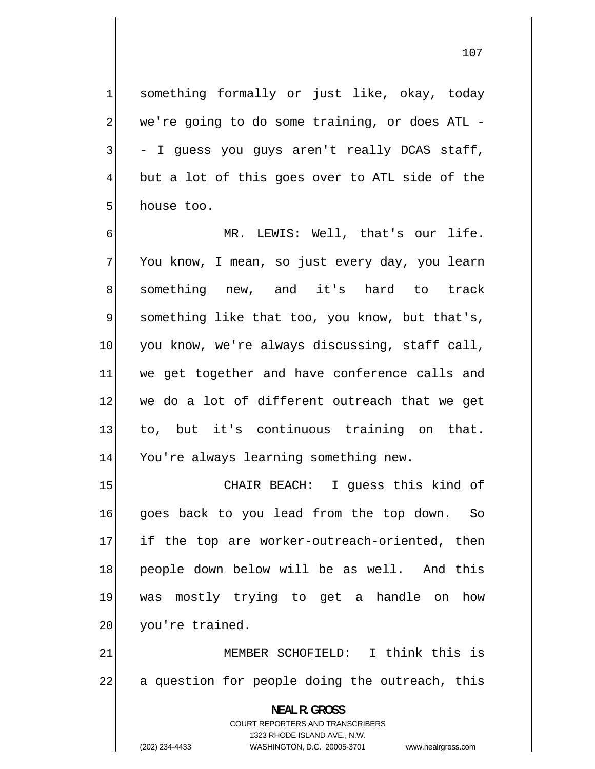something formally or just like, okay, today we're going to do some training, or does ATL -- I guess you guys aren't really DCAS staff, but a lot of this goes over to ATL side of the house too.

MR. LEWIS: Well, that's our life. You know, I mean, so just every day, you learn something new, and it's hard to track something like that too, you know, but that's, you know, we're always discussing, staff call, we get together and have conference calls and we do a lot of different outreach that we get to, but it's continuous training on that. You're always learning something new.

CHAIR BEACH: I guess this kind of goes back to you lead from the top down. So if the top are worker-outreach-oriented, then people down below will be as well. And this was mostly trying to get a handle on how you're trained.

MEMBER SCHOFIELD: I think this is a question for people doing the outreach, this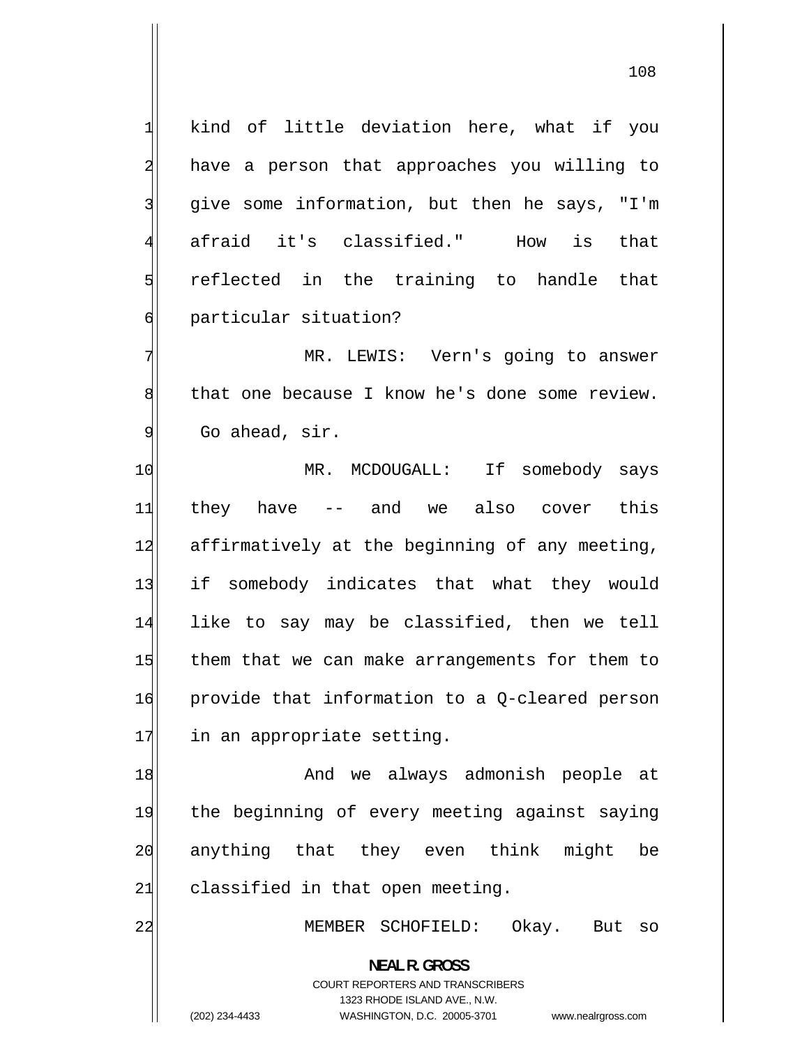kind of little deviation here, what if you have a person that approaches you willing to give some information, but then he says, "I'm afraid it's classified." How is that reflected in the training to handle that particular situation?

MR. LEWIS: Vern's going to answer that one because I know he's done some review. Go ahead, sir.

MR. MCDOUGALL: If somebody says they have -- and we also cover this affirmatively at the beginning of any meeting, if somebody indicates that what they would like to say may be classified, then we tell them that we can make arrangements for them to provide that information to a Q-cleared person in an appropriate setting.

And we always admonish people at the beginning of every meeting against saying anything that they even think might be classified in that open meeting.

MEMBER SCHOFIELD: Okay. But so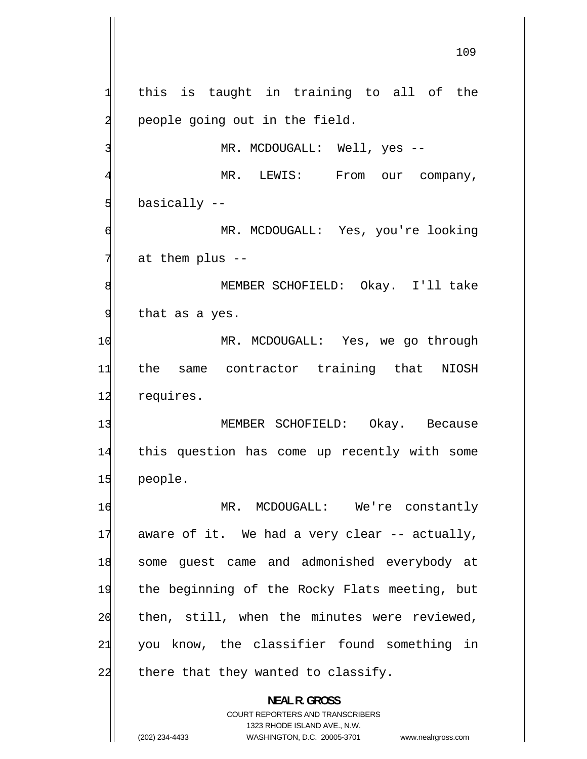this is taught in training to all of the people going out in the field.

MR. MCDOUGALL: Well, yes --

MR. LEWIS: From our company, basically --

MR. MCDOUGALL: Yes, you're looking at them plus --

MEMBER SCHOFIELD: Okay. I'll take that as a yes.

MR. MCDOUGALL: Yes, we go through the same contractor training that NIOSH requires.

MEMBER SCHOFIELD: Okay. Because this question has come up recently with some people.

MR. MCDOUGALL: We're constantly aware of it. We had a very clear -- actually, some guest came and admonished everybody at the beginning of the Rocky Flats meeting, but then, still, when the minutes were reviewed, you know, the classifier found something in there that they wanted to classify.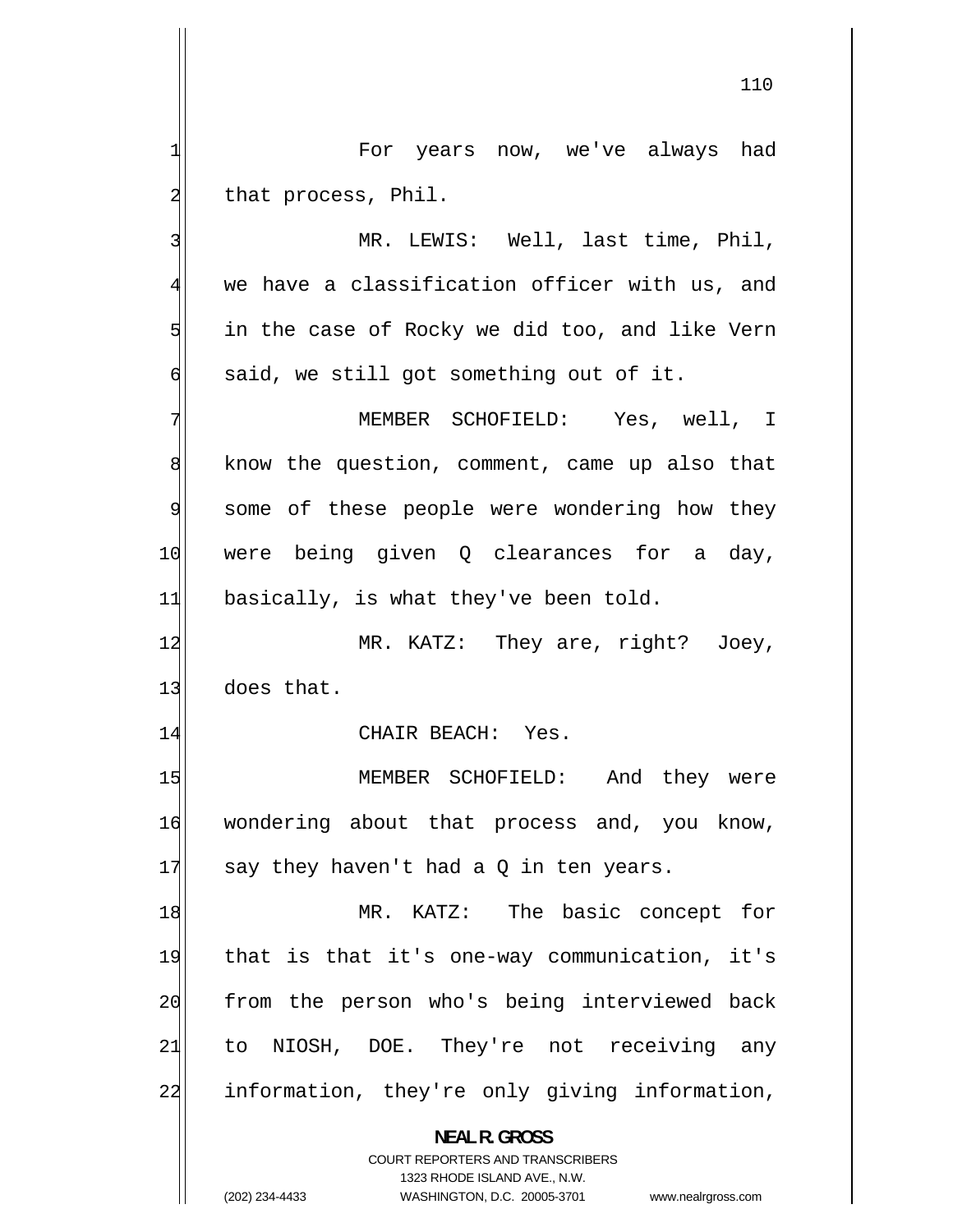For years now, we've always had that process, Phil.

MR. LEWIS: Well, last time, Phil, we have a classification officer with us, and in the case of Rocky we did too, and like Vern said, we still got something out of it.

MEMBER SCHOFIELD: Yes, well, I know the question, comment, came up also that some of these people were wondering how they were being given Q clearances for a day, basically, is what they've been told.

MR. KATZ: They are, right? Joey, does that.

CHAIR BEACH: Yes.

MEMBER SCHOFIELD: And they were wondering about that process and, you know, say they haven't had a Q in ten years.

MR. KATZ: The basic concept for that is that it's one-way communication, it's from the person who's being interviewed back to NIOSH, DOE. They're not receiving any information, they're only giving information,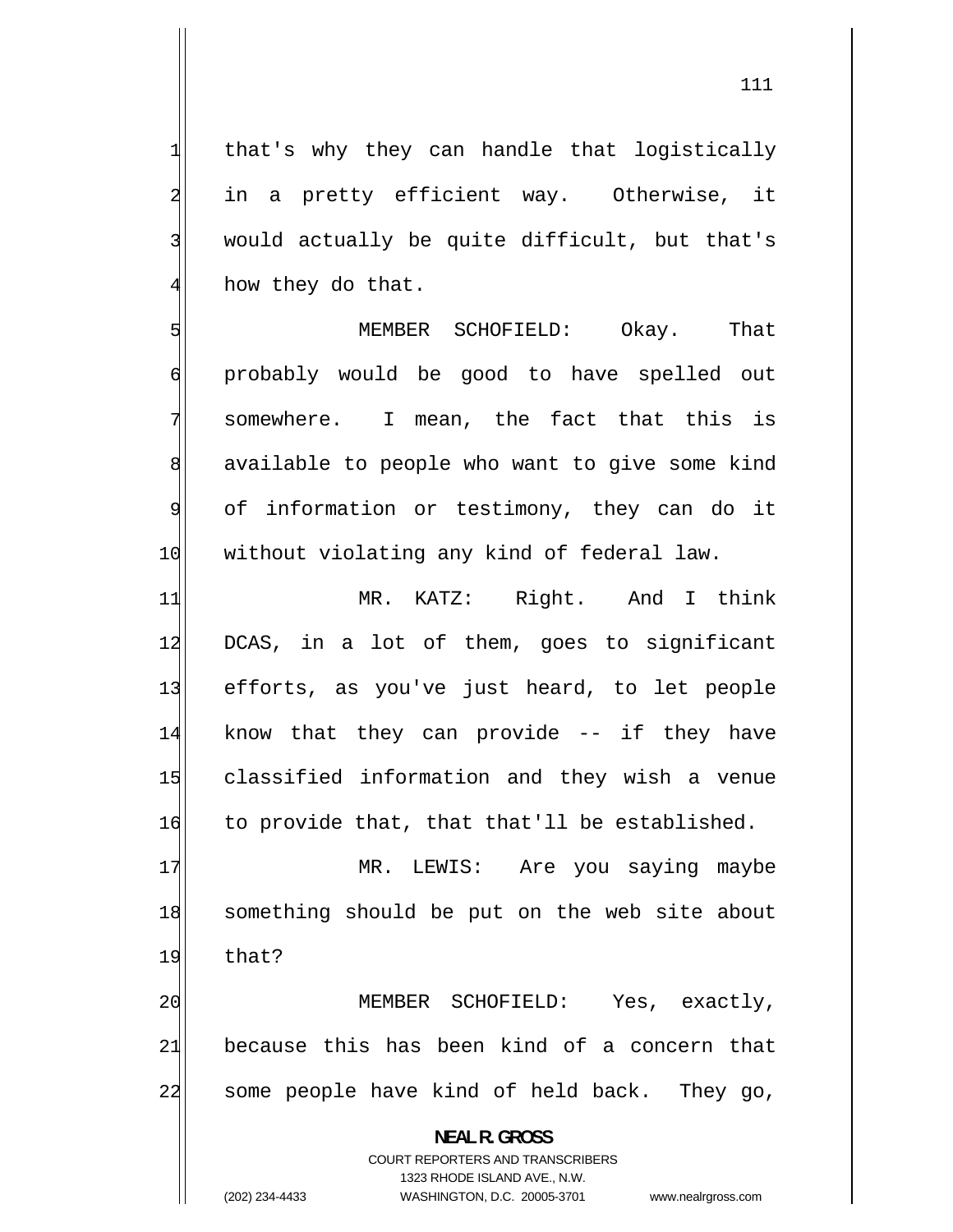that's why they can handle that logistically in a pretty efficient way. Otherwise, it would actually be quite difficult, but that's how they do that.

MEMBER SCHOFIELD: Okay. That probably would be good to have spelled out somewhere. I mean, the fact that this is available to people who want to give some kind of information or testimony, they can do it without violating any kind of federal law.

MR. KATZ: Right. And I think DCAS, in a lot of them, goes to significant efforts, as you've just heard, to let people know that they can provide -- if they have classified information and they wish a venue to provide that, that that'll be established.

MR. LEWIS: Are you saying maybe something should be put on the web site about that?

MEMBER SCHOFIELD: Yes, exactly, because this has been kind of a concern that some people have kind of held back. They go,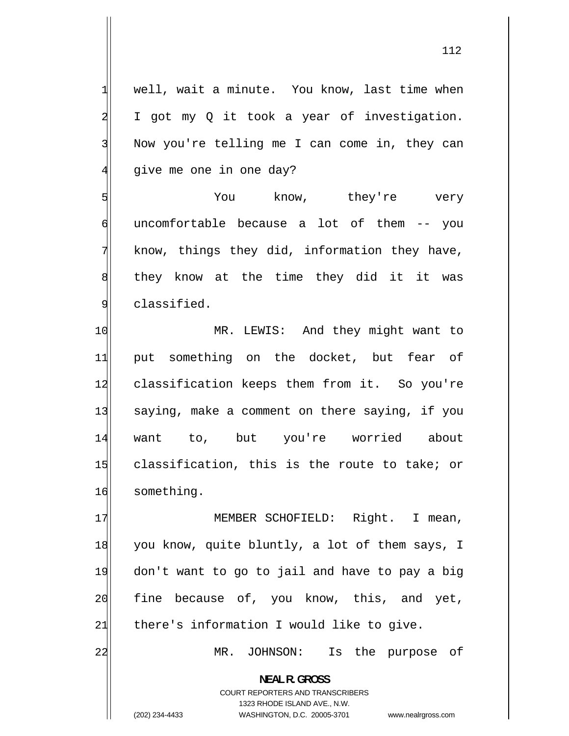well, wait a minute. You know, last time when I got my Q it took a year of investigation. Now you're telling me I can come in, they can give me one in one day?

You know, they're very uncomfortable because a lot of them -- you know, things they did, information they have, they know at the time they did it it was classified.

MR. LEWIS: And they might want to put something on the docket, but fear of classification keeps them from it. So you're saying, make a comment on there saying, if you want to, but you're worried about classification, this is the route to take; or something.

MEMBER SCHOFIELD: Right. I mean, you know, quite bluntly, a lot of them says, I don't want to go to jail and have to pay a big fine because of, you know, this, and yet, there's information I would like to give.

MR. JOHNSON: Is the purpose of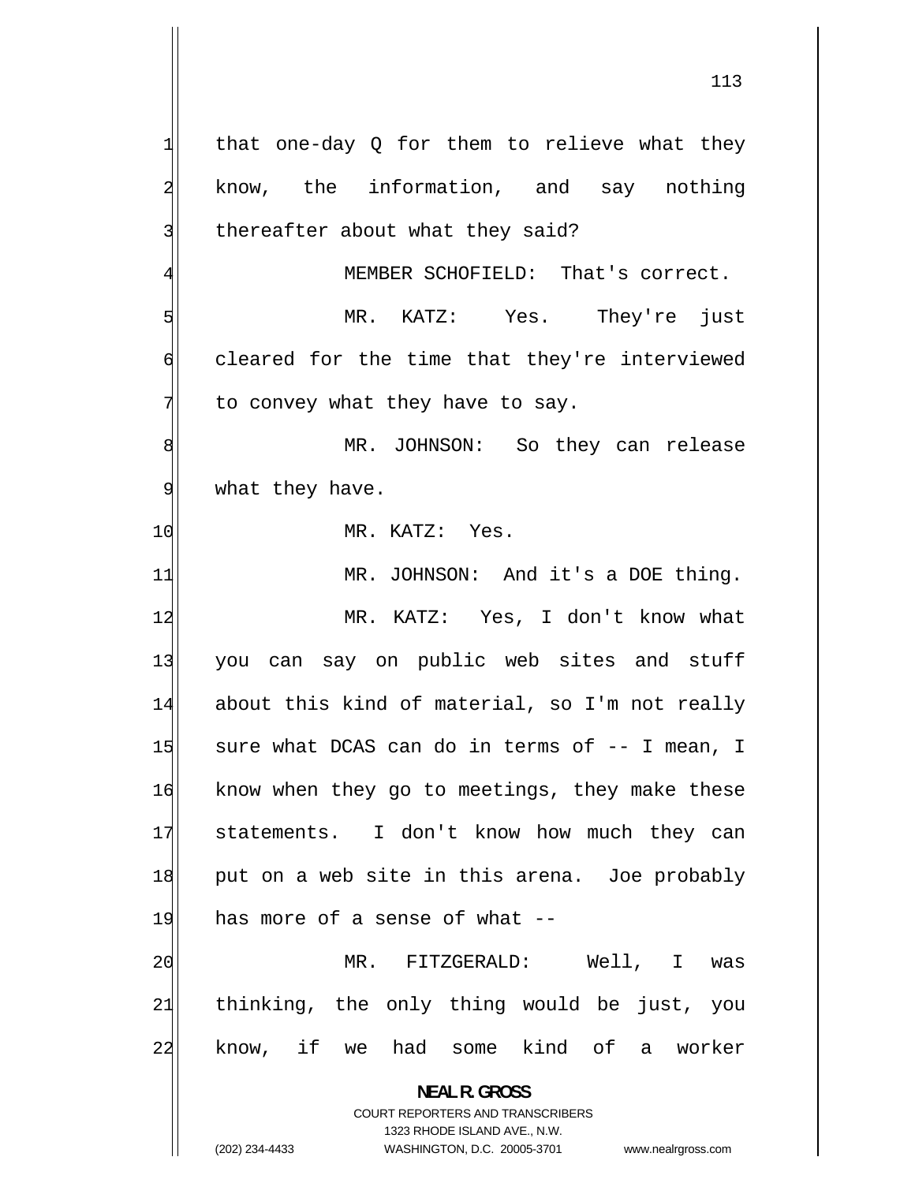that one-day Q for them to relieve what they know, the information, and say nothing thereafter about what they said?

MEMBER SCHOFIELD: That's correct.

MR. KATZ: Yes. They're just cleared for the time that they're interviewed to convey what they have to say.

MR. JOHNSON: So they can release what they have.

MR. KATZ: Yes.

MR. JOHNSON: And it's a DOE thing.

MR. KATZ: Yes, I don't know what you can say on public web sites and stuff about this kind of material, so I'm not really sure what DCAS can do in terms of -- I mean, I know when they go to meetings, they make these statements. I don't know how much they can put on a web site in this arena. Joe probably has more of a sense of what --

MR. FITZGERALD: Well, I was thinking, the only thing would be just, you know, if we had some kind of a worker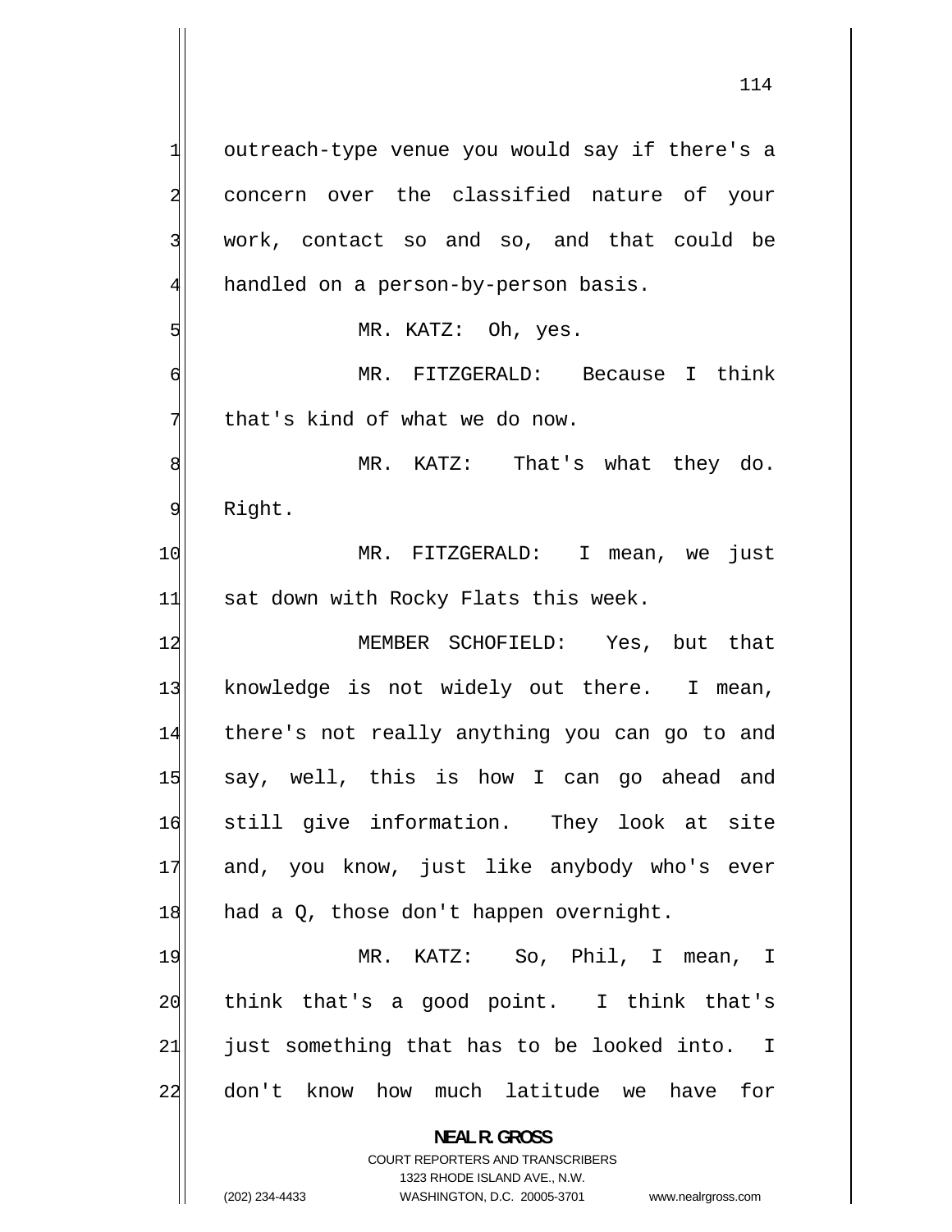outreach-type venue you would say if there's a concern over the classified nature of your work, contact so and so, and that could be handled on a person-by-person basis.

MR. KATZ: Oh, yes.

MR. FITZGERALD: Because I think that's kind of what we do now.

MR. KATZ: That's what they do. Right.

MR. FITZGERALD: I mean, we just sat down with Rocky Flats this week.

MEMBER SCHOFIELD: Yes, but that knowledge is not widely out there. I mean, there's not really anything you can go to and say, well, this is how I can go ahead and still give information. They look at site and, you know, just like anybody who's ever had a Q, those don't happen overnight.

MR. KATZ: So, Phil, I mean, I think that's a good point. I think that's just something that has to be looked into. I don't know how much latitude we have for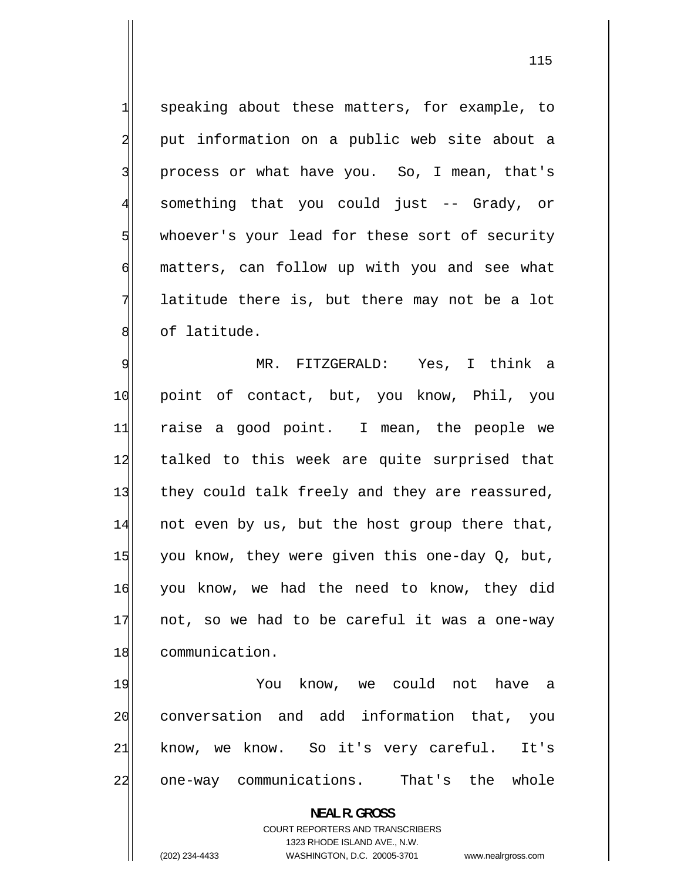speaking about these matters, for example, to put information on a public web site about a process or what have you. So, I mean, that's something that you could just -- Grady, or whoever's your lead for these sort of security matters, can follow up with you and see what latitude there is, but there may not be a lot of latitude.

MR. FITZGERALD: Yes, I think a point of contact, but, you know, Phil, you raise a good point. I mean, the people we talked to this week are quite surprised that they could talk freely and they are reassured, not even by us, but the host group there that, you know, they were given this one-day Q, but, you know, we had the need to know, they did not, so we had to be careful it was a one-way communication.

You know, we could not have a conversation and add information that, you know, we know. So it's very careful. It's one-way communications. That's the whole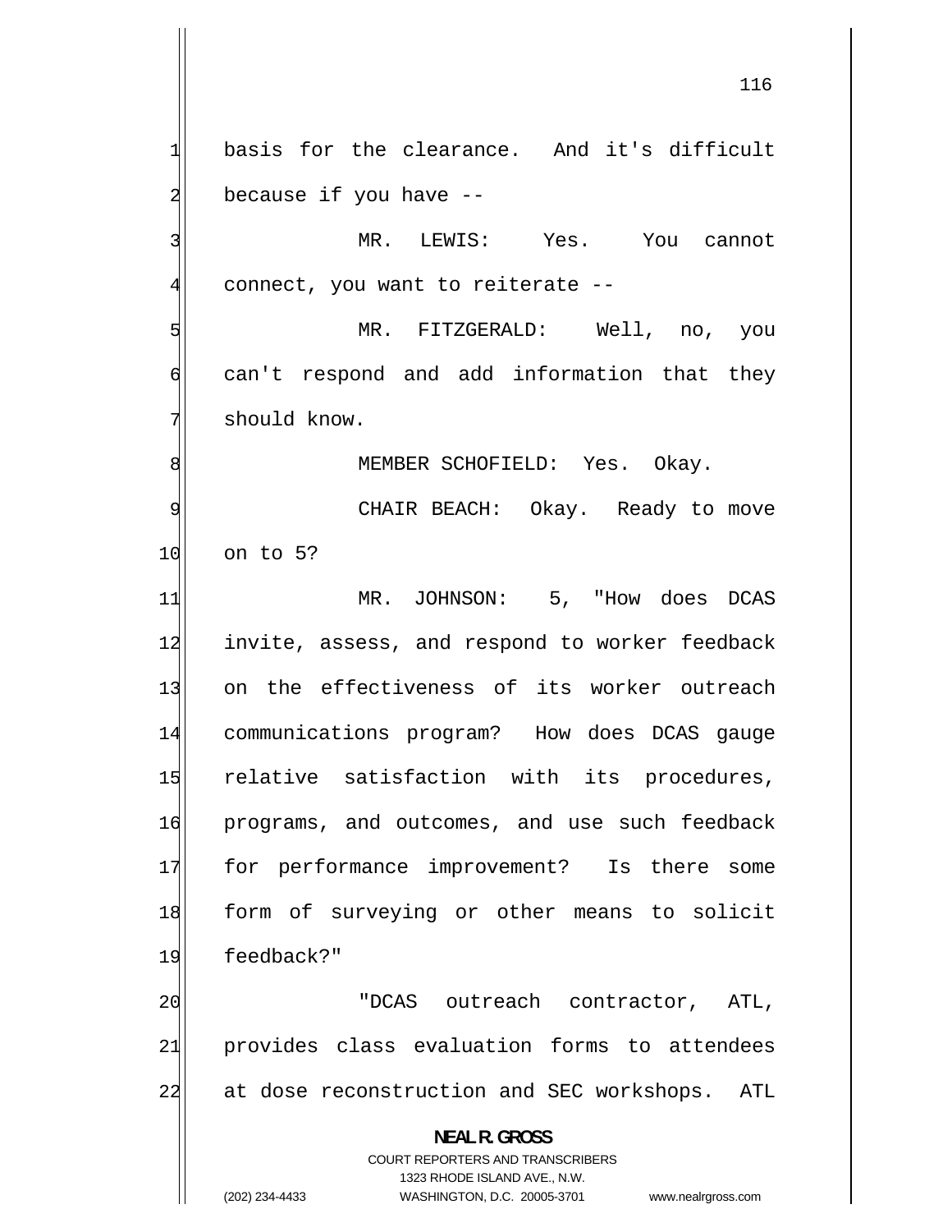basis for the clearance. And it's difficult because if you have --

MR. LEWIS: Yes. You cannot connect, you want to reiterate --

MR. FITZGERALD: Well, no, you can't respond and add information that they should know.

MEMBER SCHOFIELD: Yes. Okay.

CHAIR BEACH: Okay. Ready to move on to 5?

MR. JOHNSON: 5, "How does DCAS invite, assess, and respond to worker feedback on the effectiveness of its worker outreach communications program? How does DCAS gauge relative satisfaction with its procedures, programs, and outcomes, and use such feedback for performance improvement? Is there some form of surveying or other means to solicit feedback?"

"DCAS outreach contractor, ATL, provides class evaluation forms to attendees at dose reconstruction and SEC workshops. ATL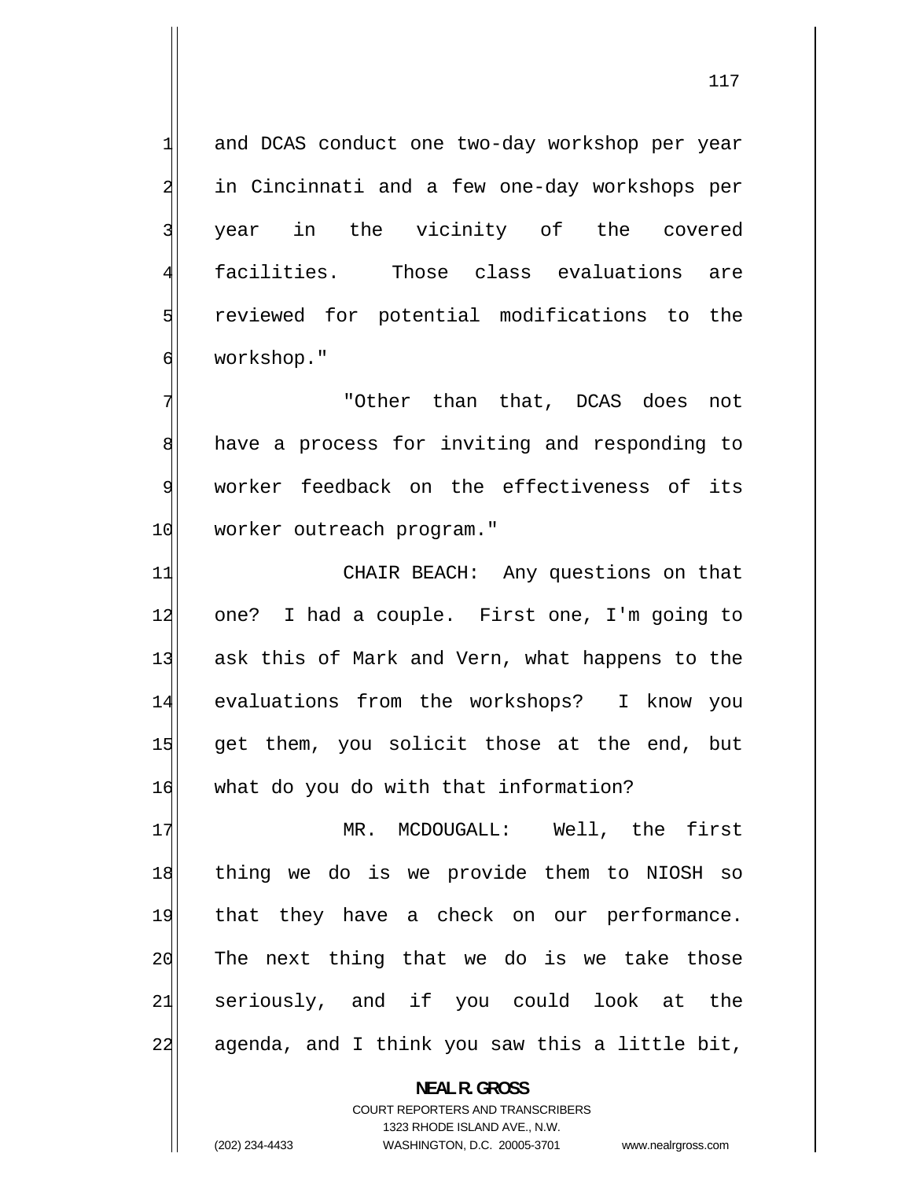and DCAS conduct one two-day workshop per year in Cincinnati and a few one-day workshops per year in the vicinity of the covered facilities. Those class evaluations are reviewed for potential modifications to the workshop."

"Other than that, DCAS does not have a process for inviting and responding to worker feedback on the effectiveness of its worker outreach program."

CHAIR BEACH: Any questions on that one? I had a couple. First one, I'm going to ask this of Mark and Vern, what happens to the evaluations from the workshops? I know you get them, you solicit those at the end, but what do you do with that information?

MR. MCDOUGALL: Well, the first thing we do is we provide them to NIOSH so that they have a check on our performance. The next thing that we do is we take those seriously, and if you could look at the agenda, and I think you saw this a little bit,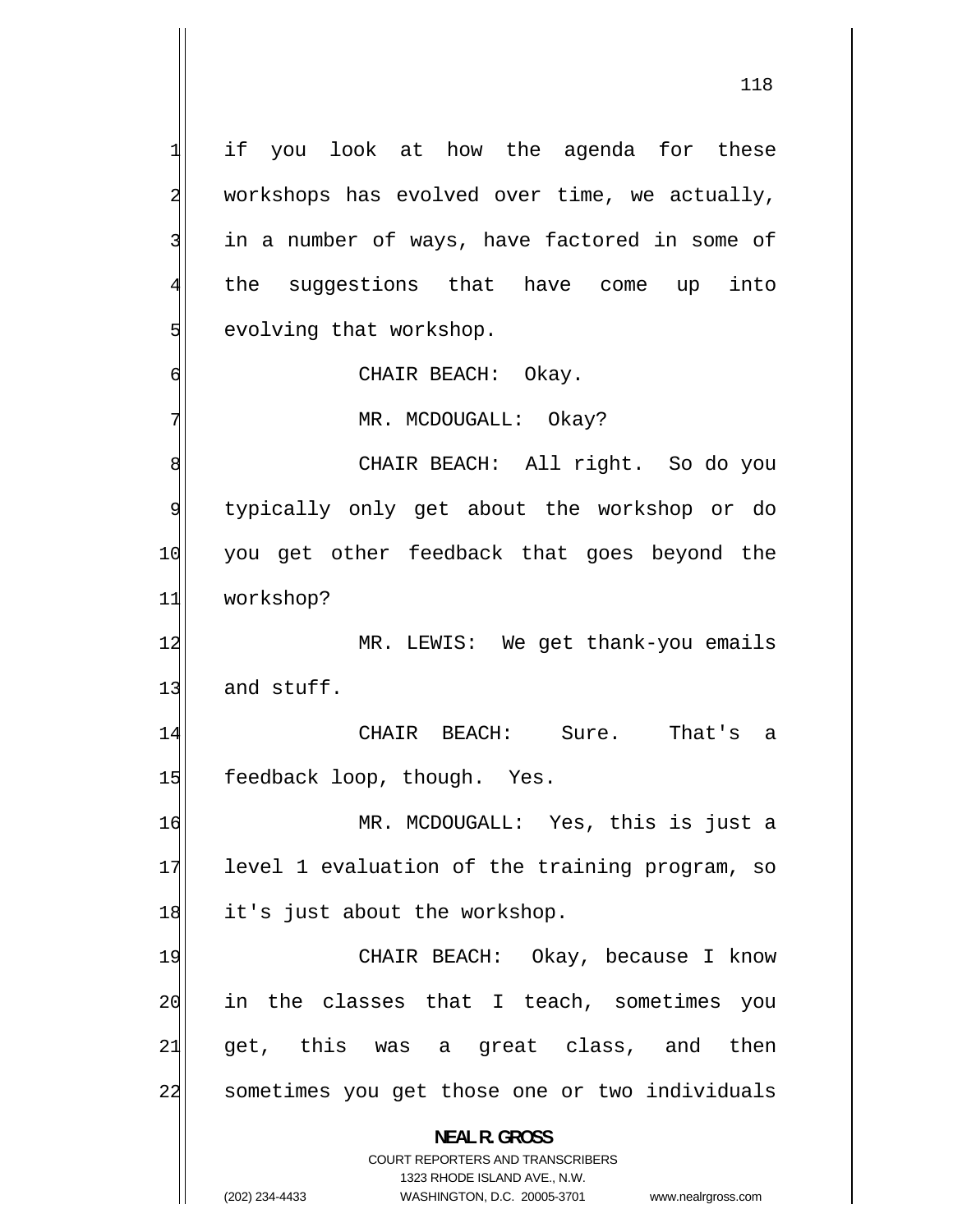if you look at how the agenda for these workshops has evolved over time, we actually, in a number of ways, have factored in some of the suggestions that have come up into evolving that workshop.

CHAIR BEACH: Okay.

MR. MCDOUGALL: Okay?

CHAIR BEACH: All right. So do you typically only get about the workshop or do you get other feedback that goes beyond the workshop?

MR. LEWIS: We get thank-you emails and stuff.

CHAIR BEACH: Sure. That's a feedback loop, though. Yes.

MR. MCDOUGALL: Yes, this is just a level 1 evaluation of the training program, so it's just about the workshop.

CHAIR BEACH: Okay, because I know in the classes that I teach, sometimes you get, this was a great class, and then sometimes you get those one or two individuals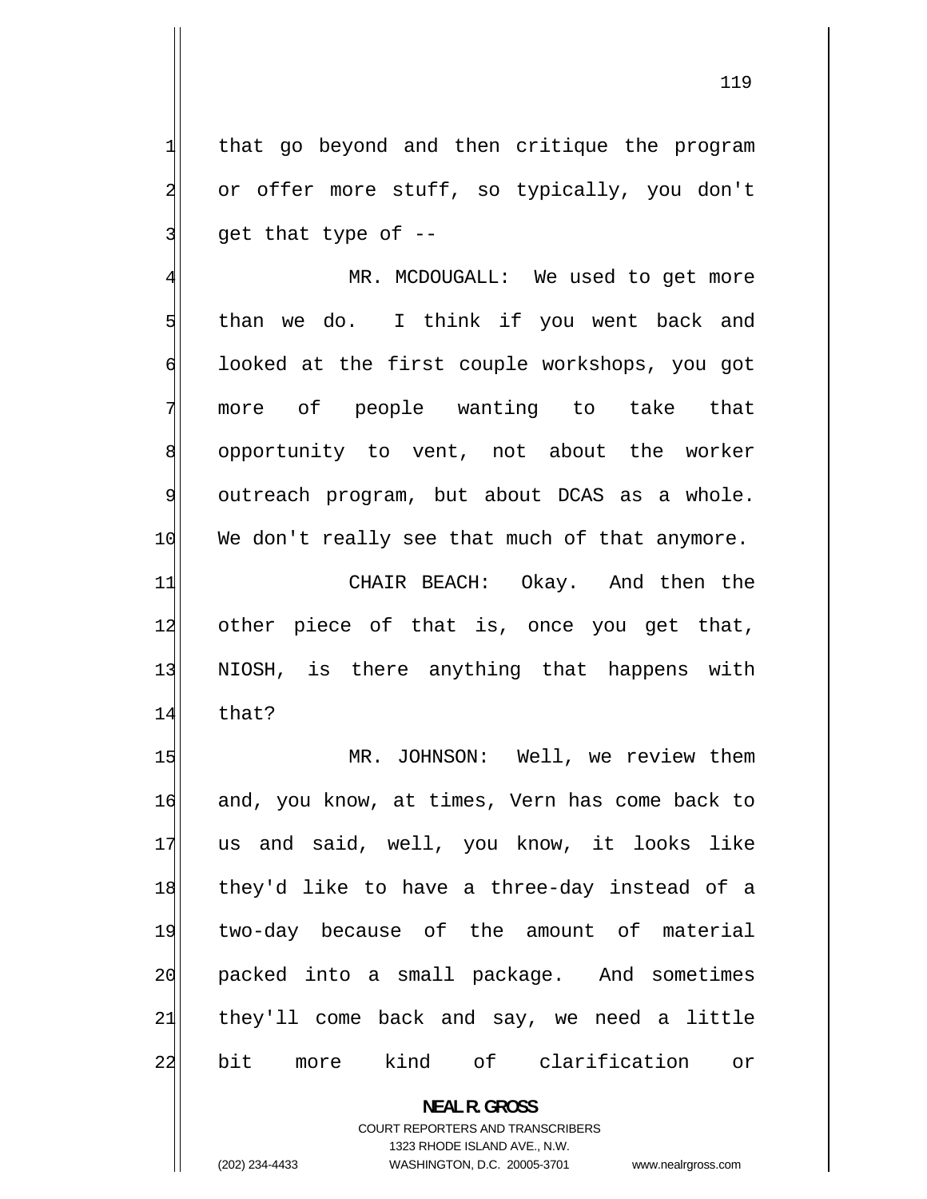that go beyond and then critique the program or offer more stuff, so typically, you don't get that type of --

MR. MCDOUGALL: We used to get more than we do. I think if you went back and looked at the first couple workshops, you got more of people wanting to take that opportunity to vent, not about the worker outreach program, but about DCAS as a whole. We don't really see that much of that anymore.

CHAIR BEACH: Okay. And then the other piece of that is, once you get that, NIOSH, is there anything that happens with that?

MR. JOHNSON: Well, we review them and, you know, at times, Vern has come back to us and said, well, you know, it looks like they'd like to have a three-day instead of a two-day because of the amount of material packed into a small package. And sometimes they'll come back and say, we need a little bit more kind of clarification or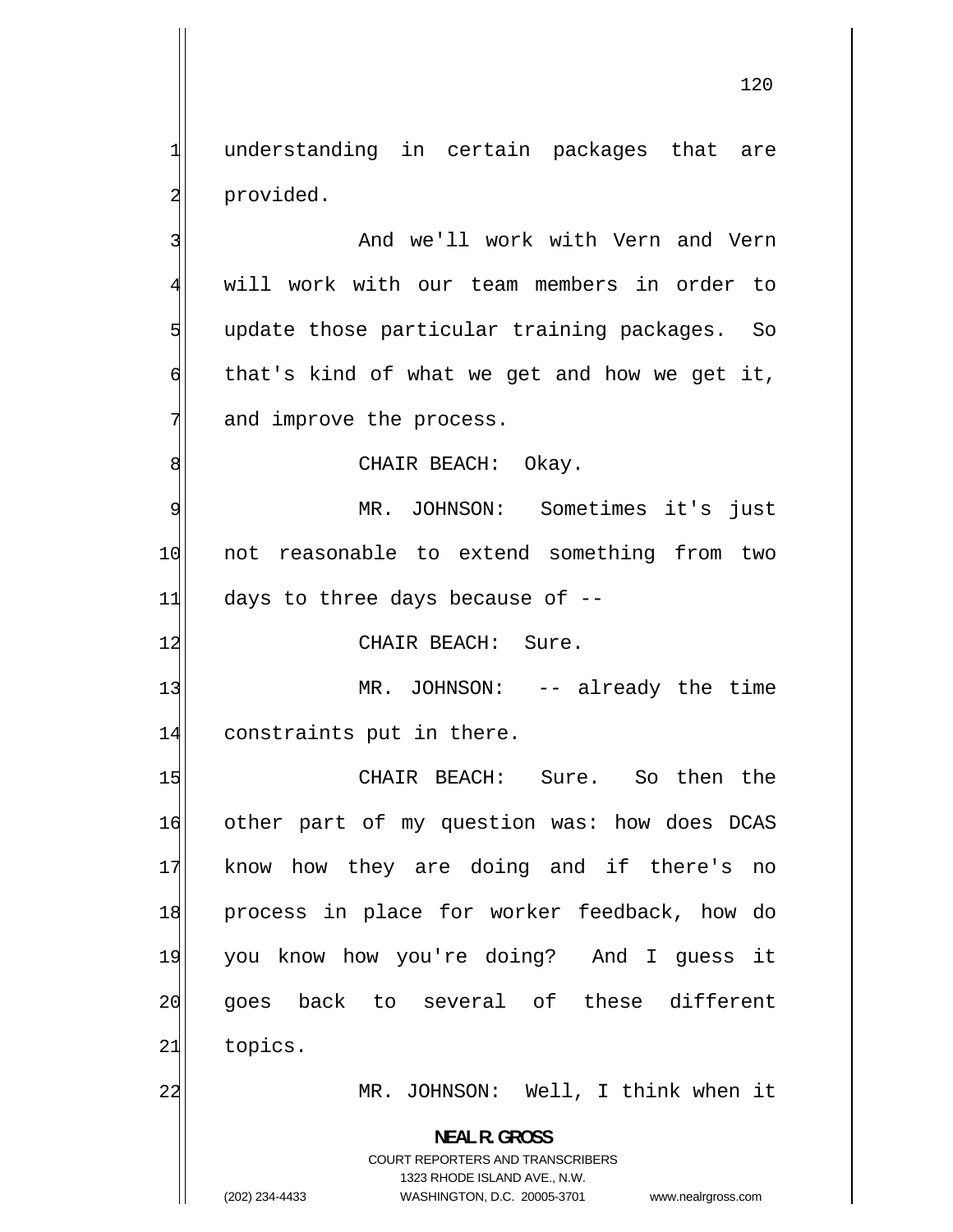understanding in certain packages that are provided.

And we'll work with Vern and Vern will work with our team members in order to update those particular training packages. So that's kind of what we get and how we get it, and improve the process.

CHAIR BEACH: Okay.

MR. JOHNSON: Sometimes it's just not reasonable to extend something from two days to three days because of --

CHAIR BEACH: Sure.

MR. JOHNSON: -- already the time constraints put in there.

CHAIR BEACH: Sure. So then the other part of my question was: how does DCAS know how they are doing and if there's no process in place for worker feedback, how do you know how you're doing? And I guess it goes back to several of these different topics.

MR. JOHNSON: Well, I think when it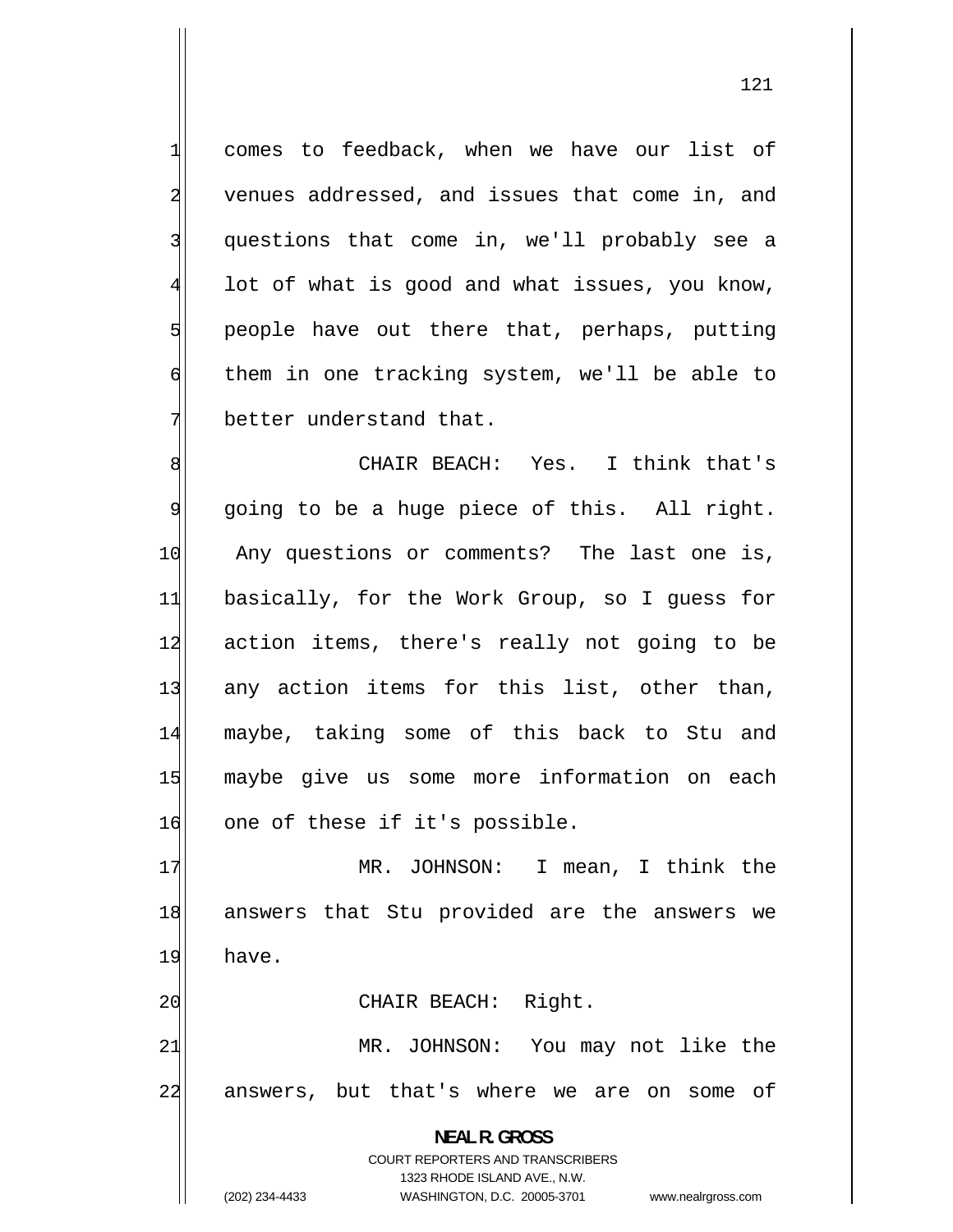comes to feedback, when we have our list of venues addressed, and issues that come in, and questions that come in, we'll probably see a lot of what is good and what issues, you know, people have out there that, perhaps, putting them in one tracking system, we'll be able to better understand that.

CHAIR BEACH: Yes. I think that's going to be a huge piece of this. All right. Any questions or comments? The last one is, basically, for the Work Group, so I guess for action items, there's really not going to be any action items for this list, other than, maybe, taking some of this back to Stu and maybe give us some more information on each one of these if it's possible.

MR. JOHNSON: I mean, I think the answers that Stu provided are the answers we have.

CHAIR BEACH: Right.

MR. JOHNSON: You may not like the answers, but that's where we are on some of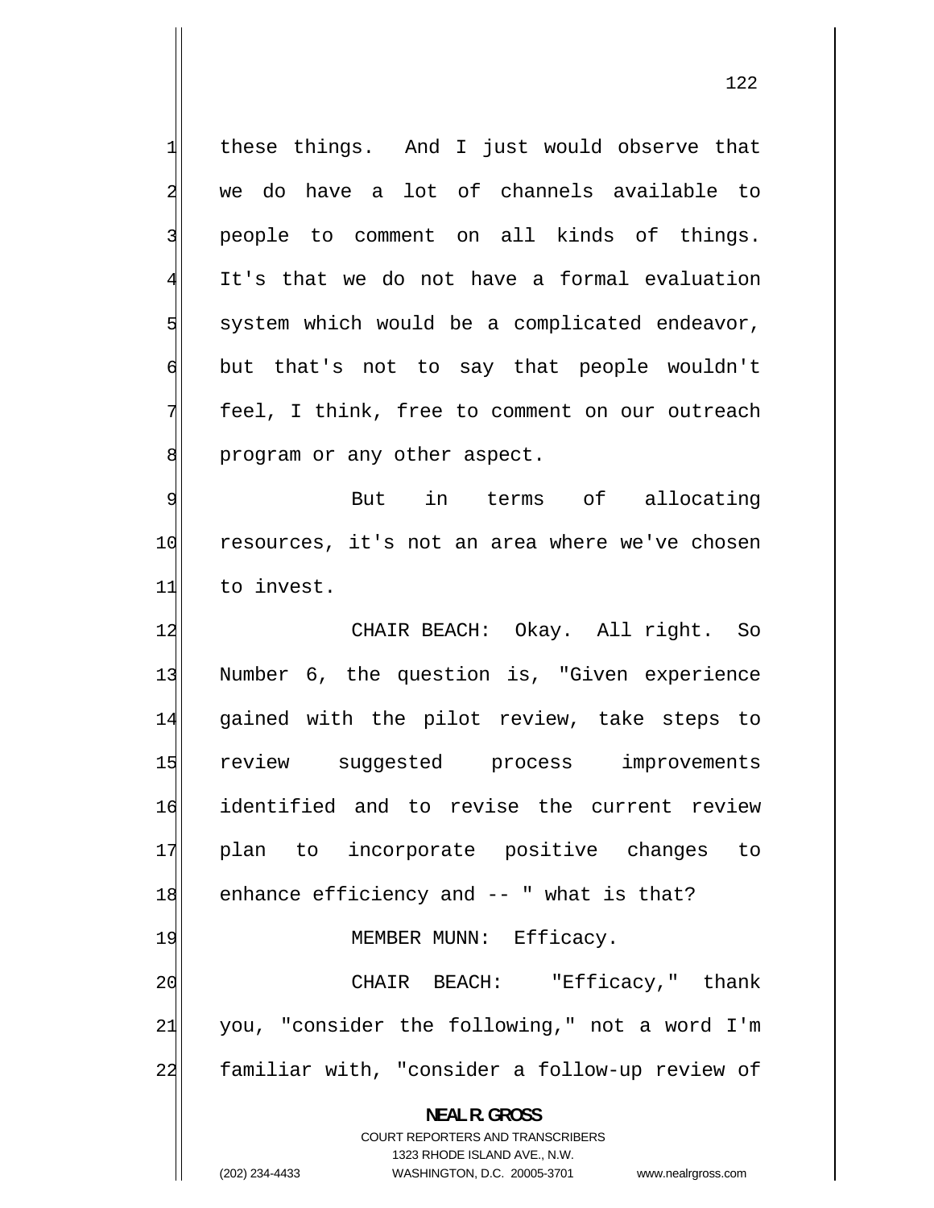these things. And I just would observe that we do have a lot of channels available to people to comment on all kinds of things. It's that we do not have a formal evaluation system which would be a complicated endeavor, but that's not to say that people wouldn't feel, I think, free to comment on our outreach program or any other aspect.

But in terms of allocating resources, it's not an area where we've chosen to invest.

CHAIR BEACH: Okay. All right. So Number 6, the question is, "Given experience gained with the pilot review, take steps to review suggested process improvements identified and to revise the current review plan to incorporate positive changes to enhance efficiency and -- " what is that?

MEMBER MUNN: Efficacy.

CHAIR BEACH: "Efficacy," thank you, "consider the following," not a word I'm familiar with, "consider a follow-up review of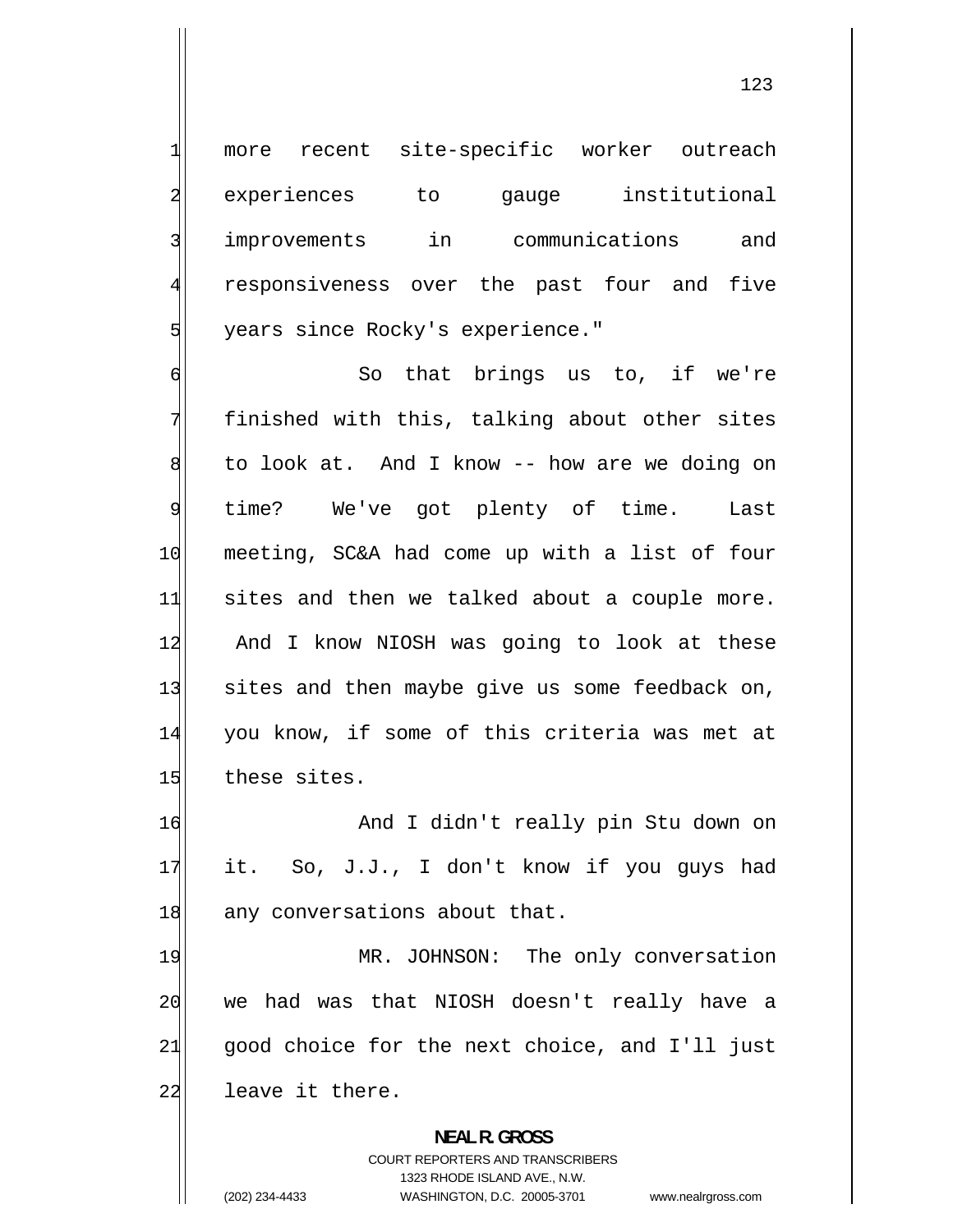more recent site-specific worker outreach experiences to gauge institutional improvements in communications and responsiveness over the past four and five years since Rocky's experience."

So that brings us to, if we're finished with this, talking about other sites to look at. And I know -- how are we doing on time? We've got plenty of time. Last meeting, SC&A had come up with a list of four sites and then we talked about a couple more. And I know NIOSH was going to look at these sites and then maybe give us some feedback on, you know, if some of this criteria was met at these sites.

And I didn't really pin Stu down on it. So, J.J., I don't know if you guys had any conversations about that.

MR. JOHNSON: The only conversation we had was that NIOSH doesn't really have a good choice for the next choice, and I'll just leave it there.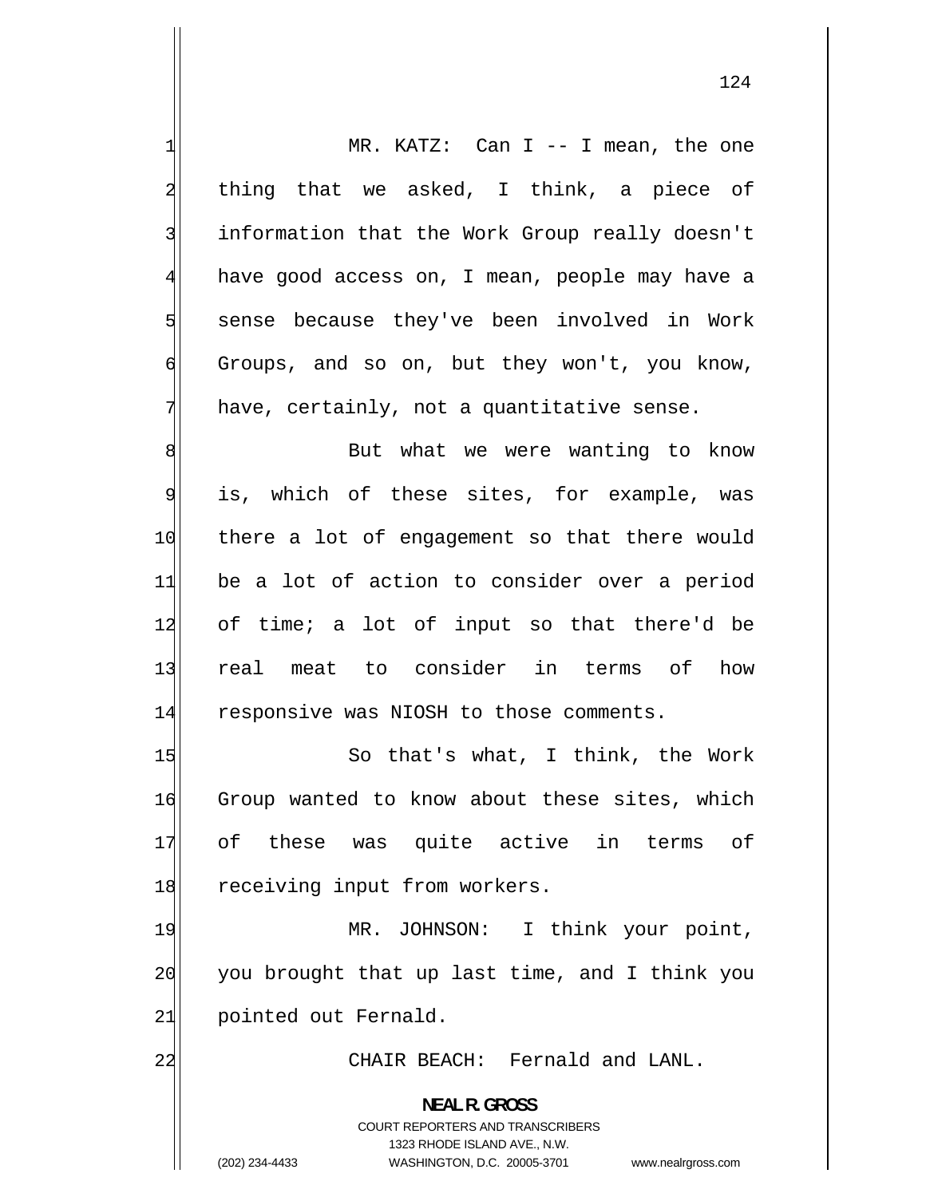MR. KATZ: Can I -- I mean, the one thing that we asked, I think, a piece of information that the Work Group really doesn't have good access on, I mean, people may have a sense because they've been involved in Work Groups, and so on, but they won't, you know, have, certainly, not a quantitative sense.

But what we were wanting to know is, which of these sites, for example, was there a lot of engagement so that there would be a lot of action to consider over a period of time; a lot of input so that there'd be real meat to consider in terms of how responsive was NIOSH to those comments.

So that's what, I think, the Work Group wanted to know about these sites, which of these was quite active in terms of receiving input from workers.

MR. JOHNSON: I think your point, you brought that up last time, and I think you pointed out Fernald.

CHAIR BEACH: Fernald and LANL.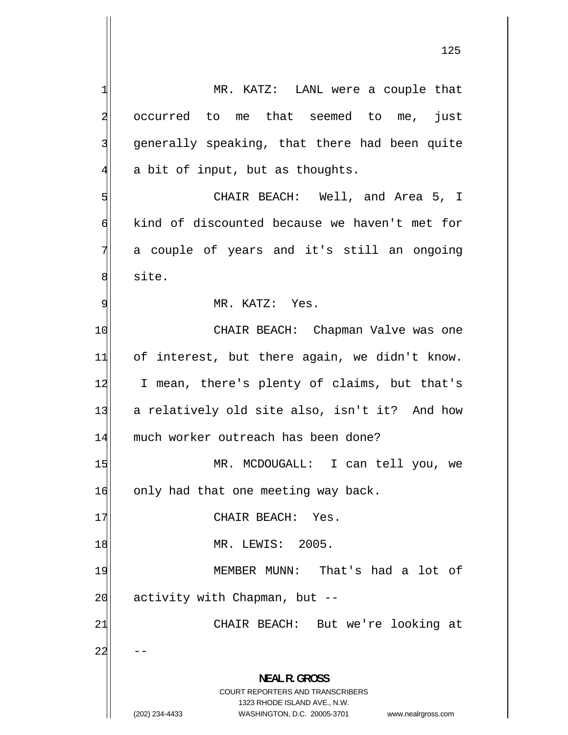MR. KATZ: LANL were a couple that occurred to me that seemed to me, just generally speaking, that there had been quite a bit of input, but as thoughts.

CHAIR BEACH: Well, and Area 5, I kind of discounted because we haven't met for a couple of years and it's still an ongoing site.

MR. KATZ: Yes.

CHAIR BEACH: Chapman Valve was one of interest, but there again, we didn't know. I mean, there's plenty of claims, but that's a relatively old site also, isn't it? And how much worker outreach has been done?

MR. MCDOUGALL: I can tell you, we only had that one meeting way back.

CHAIR BEACH: Yes.

MR. LEWIS: 2005.

MEMBER MUNN: That's had a lot of activity with Chapman, but --

CHAIR BEACH: But we're looking at --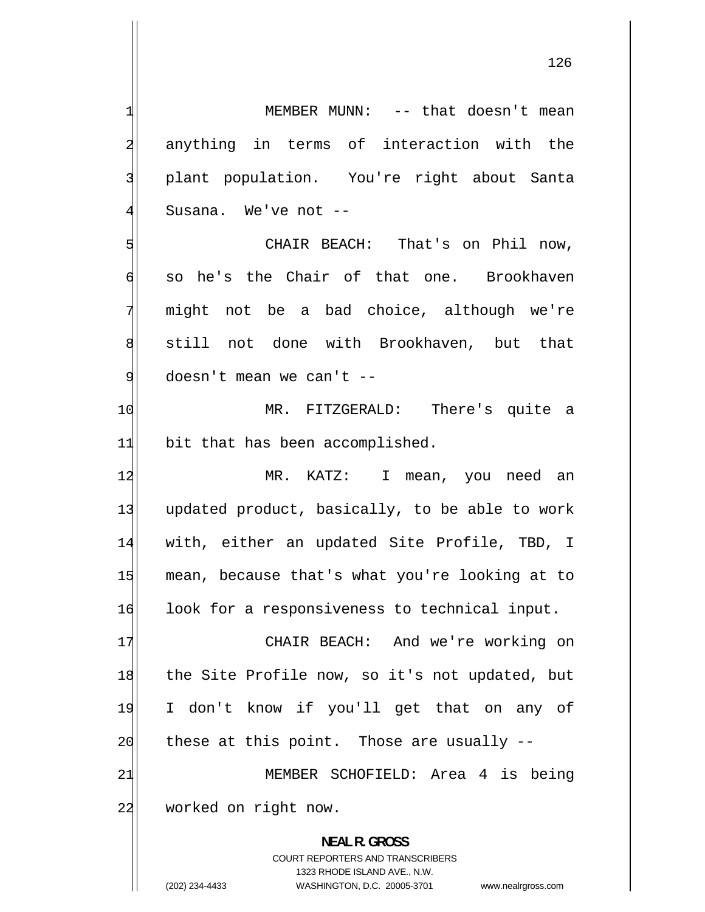MEMBER MUNN: -- that doesn't mean anything in terms of interaction with the plant population. You're right about Santa Susana. We've not --

CHAIR BEACH: That's on Phil now, so he's the Chair of that one. Brookhaven might not be a bad choice, although we're still not done with Brookhaven, but that doesn't mean we can't --

MR. FITZGERALD: There's quite a bit that has been accomplished.

MR. KATZ: I mean, you need an updated product, basically, to be able to work with, either an updated Site Profile, TBD, I mean, because that's what you're looking at to look for a responsiveness to technical input.

CHAIR BEACH: And we're working on the Site Profile now, so it's not updated, but I don't know if you'll get that on any of these at this point. Those are usually --

MEMBER SCHOFIELD: Area 4 is being worked on right now.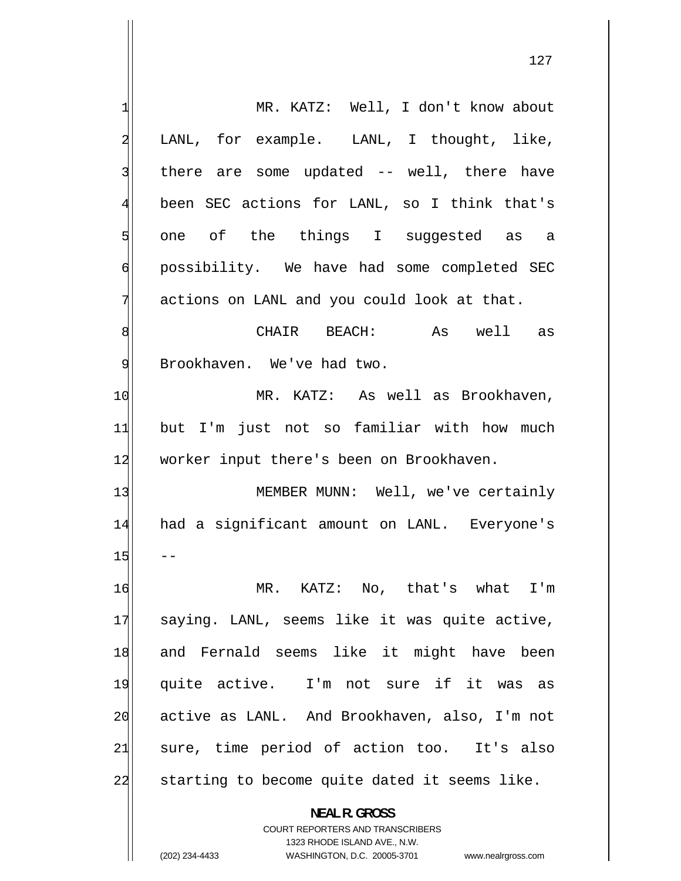MR. KATZ: Well, I don't know about LANL, for example. LANL, I thought, like, there are some updated -- well, there have been SEC actions for LANL, so I think that's one of the things I suggested as a possibility. We have had some completed SEC actions on LANL and you could look at that.

CHAIR BEACH: As well as Brookhaven. We've had two.

MR. KATZ: As well as Brookhaven, but I'm just not so familiar with how much worker input there's been on Brookhaven.

MEMBER MUNN: Well, we've certainly had a significant amount on LANL. Everyone's --

MR. KATZ: No, that's what I'm saying. LANL, seems like it was quite active, and Fernald seems like it might have been quite active. I'm not sure if it was as active as LANL. And Brookhaven, also, I'm not sure, time period of action too. It's also starting to become quite dated it seems like.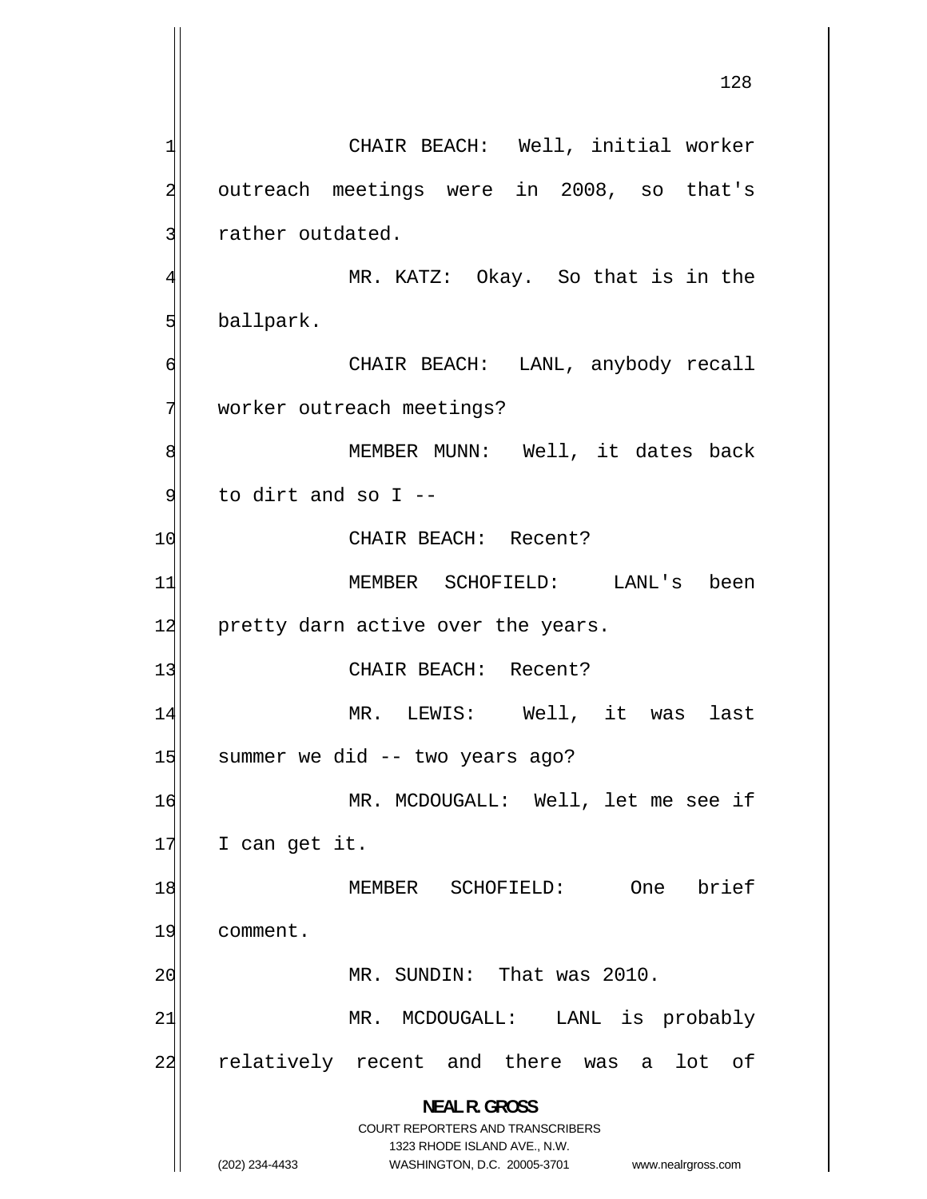CHAIR BEACH: Well, initial worker outreach meetings were in 2008, so that's rather outdated.

MR. KATZ: Okay. So that is in the ballpark.

CHAIR BEACH: LANL, anybody recall worker outreach meetings?

MEMBER MUNN: Well, it dates back to dirt and so I --

CHAIR BEACH: Recent?

MEMBER SCHOFIELD: LANL's been pretty darn active over the years.

CHAIR BEACH: Recent?

MR. LEWIS: Well, it was last summer we did -- two years ago?

MR. MCDOUGALL: Well, let me see if I can get it.

MEMBER SCHOFIELD: One brief comment.

MR. SUNDIN: That was 2010.

MR. MCDOUGALL: LANL is probably relatively recent and there was a lot of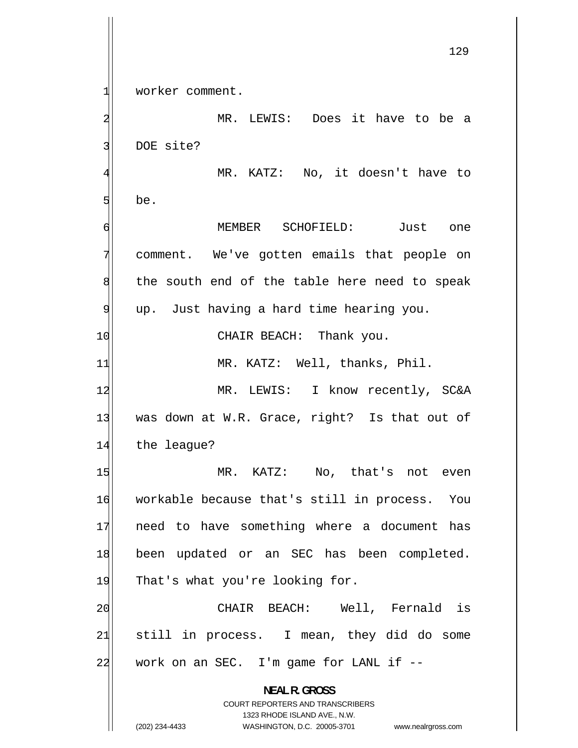worker comment.

MR. LEWIS: Does it have to be a DOE site?

MR. KATZ: No, it doesn't have to be.

MEMBER SCHOFIELD: Just one comment. We've gotten emails that people on the south end of the table here need to speak up. Just having a hard time hearing you.

CHAIR BEACH: Thank you.

MR. KATZ: Well, thanks, Phil.

MR. LEWIS: I know recently, SC&A was down at W.R. Grace, right? Is that out of the league?

MR. KATZ: No, that's not even workable because that's still in process. You need to have something where a document has been updated or an SEC has been completed. That's what you're looking for.

CHAIR BEACH: Well, Fernald is still in process. I mean, they did do some work on an SEC. I'm game for LANL if --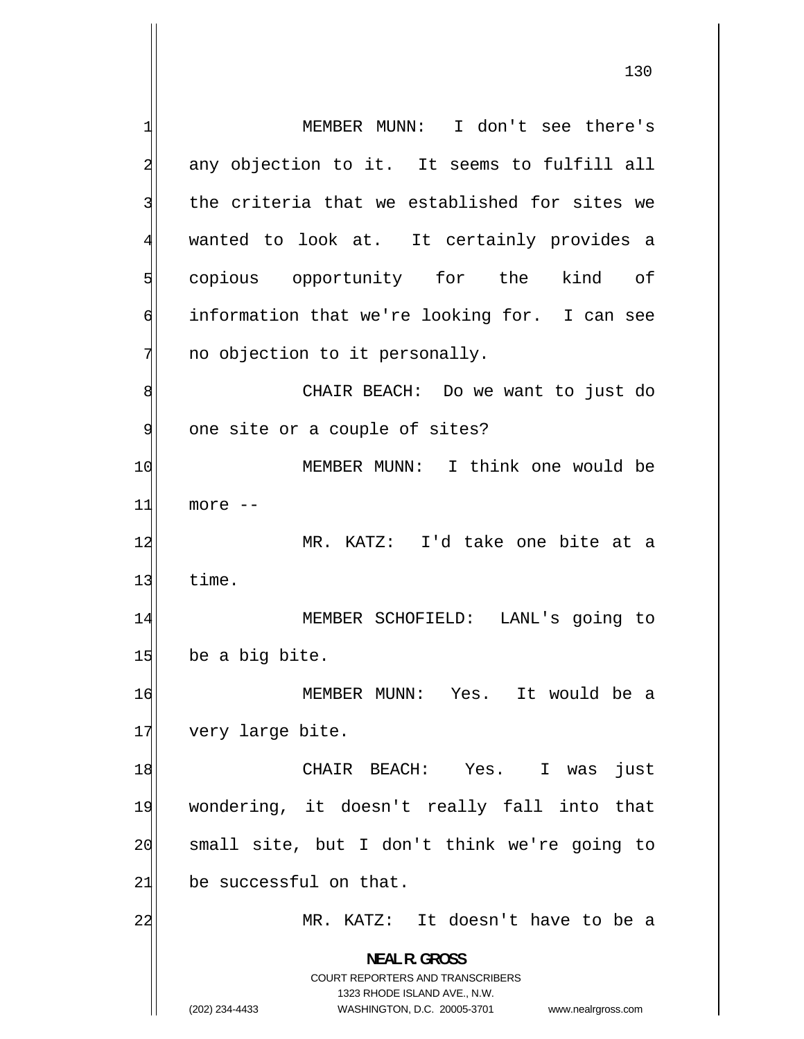MEMBER MUNN: I don't see there's any objection to it. It seems to fulfill all the criteria that we established for sites we wanted to look at. It certainly provides a copious opportunity for the kind of information that we're looking for. I can see no objection to it personally.

CHAIR BEACH: Do we want to just do one site or a couple of sites?

MEMBER MUNN: I think one would be more --

MR. KATZ: I'd take one bite at a time.

MEMBER SCHOFIELD: LANL's going to be a big bite.

MEMBER MUNN: Yes. It would be a very large bite.

CHAIR BEACH: Yes. I was just wondering, it doesn't really fall into that small site, but I don't think we're going to be successful on that.

MR. KATZ: It doesn't have to be a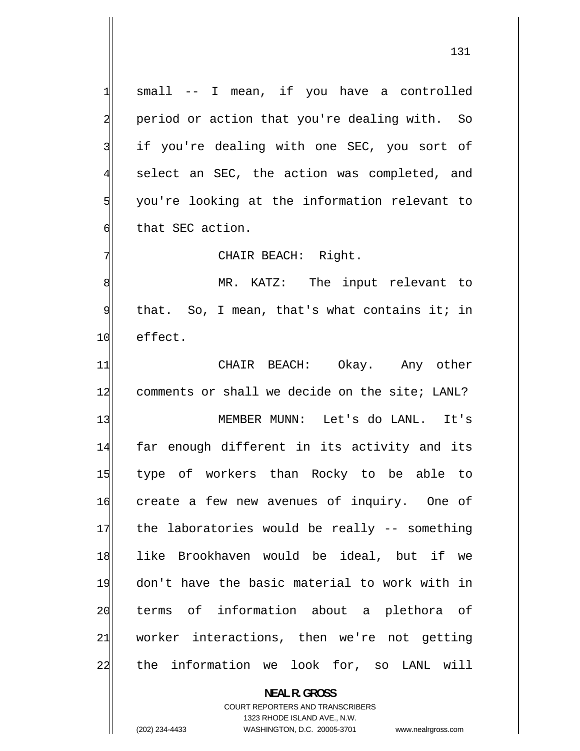small -- I mean, if you have a controlled period or action that you're dealing with. So if you're dealing with one SEC, you sort of select an SEC, the action was completed, and you're looking at the information relevant to that SEC action.

CHAIR BEACH: Right.

MR. KATZ: The input relevant to that. So, I mean, that's what contains it; in effect.

CHAIR BEACH: Okay. Any other comments or shall we decide on the site; LANL?

MEMBER MUNN: Let's do LANL. It's far enough different in its activity and its type of workers than Rocky to be able to create a few new avenues of inquiry. One of the laboratories would be really -- something like Brookhaven would be ideal, but if we don't have the basic material to work with in terms of information about a plethora of worker interactions, then we're not getting the information we look for, so LANL will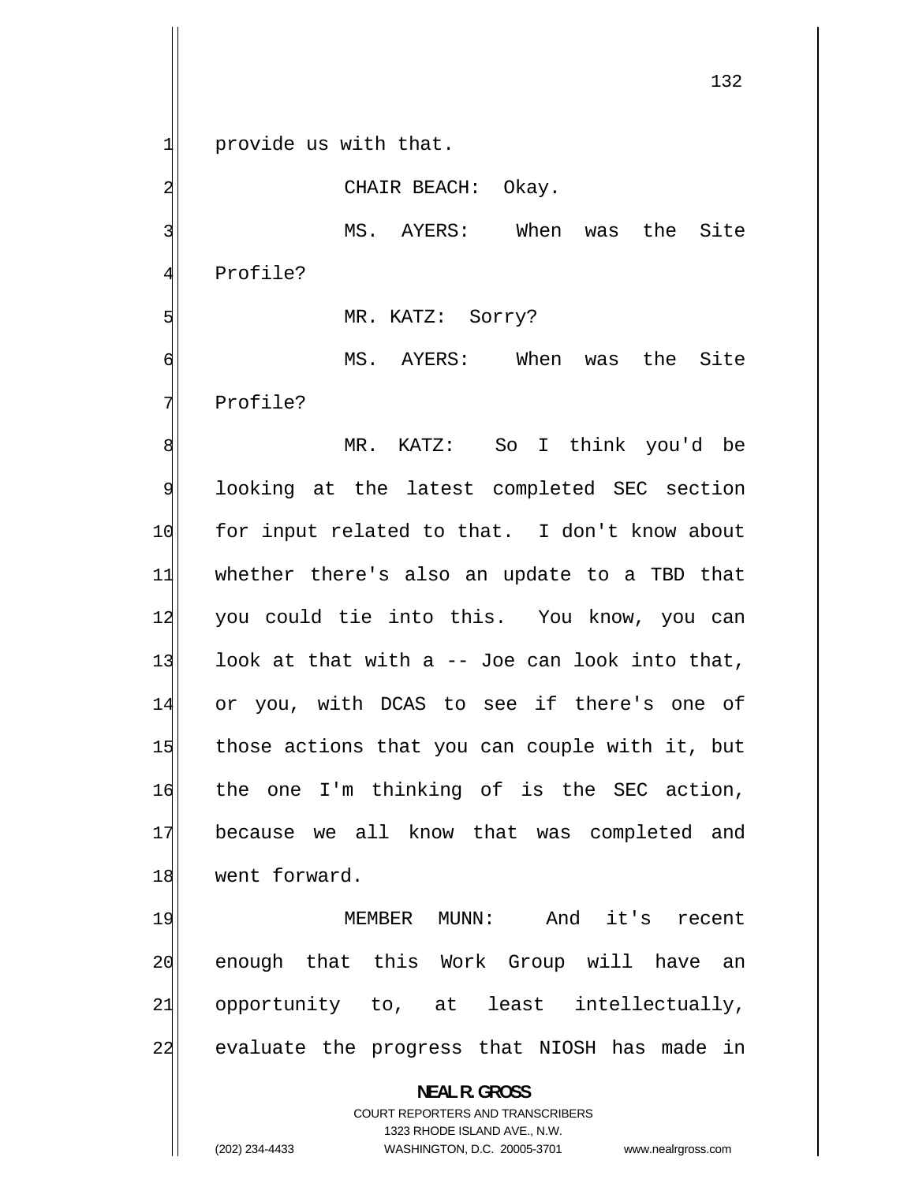provide us with that.

CHAIR BEACH: Okay.

MS. AYERS: When was the Site Profile?

MR. KATZ: Sorry?

MS. AYERS: When was the Site Profile?

MR. KATZ: So I think you'd be looking at the latest completed SEC section for input related to that. I don't know about whether there's also an update to a TBD that you could tie into this. You know, you can look at that with a -- Joe can look into that, or you, with DCAS to see if there's one of those actions that you can couple with it, but the one I'm thinking of is the SEC action, because we all know that was completed and went forward.

MEMBER MUNN: And it's recent enough that this Work Group will have an opportunity to, at least intellectually, evaluate the progress that NIOSH has made in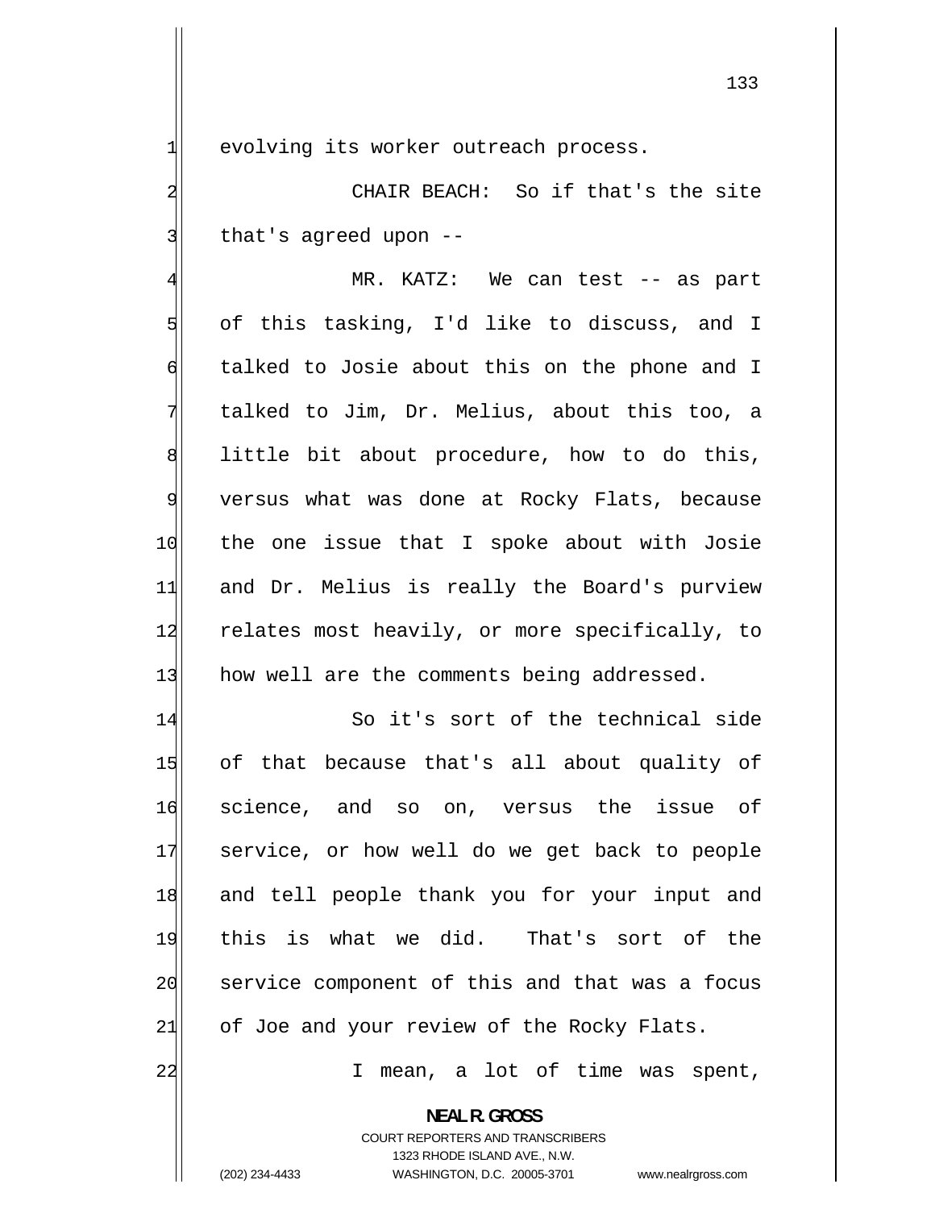evolving its worker outreach process.

CHAIR BEACH: So if that's the site that's agreed upon --

MR. KATZ: We can test -- as part of this tasking, I'd like to discuss, and I talked to Josie about this on the phone and I talked to Jim, Dr. Melius, about this too, a little bit about procedure, how to do this, versus what was done at Rocky Flats, because the one issue that I spoke about with Josie and Dr. Melius is really the Board's purview relates most heavily, or more specifically, to how well are the comments being addressed.

So it's sort of the technical side of that because that's all about quality of science, and so on, versus the issue of service, or how well do we get back to people and tell people thank you for your input and this is what we did. That's sort of the service component of this and that was a focus of Joe and your review of the Rocky Flats.

I mean, a lot of time was spent,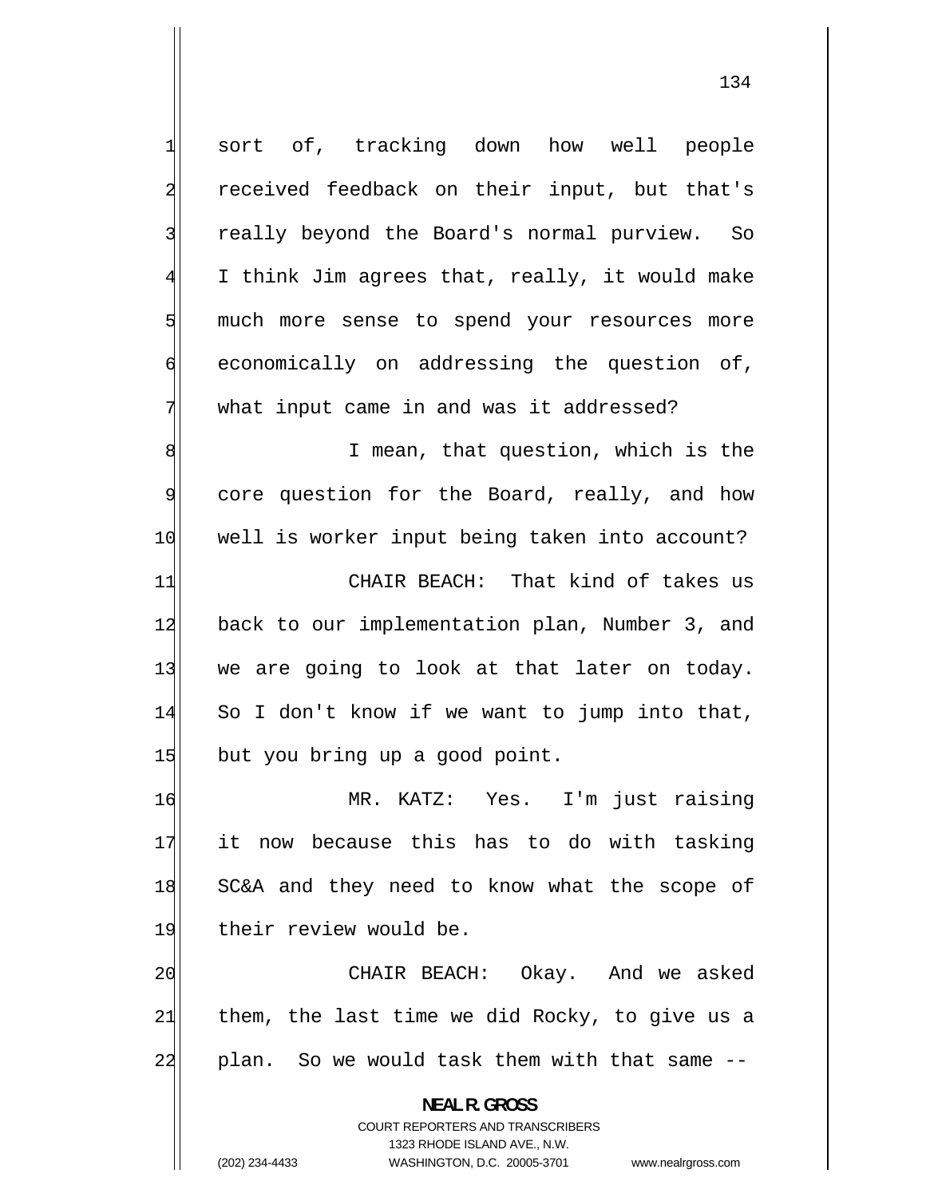sort of, tracking down how well people received feedback on their input, but that's really beyond the Board's normal purview. So I think Jim agrees that, really, it would make much more sense to spend your resources more economically on addressing the question of, what input came in and was it addressed?

I mean, that question, which is the core question for the Board, really, and how well is worker input being taken into account?

CHAIR BEACH: That kind of takes us back to our implementation plan, Number 3, and we are going to look at that later on today. So I don't know if we want to jump into that, but you bring up a good point.

MR. KATZ: Yes. I'm just raising it now because this has to do with tasking SC&A and they need to know what the scope of their review would be.

CHAIR BEACH: Okay. And we asked them, the last time we did Rocky, to give us a plan. So we would task them with that same --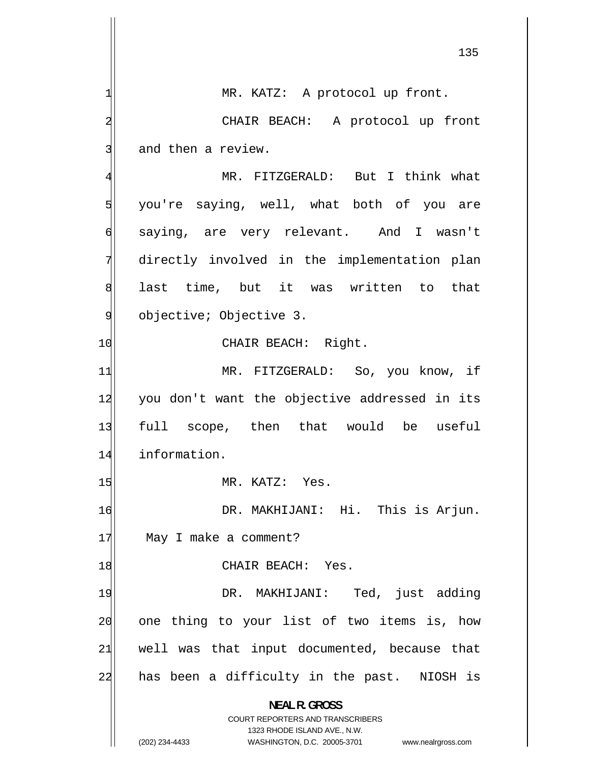MR. KATZ: A protocol up front.

CHAIR BEACH: A protocol up front and then a review.

MR. FITZGERALD: But I think what you're saying, well, what both of you are saying, are very relevant. And I wasn't directly involved in the implementation plan last time, but it was written to that objective; Objective 3.

CHAIR BEACH: Right.

MR. FITZGERALD: So, you know, if you don't want the objective addressed in its full scope, then that would be useful information.

MR. KATZ: Yes.

DR. MAKHIJANI: Hi. This is Arjun. May I make a comment?

CHAIR BEACH: Yes.

DR. MAKHIJANI: Ted, just adding one thing to your list of two items is, how well was that input documented, because that has been a difficulty in the past. NIOSH is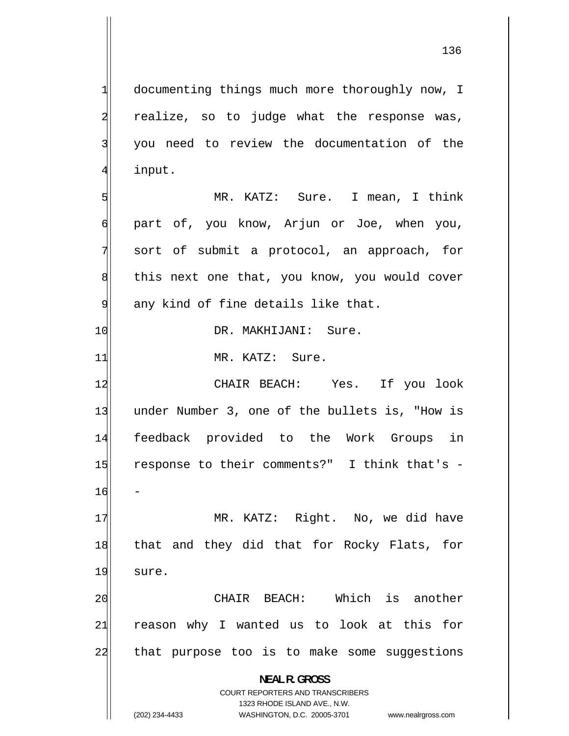documenting things much more thoroughly now, I realize, so to judge what the response was, you need to review the documentation of the input.

MR. KATZ: Sure. I mean, I think part of, you know, Arjun or Joe, when you, sort of submit a protocol, an approach, for this next one that, you know, you would cover any kind of fine details like that.

DR. MAKHIJANI: Sure.

MR. KATZ: Sure.

CHAIR BEACH: Yes. If you look under Number 3, one of the bullets is, "How is feedback provided to the Work Groups in response to their comments?" I think that's --

MR. KATZ: Right. No, we did have that and they did that for Rocky Flats, for sure.

CHAIR BEACH: Which is another reason why I wanted us to look at this for that purpose too is to make some suggestions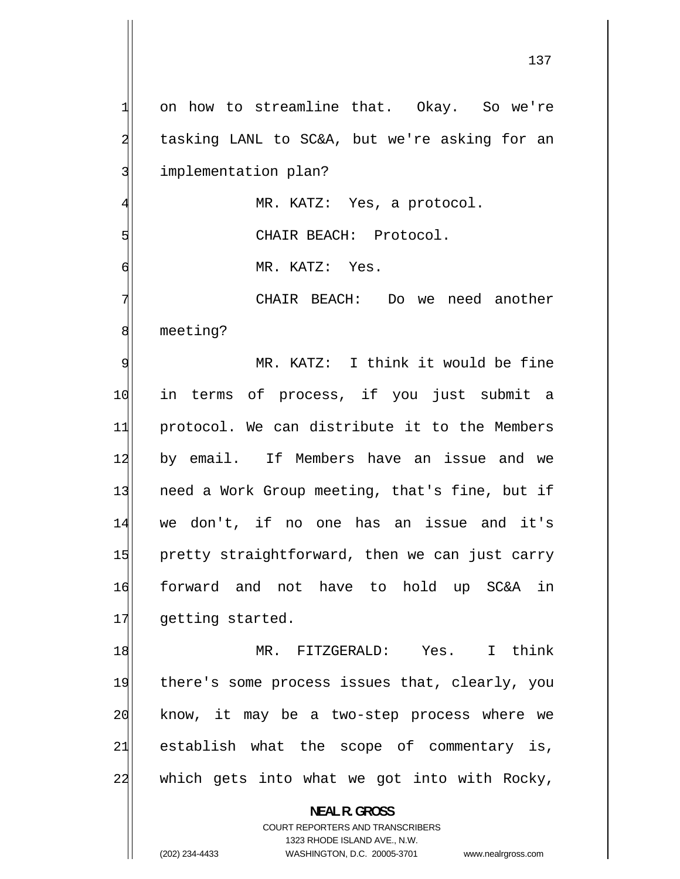on how to streamline that. Okay. So we're tasking LANL to SC&A, but we're asking for an implementation plan?

MR. KATZ: Yes, a protocol.

CHAIR BEACH: Protocol.

MR. KATZ: Yes.

CHAIR BEACH: Do we need another meeting?

MR. KATZ: I think it would be fine in terms of process, if you just submit a protocol. We can distribute it to the Members by email. If Members have an issue and we need a Work Group meeting, that's fine, but if we don't, if no one has an issue and it's pretty straightforward, then we can just carry forward and not have to hold up SC&A in getting started.

MR. FITZGERALD: Yes. I think there's some process issues that, clearly, you know, it may be a two-step process where we establish what the scope of commentary is, which gets into what we got into with Rocky,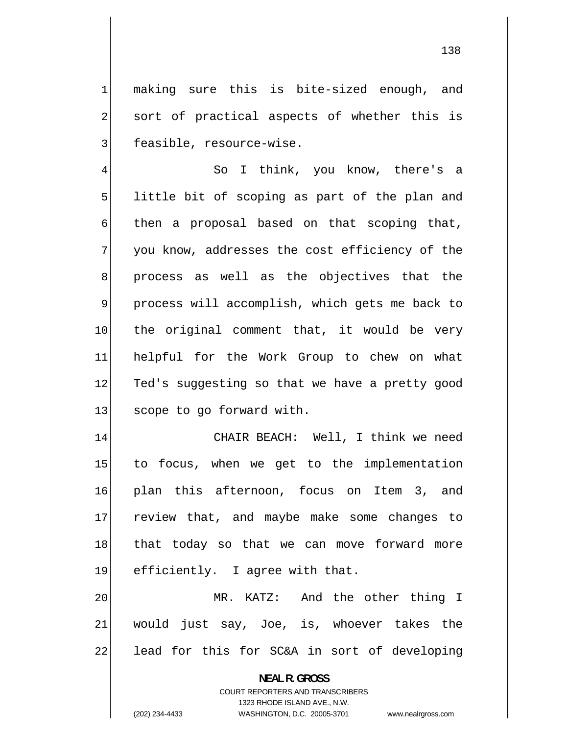making sure this is bite-sized enough, and sort of practical aspects of whether this is feasible, resource-wise.

So I think, you know, there's a little bit of scoping as part of the plan and then a proposal based on that scoping that, you know, addresses the cost efficiency of the process as well as the objectives that the process will accomplish, which gets me back to the original comment that, it would be very helpful for the Work Group to chew on what Ted's suggesting so that we have a pretty good scope to go forward with.

CHAIR BEACH: Well, I think we need to focus, when we get to the implementation plan this afternoon, focus on Item 3, and review that, and maybe make some changes to that today so that we can move forward more efficiently. I agree with that.

MR. KATZ: And the other thing I would just say, Joe, is, whoever takes the lead for this for SC&A in sort of developing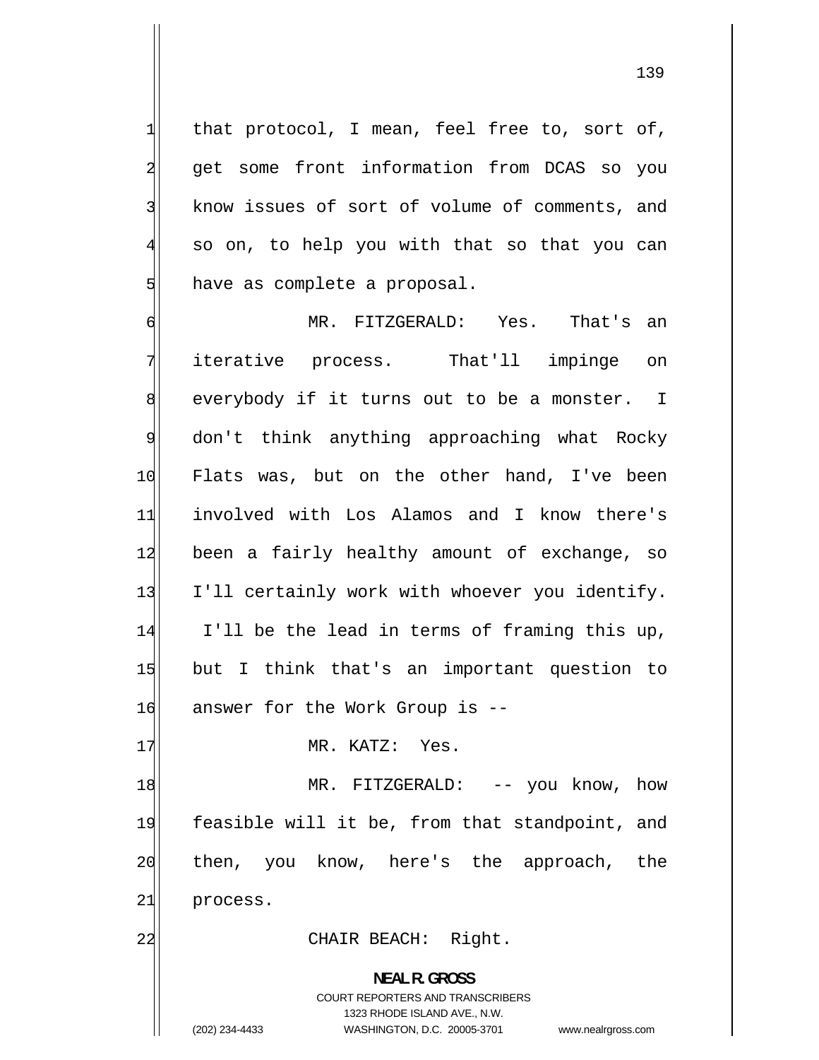that protocol, I mean, feel free to, sort of, get some front information from DCAS so you know issues of sort of volume of comments, and so on, to help you with that so that you can have as complete a proposal.

MR. FITZGERALD: Yes. That's an iterative process. That'll impinge on everybody if it turns out to be a monster. I don't think anything approaching what Rocky Flats was, but on the other hand, I've been involved with Los Alamos and I know there's been a fairly healthy amount of exchange, so I'll certainly work with whoever you identify. I'll be the lead in terms of framing this up, but I think that's an important question to answer for the Work Group is --

MR. KATZ: Yes.

MR. FITZGERALD: -- you know, how feasible will it be, from that standpoint, and then, you know, here's the approach, the process.

CHAIR BEACH: Right.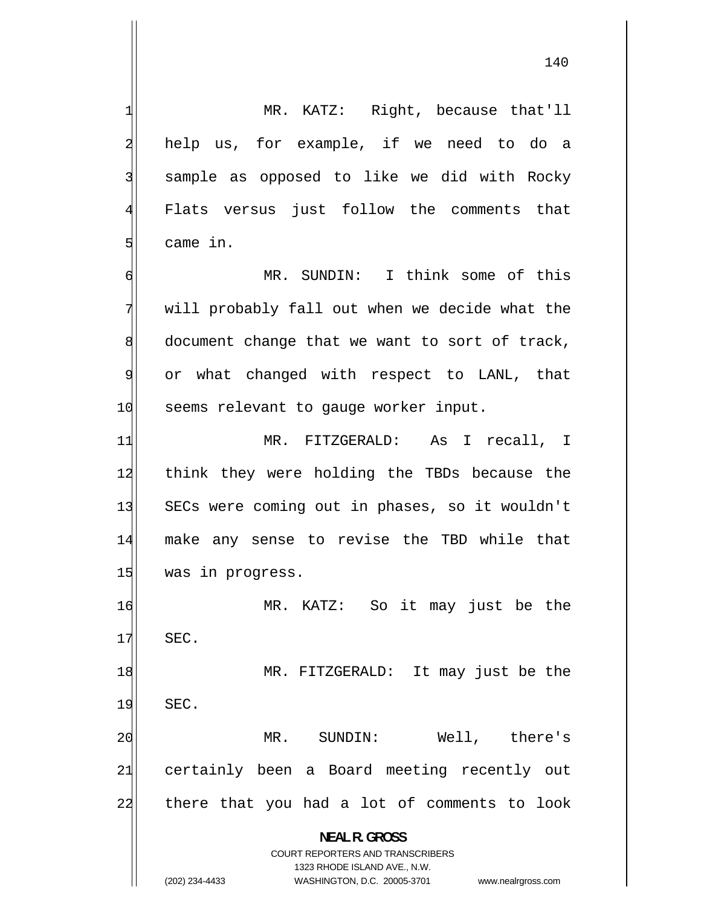MR. KATZ: Right, because that'll help us, for example, if we need to do a sample as opposed to like we did with Rocky Flats versus just follow the comments that came in.

MR. SUNDIN: I think some of this will probably fall out when we decide what the document change that we want to sort of track, or what changed with respect to LANL, that seems relevant to gauge worker input.

MR. FITZGERALD: As I recall, I think they were holding the TBDs because the SECs were coming out in phases, so it wouldn't make any sense to revise the TBD while that was in progress.

MR. KATZ: So it may just be the SEC.

MR. FITZGERALD: It may just be the SEC.

MR. SUNDIN: Well, there's certainly been a Board meeting recently out there that you had a lot of comments to look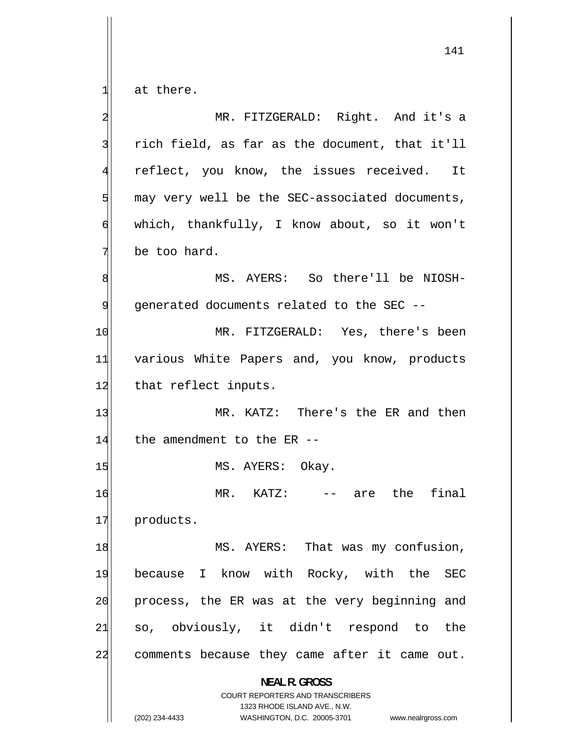at there.

MR. FITZGERALD: Right. And it's a rich field, as far as the document, that it'll reflect, you know, the issues received. It may very well be the SEC-associated documents, which, thankfully, I know about, so it won't be too hard.

MS. AYERS: So there'll be NIOSH-generated documents related to the SEC --

MR. FITZGERALD: Yes, there's been various White Papers and, you know, products that reflect inputs.

MR. KATZ: There's the ER and then the amendment to the ER --

MS. AYERS: Okay.

MR. KATZ: -- are the final products.

MS. AYERS: That was my confusion, because I know with Rocky, with the SEC process, the ER was at the very beginning and so, obviously, it didn't respond to the comments because they came after it came out.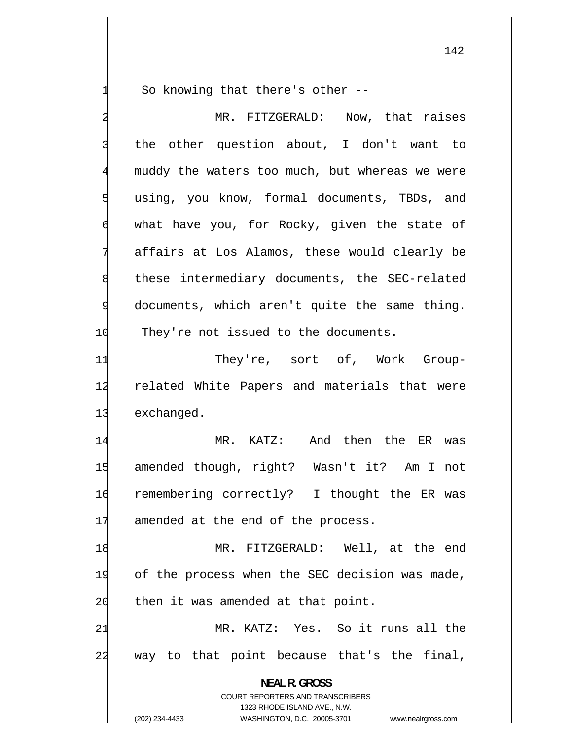So knowing that there's other --

MR. FITZGERALD: Now, that raises the other question about, I don't want to muddy the waters too much, but whereas we were using, you know, formal documents, TBDs, and what have you, for Rocky, given the state of affairs at Los Alamos, these would clearly be these intermediary documents, the SEC-related documents, which aren't quite the same thing. They're not issued to the documents.

They're, sort of, Work Group-related White Papers and materials that were exchanged.

MR. KATZ: And then the ER was amended though, right? Wasn't it? Am I not remembering correctly? I thought the ER was amended at the end of the process.

MR. FITZGERALD: Well, at the end of the process when the SEC decision was made, then it was amended at that point.

MR. KATZ: Yes. So it runs all the way to that point because that's the final,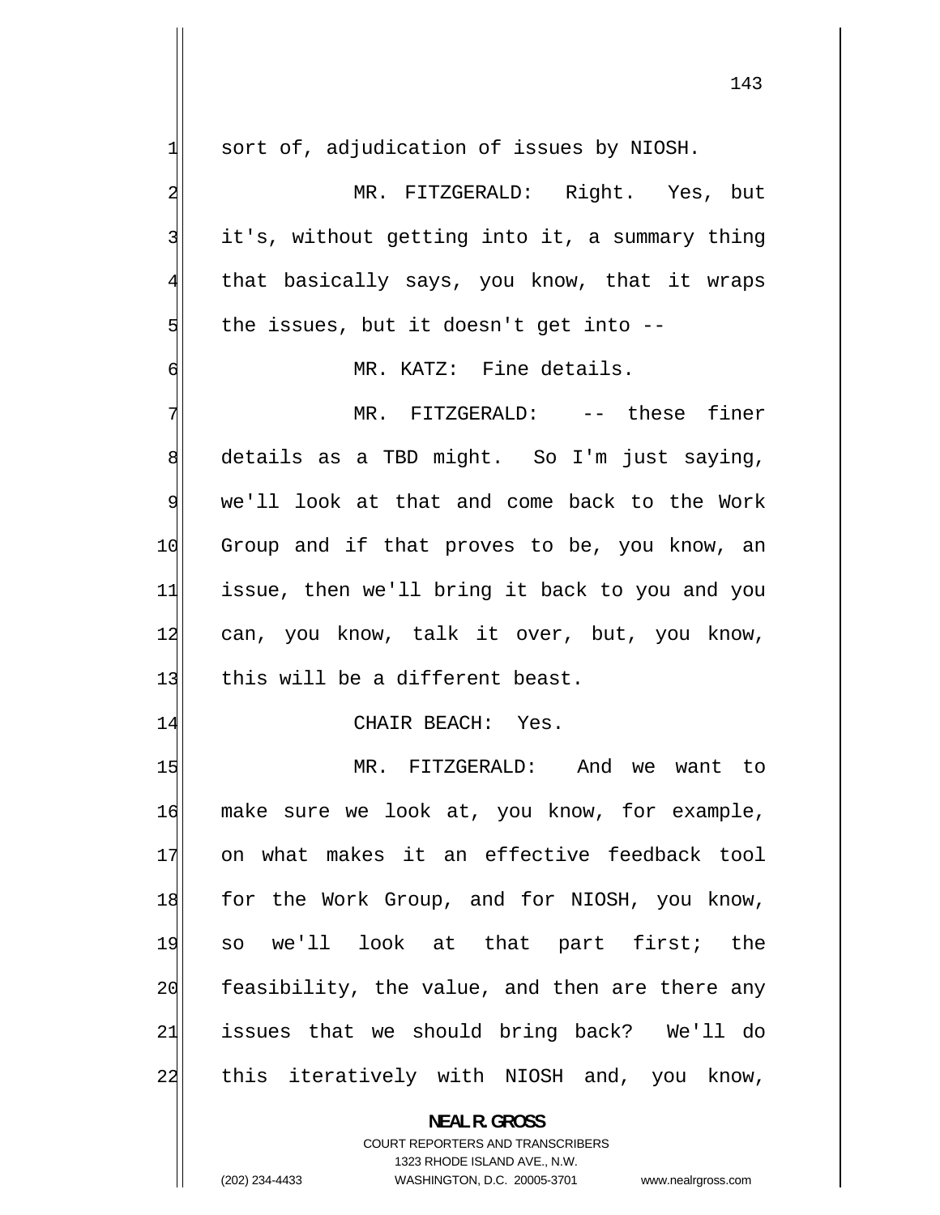sort of, adjudication of issues by NIOSH.

MR. FITZGERALD: Right. Yes, but it's, without getting into it, a summary thing that basically says, you know, that it wraps the issues, but it doesn't get into --

MR. KATZ: Fine details.

MR. FITZGERALD: -- these finer details as a TBD might. So I'm just saying, we'll look at that and come back to the Work Group and if that proves to be, you know, an issue, then we'll bring it back to you and you can, you know, talk it over, but, you know, this will be a different beast.

CHAIR BEACH: Yes.

MR. FITZGERALD: And we want to make sure we look at, you know, for example, on what makes it an effective feedback tool for the Work Group, and for NIOSH, you know, so we'll look at that part first; the feasibility, the value, and then are there any issues that we should bring back? We'll do this iteratively with NIOSH and, you know,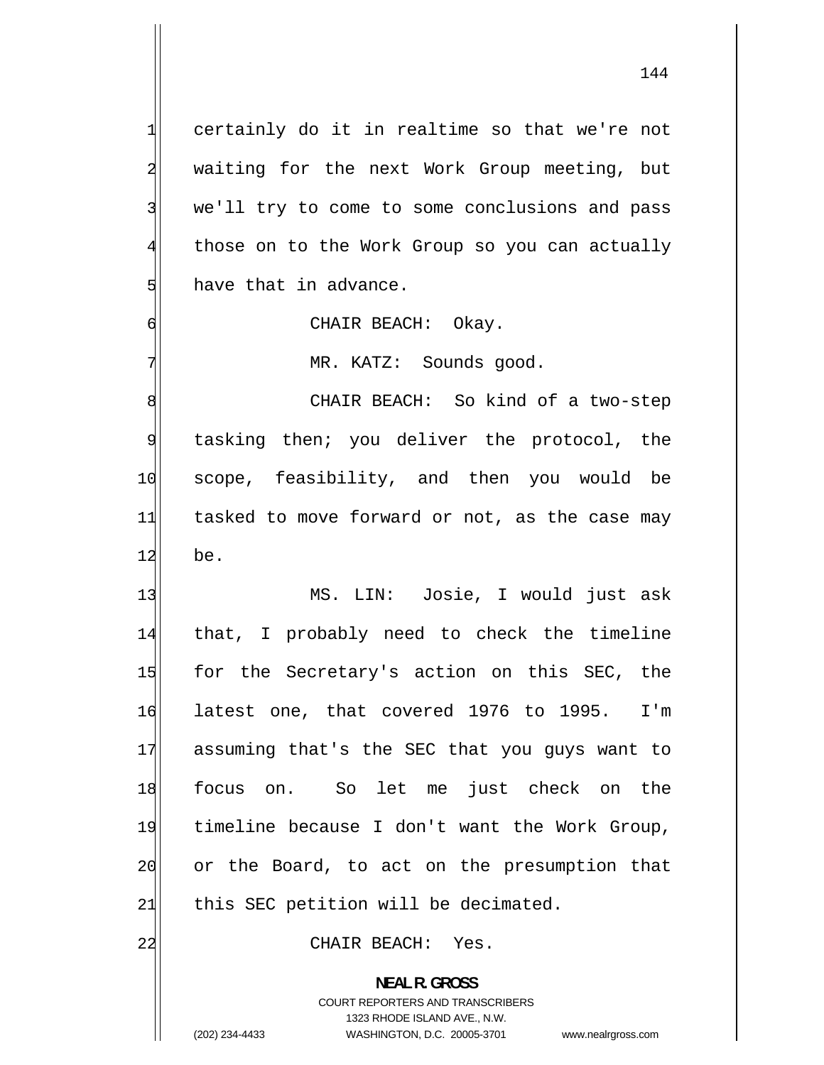certainly do it in realtime so that we're not waiting for the next Work Group meeting, but we'll try to come to some conclusions and pass those on to the Work Group so you can actually have that in advance.

CHAIR BEACH: Okay.

MR. KATZ: Sounds good.

CHAIR BEACH: So kind of a two-step tasking then; you deliver the protocol, the scope, feasibility, and then you would be tasked to move forward or not, as the case may be.

MS. LIN: Josie, I would just ask that, I probably need to check the timeline for the Secretary's action on this SEC, the latest one, that covered 1976 to 1995. I'm assuming that's the SEC that you guys want to focus on. So let me just check on the timeline because I don't want the Work Group, or the Board, to act on the presumption that this SEC petition will be decimated.

CHAIR BEACH: Yes.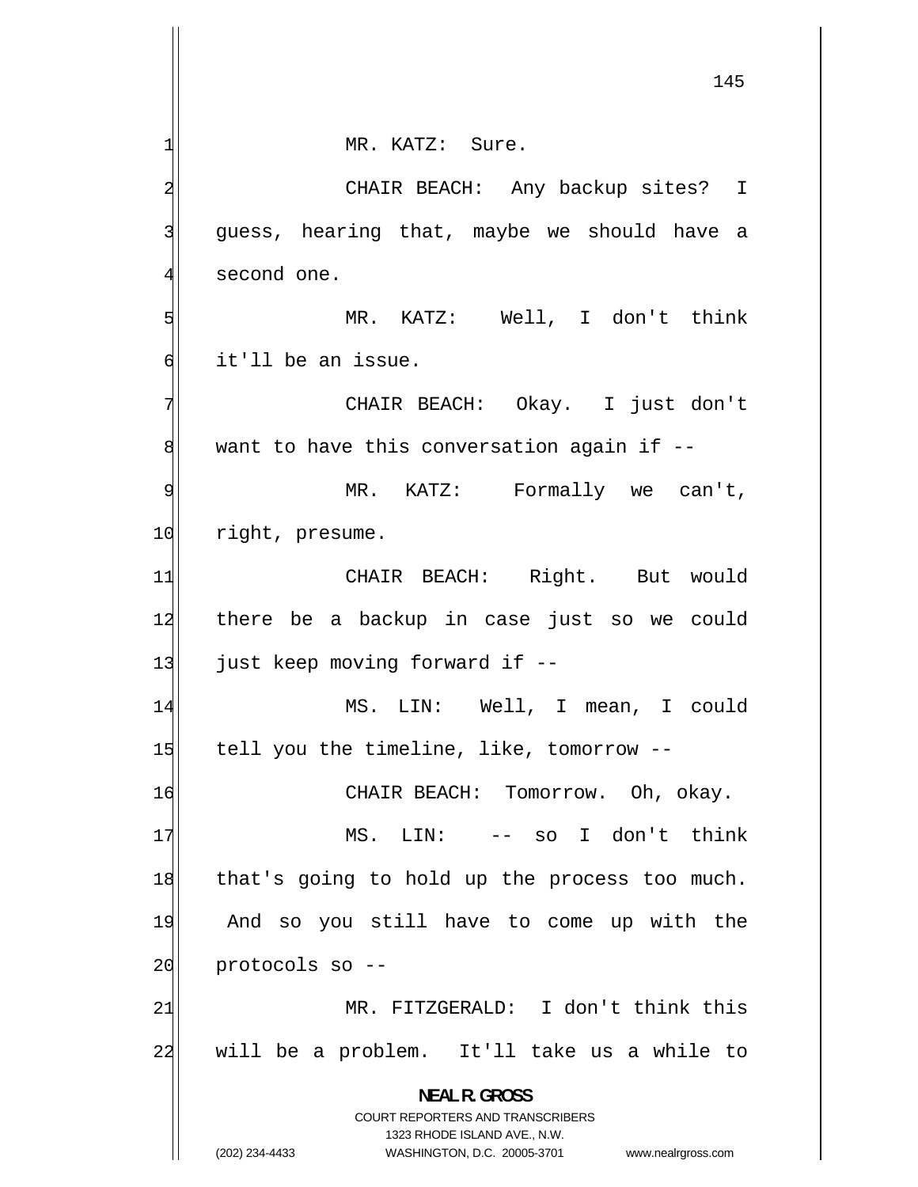MR. KATZ: Sure.

CHAIR BEACH: Any backup sites? I guess, hearing that, maybe we should have a second one.

MR. KATZ: Well, I don't think it'll be an issue.

CHAIR BEACH: Okay. I just don't want to have this conversation again if --

MR. KATZ: Formally we can't, right, presume.

CHAIR BEACH: Right. But would there be a backup in case just so we could just keep moving forward if --

MS. LIN: Well, I mean, I could tell you the timeline, like, tomorrow --

CHAIR BEACH: Tomorrow. Oh, okay.

MS. LIN: -- so I don't think that's going to hold up the process too much. And so you still have to come up with the protocols so --

MR. FITZGERALD: I don't think this will be a problem. It'll take us a while to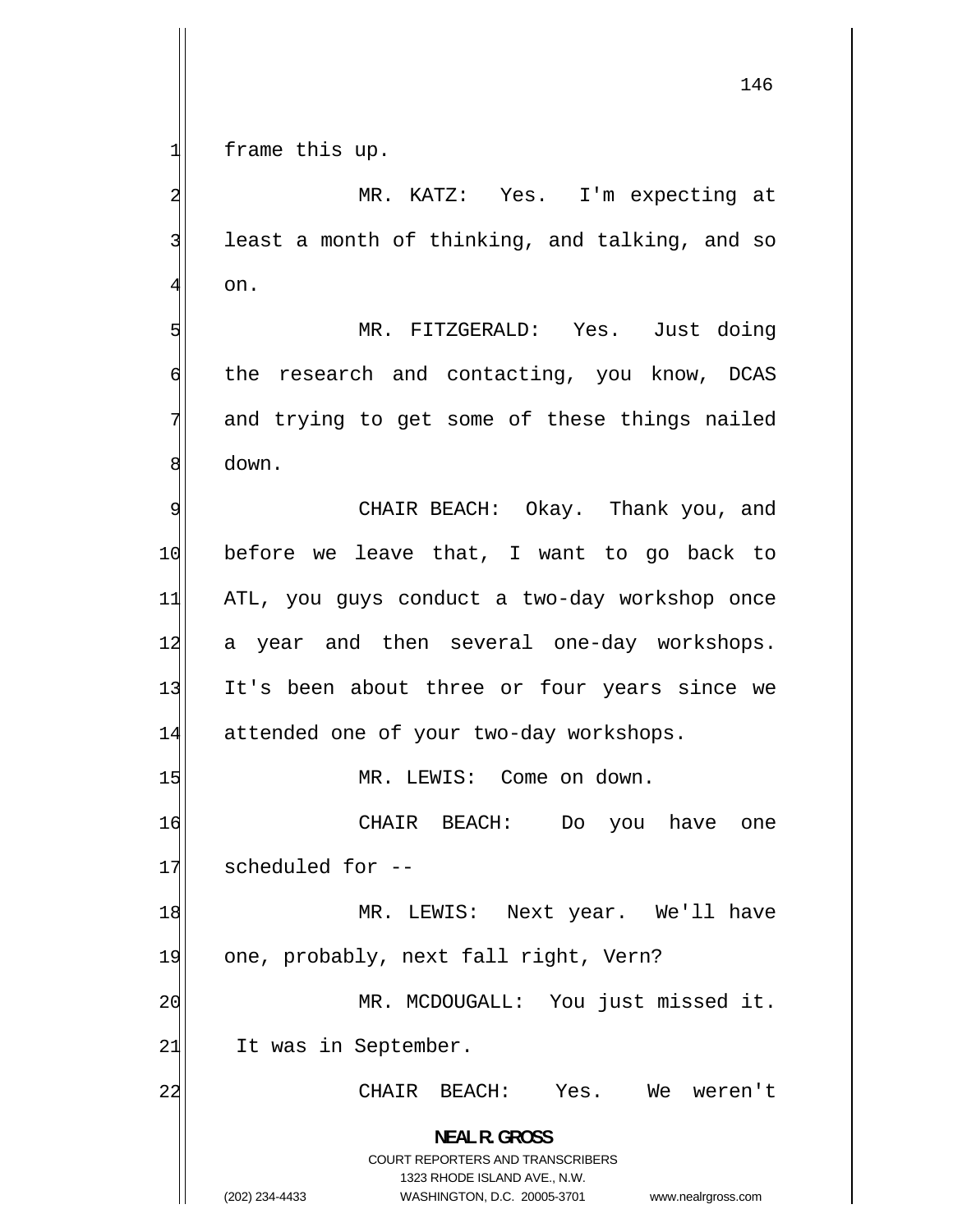frame this up.

MR. KATZ: Yes. I'm expecting at least a month of thinking, and talking, and so on.

MR. FITZGERALD: Yes. Just doing the research and contacting, you know, DCAS and trying to get some of these things nailed down.

CHAIR BEACH: Okay. Thank you, and before we leave that, I want to go back to ATL, you guys conduct a two-day workshop once a year and then several one-day workshops. It's been about three or four years since we attended one of your two-day workshops.

MR. LEWIS: Come on down.

CHAIR BEACH: Do you have one scheduled for --

MR. LEWIS: Next year. We'll have one, probably, next fall right, Vern?

MR. MCDOUGALL: You just missed it. It was in September.

CHAIR BEACH: Yes. We weren't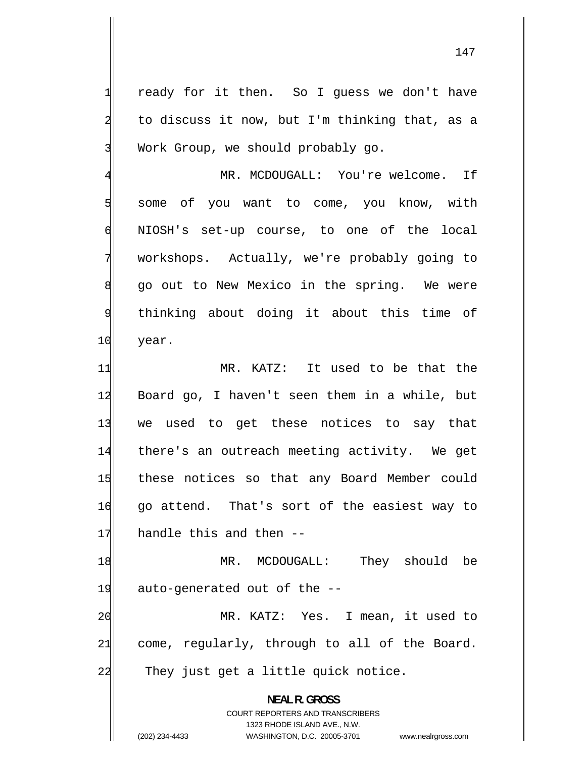ready for it then. So I guess we don't have to discuss it now, but I'm thinking that, as a Work Group, we should probably go.

MR. MCDOUGALL: You're welcome. If some of you want to come, you know, with NIOSH's set-up course, to one of the local workshops. Actually, we're probably going to go out to New Mexico in the spring. We were thinking about doing it about this time of year.

MR. KATZ: It used to be that the Board go, I haven't seen them in a while, but we used to get these notices to say that there's an outreach meeting activity. We get these notices so that any Board Member could go attend. That's sort of the easiest way to handle this and then --

MR. MCDOUGALL: They should be auto-generated out of the --

MR. KATZ: Yes. I mean, it used to come, regularly, through to all of the Board. They just get a little quick notice.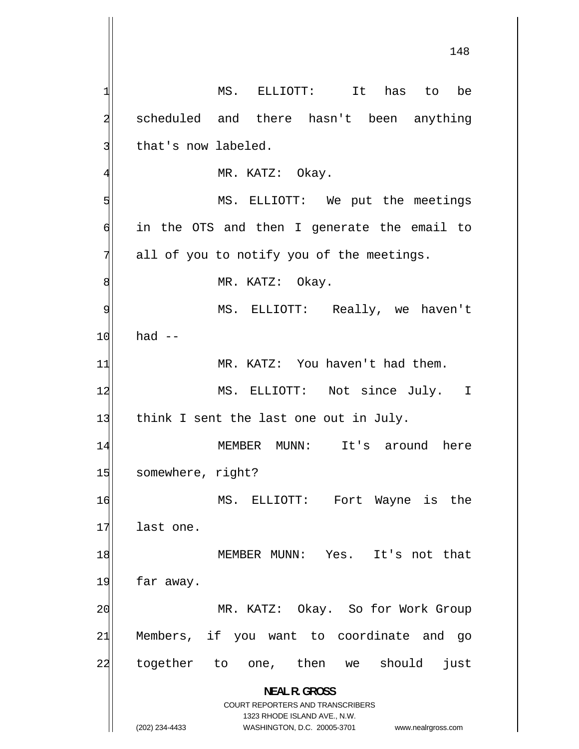MS. ELLIOTT: It has to be scheduled and there hasn't been anything that's now labeled.

MR. KATZ: Okay.

MS. ELLIOTT: We put the meetings in the OTS and then I generate the email to all of you to notify you of the meetings.

MR. KATZ: Okay.

MS. ELLIOTT: Really, we haven't had --

MR. KATZ: You haven't had them.

MS. ELLIOTT: Not since July. I think I sent the last one out in July.

MEMBER MUNN: It's around here somewhere, right?

MS. ELLIOTT: Fort Wayne is the last one.

MEMBER MUNN: Yes. It's not that far away.

MR. KATZ: Okay. So for Work Group Members, if you want to coordinate and go together to one, then we should just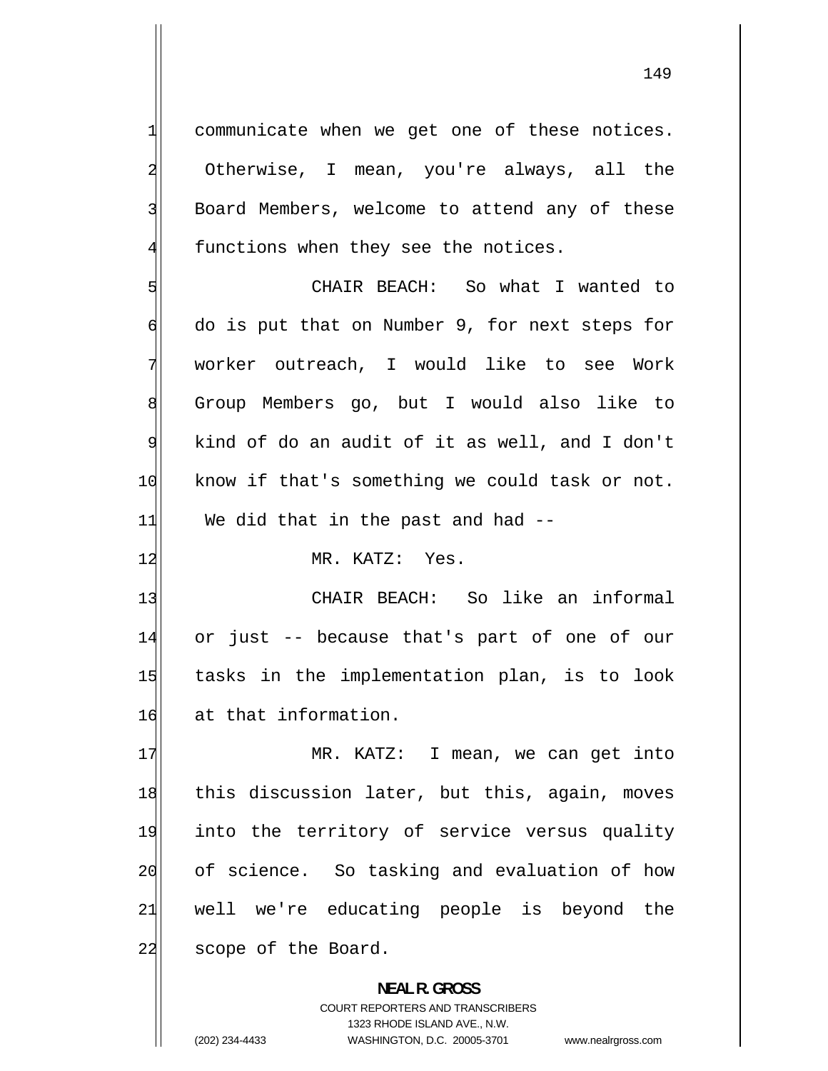communicate when we get one of these notices. Otherwise, I mean, you're always, all the Board Members, welcome to attend any of these functions when they see the notices.

CHAIR BEACH: So what I wanted to do is put that on Number 9, for next steps for worker outreach, I would like to see Work Group Members go, but I would also like to kind of do an audit of it as well, and I don't know if that's something we could task or not. We did that in the past and had --

MR. KATZ: Yes.

CHAIR BEACH: So like an informal or just -- because that's part of one of our tasks in the implementation plan, is to look at that information.

MR. KATZ: I mean, we can get into this discussion later, but this, again, moves into the territory of service versus quality of science. So tasking and evaluation of how well we're educating people is beyond the scope of the Board.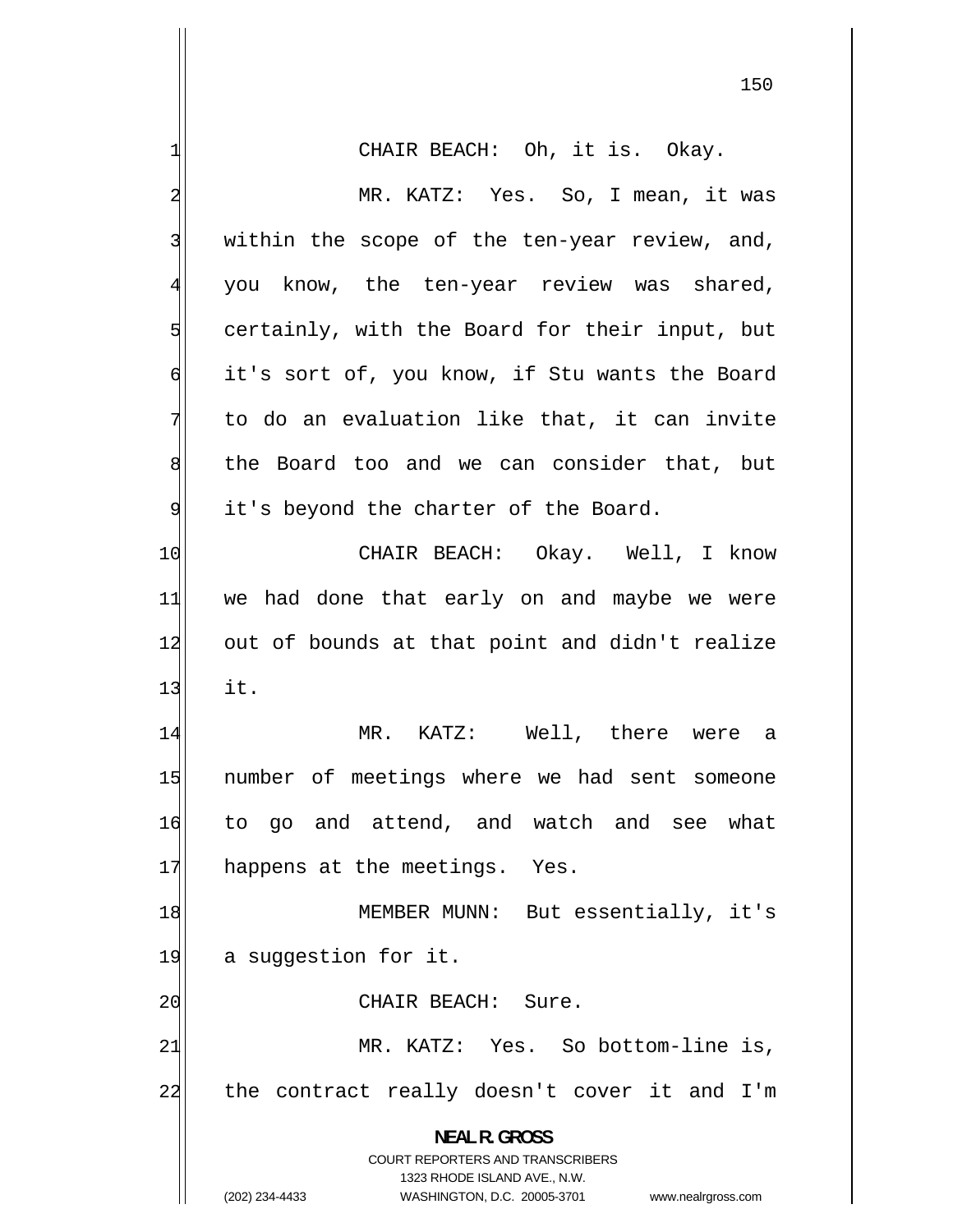CHAIR BEACH: Oh, it is. Okay.

MR. KATZ: Yes. So, I mean, it was within the scope of the ten-year review, and, you know, the ten-year review was shared, certainly, with the Board for their input, but it's sort of, you know, if Stu wants the Board to do an evaluation like that, it can invite the Board too and we can consider that, but it's beyond the charter of the Board.

CHAIR BEACH: Okay. Well, I know we had done that early on and maybe we were out of bounds at that point and didn't realize it.

MR. KATZ: Well, there were a number of meetings where we had sent someone to go and attend, and watch and see what happens at the meetings. Yes.

MEMBER MUNN: But essentially, it's a suggestion for it.

CHAIR BEACH: Sure.

MR. KATZ: Yes. So bottom-line is, the contract really doesn't cover it and I'm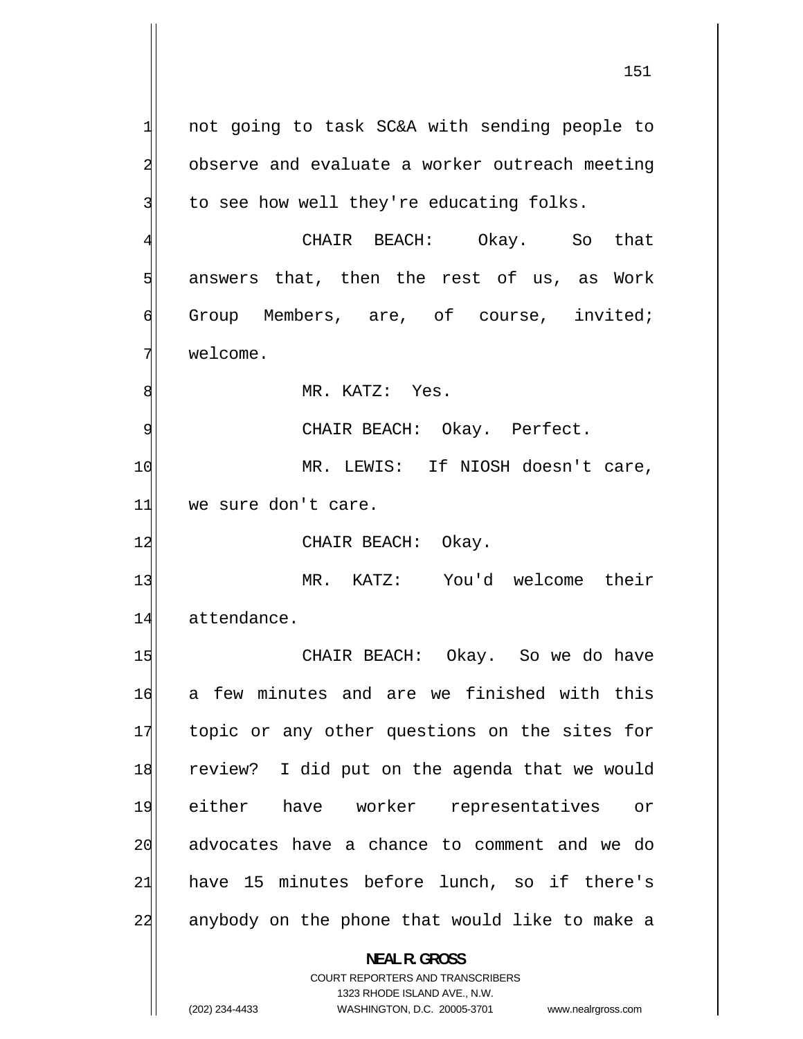not going to task SC&A with sending people to observe and evaluate a worker outreach meeting to see how well they're educating folks.

CHAIR BEACH: Okay. So that answers that, then the rest of us, as Work Group Members, are, of course, invited; welcome.

MR. KATZ: Yes.

CHAIR BEACH: Okay. Perfect.

MR. LEWIS: If NIOSH doesn't care, we sure don't care.

CHAIR BEACH: Okay.

MR. KATZ: You'd welcome their attendance.

CHAIR BEACH: Okay. So we do have a few minutes and are we finished with this topic or any other questions on the sites for review? I did put on the agenda that we would either have worker representatives or advocates have a chance to comment and we do have 15 minutes before lunch, so if there's anybody on the phone that would like to make a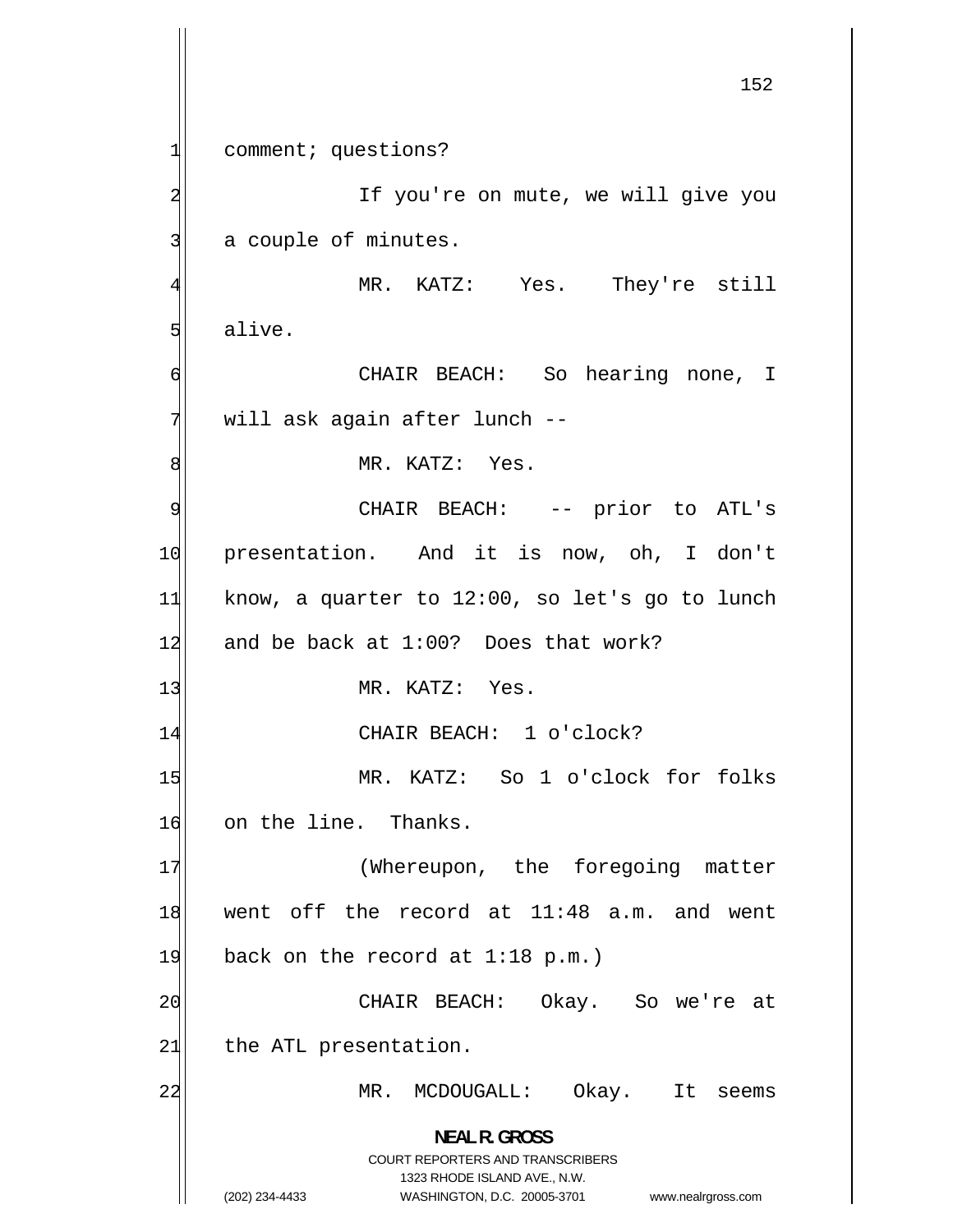comment; questions?

If you're on mute, we will give you a couple of minutes.

MR. KATZ: Yes. They're still alive.

CHAIR BEACH: So hearing none, I will ask again after lunch --

MR. KATZ: Yes.

CHAIR BEACH: -- prior to ATL's presentation. And it is now, oh, I don't know, a quarter to 12:00, so let's go to lunch and be back at 1:00? Does that work?

MR. KATZ: Yes.

CHAIR BEACH: 1 o'clock?

MR. KATZ: So 1 o'clock for folks on the line. Thanks.

(Whereupon, the foregoing matter went off the record at 11:48 a.m. and went back on the record at 1:18 p.m.)

CHAIR BEACH: Okay. So we're at the ATL presentation.

MR. MCDOUGALL: Okay. It seems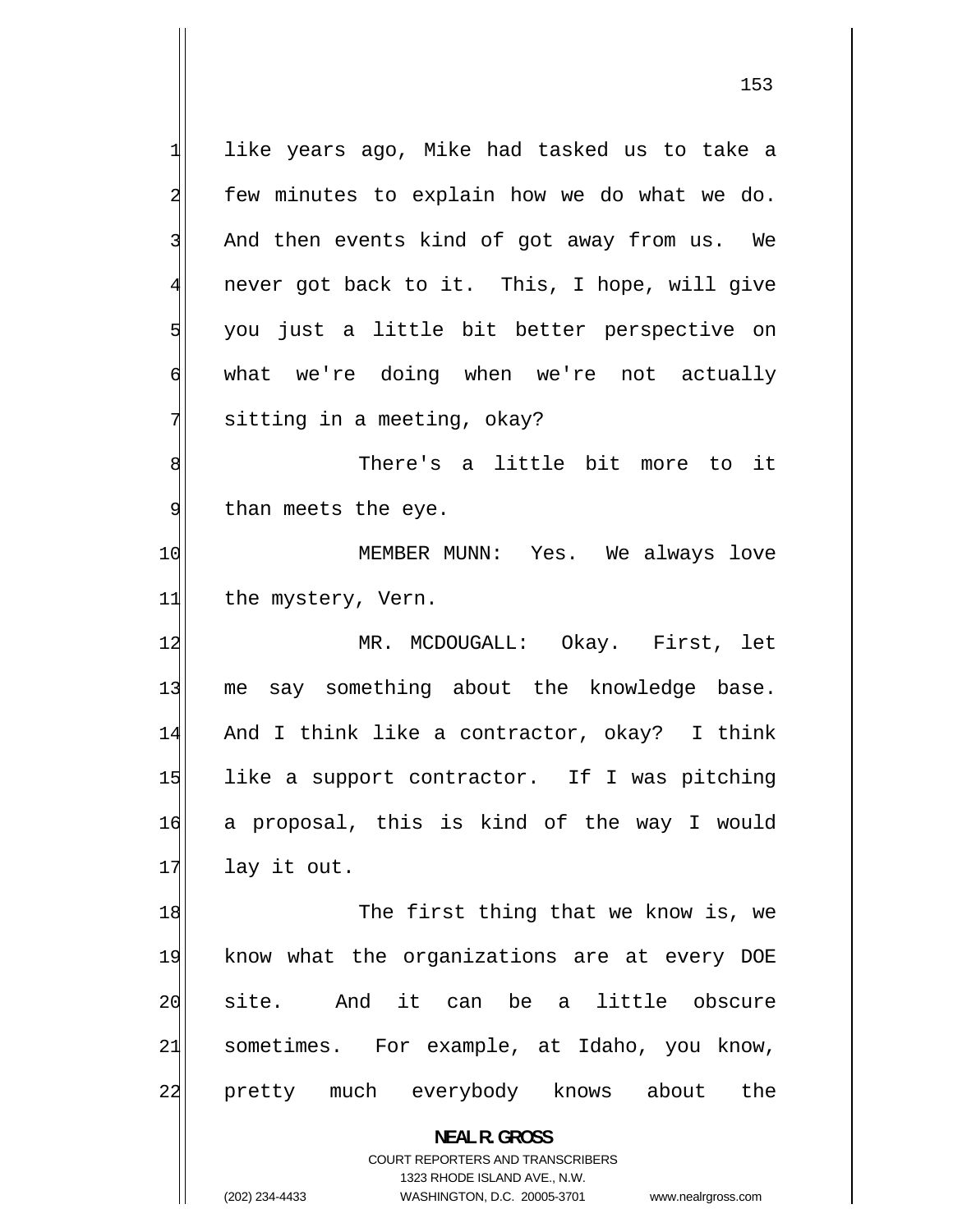like years ago, Mike had tasked us to take a few minutes to explain how we do what we do. And then events kind of got away from us. We never got back to it. This, I hope, will give you just a little bit better perspective on what we're doing when we're not actually sitting in a meeting, okay?

There's a little bit more to it than meets the eye.

MEMBER MUNN: Yes. We always love the mystery, Vern.

MR. MCDOUGALL: Okay. First, let me say something about the knowledge base. And I think like a contractor, okay? I think like a support contractor. If I was pitching a proposal, this is kind of the way I would lay it out.

The first thing that we know is, we know what the organizations are at every DOE site. And it can be a little obscure sometimes. For example, at Idaho, you know, pretty much everybody knows about the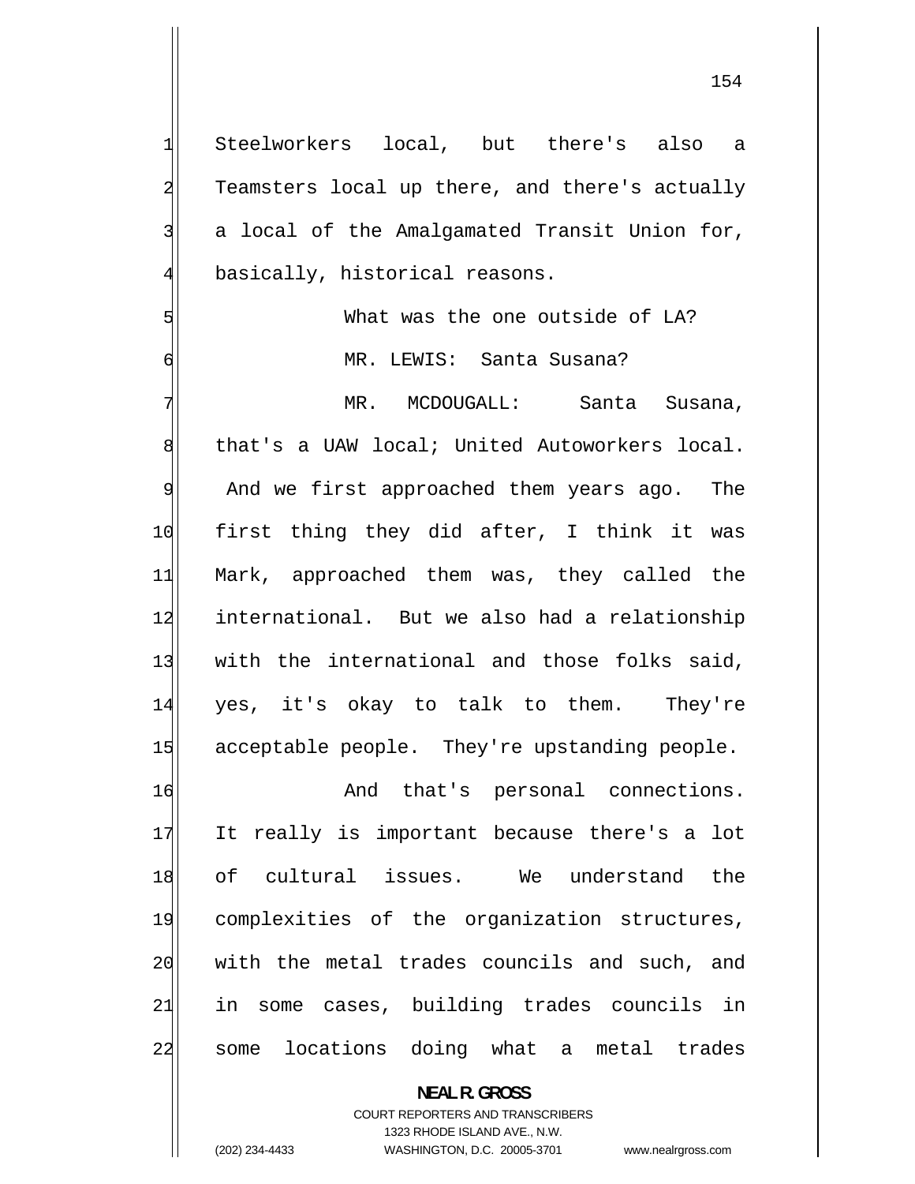Steelworkers local, but there's also a Teamsters local up there, and there's actually a local of the Amalgamated Transit Union for, basically, historical reasons.

What was the one outside of LA?

MR. LEWIS: Santa Susana?

MR. MCDOUGALL: Santa Susana, that's a UAW local; United Autoworkers local. And we first approached them years ago. The first thing they did after, I think it was Mark, approached them was, they called the international. But we also had a relationship with the international and those folks said, yes, it's okay to talk to them. They're acceptable people. They're upstanding people.

And that's personal connections. It really is important because there's a lot of cultural issues. We understand the complexities of the organization structures, with the metal trades councils and such, and in some cases, building trades councils in some locations doing what a metal trades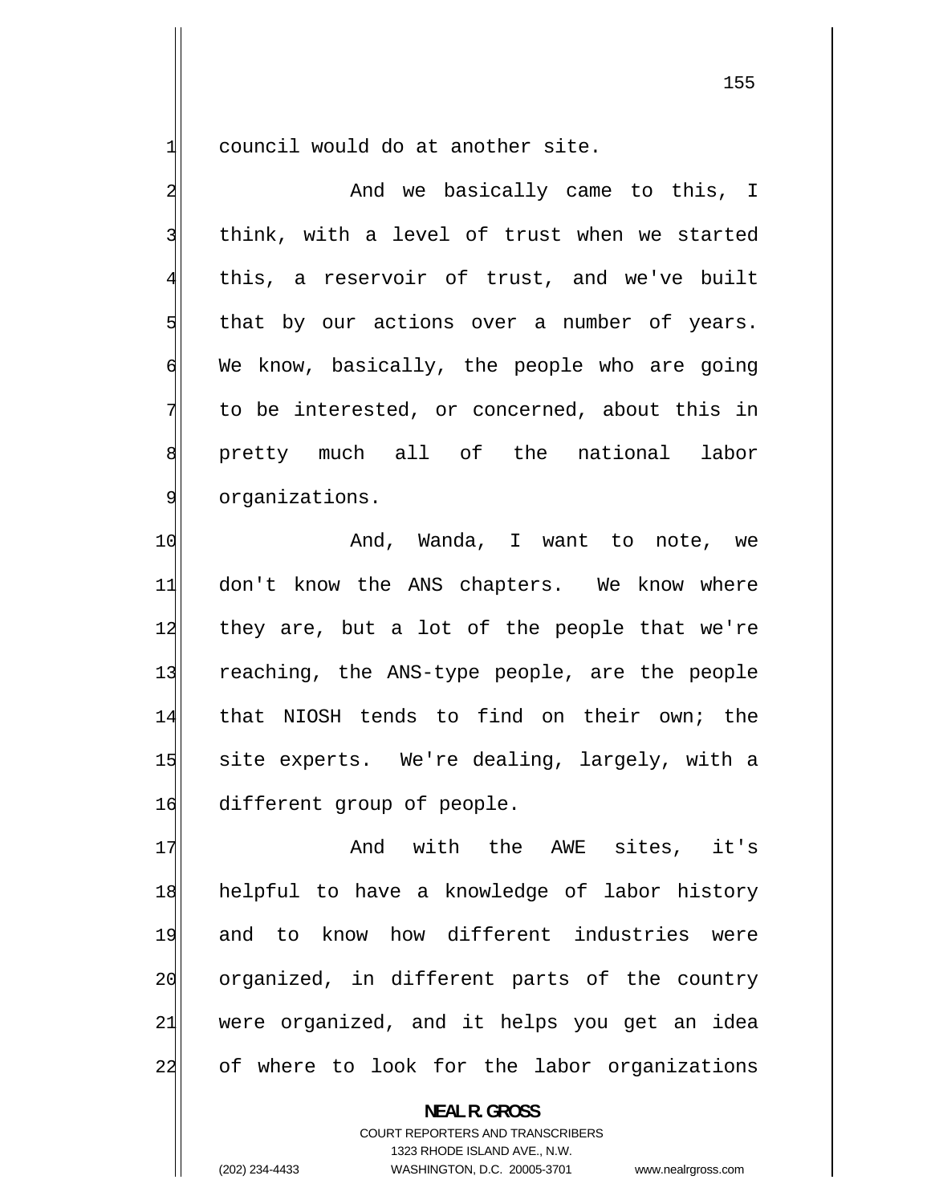council would do at another site.

And we basically came to this, I think, with a level of trust when we started this, a reservoir of trust, and we've built that by our actions over a number of years. We know, basically, the people who are going to be interested, or concerned, about this in pretty much all of the national labor organizations.

And, Wanda, I want to note, we don't know the ANS chapters. We know where they are, but a lot of the people that we're reaching, the ANS-type people, are the people that NIOSH tends to find on their own; the site experts. We're dealing, largely, with a different group of people.

And with the AWE sites, it's helpful to have a knowledge of labor history and to know how different industries were organized, in different parts of the country were organized, and it helps you get an idea of where to look for the labor organizations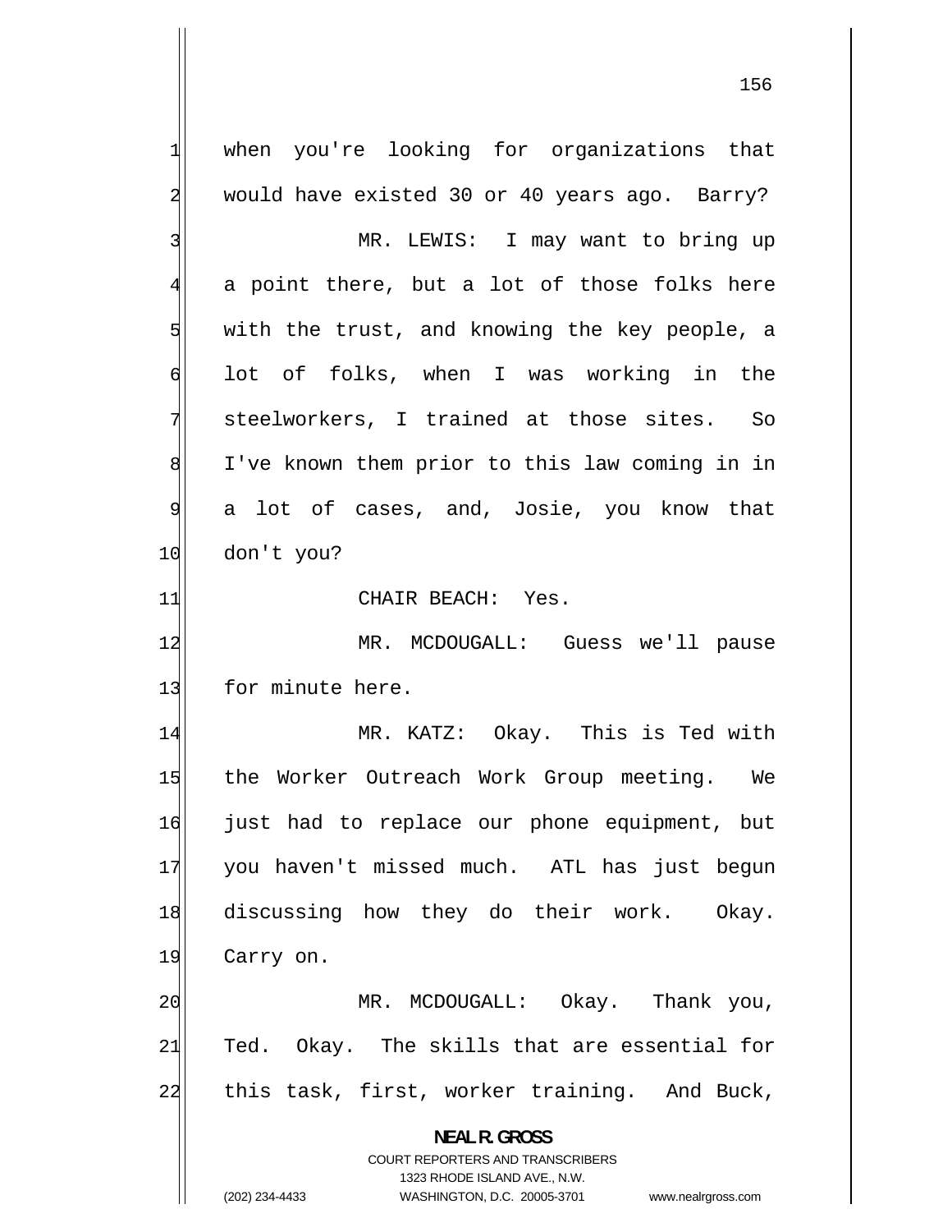when you're looking for organizations that would have existed 30 or 40 years ago. Barry?

MR. LEWIS: I may want to bring up a point there, but a lot of those folks here with the trust, and knowing the key people, a lot of folks, when I was working in the steelworkers, I trained at those sites. So I've known them prior to this law coming in in a lot of cases, and, Josie, you know that don't you?

CHAIR BEACH: Yes.

MR. MCDOUGALL: Guess we'll pause for minute here.

MR. KATZ: Okay. This is Ted with the Worker Outreach Work Group meeting. We just had to replace our phone equipment, but you haven't missed much. ATL has just begun discussing how they do their work. Okay. Carry on.

MR. MCDOUGALL: Okay. Thank you, Ted. Okay. The skills that are essential for this task, first, worker training. And Buck,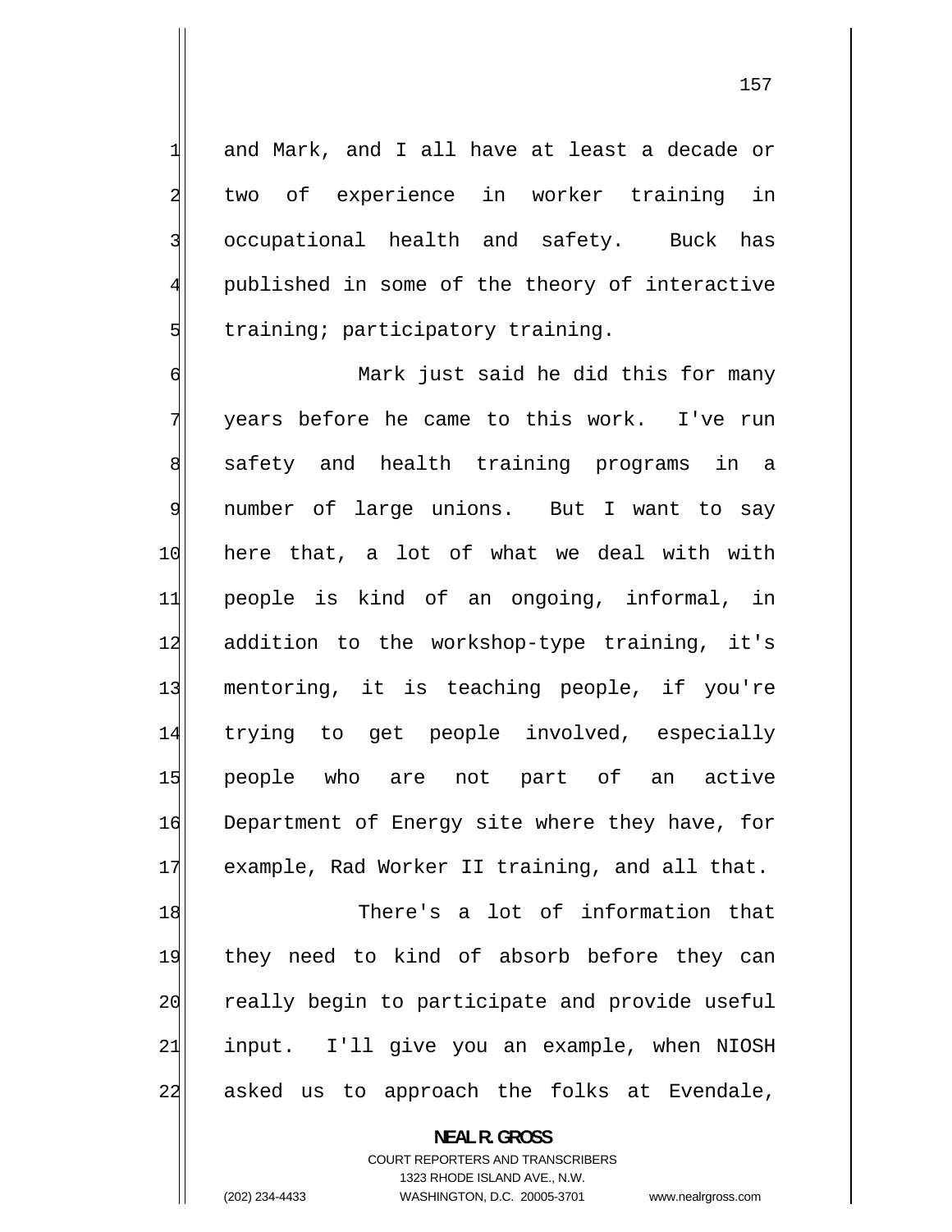and Mark, and I all have at least a decade or two of experience in worker training in occupational health and safety. Buck has published in some of the theory of interactive training; participatory training.

Mark just said he did this for many years before he came to this work. I've run safety and health training programs in a number of large unions. But I want to say here that, a lot of what we deal with with people is kind of an ongoing, informal, in addition to the workshop-type training, it's mentoring, it is teaching people, if you're trying to get people involved, especially people who are not part of an active Department of Energy site where they have, for example, Rad Worker II training, and all that.

There's a lot of information that they need to kind of absorb before they can really begin to participate and provide useful input. I'll give you an example, when NIOSH asked us to approach the folks at Evendale,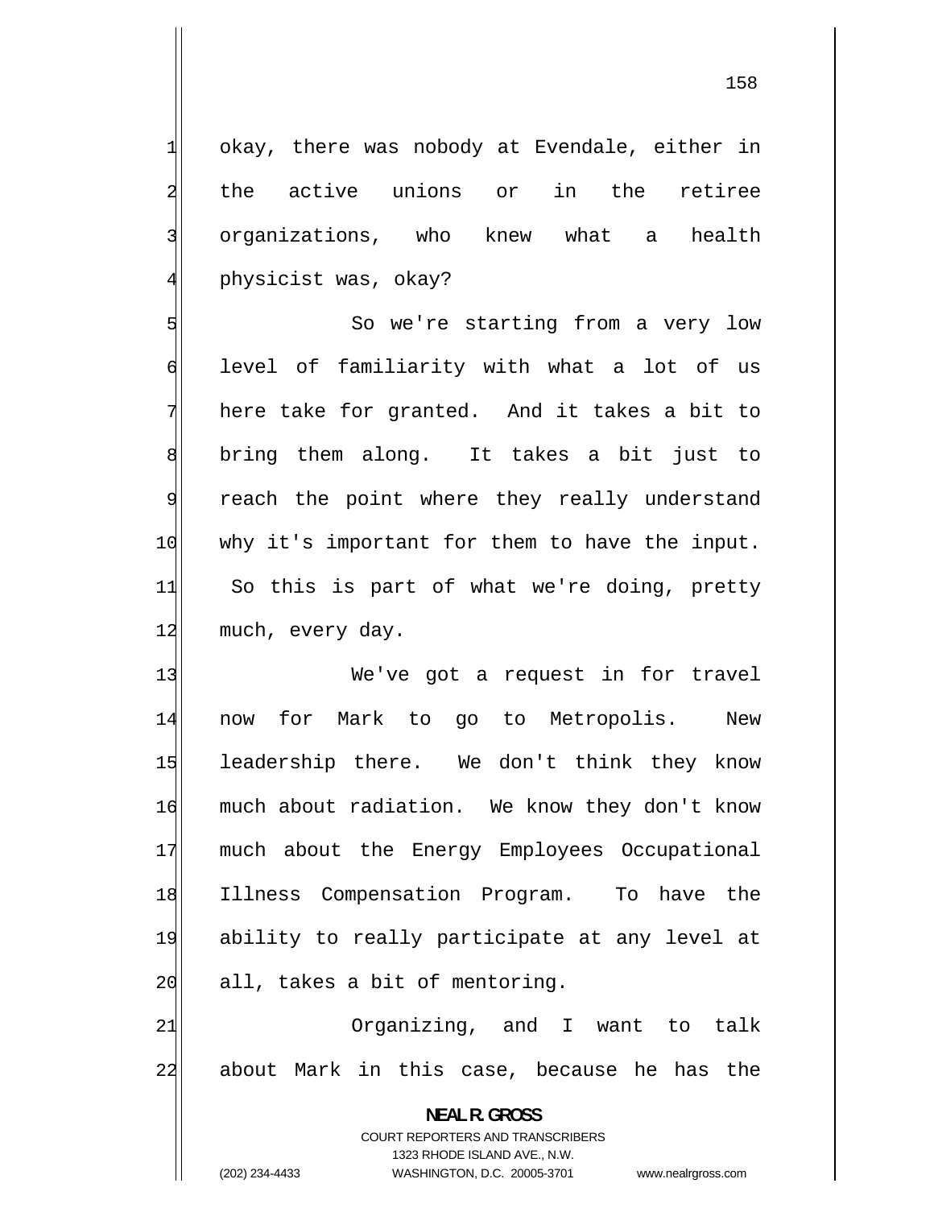okay, there was nobody at Evendale, either in the active unions or in the retiree organizations, who knew what a health physicist was, okay?

So we're starting from a very low level of familiarity with what a lot of us here take for granted. And it takes a bit to bring them along. It takes a bit just to reach the point where they really understand why it's important for them to have the input. So this is part of what we're doing, pretty much, every day.

We've got a request in for travel now for Mark to go to Metropolis. New leadership there. We don't think they know much about radiation. We know they don't know much about the Energy Employees Occupational Illness Compensation Program. To have the ability to really participate at any level at all, takes a bit of mentoring.

Organizing, and I want to talk about Mark in this case, because he has the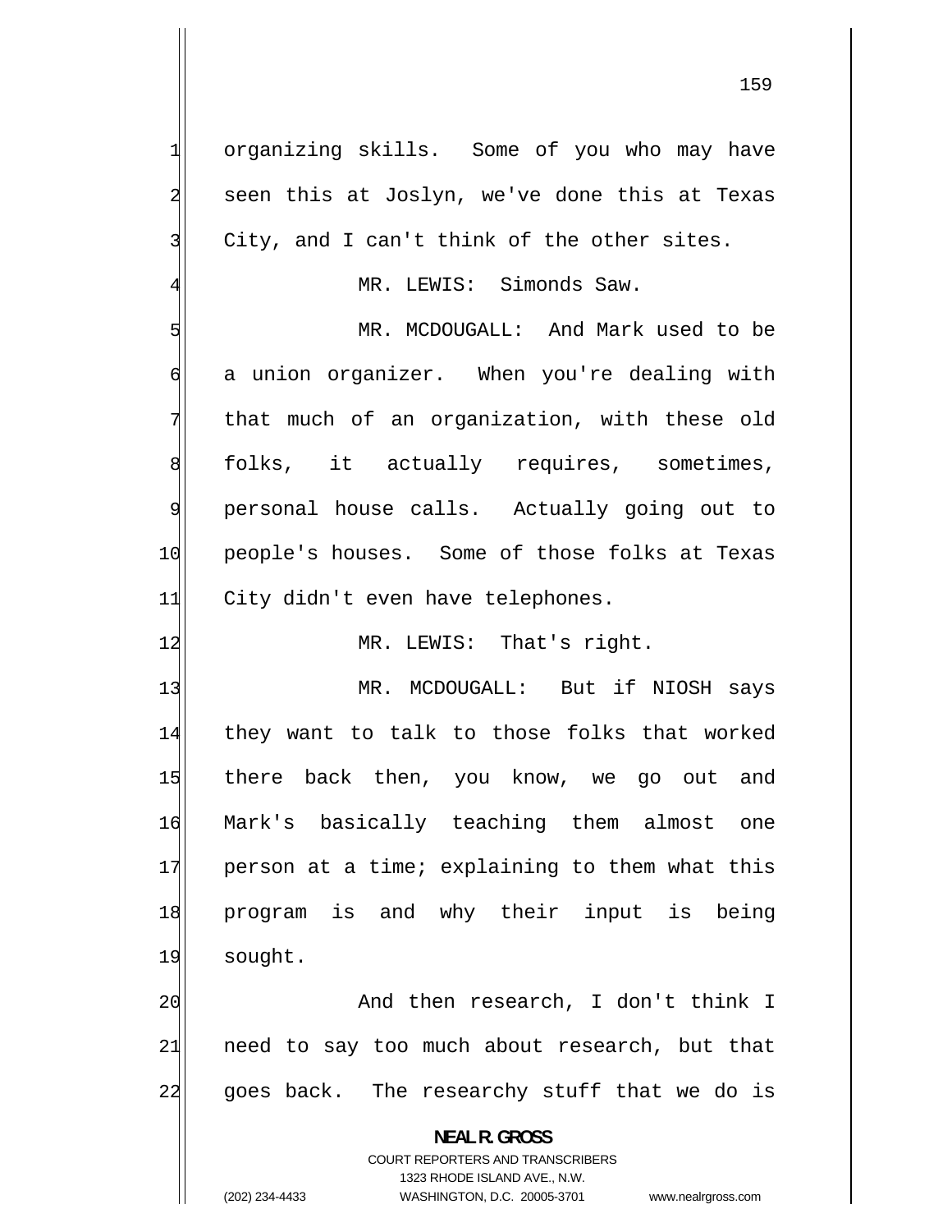organizing skills. Some of you who may have seen this at Joslyn, we've done this at Texas City, and I can't think of the other sites.

MR. LEWIS: Simonds Saw.

MR. MCDOUGALL: And Mark used to be a union organizer. When you're dealing with that much of an organization, with these old folks, it actually requires, sometimes, personal house calls. Actually going out to people's houses. Some of those folks at Texas City didn't even have telephones.

MR. LEWIS: That's right.

MR. MCDOUGALL: But if NIOSH says they want to talk to those folks that worked there back then, you know, we go out and Mark's basically teaching them almost one person at a time; explaining to them what this program is and why their input is being sought.

And then research, I don't think I need to say too much about research, but that goes back. The researchy stuff that we do is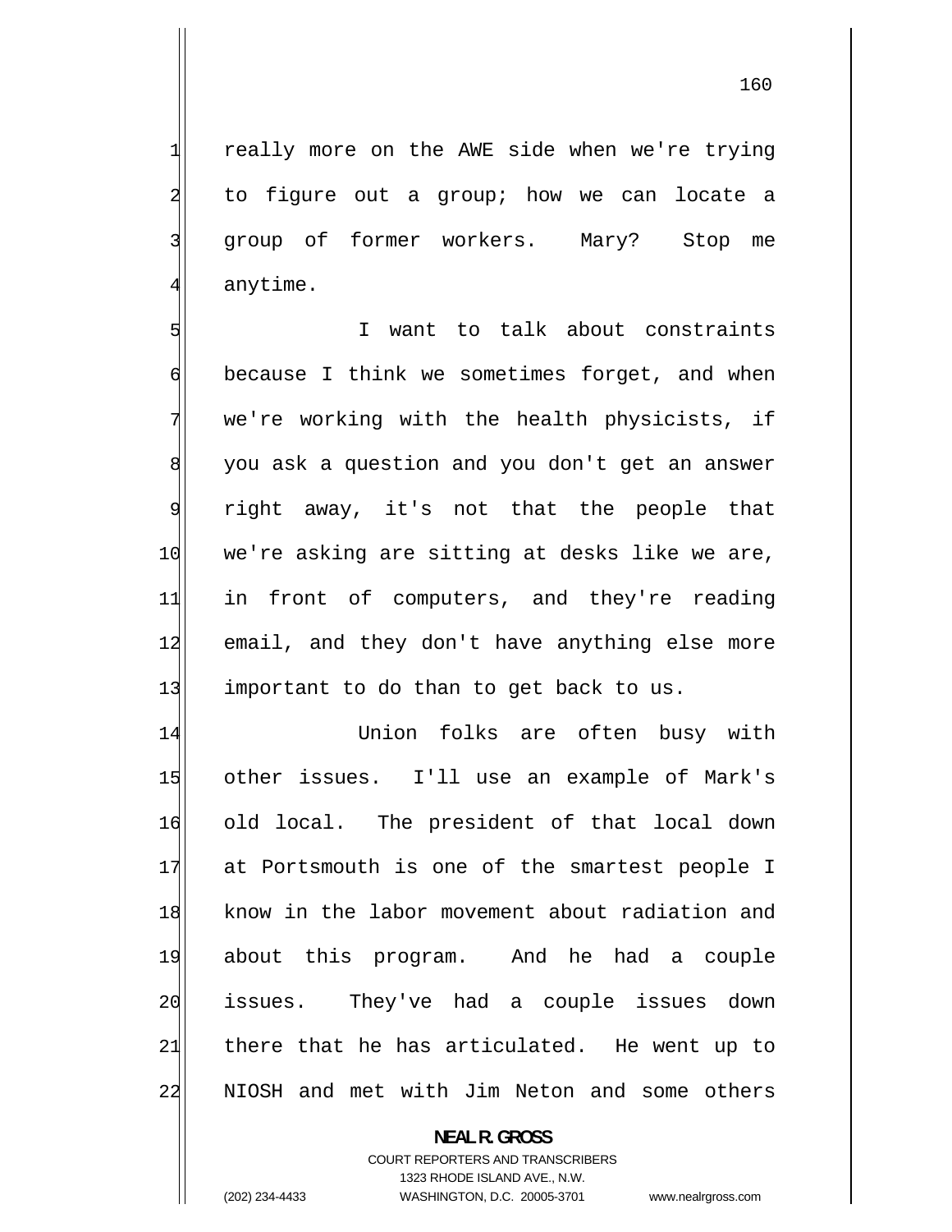really more on the AWE side when we're trying to figure out a group; how we can locate a group of former workers. Mary? Stop me anytime.

I want to talk about constraints because I think we sometimes forget, and when we're working with the health physicists, if you ask a question and you don't get an answer right away, it's not that the people that we're asking are sitting at desks like we are, in front of computers, and they're reading email, and they don't have anything else more important to do than to get back to us.

Union folks are often busy with other issues. I'll use an example of Mark's old local. The president of that local down at Portsmouth is one of the smartest people I know in the labor movement about radiation and about this program. And he had a couple issues. They've had a couple issues down there that he has articulated. He went up to NIOSH and met with Jim Neton and some others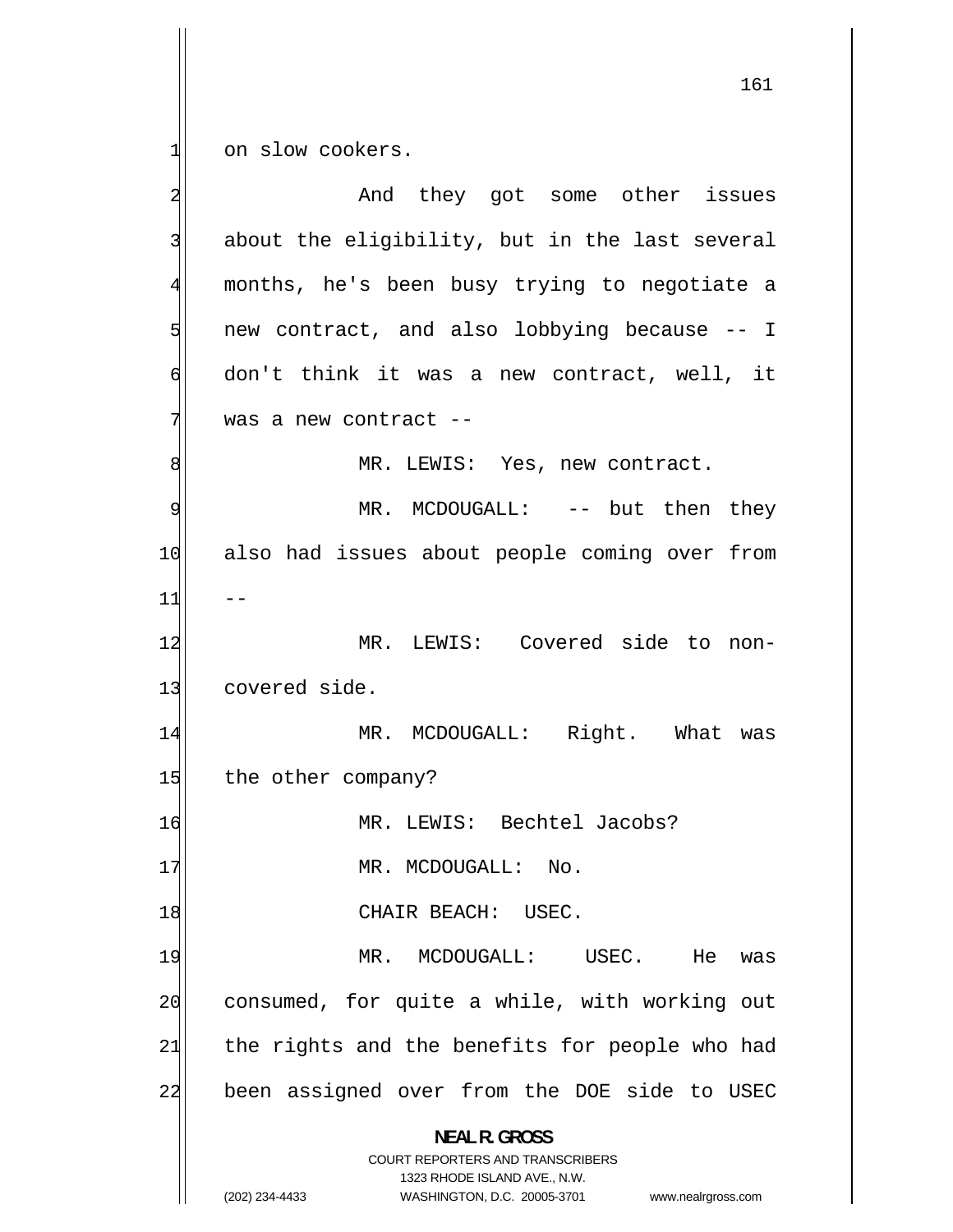on slow cookers.

And they got some other issues about the eligibility, but in the last several months, he's been busy trying to negotiate a new contract, and also lobbying because -- I don't think it was a new contract, well, it was a new contract --

MR. LEWIS: Yes, new contract.

MR. MCDOUGALL: -- but then they also had issues about people coming over from --

MR. LEWIS: Covered side to non-covered side.

MR. MCDOUGALL: Right. What was the other company?

MR. LEWIS: Bechtel Jacobs?

MR. MCDOUGALL: No.

CHAIR BEACH: USEC.

MR. MCDOUGALL: USEC. He was consumed, for quite a while, with working out the rights and the benefits for people who had been assigned over from the DOE side to USEC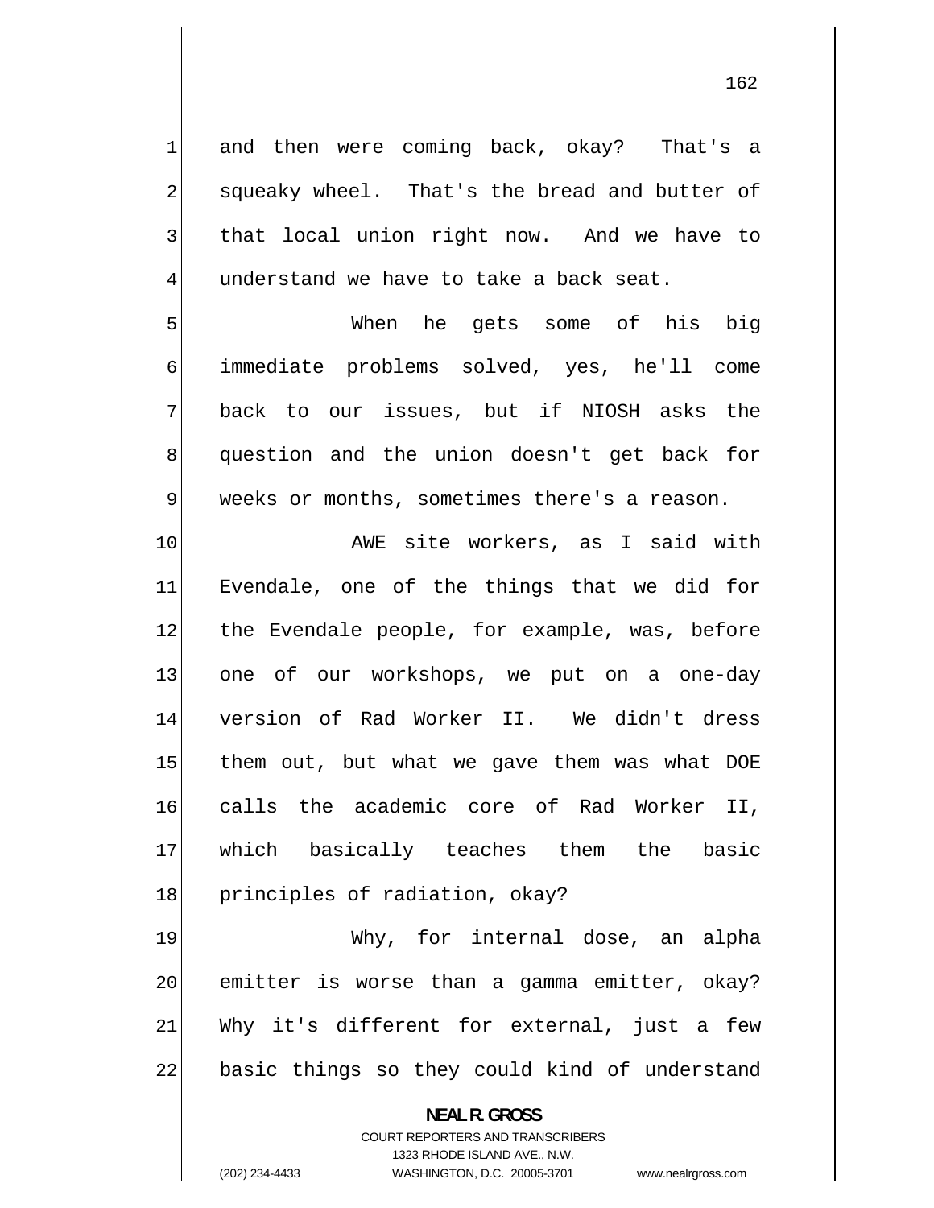and then were coming back, okay? That's a squeaky wheel. That's the bread and butter of that local union right now. And we have to understand we have to take a back seat.

When he gets some of his big immediate problems solved, yes, he'll come back to our issues, but if NIOSH asks the question and the union doesn't get back for weeks or months, sometimes there's a reason.

AWE site workers, as I said with Evendale, one of the things that we did for the Evendale people, for example, was, before one of our workshops, we put on a one-day version of Rad Worker II. We didn't dress them out, but what we gave them was what DOE calls the academic core of Rad Worker II, which basically teaches them the basic principles of radiation, okay?

Why, for internal dose, an alpha emitter is worse than a gamma emitter, okay? Why it's different for external, just a few basic things so they could kind of understand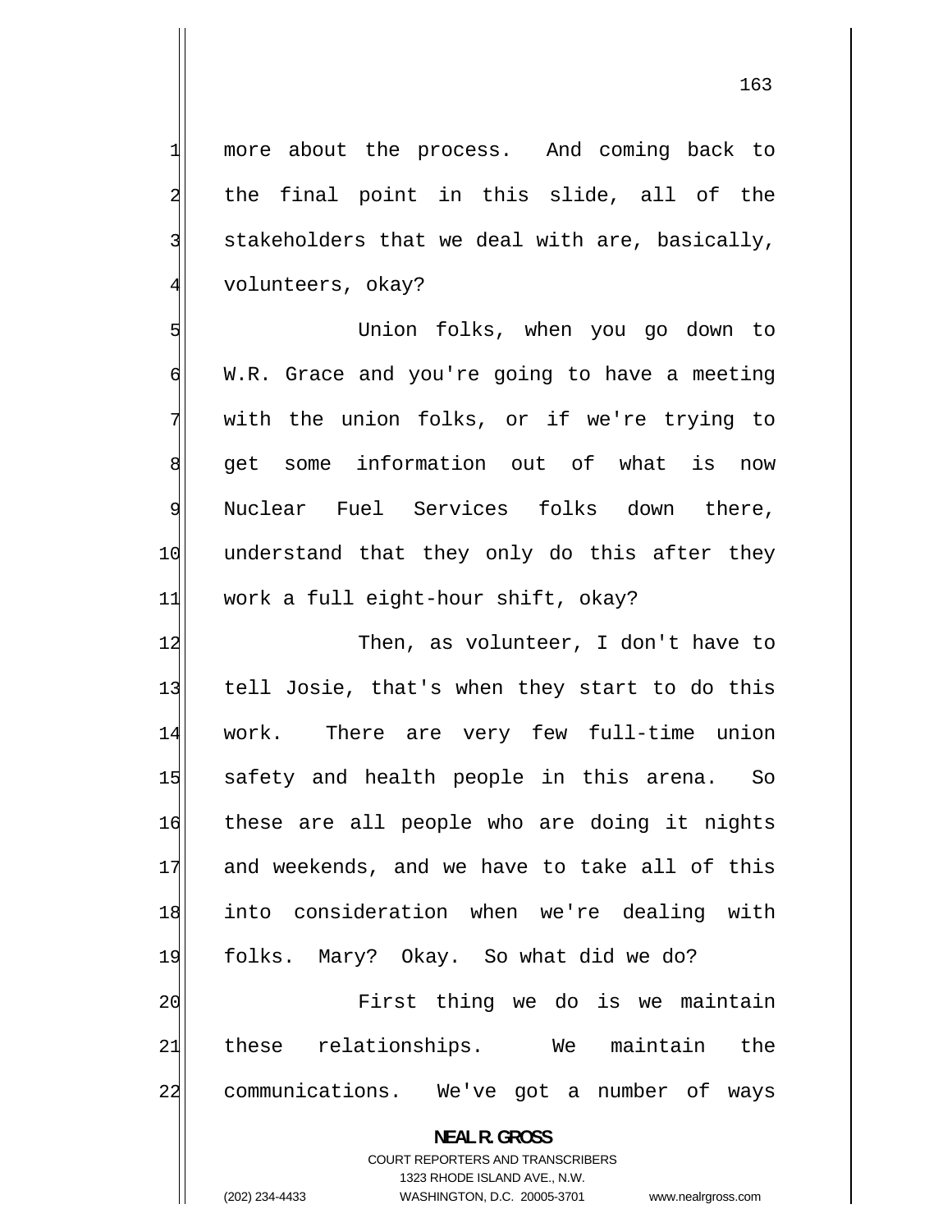more about the process. And coming back to the final point in this slide, all of the stakeholders that we deal with are, basically, volunteers, okay?

Union folks, when you go down to W.R. Grace and you're going to have a meeting with the union folks, or if we're trying to get some information out of what is now Nuclear Fuel Services folks down there, understand that they only do this after they work a full eight-hour shift, okay?

Then, as volunteer, I don't have to tell Josie, that's when they start to do this work. There are very few full-time union safety and health people in this arena. So these are all people who are doing it nights and weekends, and we have to take all of this into consideration when we're dealing with folks. Mary? Okay. So what did we do?

First thing we do is we maintain these relationships. We maintain the communications. We've got a number of ways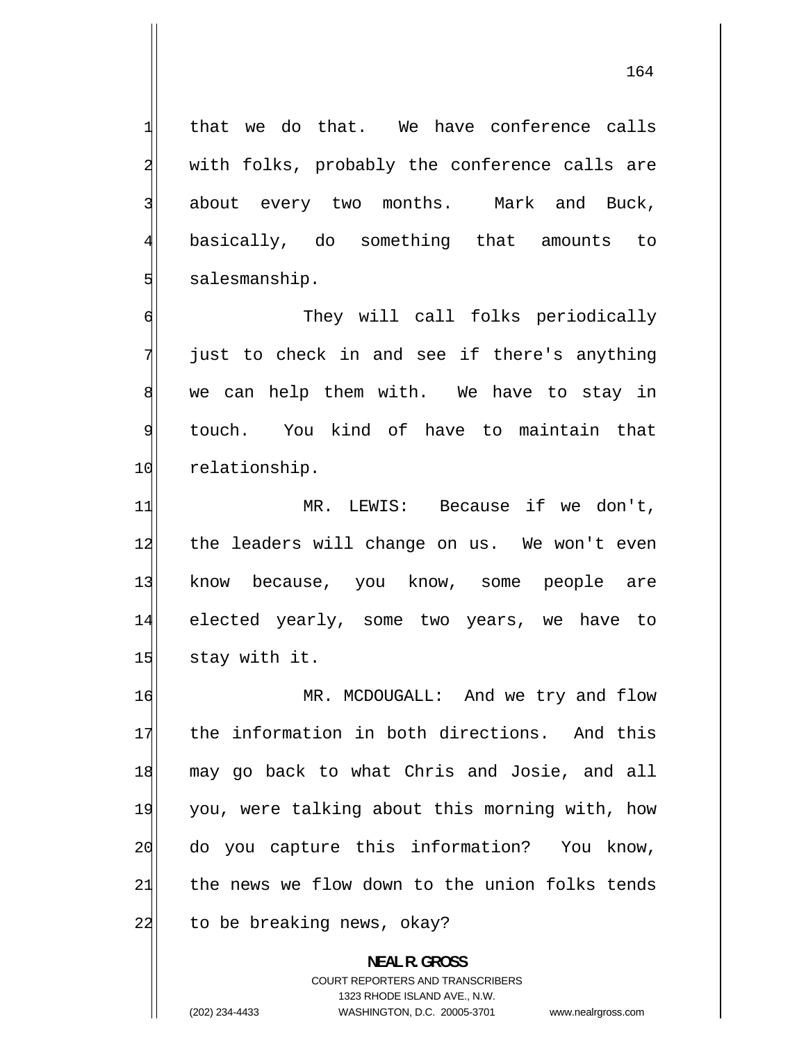that we do that. We have conference calls with folks, probably the conference calls are about every two months. Mark and Buck, basically, do something that amounts to salesmanship.

They will call folks periodically just to check in and see if there's anything we can help them with. We have to stay in touch. You kind of have to maintain that relationship.

MR. LEWIS: Because if we don't, the leaders will change on us. We won't even know because, you know, some people are elected yearly, some two years, we have to stay with it.

MR. MCDOUGALL: And we try and flow the information in both directions. And this may go back to what Chris and Josie, and all you, were talking about this morning with, how do you capture this information? You know, the news we flow down to the union folks tends to be breaking news, okay?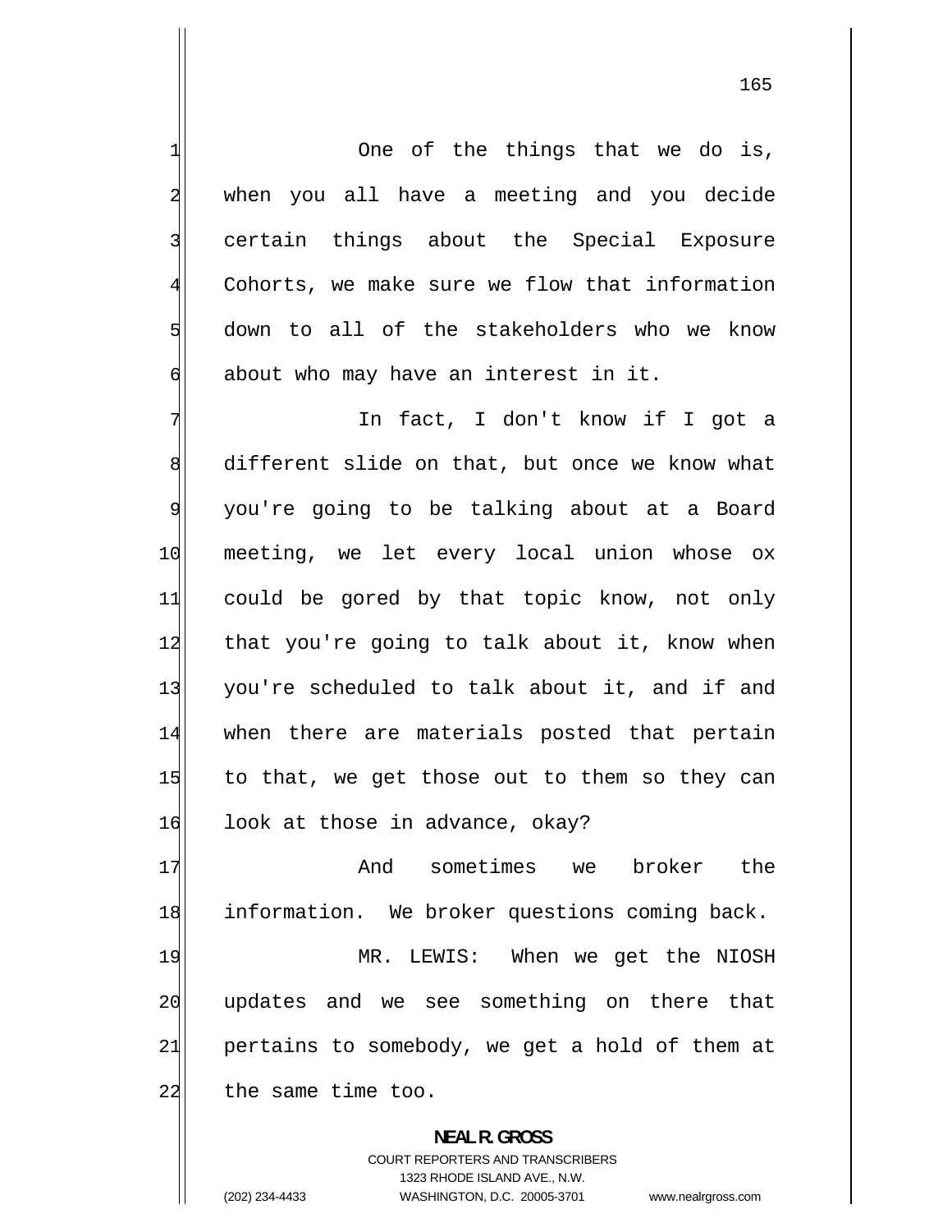One of the things that we do is, when you all have a meeting and you decide certain things about the Special Exposure Cohorts, we make sure we flow that information down to all of the stakeholders who we know about who may have an interest in it.

In fact, I don't know if I got a different slide on that, but once we know what you're going to be talking about at a Board meeting, we let every local union whose ox could be gored by that topic know, not only that you're going to talk about it, know when you're scheduled to talk about it, and if and when there are materials posted that pertain to that, we get those out to them so they can look at those in advance, okay?

And sometimes we broker the information. We broker questions coming back.

MR. LEWIS: When we get the NIOSH updates and we see something on there that pertains to somebody, we get a hold of them at the same time too.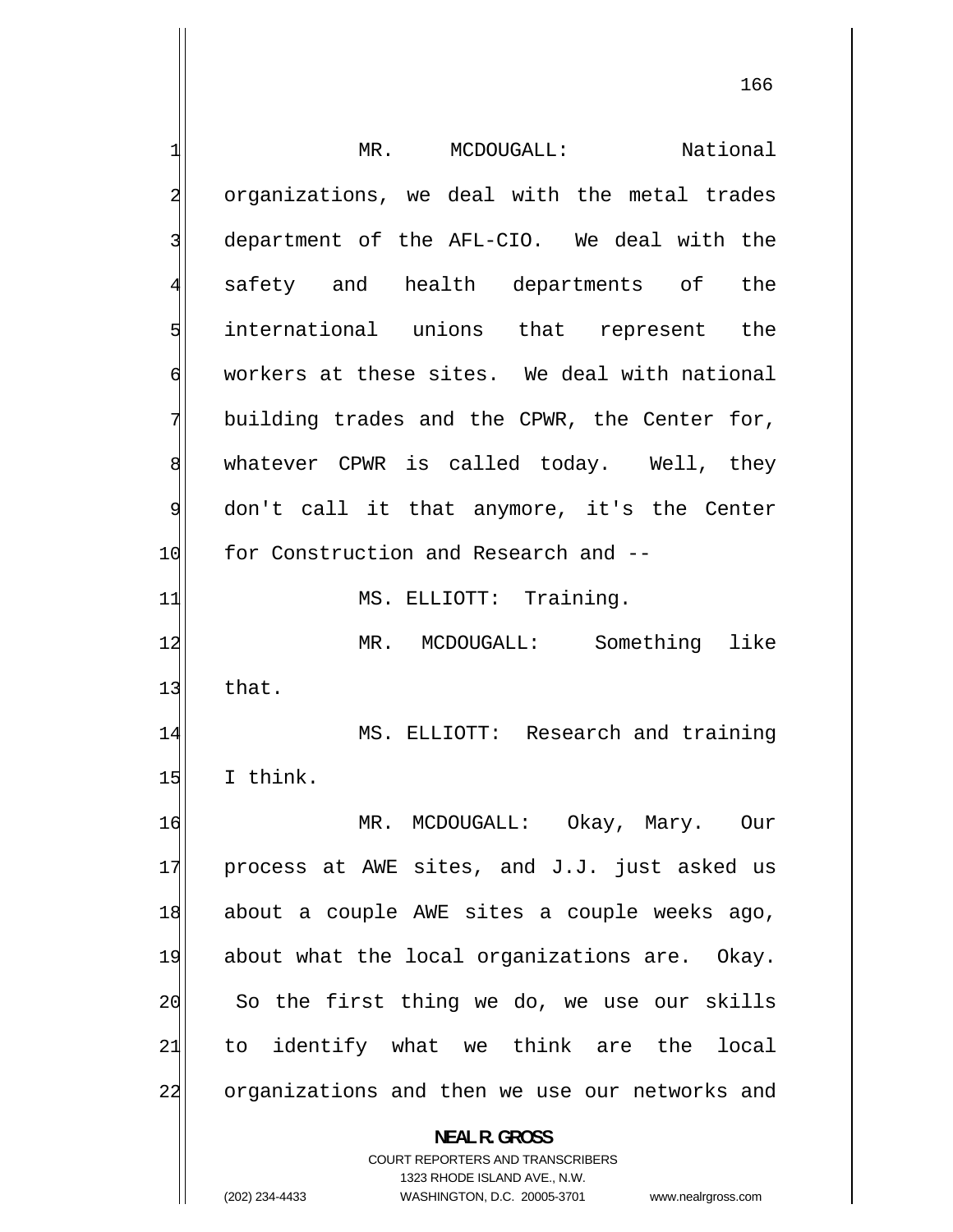MR. MCDOUGALL: National organizations, we deal with the metal trades department of the AFL-CIO. We deal with the safety and health departments of the international unions that represent the workers at these sites. We deal with national building trades and the CPWR, the Center for, whatever CPWR is called today. Well, they don't call it that anymore, it's the Center for Construction and Research and --

MS. ELLIOTT: Training.

MR. MCDOUGALL: Something like that.

MS. ELLIOTT: Research and training I think.

MR. MCDOUGALL: Okay, Mary. Our process at AWE sites, and J.J. just asked us about a couple AWE sites a couple weeks ago, about what the local organizations are. Okay. So the first thing we do, we use our skills to identify what we think are the local organizations and then we use our networks and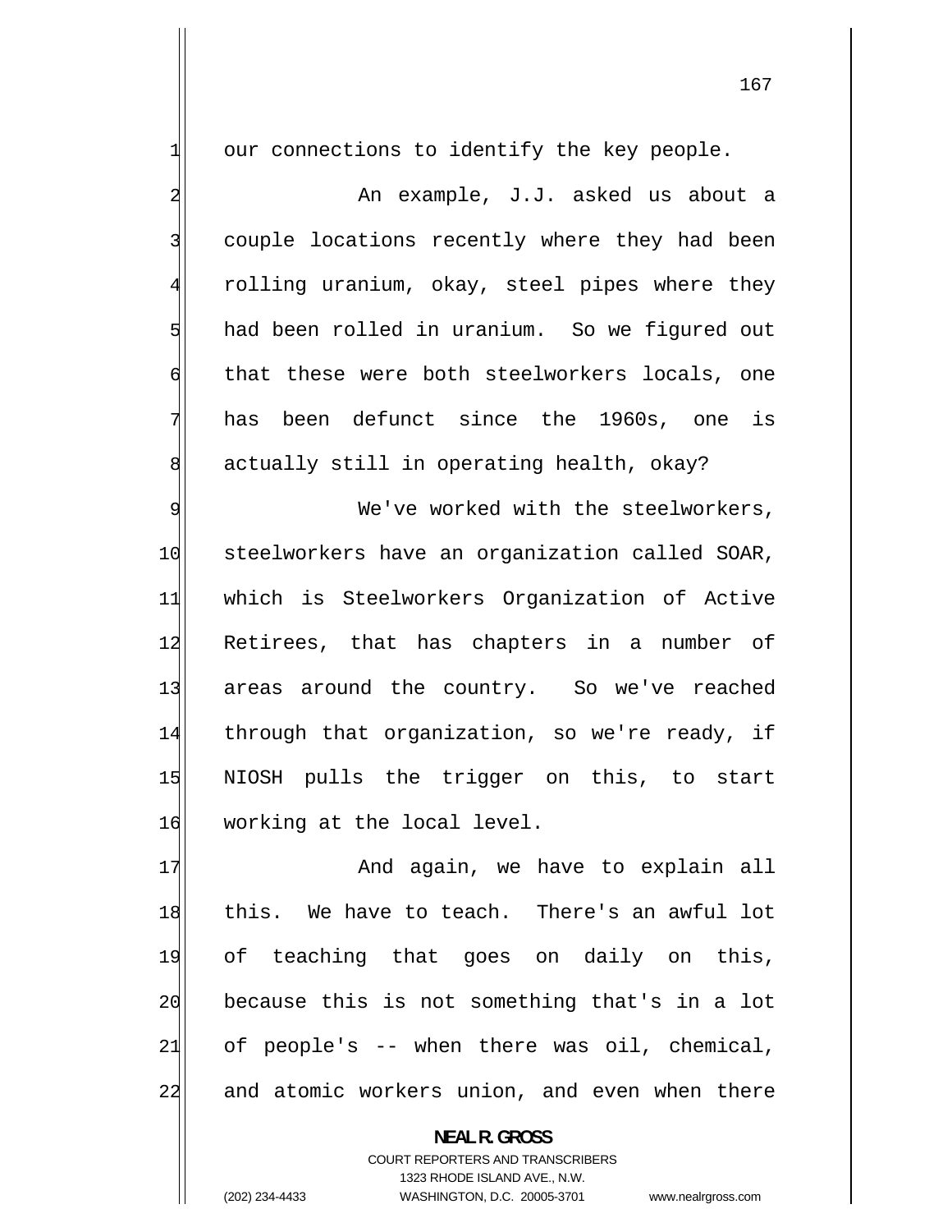our connections to identify the key people.

An example, J.J. asked us about a couple locations recently where they had been rolling uranium, okay, steel pipes where they had been rolled in uranium. So we figured out that these were both steelworkers locals, one has been defunct since the 1960s, one is actually still in operating health, okay?

We've worked with the steelworkers, steelworkers have an organization called SOAR, which is Steelworkers Organization of Active Retirees, that has chapters in a number of areas around the country. So we've reached through that organization, so we're ready, if NIOSH pulls the trigger on this, to start working at the local level.

And again, we have to explain all this. We have to teach. There's an awful lot of teaching that goes on daily on this, because this is not something that's in a lot of people's -- when there was oil, chemical, and atomic workers union, and even when there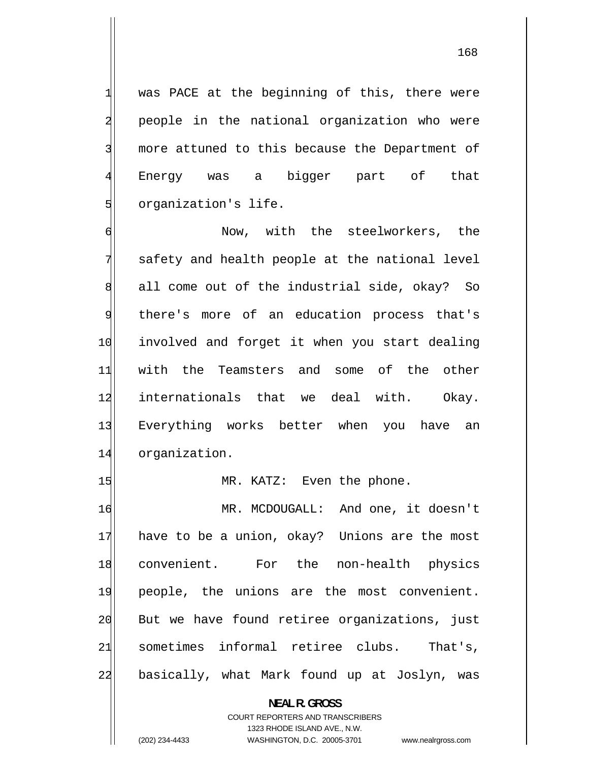was PACE at the beginning of this, there were people in the national organization who were more attuned to this because the Department of Energy was a bigger part of that organization's life.

Now, with the steelworkers, the safety and health people at the national level all come out of the industrial side, okay? So there's more of an education process that's involved and forget it when you start dealing with the Teamsters and some of the other internationals that we deal with. Okay. Everything works better when you have an organization.

MR. KATZ: Even the phone.

MR. MCDOUGALL: And one, it doesn't have to be a union, okay? Unions are the most convenient. For the non-health physics people, the unions are the most convenient. But we have found retiree organizations, just sometimes informal retiree clubs. That's, basically, what Mark found up at Joslyn, was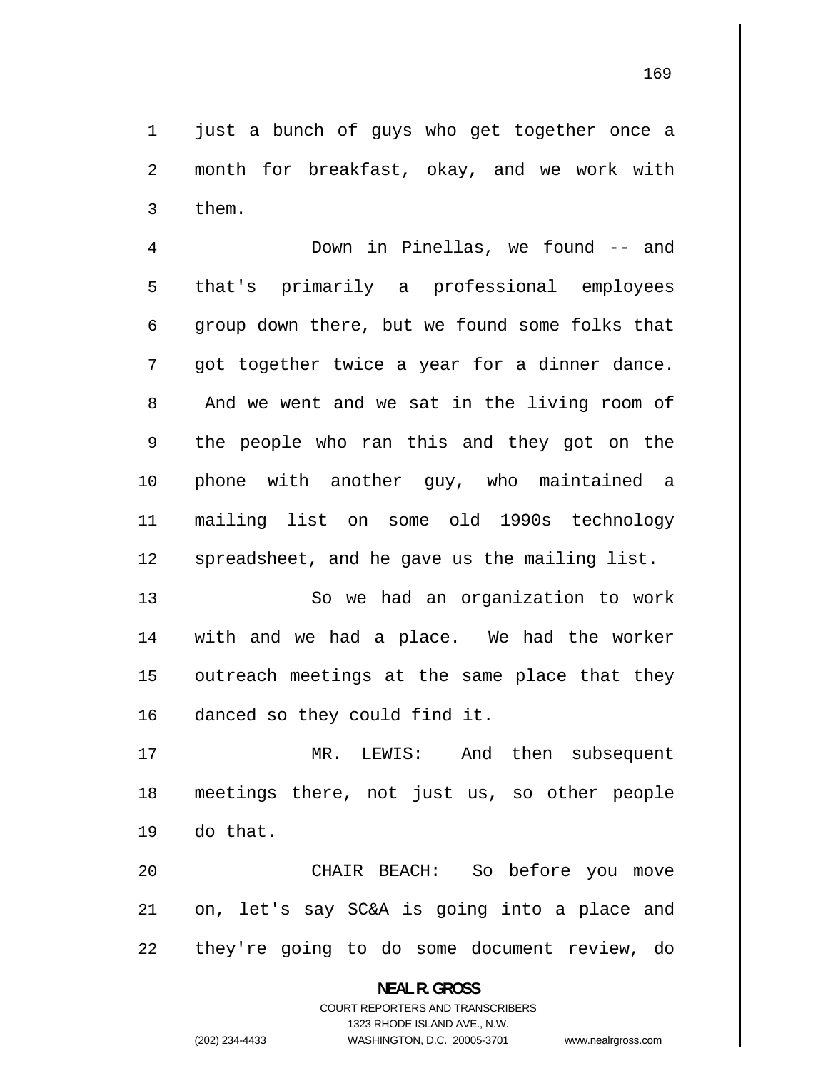just a bunch of guys who get together once a month for breakfast, okay, and we work with them.

Down in Pinellas, we found -- and that's primarily a professional employees group down there, but we found some folks that got together twice a year for a dinner dance. And we went and we sat in the living room of the people who ran this and they got on the phone with another guy, who maintained a mailing list on some old 1990s technology spreadsheet, and he gave us the mailing list.

So we had an organization to work with and we had a place. We had the worker outreach meetings at the same place that they danced so they could find it.

MR. LEWIS: And then subsequent meetings there, not just us, so other people do that.

CHAIR BEACH: So before you move on, let's say SC&A is going into a place and they're going to do some document review, do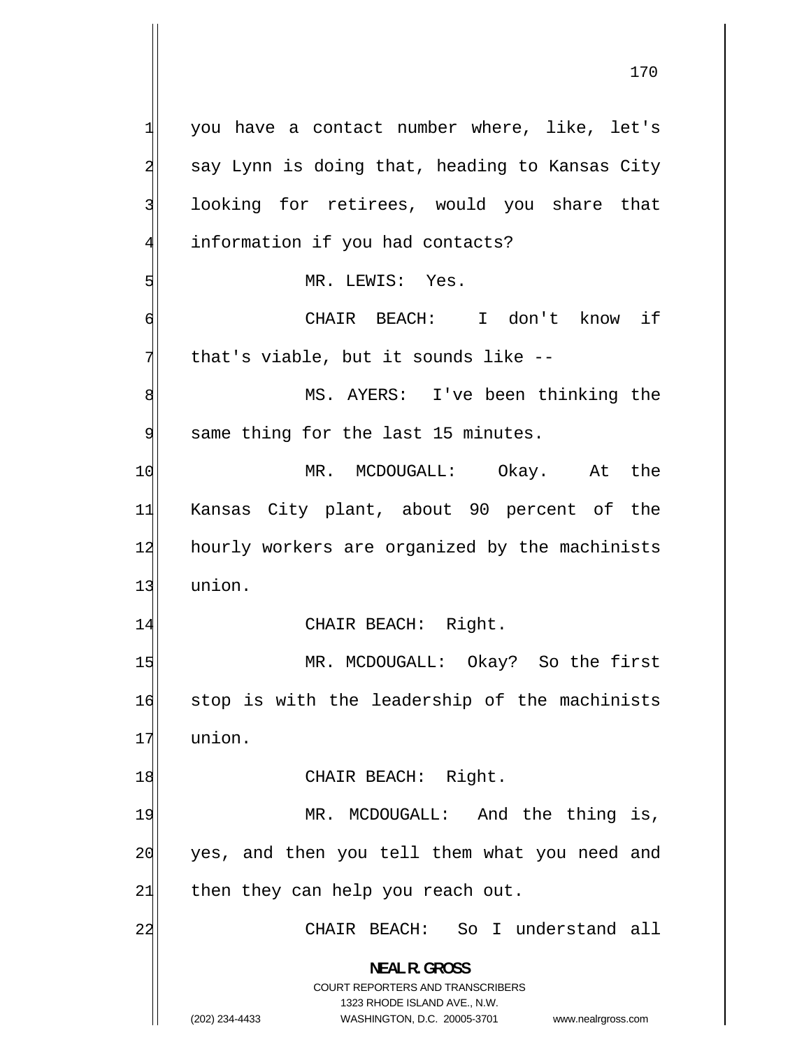you have a contact number where, like, let's say Lynn is doing that, heading to Kansas City looking for retirees, would you share that information if you had contacts?

MR. LEWIS: Yes.

CHAIR BEACH: I don't know if that's viable, but it sounds like --

MS. AYERS: I've been thinking the same thing for the last 15 minutes.

MR. MCDOUGALL: Okay. At the Kansas City plant, about 90 percent of the hourly workers are organized by the machinists union.

CHAIR BEACH: Right.

MR. MCDOUGALL: Okay? So the first stop is with the leadership of the machinists union.

CHAIR BEACH: Right.

MR. MCDOUGALL: And the thing is, yes, and then you tell them what you need and then they can help you reach out.

CHAIR BEACH: So I understand all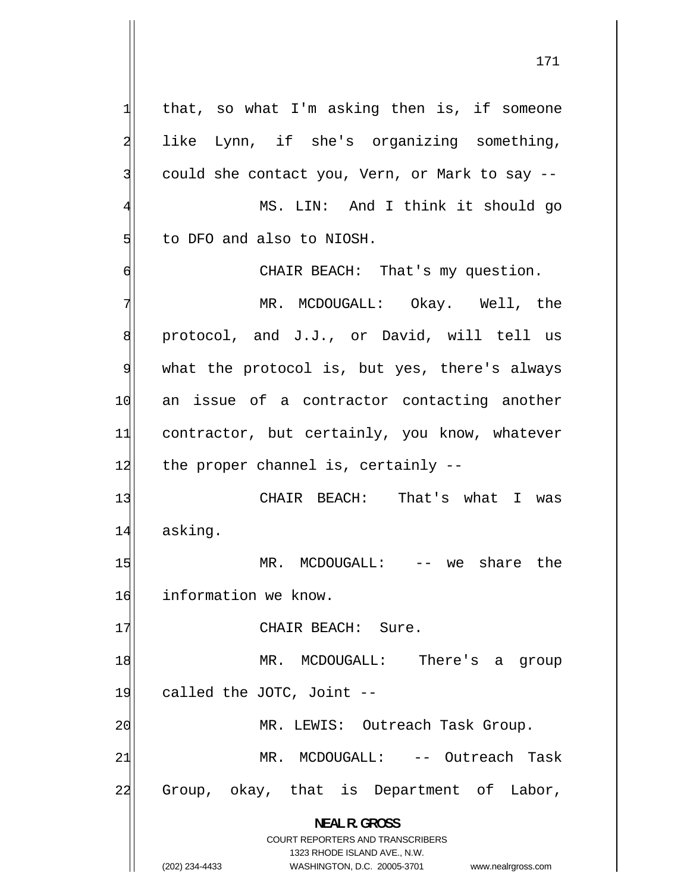that, so what I'm asking then is, if someone like Lynn, if she's organizing something, could she contact you, Vern, or Mark to say --

MS. LIN: And I think it should go to DFO and also to NIOSH.

CHAIR BEACH: That's my question.

MR. MCDOUGALL: Okay. Well, the protocol, and J.J., or David, will tell us what the protocol is, but yes, there's always an issue of a contractor contacting another contractor, but certainly, you know, whatever the proper channel is, certainly --

CHAIR BEACH: That's what I was asking.

MR. MCDOUGALL: -- we share the information we know.

CHAIR BEACH: Sure.

MR. MCDOUGALL: There's a group called the JOTC, Joint --

MR. LEWIS: Outreach Task Group.

MR. MCDOUGALL: -- Outreach Task Group, okay, that is Department of Labor,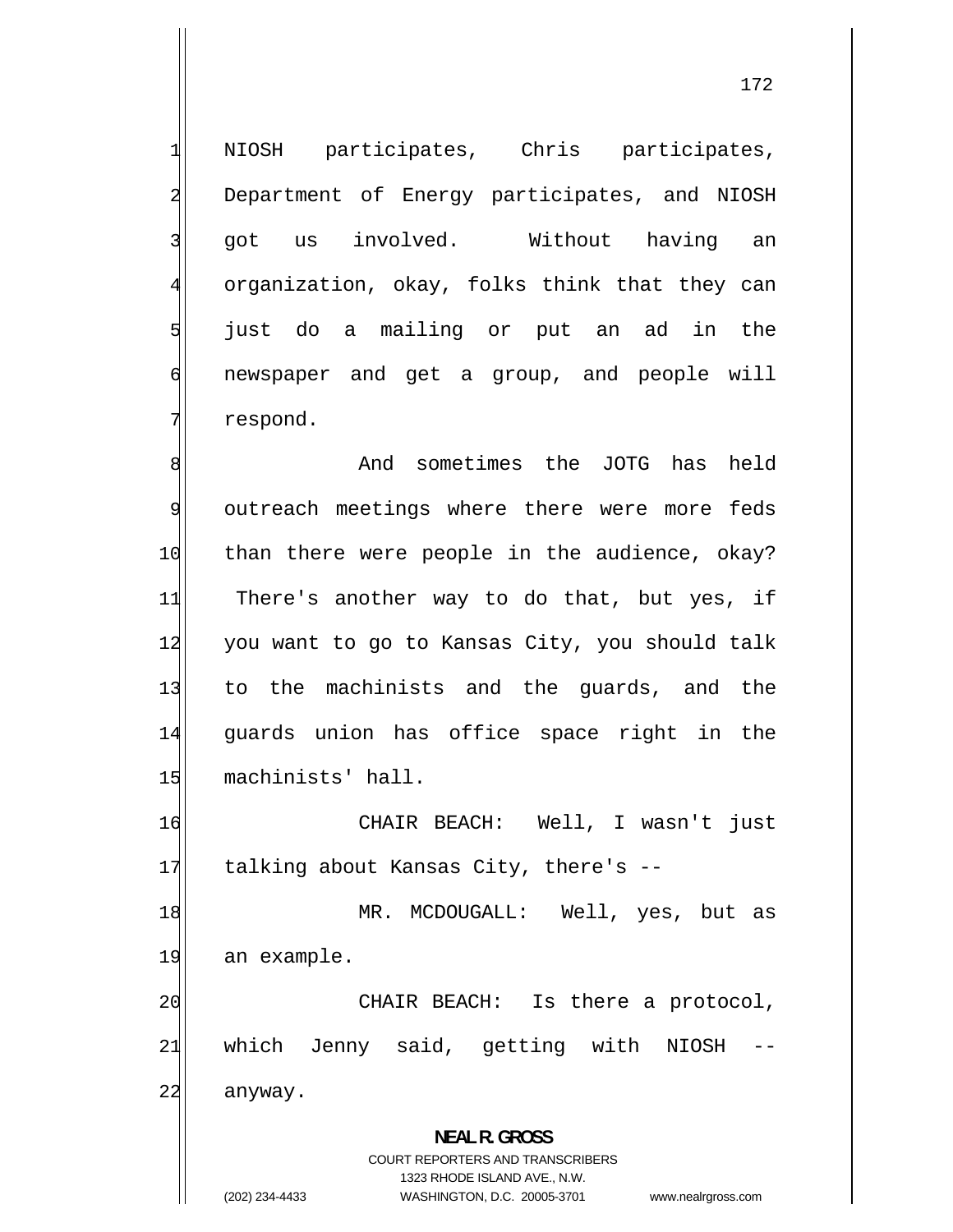NIOSH participates, Chris participates, Department of Energy participates, and NIOSH got us involved. Without having an organization, okay, folks think that they can just do a mailing or put an ad in the newspaper and get a group, and people will respond.

And sometimes the JOTG has held outreach meetings where there were more feds than there were people in the audience, okay? There's another way to do that, but yes, if you want to go to Kansas City, you should talk to the machinists and the guards, and the guards union has office space right in the machinists' hall.

CHAIR BEACH: Well, I wasn't just talking about Kansas City, there's --

MR. MCDOUGALL: Well, yes, but as an example.

CHAIR BEACH: Is there a protocol, which Jenny said, getting with NIOSH -- anyway.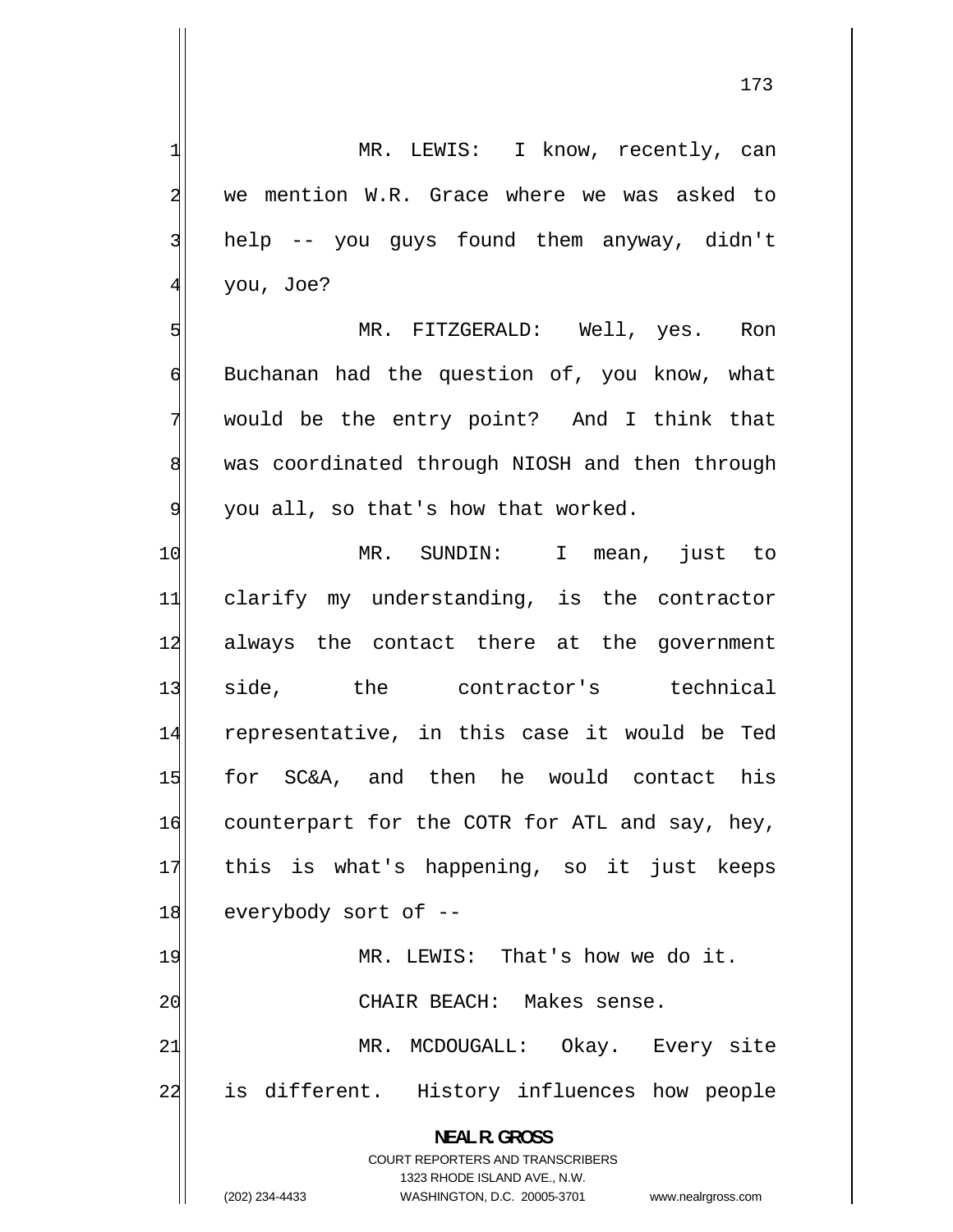MR. LEWIS: I know, recently, can we mention W.R. Grace where we was asked to help -- you guys found them anyway, didn't you, Joe?

MR. FITZGERALD: Well, yes. Ron Buchanan had the question of, you know, what would be the entry point? And I think that was coordinated through NIOSH and then through you all, so that's how that worked.

MR. SUNDIN: I mean, just to clarify my understanding, is the contractor always the contact there at the government side, the contractor's technical representative, in this case it would be Ted for SC&A, and then he would contact his counterpart for the COTR for ATL and say, hey, this is what's happening, so it just keeps everybody sort of --

MR. LEWIS: That's how we do it.

CHAIR BEACH: Makes sense.

MR. MCDOUGALL: Okay. Every site is different. History influences how people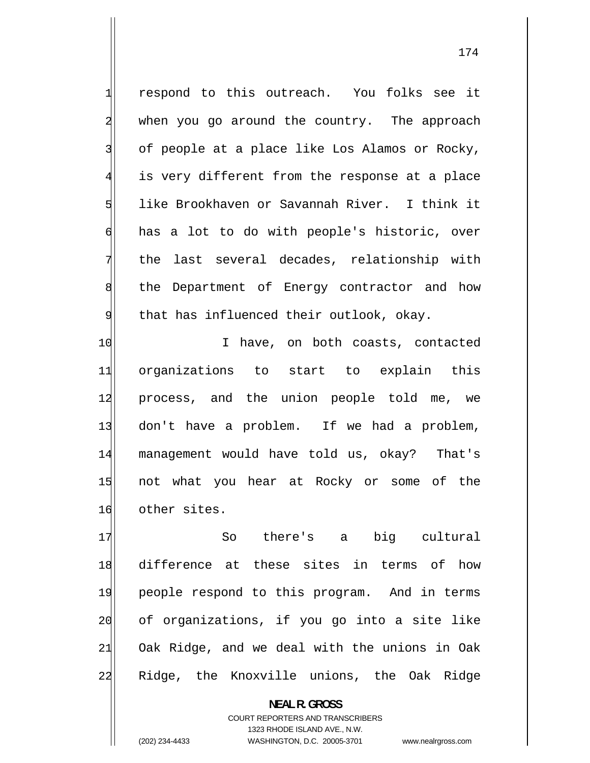respond to this outreach. You folks see it when you go around the country. The approach of people at a place like Los Alamos or Rocky, is very different from the response at a place like Brookhaven or Savannah River. I think it has a lot to do with people's historic, over the last several decades, relationship with the Department of Energy contractor and how that has influenced their outlook, okay.

I have, on both coasts, contacted organizations to start to explain this process, and the union people told me, we don't have a problem. If we had a problem, management would have told us, okay? That's not what you hear at Rocky or some of the other sites.

So there's a big cultural difference at these sites in terms of how people respond to this program. And in terms of organizations, if you go into a site like Oak Ridge, and we deal with the unions in Oak Ridge, the Knoxville unions, the Oak Ridge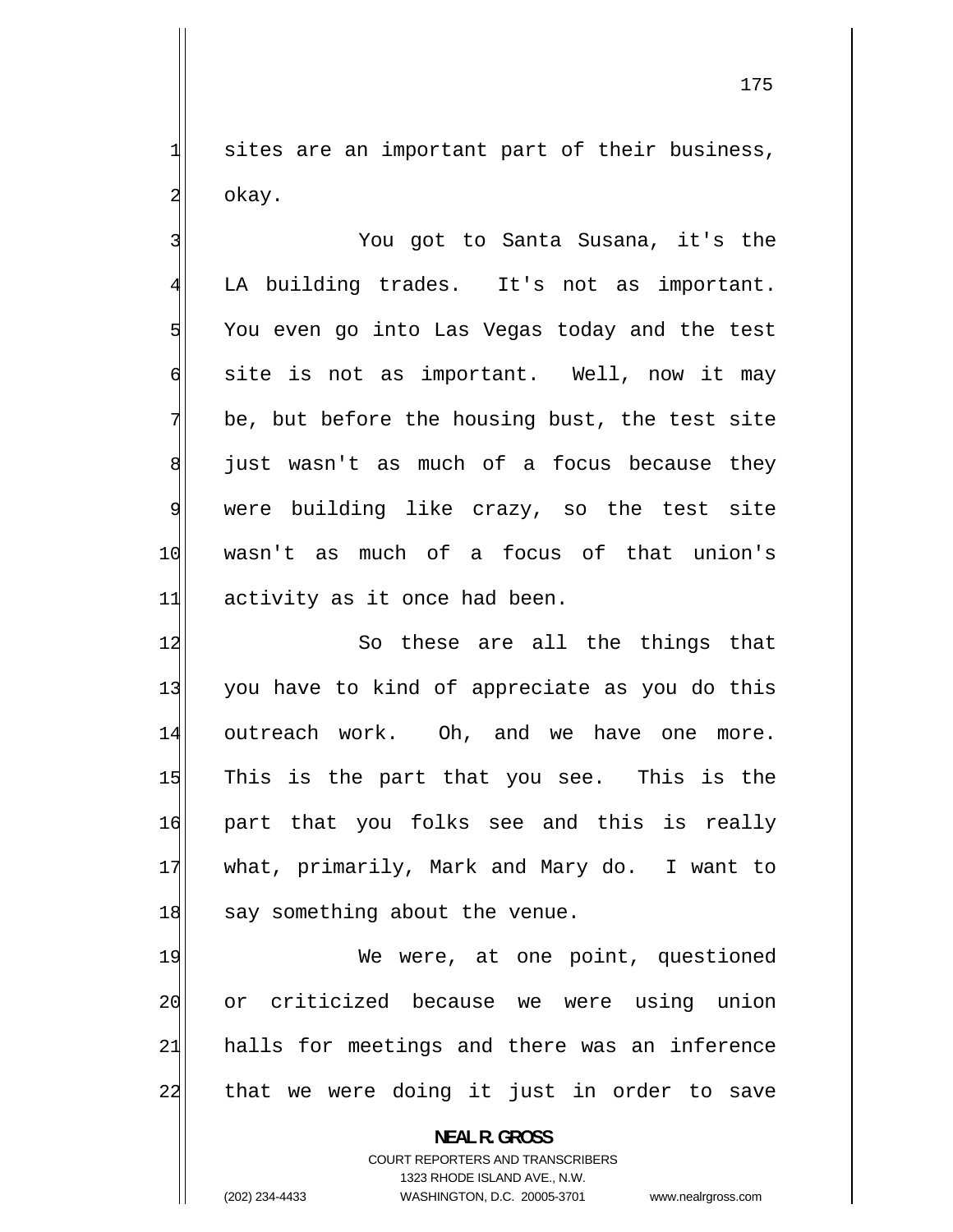sites are an important part of their business, okay.

You got to Santa Susana, it's the LA building trades. It's not as important. You even go into Las Vegas today and the test site is not as important. Well, now it may be, but before the housing bust, the test site just wasn't as much of a focus because they were building like crazy, so the test site wasn't as much of a focus of that union's activity as it once had been.

So these are all the things that you have to kind of appreciate as you do this outreach work. Oh, and we have one more. This is the part that you see. This is the part that you folks see and this is really what, primarily, Mark and Mary do. I want to say something about the venue.

We were, at one point, questioned or criticized because we were using union halls for meetings and there was an inference that we were doing it just in order to save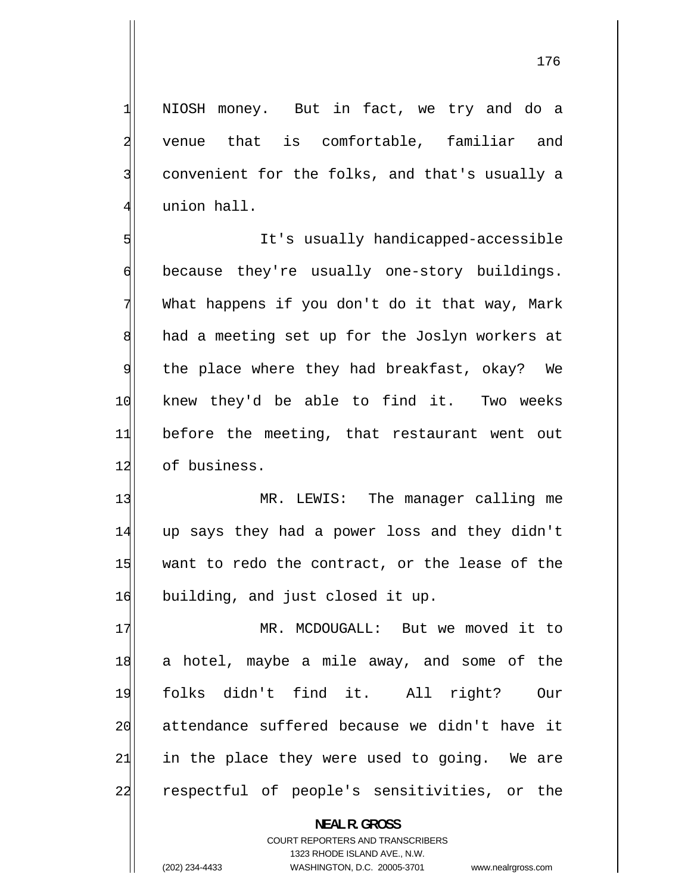NIOSH money. But in fact, we try and do a venue that is comfortable, familiar and convenient for the folks, and that's usually a union hall.

It's usually handicapped-accessible because they're usually one-story buildings. What happens if you don't do it that way, Mark had a meeting set up for the Joslyn workers at the place where they had breakfast, okay? We knew they'd be able to find it. Two weeks before the meeting, that restaurant went out of business.

MR. LEWIS: The manager calling me up says they had a power loss and they didn't want to redo the contract, or the lease of the building, and just closed it up.

MR. MCDOUGALL: But we moved it to a hotel, maybe a mile away, and some of the folks didn't find it. All right? Our attendance suffered because we didn't have it in the place they were used to going. We are respectful of people's sensitivities, or the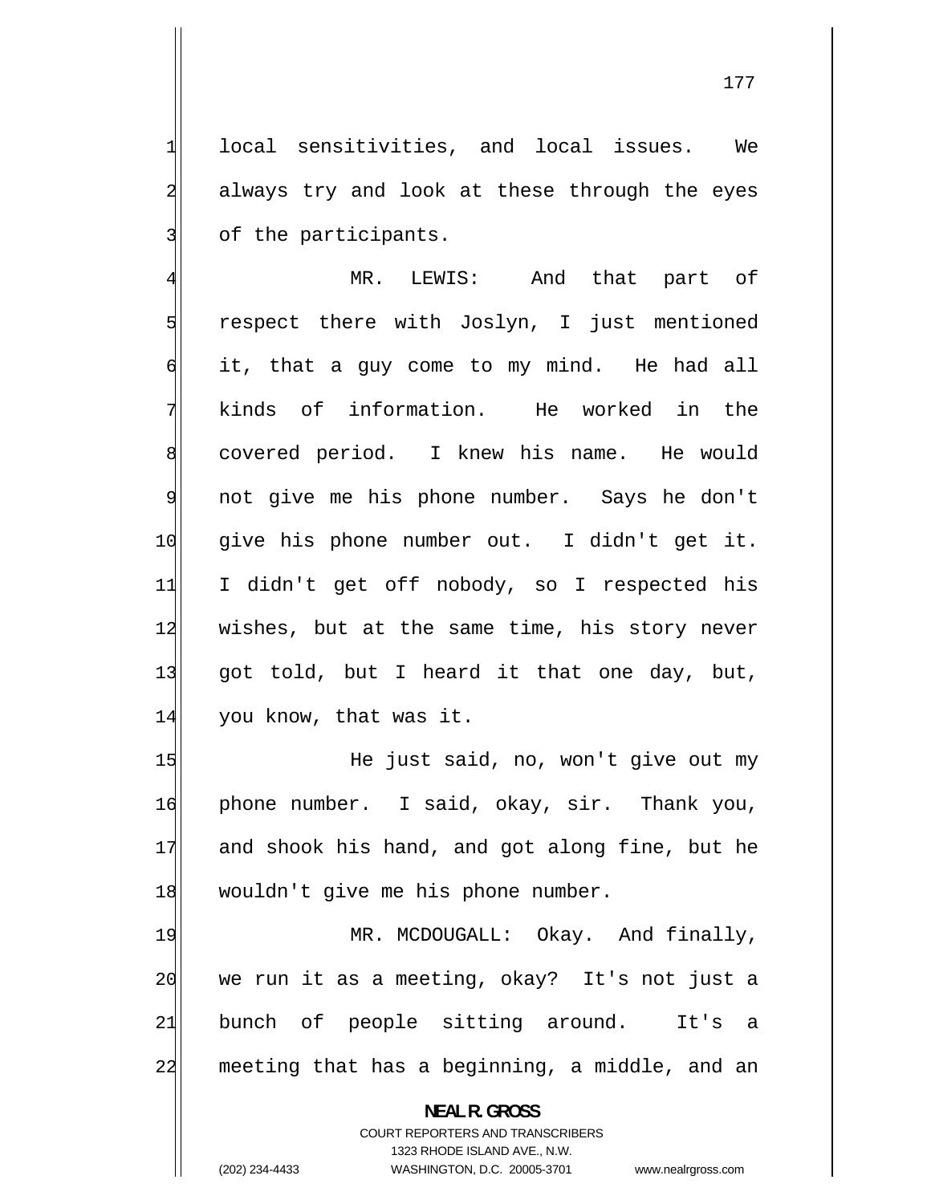local sensitivities, and local issues. We always try and look at these through the eyes of the participants.

MR. LEWIS: And that part of respect there with Joslyn, I just mentioned it, that a guy come to my mind. He had all kinds of information. He worked in the covered period. I knew his name. He would not give me his phone number. Says he don't give his phone number out. I didn't get it. I didn't get off nobody, so I respected his wishes, but at the same time, his story never got told, but I heard it that one day, but, you know, that was it.

He just said, no, won't give out my phone number. I said, okay, sir. Thank you, and shook his hand, and got along fine, but he wouldn't give me his phone number.

MR. MCDOUGALL: Okay. And finally, we run it as a meeting, okay? It's not just a bunch of people sitting around. It's a meeting that has a beginning, a middle, and an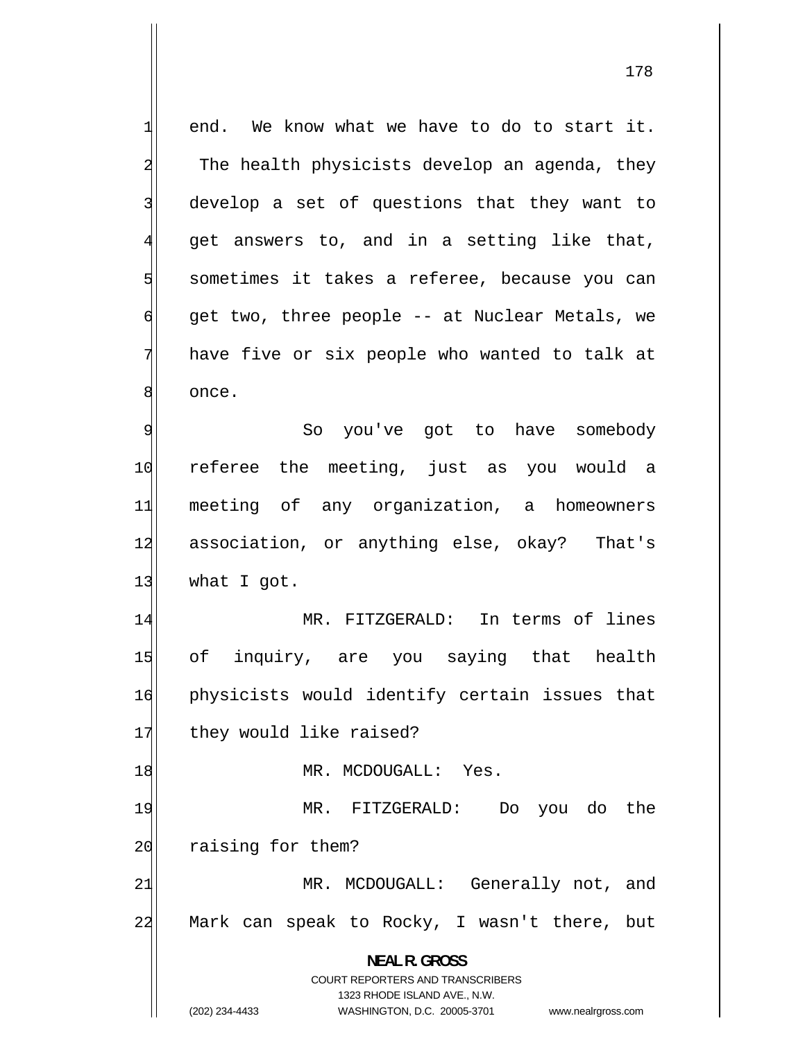end. We know what we have to do to start it. The health physicists develop an agenda, they develop a set of questions that they want to get answers to, and in a setting like that, sometimes it takes a referee, because you can get two, three people -- at Nuclear Metals, we have five or six people who wanted to talk at once.

So you've got to have somebody referee the meeting, just as you would a meeting of any organization, a homeowners association, or anything else, okay? That's what I got.

MR. FITZGERALD: In terms of lines of inquiry, are you saying that health physicists would identify certain issues that they would like raised?

MR. MCDOUGALL: Yes.

MR. FITZGERALD: Do you do the raising for them?

MR. MCDOUGALL: Generally not, and Mark can speak to Rocky, I wasn't there, but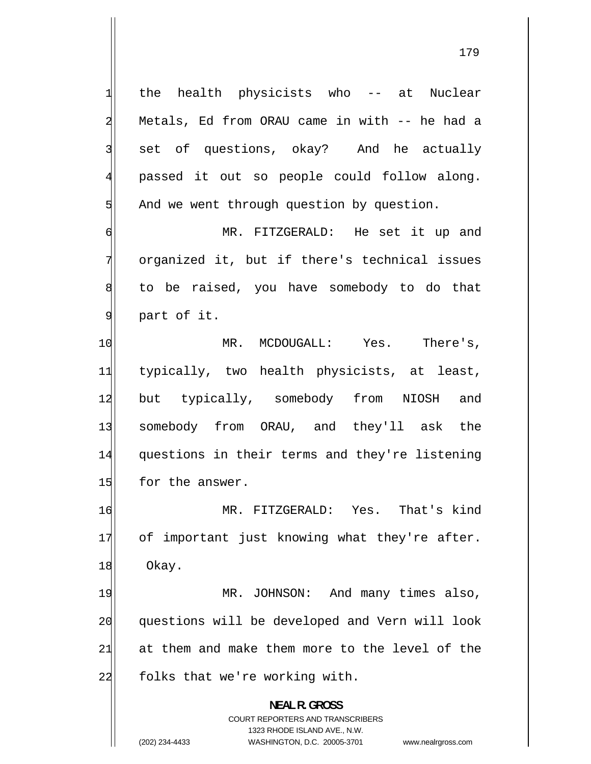the health physicists who -- at Nuclear Metals, Ed from ORAU came in with -- he had a set of questions, okay? And he actually passed it out so people could follow along. And we went through question by question.

MR. FITZGERALD: He set it up and organized it, but if there's technical issues to be raised, you have somebody to do that part of it.

MR. MCDOUGALL: Yes. There's, typically, two health physicists, at least, but typically, somebody from NIOSH and somebody from ORAU, and they'll ask the questions in their terms and they're listening for the answer.

MR. FITZGERALD: Yes. That's kind of important just knowing what they're after. Okay.

MR. JOHNSON: And many times also, questions will be developed and Vern will look at them and make them more to the level of the folks that we're working with.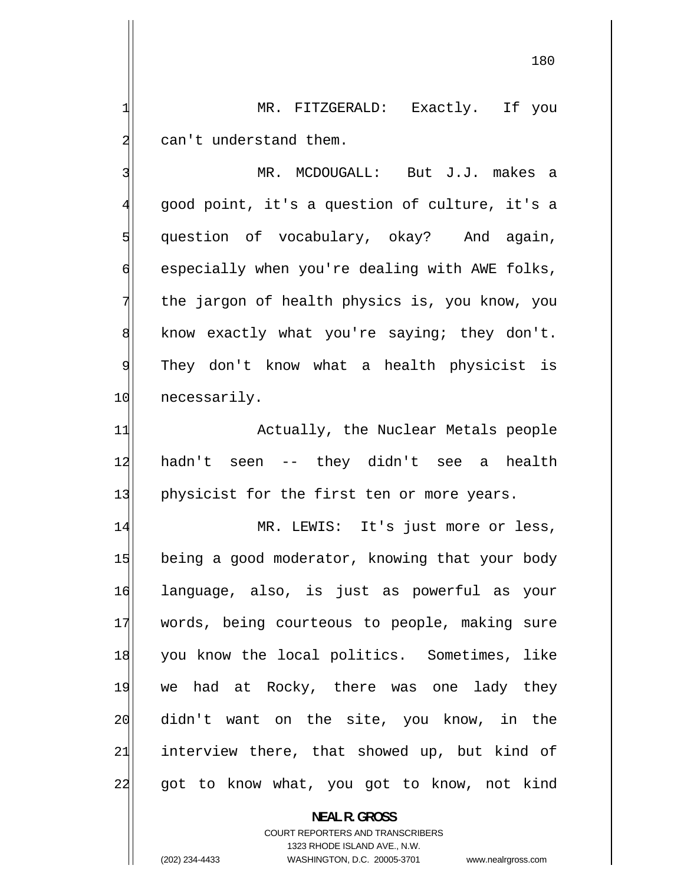MR. FITZGERALD: Exactly. If you can't understand them.

MR. MCDOUGALL: But J.J. makes a good point, it's a question of culture, it's a question of vocabulary, okay? And again, especially when you're dealing with AWE folks, the jargon of health physics is, you know, you know exactly what you're saying; they don't. They don't know what a health physicist is necessarily.

Actually, the Nuclear Metals people hadn't seen -- they didn't see a health physicist for the first ten or more years.

MR. LEWIS: It's just more or less, being a good moderator, knowing that your body language, also, is just as powerful as your words, being courteous to people, making sure you know the local politics. Sometimes, like we had at Rocky, there was one lady they didn't want on the site, you know, in the interview there, that showed up, but kind of got to know what, you got to know, not kind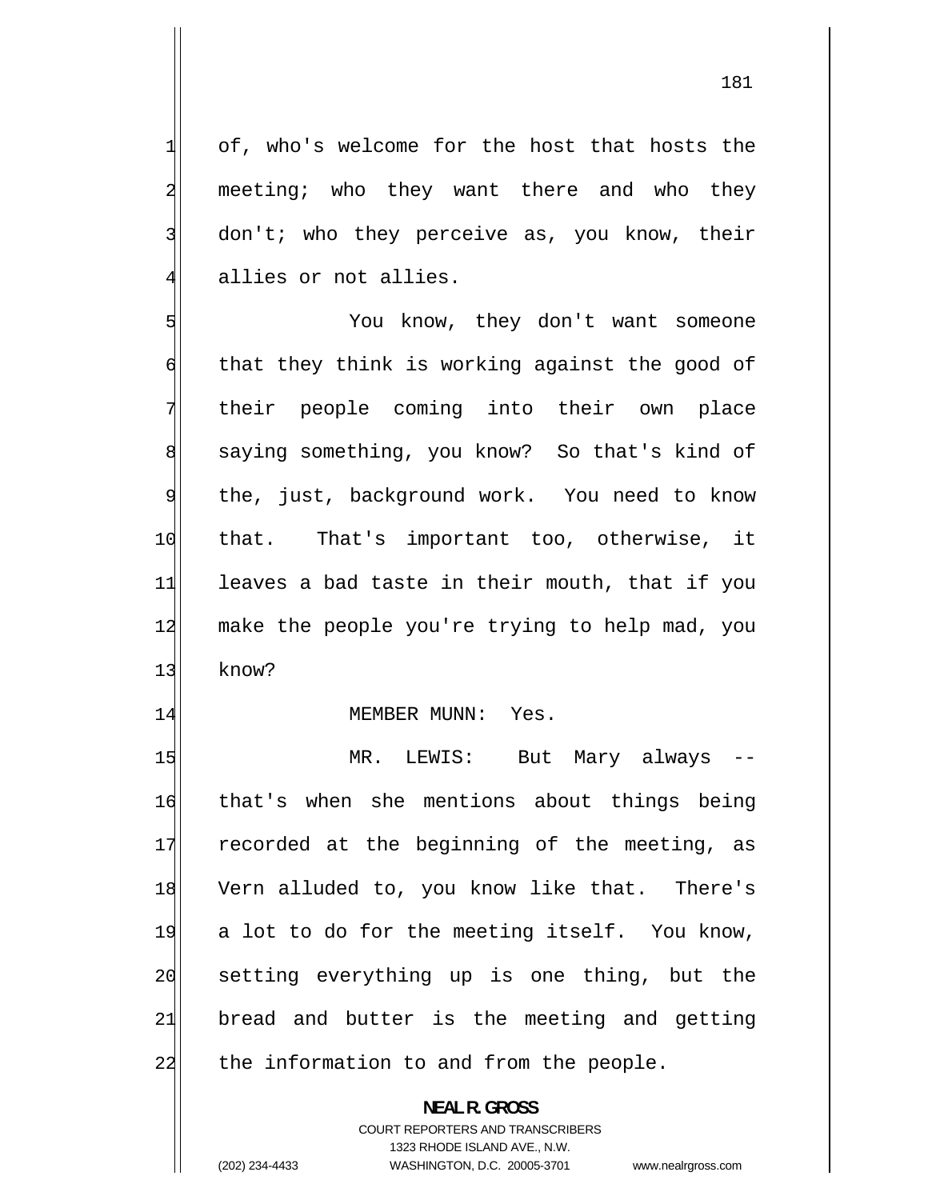of, who's welcome for the host that hosts the meeting; who they want there and who they don't; who they perceive as, you know, their allies or not allies.

You know, they don't want someone that they think is working against the good of their people coming into their own place saying something, you know? So that's kind of the, just, background work. You need to know that. That's important too, otherwise, it leaves a bad taste in their mouth, that if you make the people you're trying to help mad, you know?

MEMBER MUNN: Yes.

MR. LEWIS: But Mary always -- that's when she mentions about things being recorded at the beginning of the meeting, as Vern alluded to, you know like that. There's a lot to do for the meeting itself. You know, setting everything up is one thing, but the bread and butter is the meeting and getting the information to and from the people.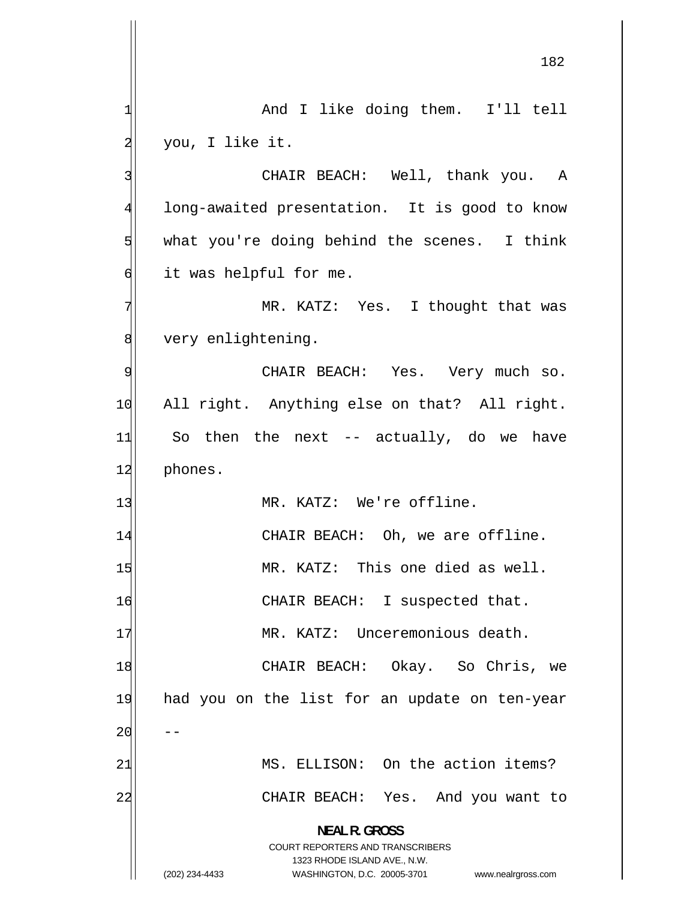And I like doing them. I'll tell you, I like it.

CHAIR BEACH: Well, thank you. A long-awaited presentation. It is good to know what you're doing behind the scenes. I think it was helpful for me.

MR. KATZ: Yes. I thought that was very enlightening.

CHAIR BEACH: Yes. Very much so. All right. Anything else on that? All right. So then the next -- actually, do we have phones.

MR. KATZ: We're offline.

CHAIR BEACH: Oh, we are offline.

MR. KATZ: This one died as well.

CHAIR BEACH: I suspected that.

MR. KATZ: Unceremonious death.

CHAIR BEACH: Okay. So Chris, we had you on the list for an update on ten-year --

MS. ELLISON: On the action items?

CHAIR BEACH: Yes. And you want to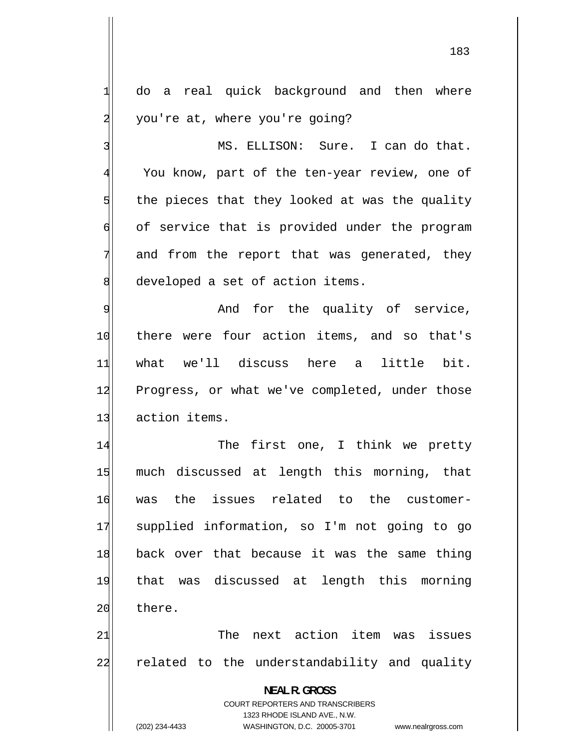do a real quick background and then where you're at, where you're going?

MS. ELLISON: Sure. I can do that. You know, part of the ten-year review, one of the pieces that they looked at was the quality of service that is provided under the program and from the report that was generated, they developed a set of action items.

And for the quality of service, there were four action items, and so that's what we'll discuss here a little bit. Progress, or what we've completed, under those action items.

The first one, I think we pretty much discussed at length this morning, that was the issues related to the customer-supplied information, so I'm not going to go back over that because it was the same thing that was discussed at length this morning there.

The next action item was issues related to the understandability and quality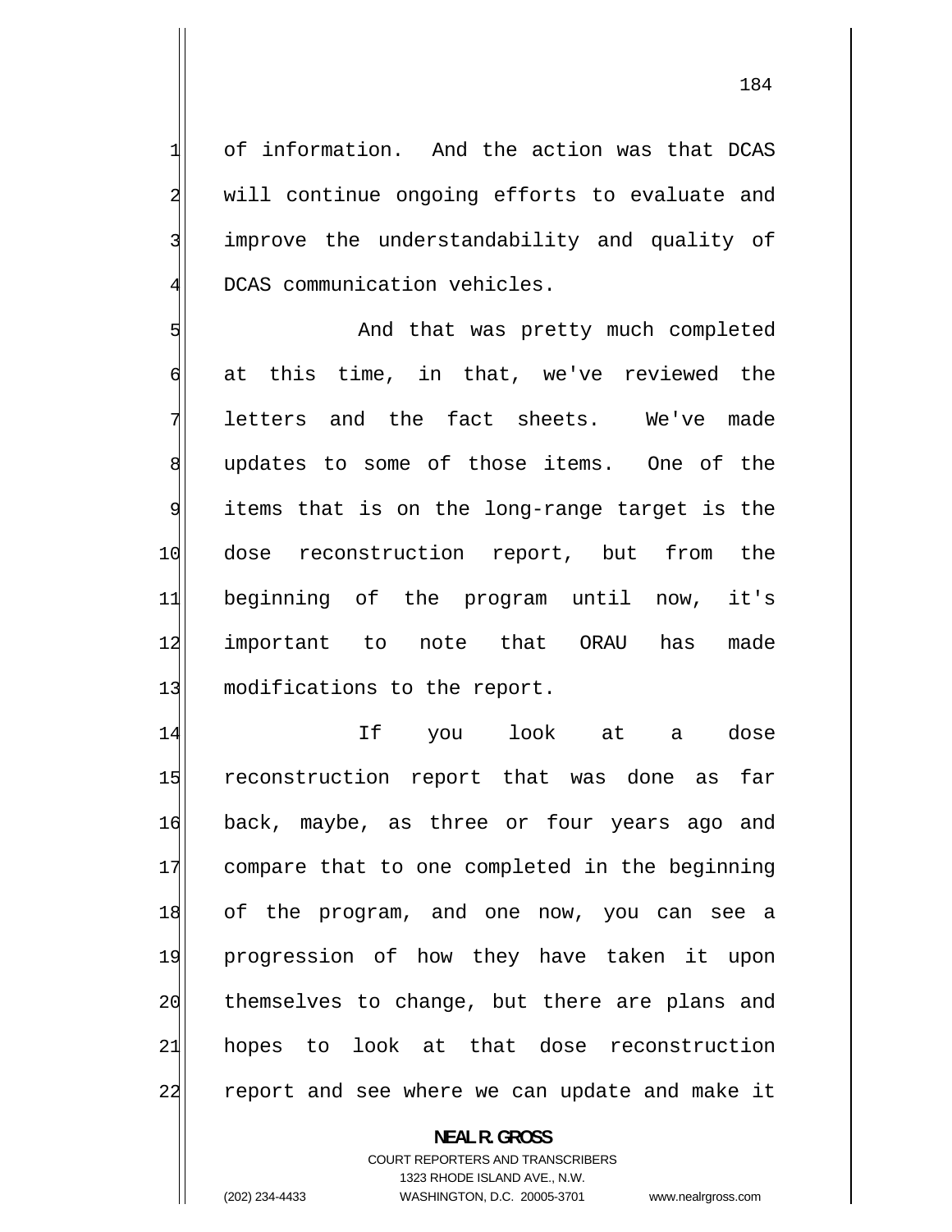of information. And the action was that DCAS will continue ongoing efforts to evaluate and improve the understandability and quality of DCAS communication vehicles.

And that was pretty much completed at this time, in that, we've reviewed the letters and the fact sheets. We've made updates to some of those items. One of the items that is on the long-range target is the dose reconstruction report, but from the beginning of the program until now, it's important to note that ORAU has made modifications to the report.

If you look at a dose reconstruction report that was done as far back, maybe, as three or four years ago and compare that to one completed in the beginning of the program, and one now, you can see a progression of how they have taken it upon themselves to change, but there are plans and hopes to look at that dose reconstruction report and see where we can update and make it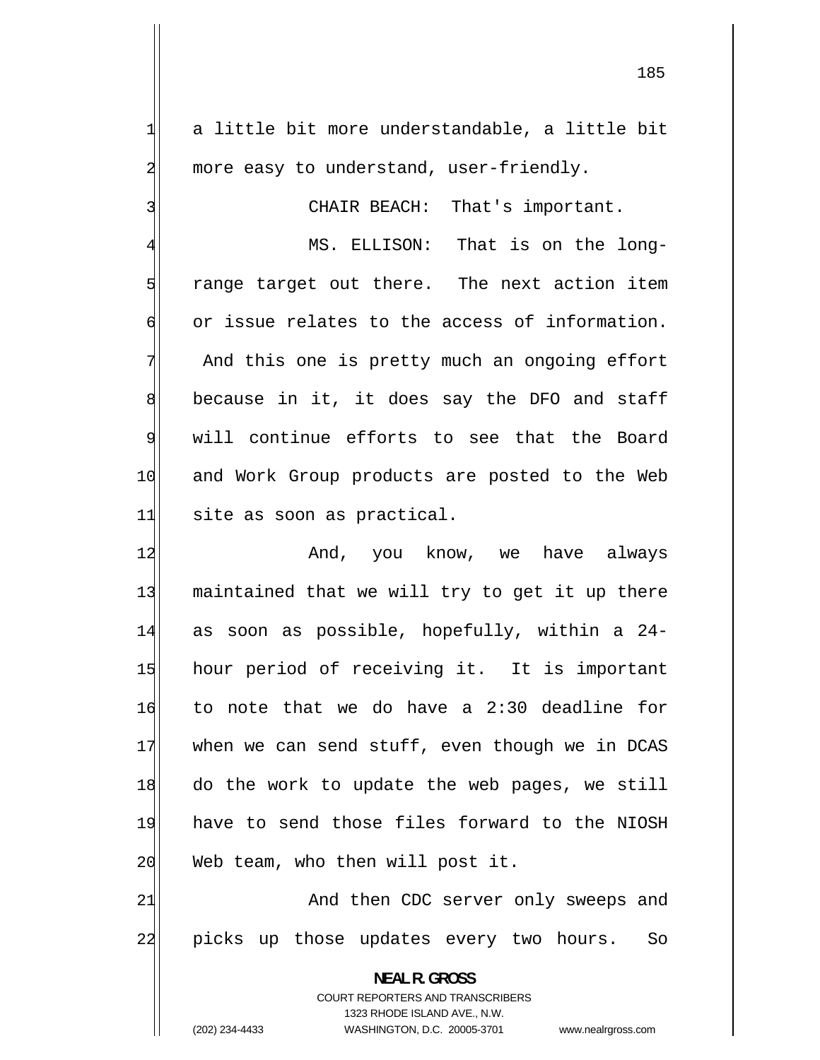a little bit more understandable, a little bit more easy to understand, user-friendly.

CHAIR BEACH: That's important.

MS. ELLISON: That is on the long-range target out there. The next action item or issue relates to the access of information. And this one is pretty much an ongoing effort because in it, it does say the DFO and staff will continue efforts to see that the Board and Work Group products are posted to the Web site as soon as practical.

And, you know, we have always maintained that we will try to get it up there as soon as possible, hopefully, within a 24-hour period of receiving it. It is important to note that we do have a 2:30 deadline for when we can send stuff, even though we in DCAS do the work to update the web pages, we still have to send those files forward to the NIOSH Web team, who then will post it.

And then CDC server only sweeps and picks up those updates every two hours. So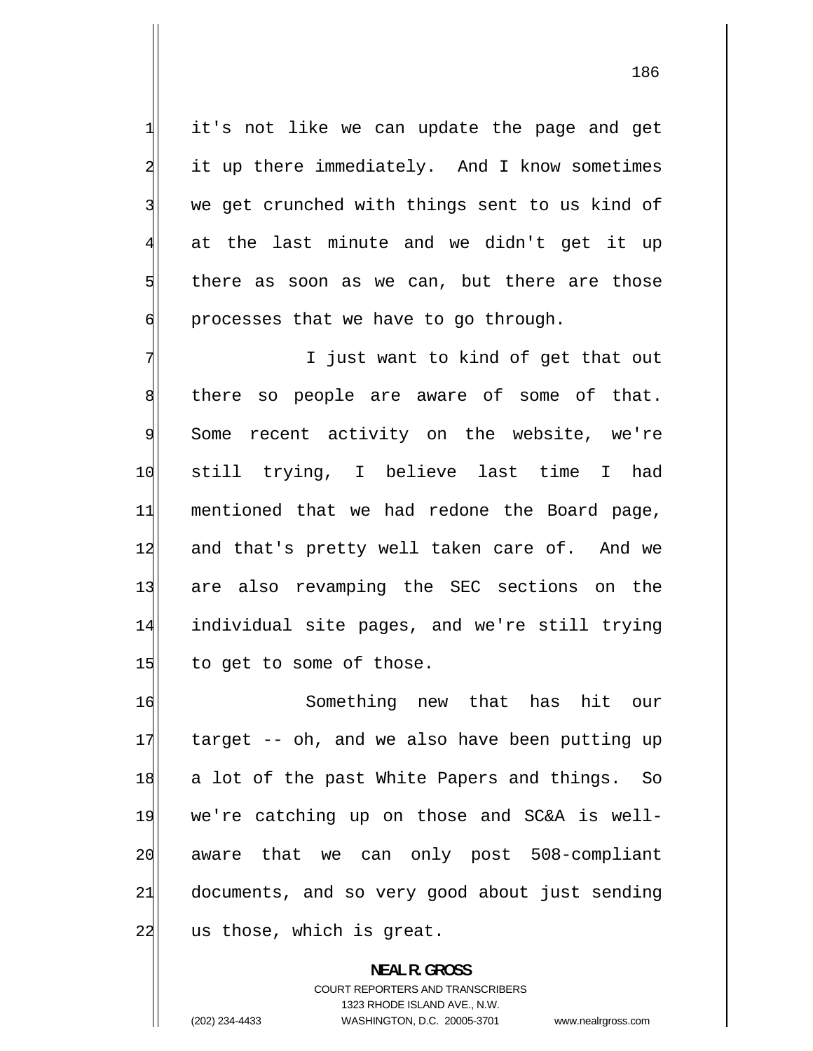it's not like we can update the page and get it up there immediately. And I know sometimes we get crunched with things sent to us kind of at the last minute and we didn't get it up there as soon as we can, but there are those processes that we have to go through.

I just want to kind of get that out there so people are aware of some of that. Some recent activity on the website, we're still trying, I believe last time I had mentioned that we had redone the Board page, and that's pretty well taken care of. And we are also revamping the SEC sections on the individual site pages, and we're still trying to get to some of those.

Something new that has hit our target -- oh, and we also have been putting up a lot of the past White Papers and things. So we're catching up on those and SC&A is well-aware that we can only post 508-compliant documents, and so very good about just sending us those, which is great.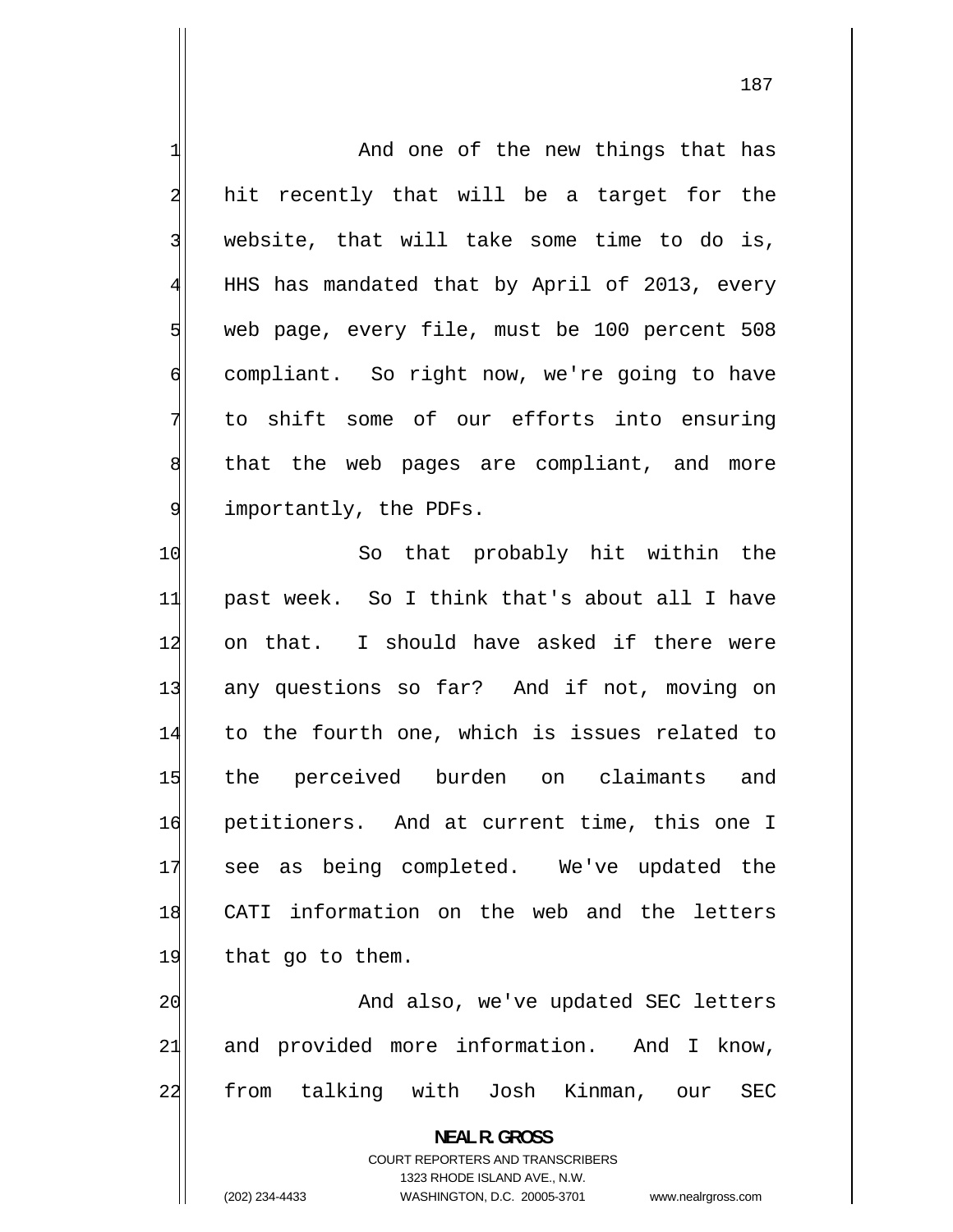And one of the new things that has hit recently that will be a target for the website, that will take some time to do is, HHS has mandated that by April of 2013, every web page, every file, must be 100 percent 508 compliant. So right now, we're going to have to shift some of our efforts into ensuring that the web pages are compliant, and more importantly, the PDFs.

So that probably hit within the past week. So I think that's about all I have on that. I should have asked if there were any questions so far? And if not, moving on to the fourth one, which is issues related to the perceived burden on claimants and petitioners. And at current time, this one I see as being completed. We've updated the CATI information on the web and the letters that go to them.

And also, we've updated SEC letters and provided more information. And I know, from talking with Josh Kinman, our SEC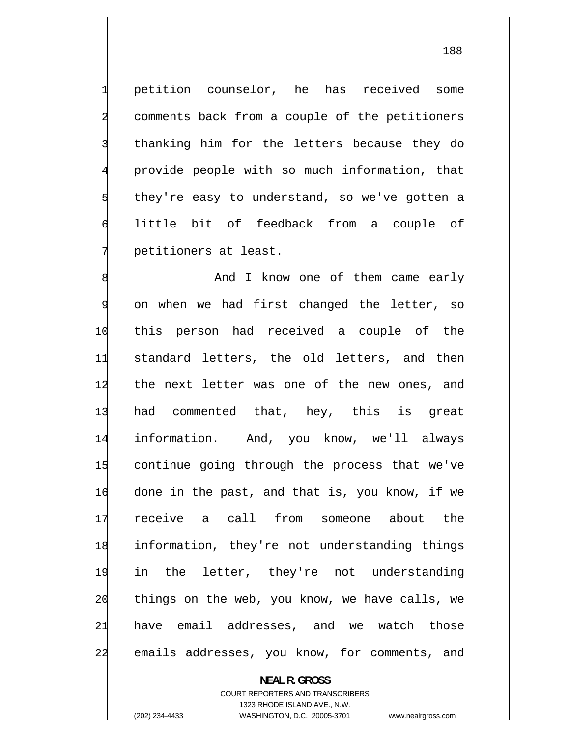petition counselor, he has received some comments back from a couple of the petitioners thanking him for the letters because they do provide people with so much information, that they're easy to understand, so we've gotten a little bit of feedback from a couple of petitioners at least.

And I know one of them came early on when we had first changed the letter, so this person had received a couple of the standard letters, the old letters, and then the next letter was one of the new ones, and had commented that, hey, this is great information. And, you know, we'll always continue going through the process that we've done in the past, and that is, you know, if we receive a call from someone about the information, they're not understanding things in the letter, they're not understanding things on the web, you know, we have calls, we have email addresses, and we watch those emails addresses, you know, for comments, and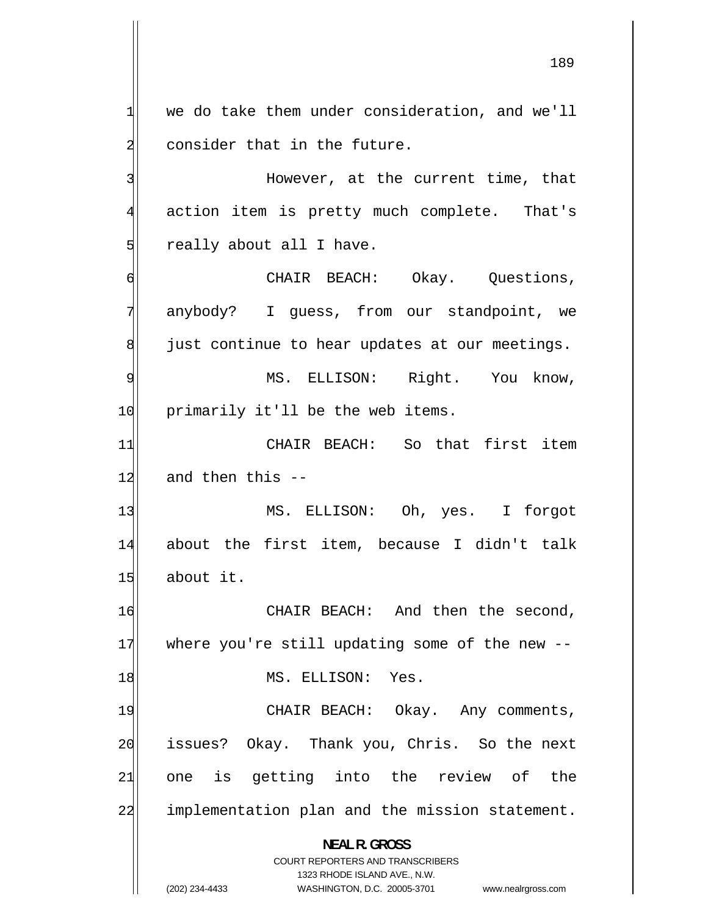we do take them under consideration, and we'll consider that in the future.

However, at the current time, that action item is pretty much complete. That's really about all I have.

CHAIR BEACH: Okay. Questions, anybody? I guess, from our standpoint, we just continue to hear updates at our meetings.

MS. ELLISON: Right. You know, primarily it'll be the web items.

CHAIR BEACH: So that first item and then this --

MS. ELLISON: Oh, yes. I forgot about the first item, because I didn't talk about it.

CHAIR BEACH: And then the second, where you're still updating some of the new --

MS. ELLISON: Yes.

CHAIR BEACH: Okay. Any comments, issues? Okay. Thank you, Chris. So the next one is getting into the review of the implementation plan and the mission statement.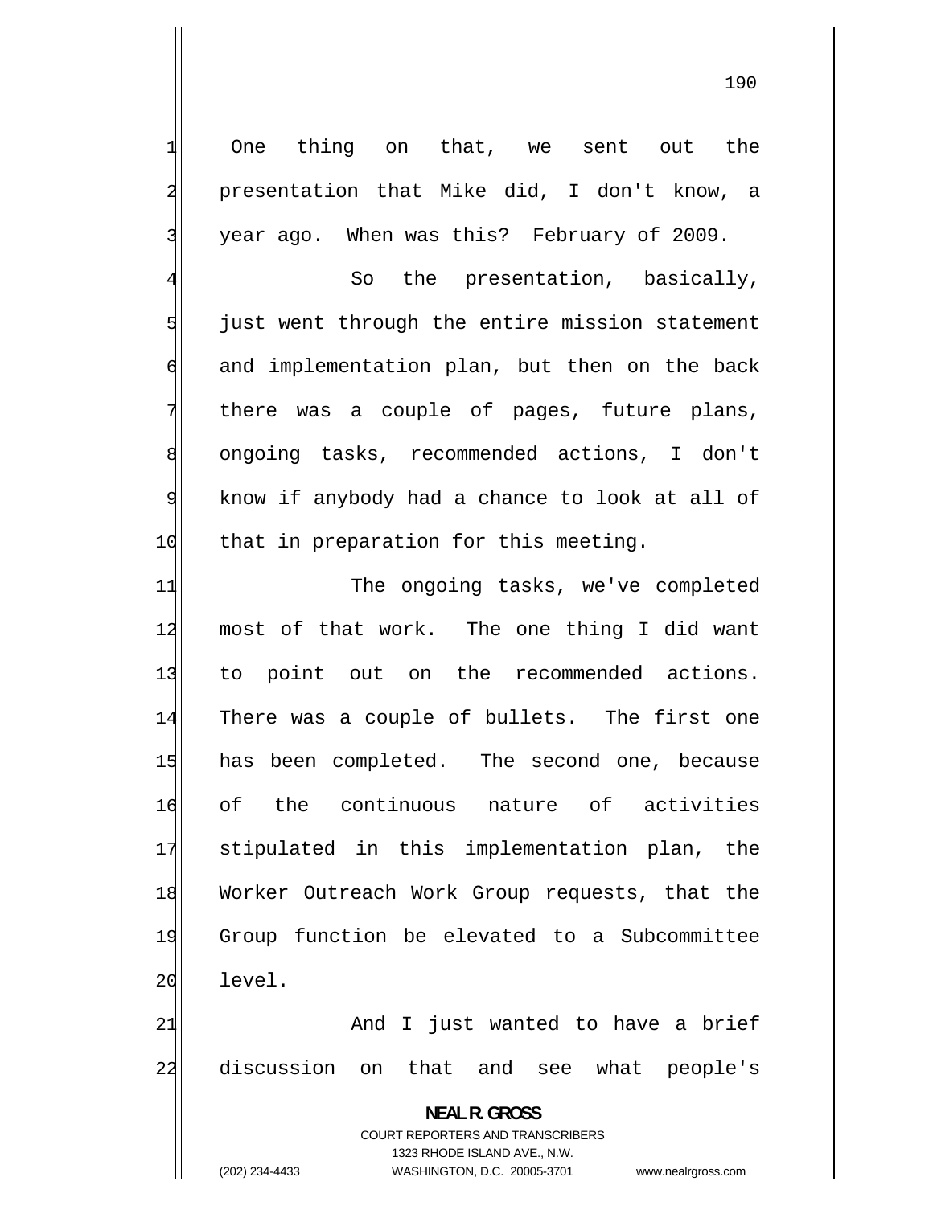One thing on that, we sent out the presentation that Mike did, I don't know, a year ago. When was this? February of 2009.

So the presentation, basically, just went through the entire mission statement and implementation plan, but then on the back there was a couple of pages, future plans, ongoing tasks, recommended actions, I don't know if anybody had a chance to look at all of that in preparation for this meeting.

The ongoing tasks, we've completed most of that work. The one thing I did want to point out on the recommended actions. There was a couple of bullets. The first one has been completed. The second one, because of the continuous nature of activities stipulated in this implementation plan, the Worker Outreach Work Group requests, that the Group function be elevated to a Subcommittee level.

And I just wanted to have a brief discussion on that and see what people's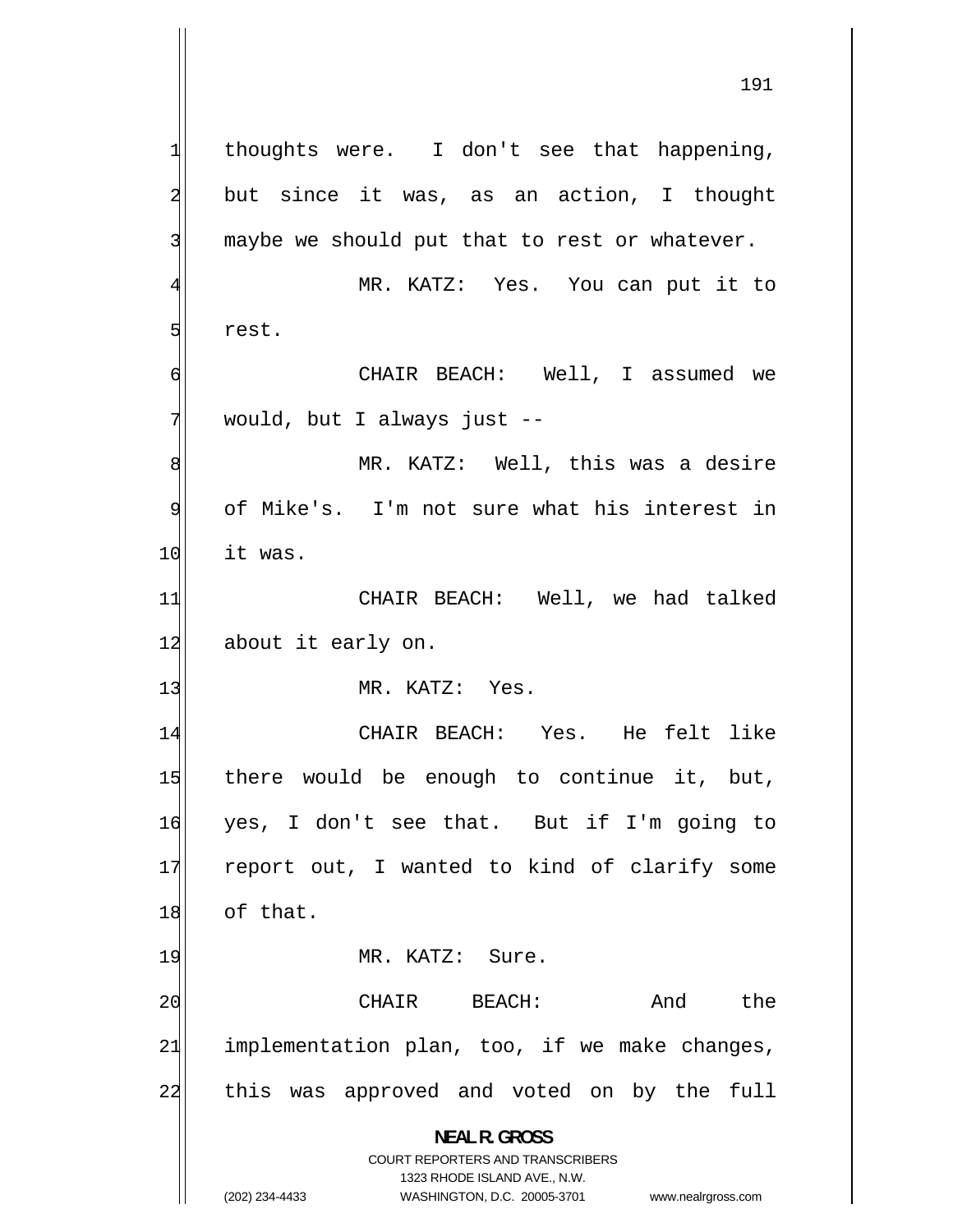thoughts were. I don't see that happening, but since it was, as an action, I thought maybe we should put that to rest or whatever.

MR. KATZ: Yes. You can put it to rest.

CHAIR BEACH: Well, I assumed we would, but I always just --

MR. KATZ: Well, this was a desire of Mike's. I'm not sure what his interest in it was.

CHAIR BEACH: Well, we had talked about it early on.

MR. KATZ: Yes.

CHAIR BEACH: Yes. He felt like there would be enough to continue it, but, yes, I don't see that. But if I'm going to report out, I wanted to kind of clarify some of that.

MR. KATZ: Sure.

CHAIR BEACH: And the implementation plan, too, if we make changes, this was approved and voted on by the full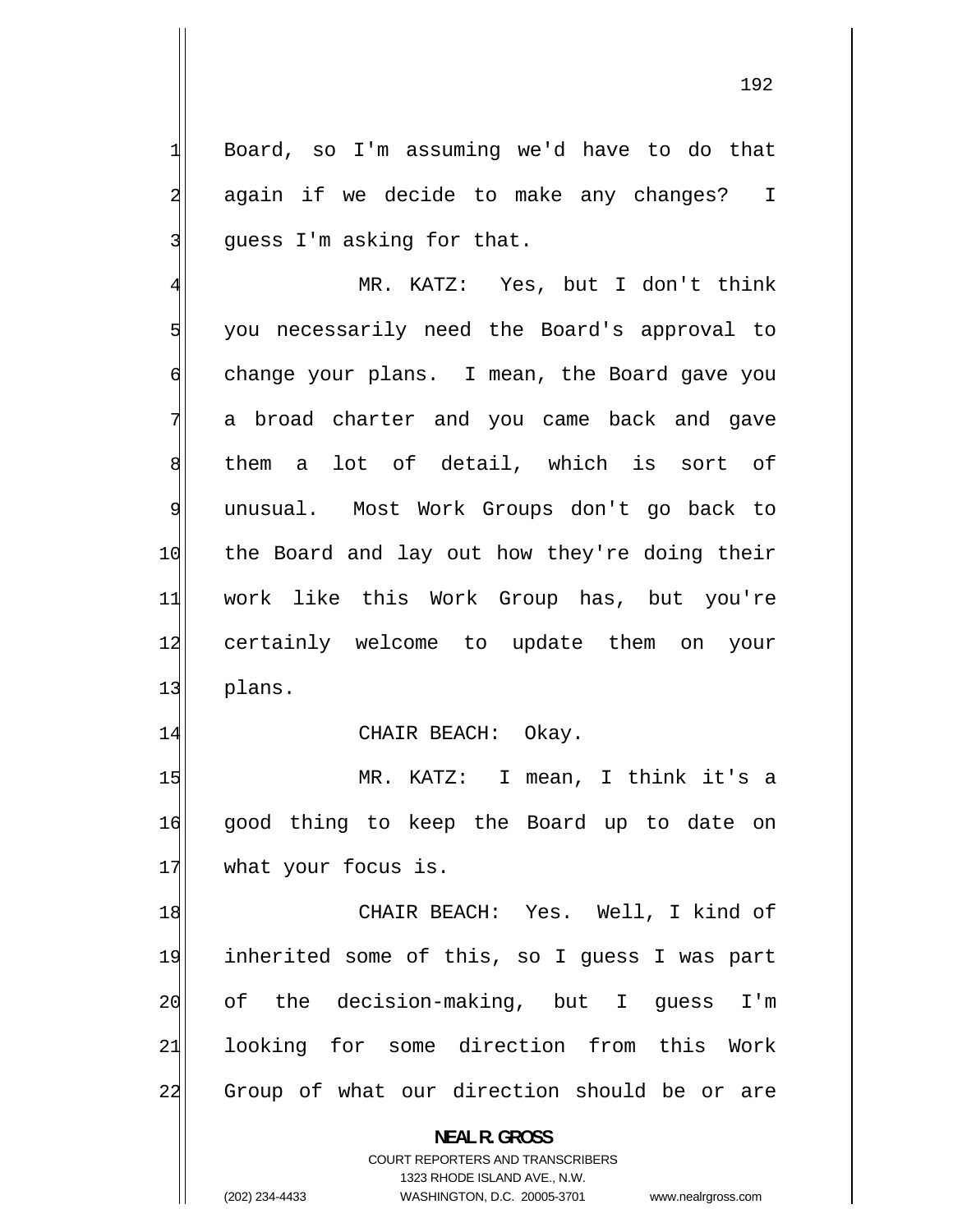Board, so I'm assuming we'd have to do that again if we decide to make any changes? I guess I'm asking for that.

MR. KATZ: Yes, but I don't think you necessarily need the Board's approval to change your plans. I mean, the Board gave you a broad charter and you came back and gave them a lot of detail, which is sort of unusual. Most Work Groups don't go back to the Board and lay out how they're doing their work like this Work Group has, but you're certainly welcome to update them on your plans.

CHAIR BEACH: Okay.

MR. KATZ: I mean, I think it's a good thing to keep the Board up to date on what your focus is.

CHAIR BEACH: Yes. Well, I kind of inherited some of this, so I guess I was part of the decision-making, but I guess I'm looking for some direction from this Work Group of what our direction should be or are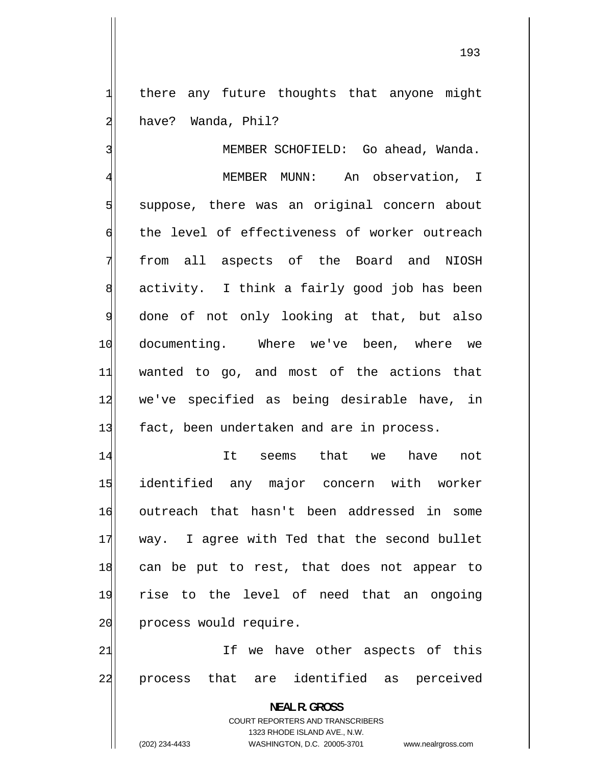there any future thoughts that anyone might have? Wanda, Phil?

MEMBER SCHOFIELD: Go ahead, Wanda.

MEMBER MUNN: An observation, I suppose, there was an original concern about the level of effectiveness of worker outreach from all aspects of the Board and NIOSH activity. I think a fairly good job has been done of not only looking at that, but also documenting. Where we've been, where we wanted to go, and most of the actions that we've specified as being desirable have, in fact, been undertaken and are in process.

It seems that we have not identified any major concern with worker outreach that hasn't been addressed in some way. I agree with Ted that the second bullet can be put to rest, that does not appear to rise to the level of need that an ongoing process would require.

If we have other aspects of this process that are identified as perceived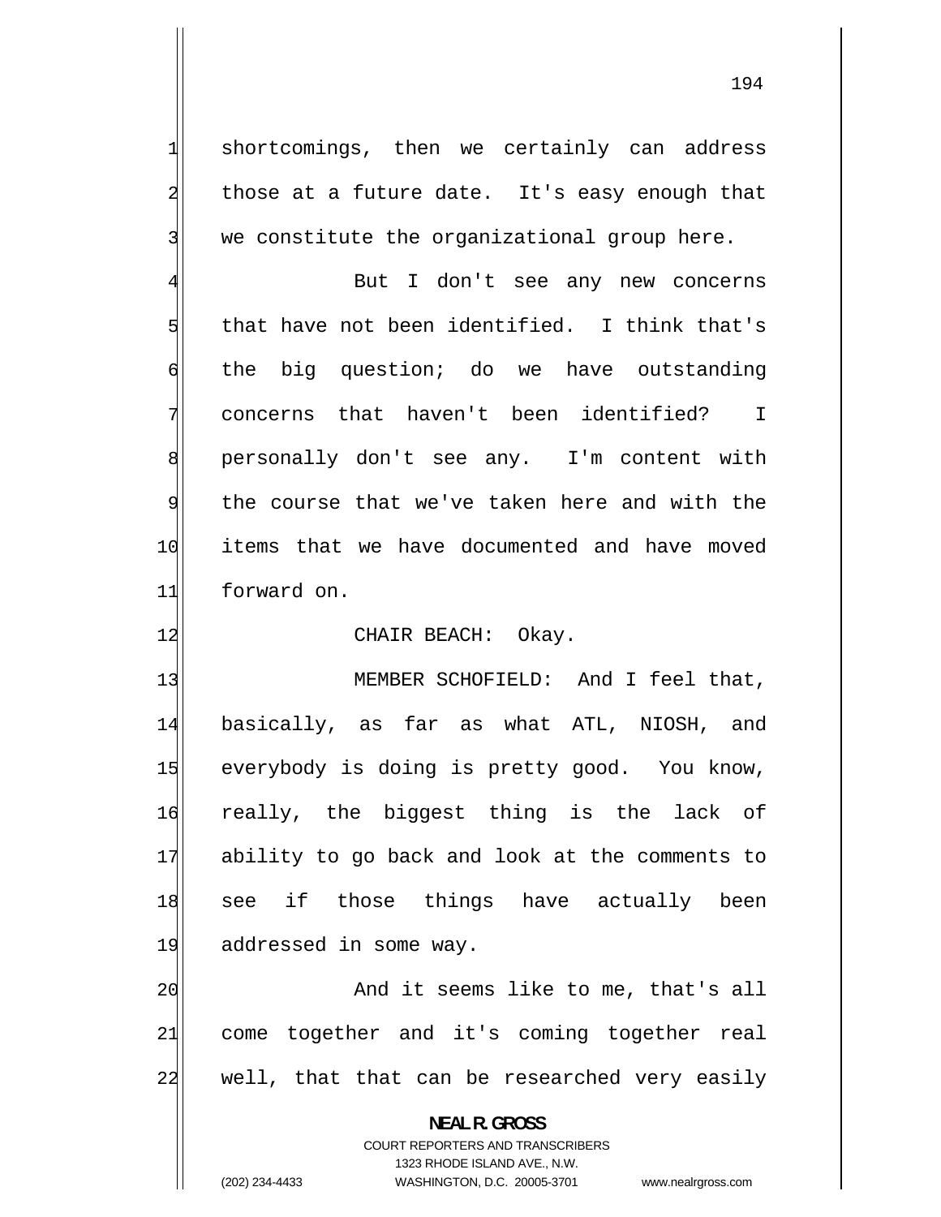shortcomings, then we certainly can address those at a future date. It's easy enough that we constitute the organizational group here.

But I don't see any new concerns that have not been identified. I think that's the big question; do we have outstanding concerns that haven't been identified? I personally don't see any. I'm content with the course that we've taken here and with the items that we have documented and have moved forward on.

CHAIR BEACH: Okay.

MEMBER SCHOFIELD: And I feel that, basically, as far as what ATL, NIOSH, and everybody is doing is pretty good. You know, really, the biggest thing is the lack of ability to go back and look at the comments to see if those things have actually been addressed in some way.

And it seems like to me, that's all come together and it's coming together real well, that that can be researched very easily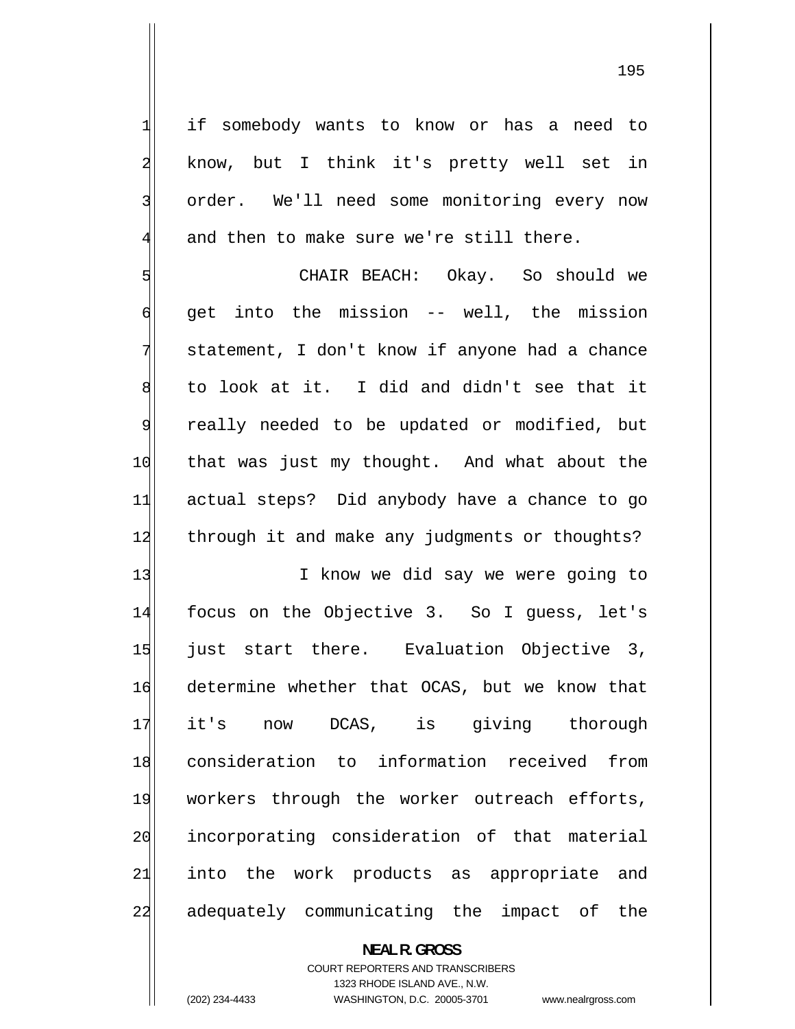if somebody wants to know or has a need to know, but I think it's pretty well set in order. We'll need some monitoring every now and then to make sure we're still there.

CHAIR BEACH: Okay. So should we get into the mission -- well, the mission statement, I don't know if anyone had a chance to look at it. I did and didn't see that it really needed to be updated or modified, but that was just my thought. And what about the actual steps? Did anybody have a chance to go through it and make any judgments or thoughts?

I know we did say we were going to focus on the Objective 3. So I guess, let's just start there. Evaluation Objective 3, determine whether that OCAS, but we know that it's now DCAS, is giving thorough consideration to information received from workers through the worker outreach efforts, incorporating consideration of that material into the work products as appropriate and adequately communicating the impact of the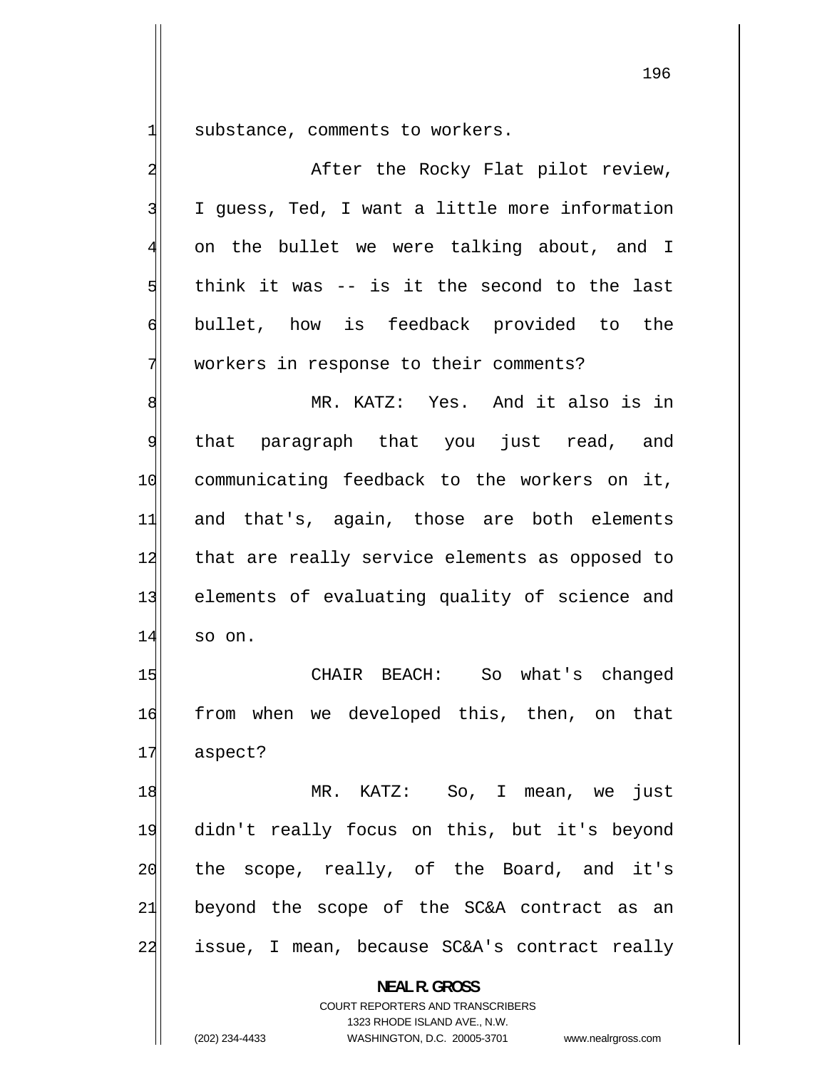substance, comments to workers.

After the Rocky Flat pilot review, I guess, Ted, I want a little more information on the bullet we were talking about, and I think it was -- is it the second to the last bullet, how is feedback provided to the workers in response to their comments?

MR. KATZ: Yes. And it also is in that paragraph that you just read, and communicating feedback to the workers on it, and that's, again, those are both elements that are really service elements as opposed to elements of evaluating quality of science and so on.

CHAIR BEACH: So what's changed from when we developed this, then, on that aspect?

MR. KATZ: So, I mean, we just didn't really focus on this, but it's beyond the scope, really, of the Board, and it's beyond the scope of the SC&A contract as an issue, I mean, because SC&A's contract really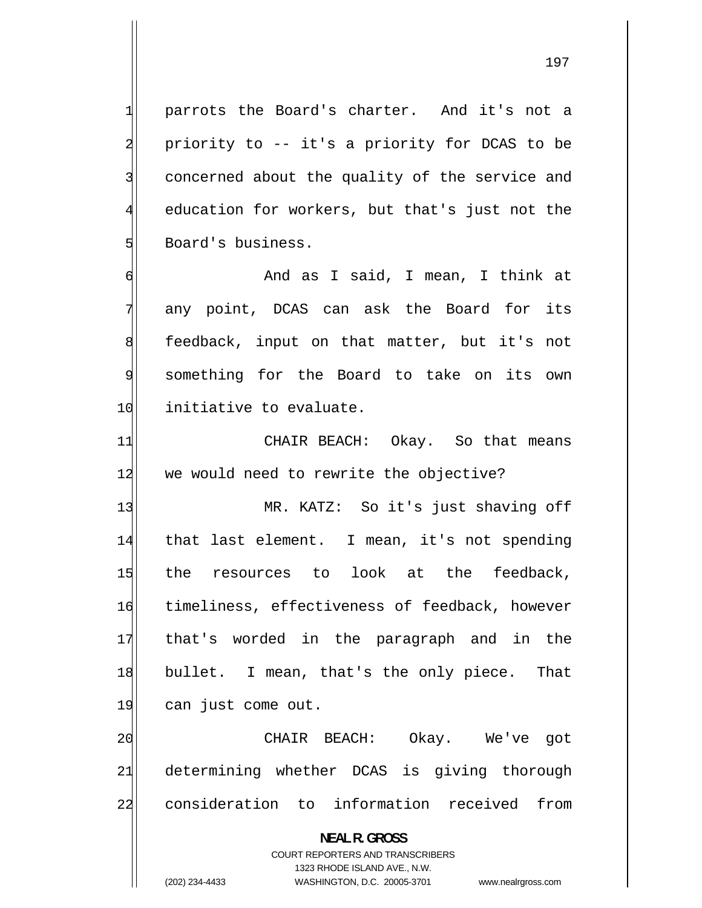parrots the Board's charter. And it's not a priority to -- it's a priority for DCAS to be concerned about the quality of the service and education for workers, but that's just not the Board's business.

And as I said, I mean, I think at any point, DCAS can ask the Board for its feedback, input on that matter, but it's not something for the Board to take on its own initiative to evaluate.

CHAIR BEACH: Okay. So that means we would need to rewrite the objective?

MR. KATZ: So it's just shaving off that last element. I mean, it's not spending the resources to look at the feedback, timeliness, effectiveness of feedback, however that's worded in the paragraph and in the bullet. I mean, that's the only piece. That can just come out.

CHAIR BEACH: Okay. We've got determining whether DCAS is giving thorough consideration to information received from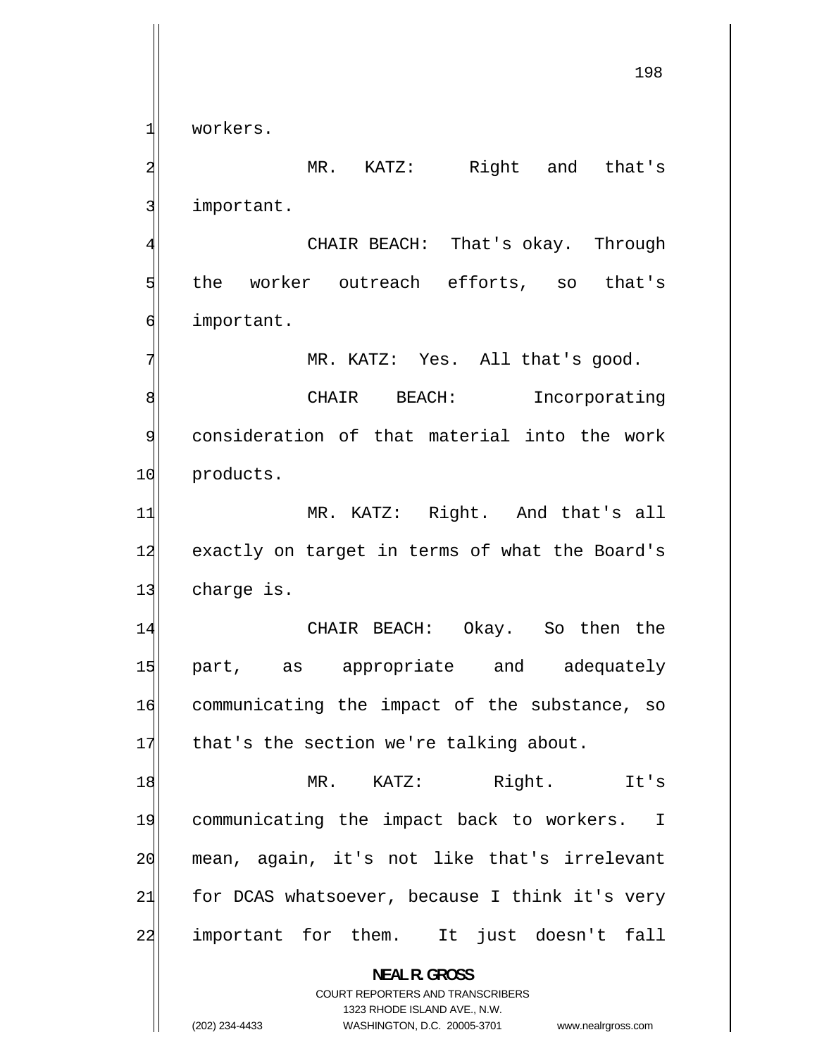workers.

MR. KATZ: Right and that's important.

CHAIR BEACH: That's okay. Through the worker outreach efforts, so that's important.

MR. KATZ: Yes. All that's good.

CHAIR BEACH: Incorporating consideration of that material into the work products.

MR. KATZ: Right. And that's all exactly on target in terms of what the Board's charge is.

CHAIR BEACH: Okay. So then the part, as appropriate and adequately communicating the impact of the substance, so that's the section we're talking about.

MR. KATZ: Right. It's communicating the impact back to workers. I mean, again, it's not like that's irrelevant for DCAS whatsoever, because I think it's very important for them. It just doesn't fall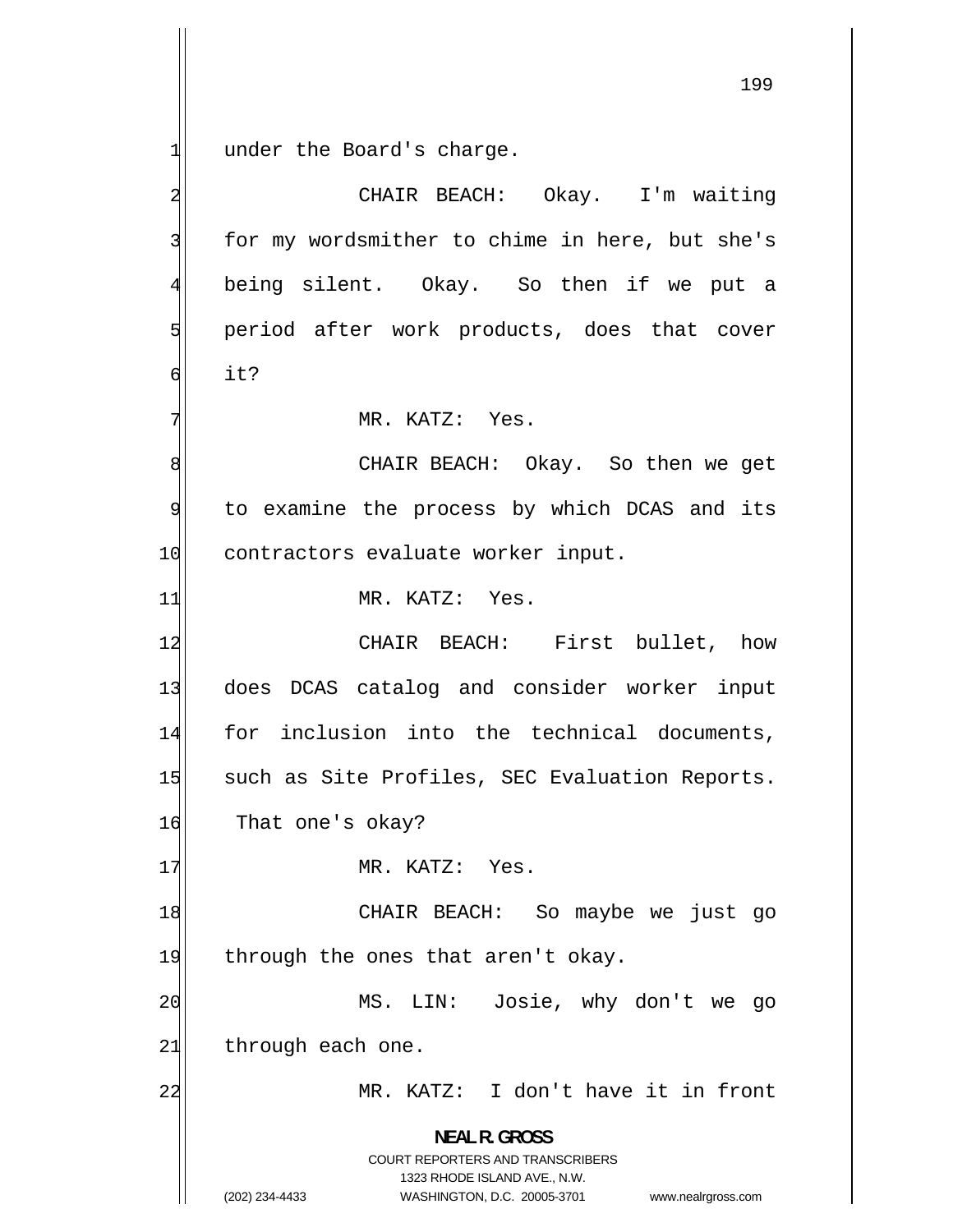under the Board's charge.

CHAIR BEACH: Okay. I'm waiting for my wordsmither to chime in here, but she's being silent. Okay. So then if we put a period after work products, does that cover it?

MR. KATZ: Yes.

CHAIR BEACH: Okay. So then we get to examine the process by which DCAS and its contractors evaluate worker input.

MR. KATZ: Yes.

CHAIR BEACH: First bullet, how does DCAS catalog and consider worker input for inclusion into the technical documents, such as Site Profiles, SEC Evaluation Reports. That one's okay?

MR. KATZ: Yes.

CHAIR BEACH: So maybe we just go through the ones that aren't okay.

MS. LIN: Josie, why don't we go through each one.

MR. KATZ: I don't have it in front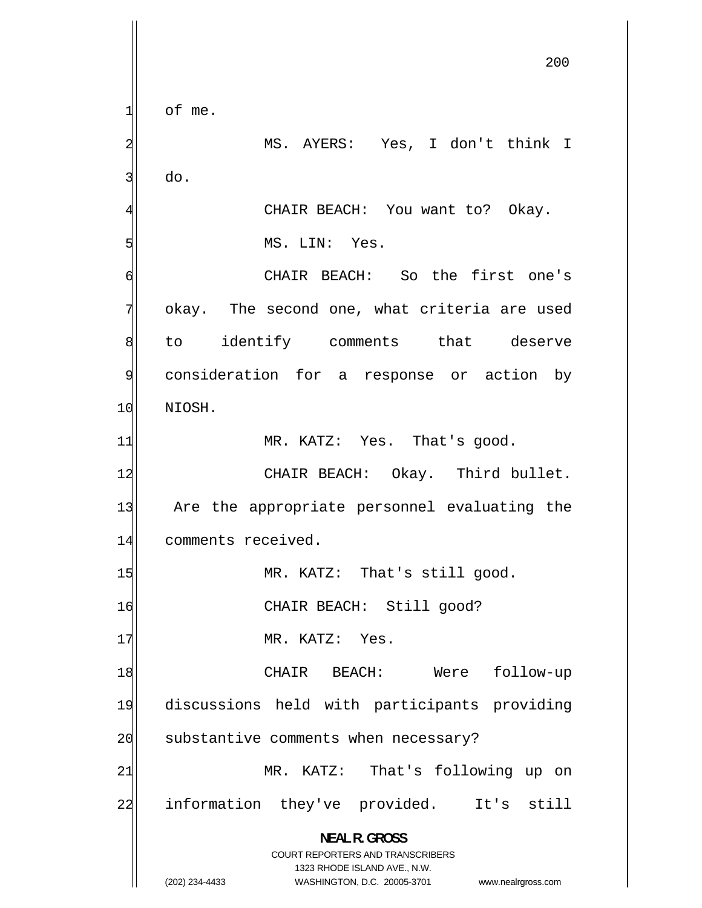of me.

MS. AYERS: Yes, I don't think I do.

CHAIR BEACH: You want to? Okay.

MS. LIN: Yes.

CHAIR BEACH: So the first one's okay. The second one, what criteria are used to identify comments that deserve consideration for a response or action by NIOSH.

MR. KATZ: Yes. That's good.

CHAIR BEACH: Okay. Third bullet. Are the appropriate personnel evaluating the comments received.

MR. KATZ: That's still good.

CHAIR BEACH: Still good?

MR. KATZ: Yes.

CHAIR BEACH: Were follow-up discussions held with participants providing substantive comments when necessary?

MR. KATZ: That's following up on information they've provided. It's still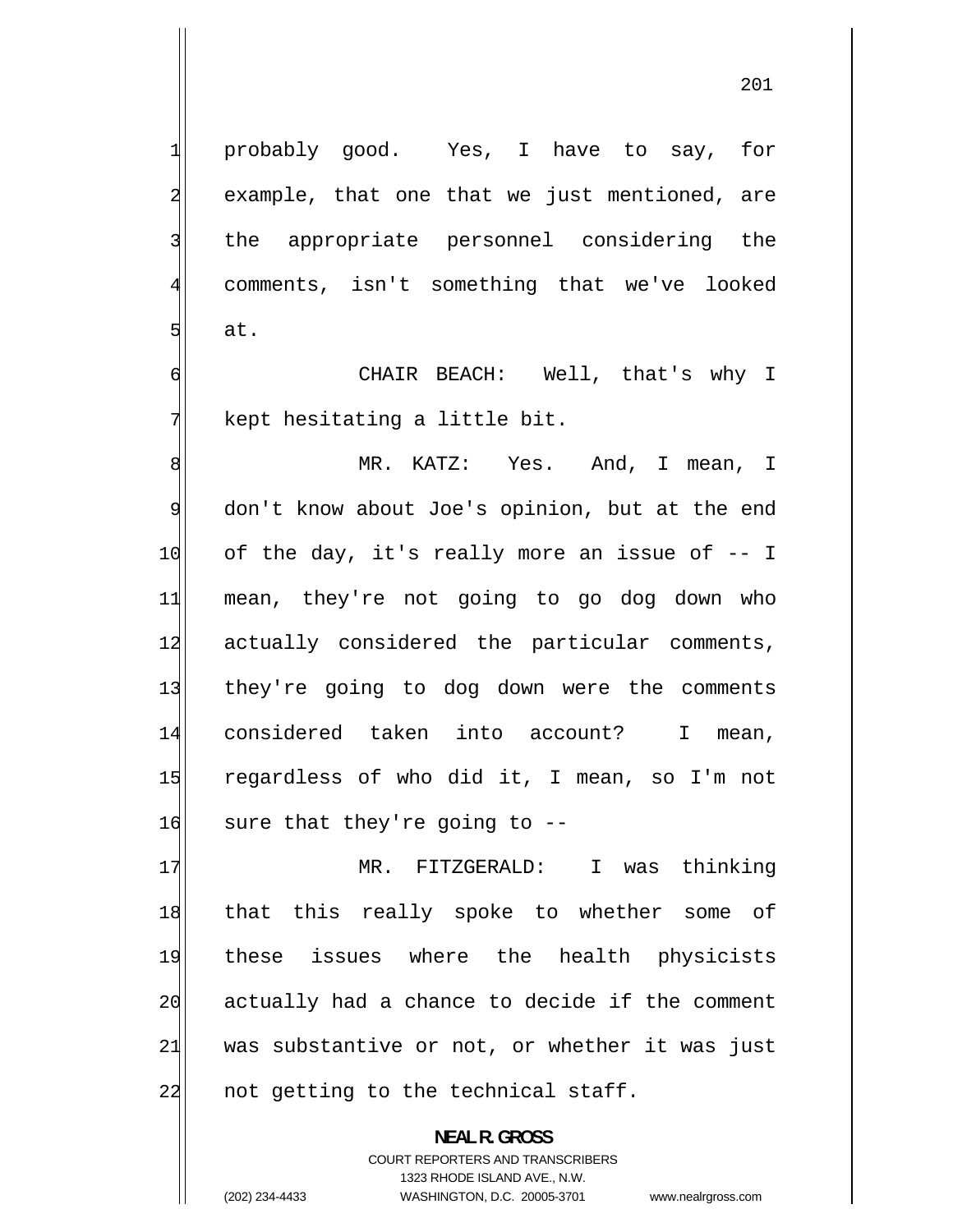probably good. Yes, I have to say, for example, that one that we just mentioned, are the appropriate personnel considering the comments, isn't something that we've looked at.

CHAIR BEACH: Well, that's why I kept hesitating a little bit.

MR. KATZ: Yes. And, I mean, I don't know about Joe's opinion, but at the end of the day, it's really more an issue of -- I mean, they're not going to go dog down who actually considered the particular comments, they're going to dog down were the comments considered taken into account? I mean, regardless of who did it, I mean, so I'm not sure that they're going to --

MR. FITZGERALD: I was thinking that this really spoke to whether some of these issues where the health physicists actually had a chance to decide if the comment was substantive or not, or whether it was just not getting to the technical staff.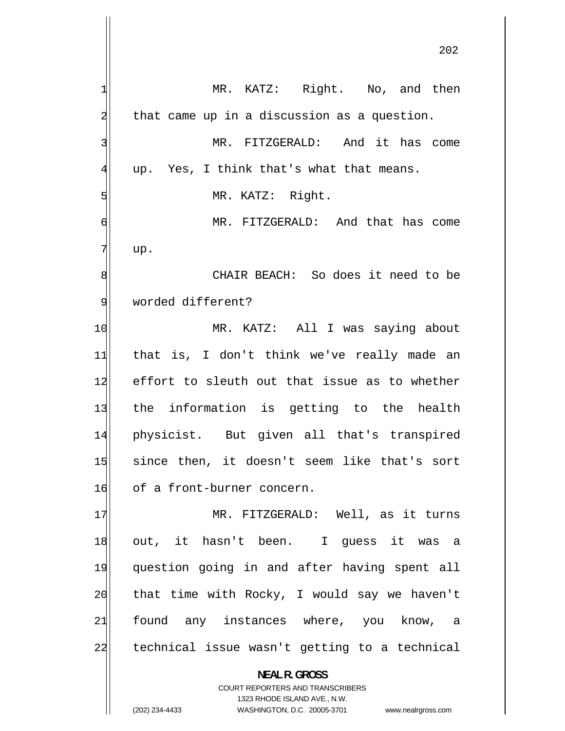MR. KATZ: Right. No, and then that came up in a discussion as a question.

MR. FITZGERALD: And it has come up. Yes, I think that's what that means.

MR. KATZ: Right.

MR. FITZGERALD: And that has come up.

CHAIR BEACH: So does it need to be worded different?

MR. KATZ: All I was saying about that is, I don't think we've really made an effort to sleuth out that issue as to whether the information is getting to the health physicist. But given all that's transpired since then, it doesn't seem like that's sort of a front-burner concern.

MR. FITZGERALD: Well, as it turns out, it hasn't been. I guess it was a question going in and after having spent all that time with Rocky, I would say we haven't found any instances where, you know, a technical issue wasn't getting to a technical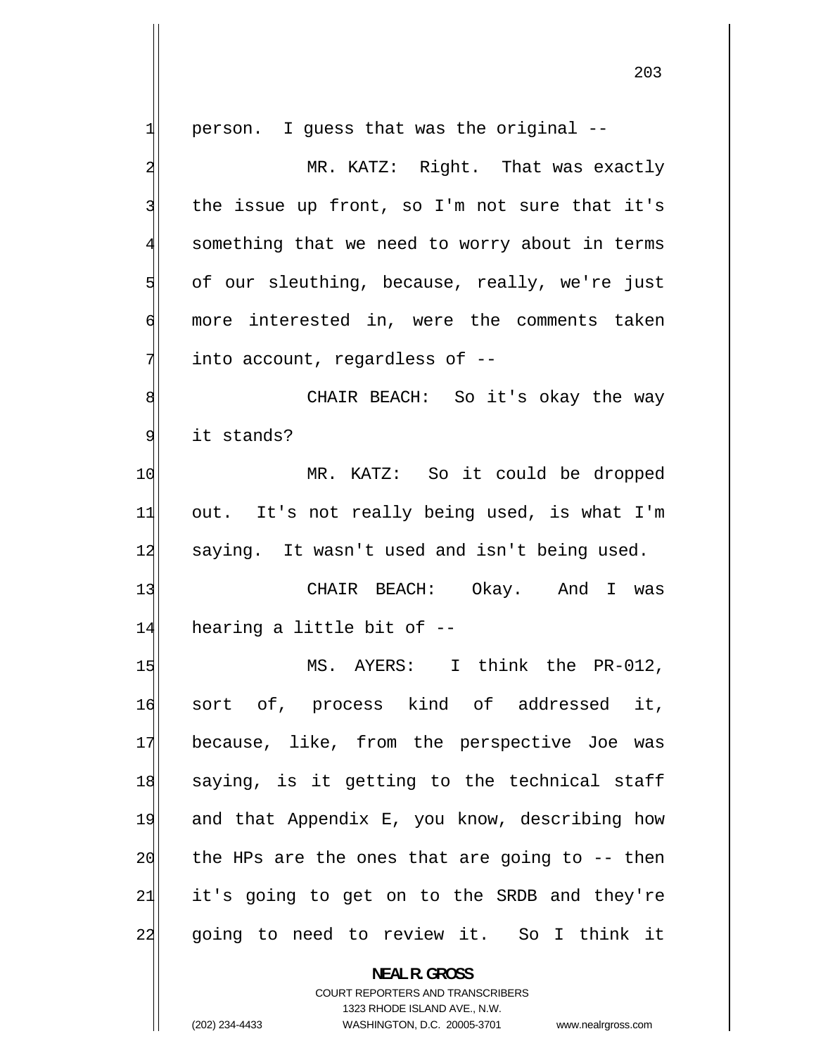person. I guess that was the original --

MR. KATZ: Right. That was exactly the issue up front, so I'm not sure that it's something that we need to worry about in terms of our sleuthing, because, really, we're just more interested in, were the comments taken into account, regardless of --

CHAIR BEACH: So it's okay the way it stands?

MR. KATZ: So it could be dropped out. It's not really being used, is what I'm saying. It wasn't used and isn't being used.

CHAIR BEACH: Okay. And I was hearing a little bit of --

MS. AYERS: I think the PR-012, sort of, process kind of addressed it, because, like, from the perspective Joe was saying, is it getting to the technical staff and that Appendix E, you know, describing how the HPs are the ones that are going to -- then it's going to get on to the SRDB and they're going to need to review it. So I think it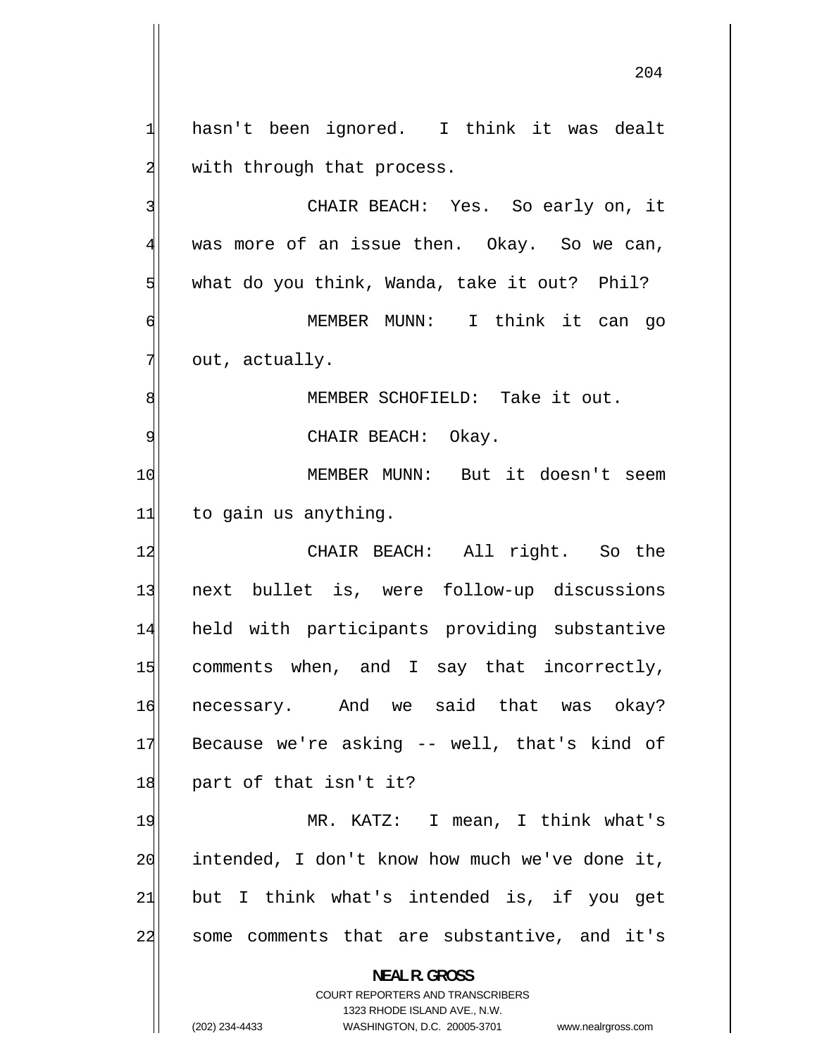hasn't been ignored. I think it was dealt with through that process.

CHAIR BEACH: Yes. So early on, it was more of an issue then. Okay. So we can, what do you think, Wanda, take it out? Phil?

MEMBER MUNN: I think it can go out, actually.

MEMBER SCHOFIELD: Take it out.

CHAIR BEACH: Okay.

MEMBER MUNN: But it doesn't seem to gain us anything.

CHAIR BEACH: All right. So the next bullet is, were follow-up discussions held with participants providing substantive comments when, and I say that incorrectly, necessary. And we said that was okay? Because we're asking -- well, that's kind of part of that isn't it?

MR. KATZ: I mean, I think what's intended, I don't know how much we've done it, but I think what's intended is, if you get some comments that are substantive, and it's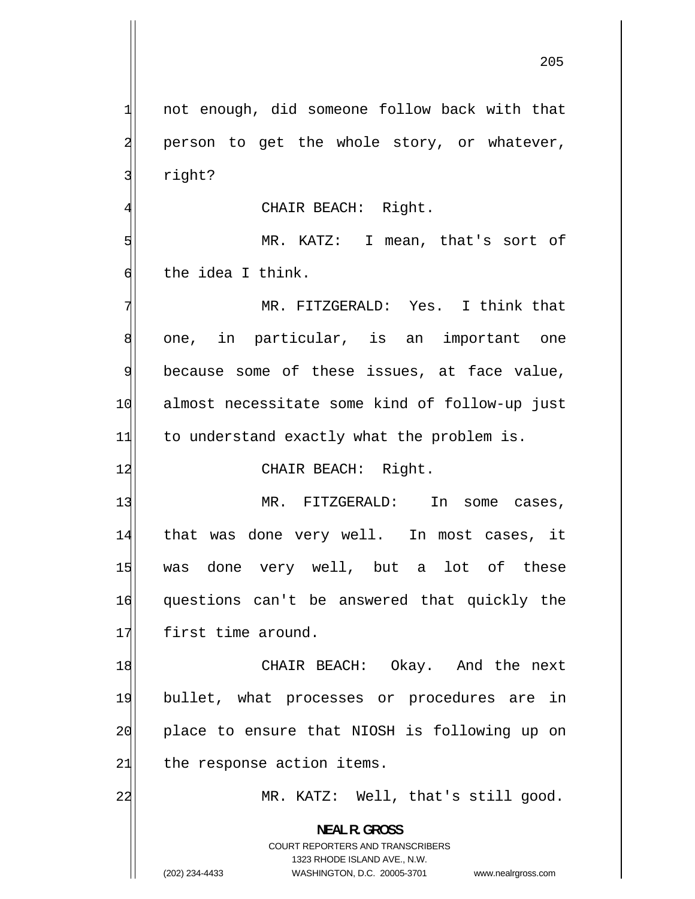not enough, did someone follow back with that person to get the whole story, or whatever, right?

CHAIR BEACH: Right.

MR. KATZ: I mean, that's sort of the idea I think.

MR. FITZGERALD: Yes. I think that one, in particular, is an important one because some of these issues, at face value, almost necessitate some kind of follow-up just to understand exactly what the problem is.

CHAIR BEACH: Right.

MR. FITZGERALD: In some cases, that was done very well. In most cases, it was done very well, but a lot of these questions can't be answered that quickly the first time around.

CHAIR BEACH: Okay. And the next bullet, what processes or procedures are in place to ensure that NIOSH is following up on the response action items.

MR. KATZ: Well, that's still good.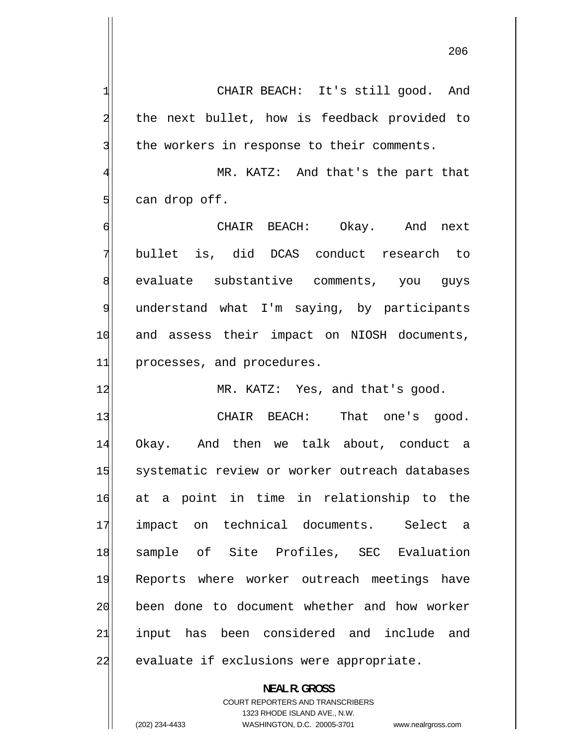CHAIR BEACH: It's still good. And the next bullet, how is feedback provided to the workers in response to their comments.

MR. KATZ: And that's the part that can drop off.

CHAIR BEACH: Okay. And next bullet is, did DCAS conduct research to evaluate substantive comments, you guys understand what I'm saying, by participants and assess their impact on NIOSH documents, processes, and procedures.

MR. KATZ: Yes, and that's good.

CHAIR BEACH: That one's good. Okay. And then we talk about, conduct a systematic review or worker outreach databases at a point in time in relationship to the impact on technical documents. Select a sample of Site Profiles, SEC Evaluation Reports where worker outreach meetings have been done to document whether and how worker input has been considered and include and evaluate if exclusions were appropriate.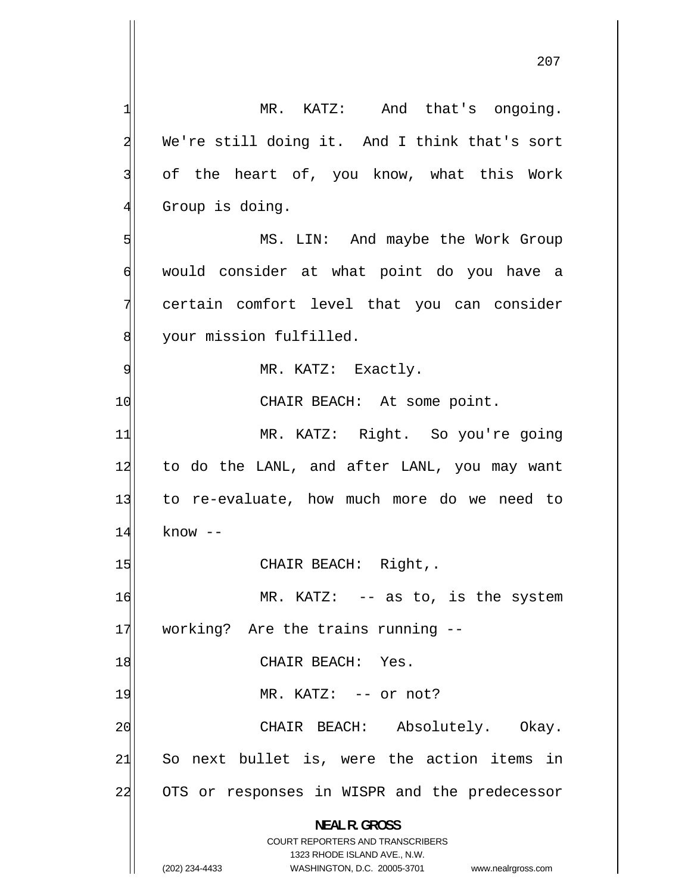MR. KATZ: And that's ongoing. We're still doing it. And I think that's sort of the heart of, you know, what this Work Group is doing.

MS. LIN: And maybe the Work Group would consider at what point do you have a certain comfort level that you can consider your mission fulfilled.

MR. KATZ: Exactly.

CHAIR BEACH: At some point.

MR. KATZ: Right. So you're going to do the LANL, and after LANL, you may want to re-evaluate, how much more do we need to know --

CHAIR BEACH: Right,.

MR. KATZ: -- as to, is the system working? Are the trains running --

CHAIR BEACH: Yes.

MR. KATZ: -- or not?

CHAIR BEACH: Absolutely. Okay. So next bullet is, were the action items in OTS or responses in WISPR and the predecessor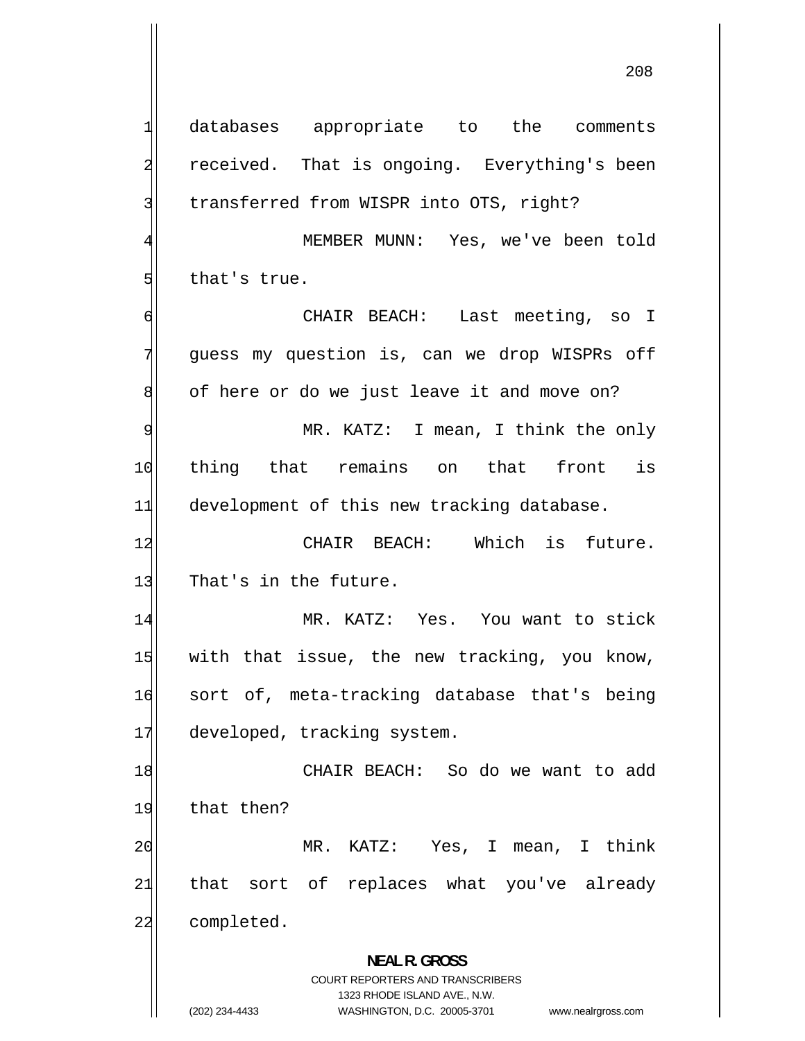databases appropriate to the comments received. That is ongoing. Everything's been transferred from WISPR into OTS, right?

MEMBER MUNN: Yes, we've been told that's true.

CHAIR BEACH: Last meeting, so I guess my question is, can we drop WISPRs off of here or do we just leave it and move on?

MR. KATZ: I mean, I think the only thing that remains on that front is development of this new tracking database.

CHAIR BEACH: Which is future. That's in the future.

MR. KATZ: Yes. You want to stick with that issue, the new tracking, you know, sort of, meta-tracking database that's being developed, tracking system.

CHAIR BEACH: So do we want to add that then?

MR. KATZ: Yes, I mean, I think that sort of replaces what you've already completed.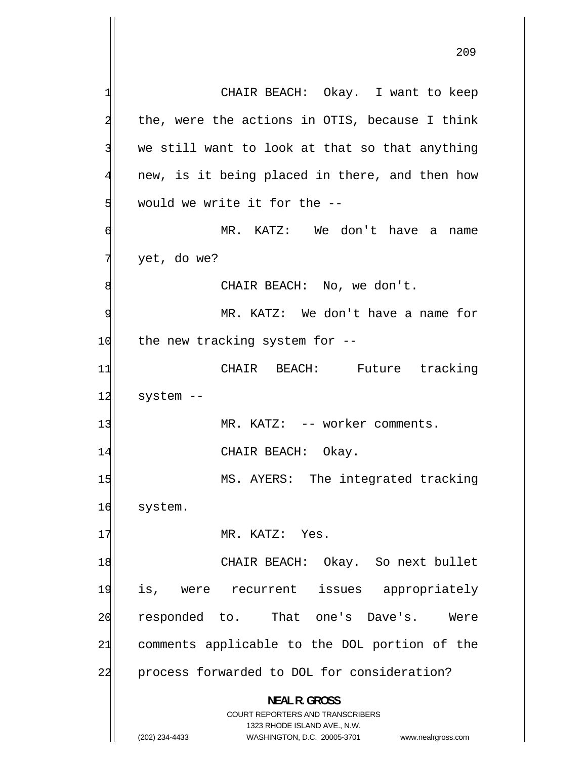CHAIR BEACH: Okay. I want to keep the, were the actions in OTIS, because I think we still want to look at that so that anything new, is it being placed in there, and then how would we write it for the --

MR. KATZ: We don't have a name yet, do we?

CHAIR BEACH: No, we don't.

MR. KATZ: We don't have a name for the new tracking system for --

CHAIR BEACH: Future tracking system --

MR. KATZ: -- worker comments.

CHAIR BEACH: Okay.

MS. AYERS: The integrated tracking system.

MR. KATZ: Yes.

CHAIR BEACH: Okay. So next bullet is, were recurrent issues appropriately responded to. That one's Dave's. Were comments applicable to the DOL portion of the process forwarded to DOL for consideration?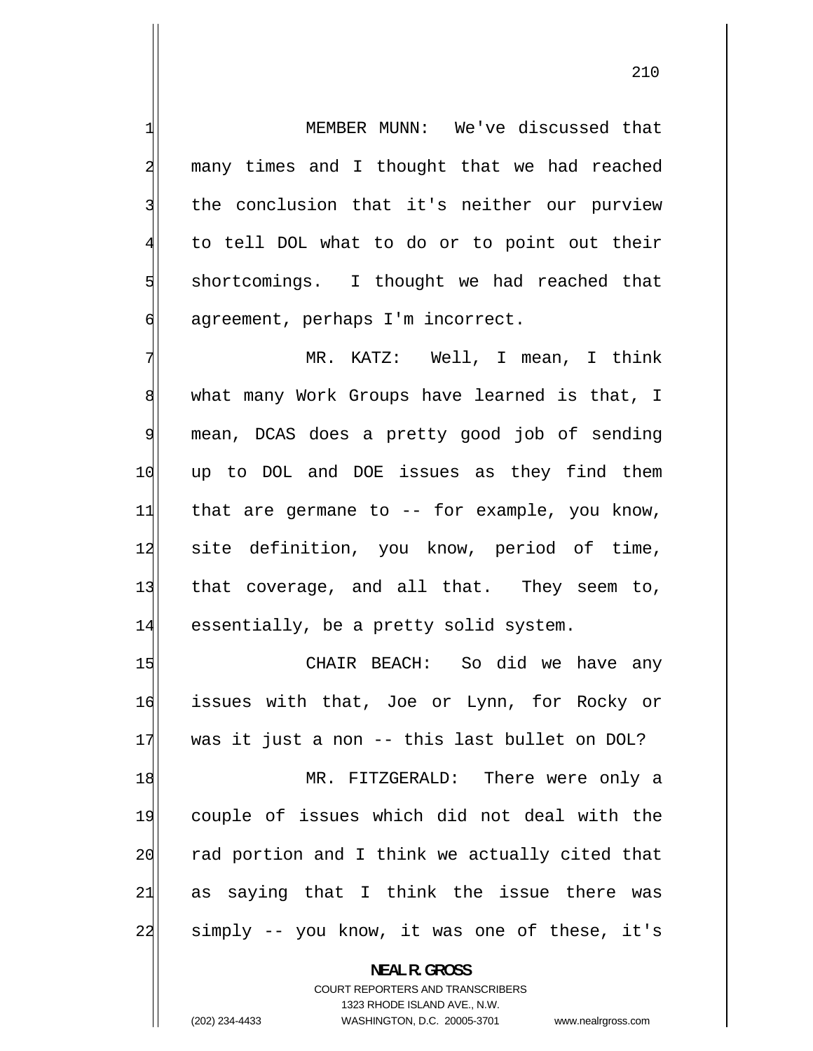MEMBER MUNN: We've discussed that many times and I thought that we had reached the conclusion that it's neither our purview to tell DOL what to do or to point out their shortcomings. I thought we had reached that agreement, perhaps I'm incorrect.

MR. KATZ: Well, I mean, I think what many Work Groups have learned is that, I mean, DCAS does a pretty good job of sending up to DOL and DOE issues as they find them that are germane to -- for example, you know, site definition, you know, period of time, that coverage, and all that. They seem to, essentially, be a pretty solid system.

CHAIR BEACH: So did we have any issues with that, Joe or Lynn, for Rocky or was it just a non -- this last bullet on DOL?

MR. FITZGERALD: There were only a couple of issues which did not deal with the rad portion and I think we actually cited that as saying that I think the issue there was simply -- you know, it was one of these, it's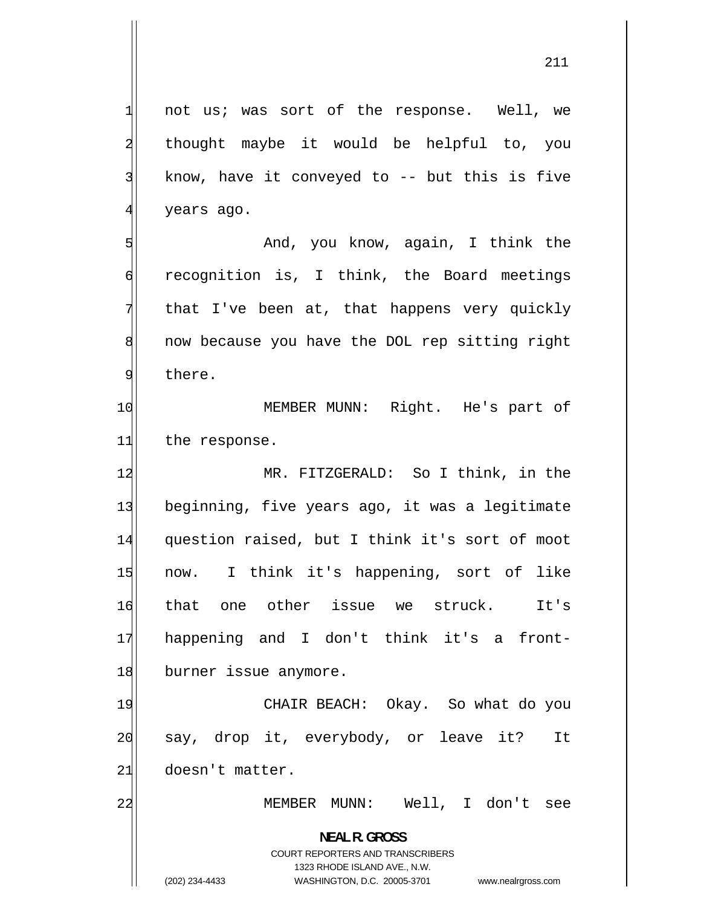not us; was sort of the response. Well, we thought maybe it would be helpful to, you know, have it conveyed to -- but this is five years ago.

And, you know, again, I think the recognition is, I think, the Board meetings that I've been at, that happens very quickly now because you have the DOL rep sitting right there.

MEMBER MUNN: Right. He's part of the response.

MR. FITZGERALD: So I think, in the beginning, five years ago, it was a legitimate question raised, but I think it's sort of moot now. I think it's happening, sort of like that one other issue we struck. It's happening and I don't think it's a front-burner issue anymore.

CHAIR BEACH: Okay. So what do you say, drop it, everybody, or leave it? It doesn't matter.

MEMBER MUNN: Well, I don't see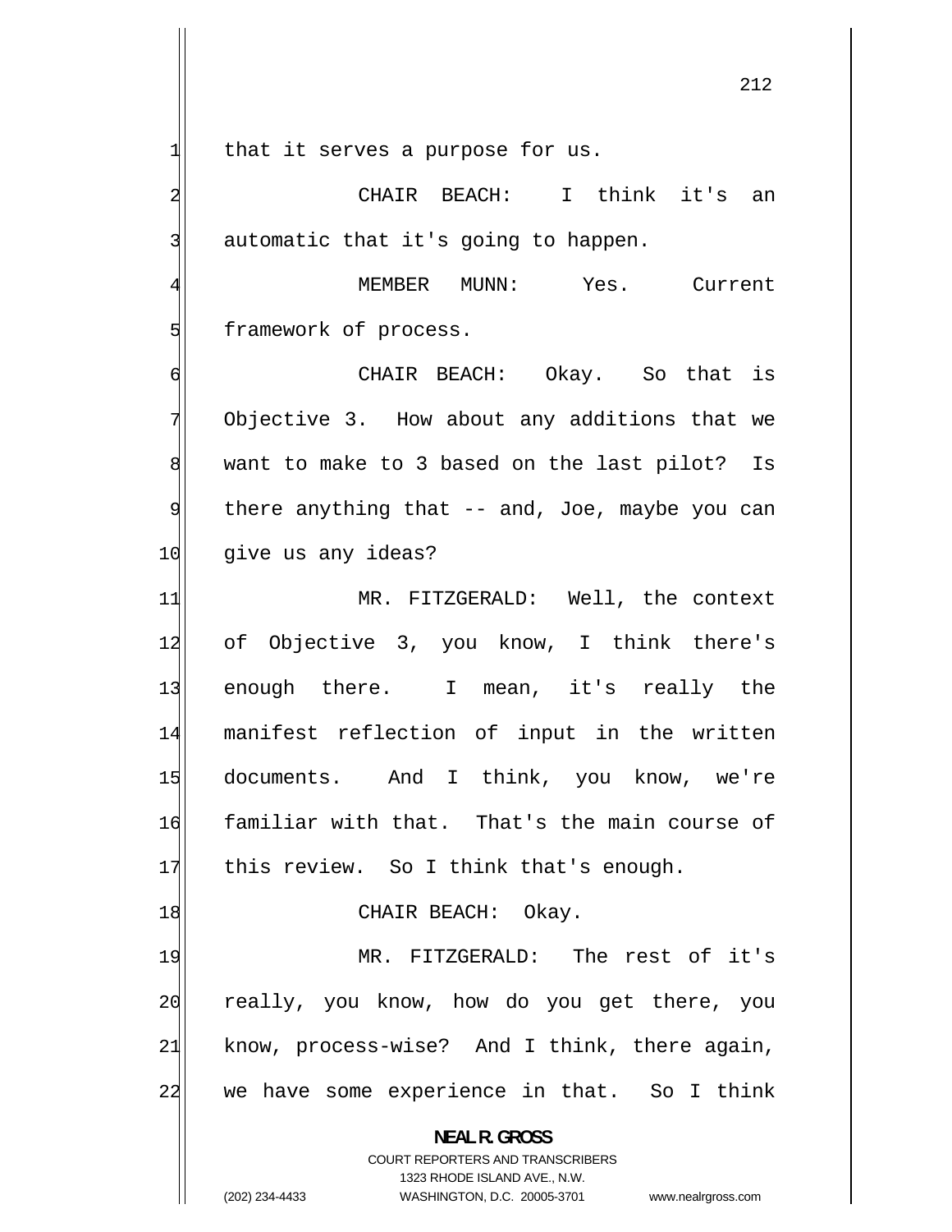that it serves a purpose for us.

CHAIR BEACH: I think it's an automatic that it's going to happen.

MEMBER MUNN: Yes. Current framework of process.

CHAIR BEACH: Okay. So that is Objective 3. How about any additions that we want to make to 3 based on the last pilot? Is there anything that -- and, Joe, maybe you can give us any ideas?

MR. FITZGERALD: Well, the context of Objective 3, you know, I think there's enough there. I mean, it's really the manifest reflection of input in the written documents. And I think, you know, we're familiar with that. That's the main course of this review. So I think that's enough.

CHAIR BEACH: Okay.

MR. FITZGERALD: The rest of it's really, you know, how do you get there, you know, process-wise? And I think, there again, we have some experience in that. So I think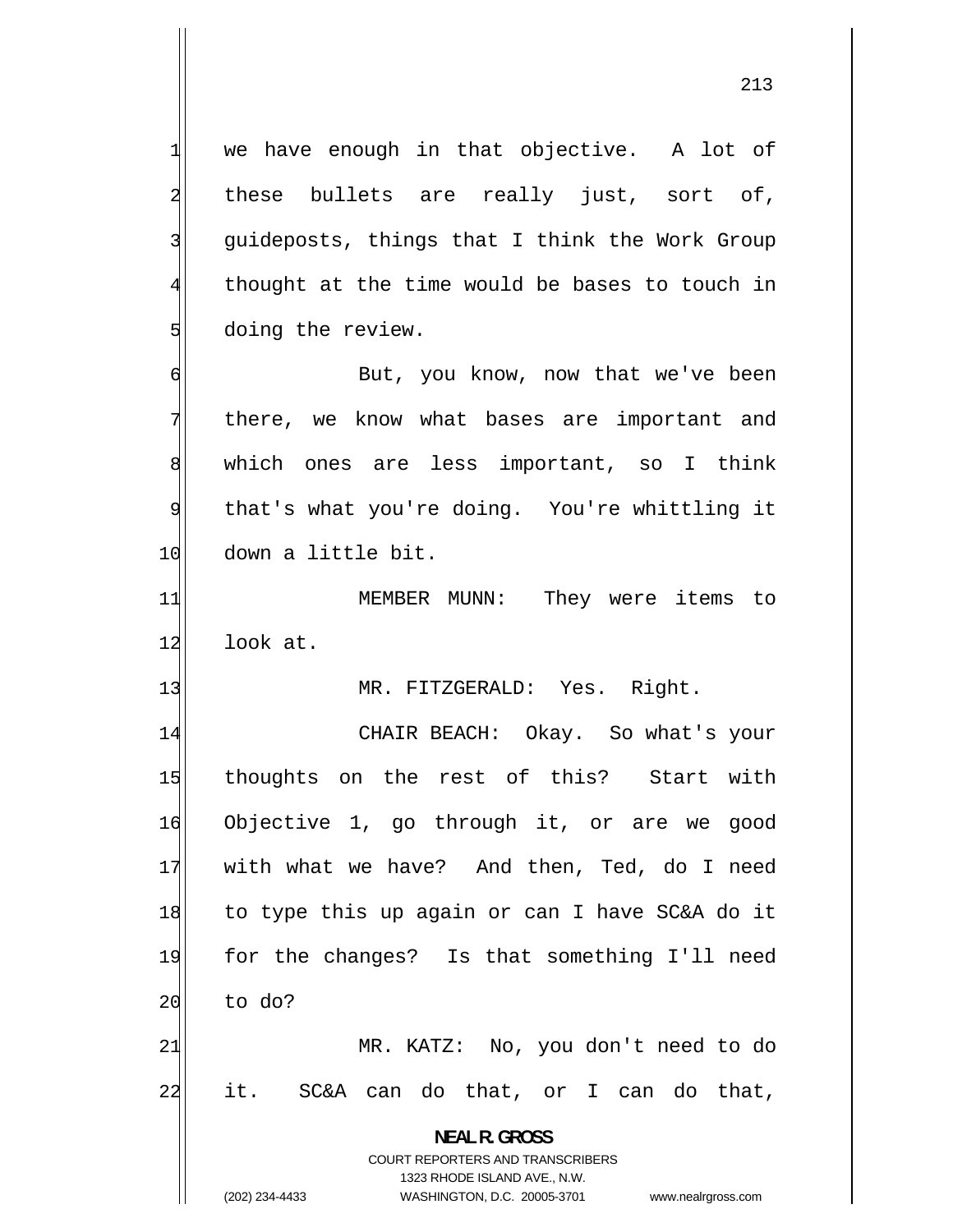we have enough in that objective. A lot of these bullets are really just, sort of, guideposts, things that I think the Work Group thought at the time would be bases to touch in doing the review.

But, you know, now that we've been there, we know what bases are important and which ones are less important, so I think that's what you're doing. You're whittling it down a little bit.

MEMBER MUNN: They were items to look at.

MR. FITZGERALD: Yes. Right.

CHAIR BEACH: Okay. So what's your thoughts on the rest of this? Start with Objective 1, go through it, or are we good with what we have? And then, Ted, do I need to type this up again or can I have SC&A do it for the changes? Is that something I'll need to do?

MR. KATZ: No, you don't need to do it. SC&A can do that, or I can do that,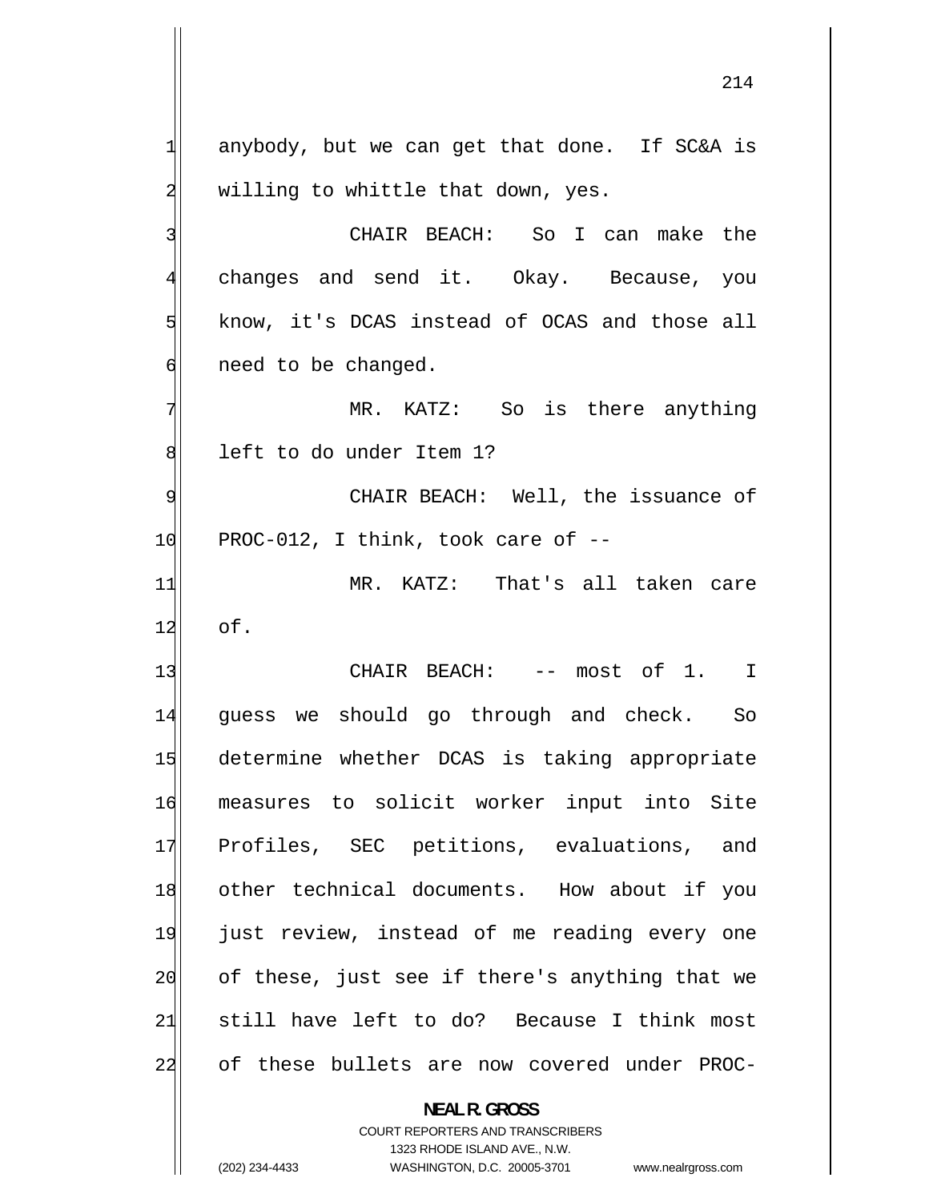anybody, but we can get that done. If SC&A is willing to whittle that down, yes.

CHAIR BEACH: So I can make the changes and send it. Okay. Because, you know, it's DCAS instead of OCAS and those all need to be changed.

MR. KATZ: So is there anything left to do under Item 1?

CHAIR BEACH: Well, the issuance of PROC-012, I think, took care of --

MR. KATZ: That's all taken care of.

CHAIR BEACH: -- most of 1. I guess we should go through and check. So determine whether DCAS is taking appropriate measures to solicit worker input into Site Profiles, SEC petitions, evaluations, and other technical documents. How about if you just review, instead of me reading every one of these, just see if there's anything that we still have left to do? Because I think most of these bullets are now covered under PROC-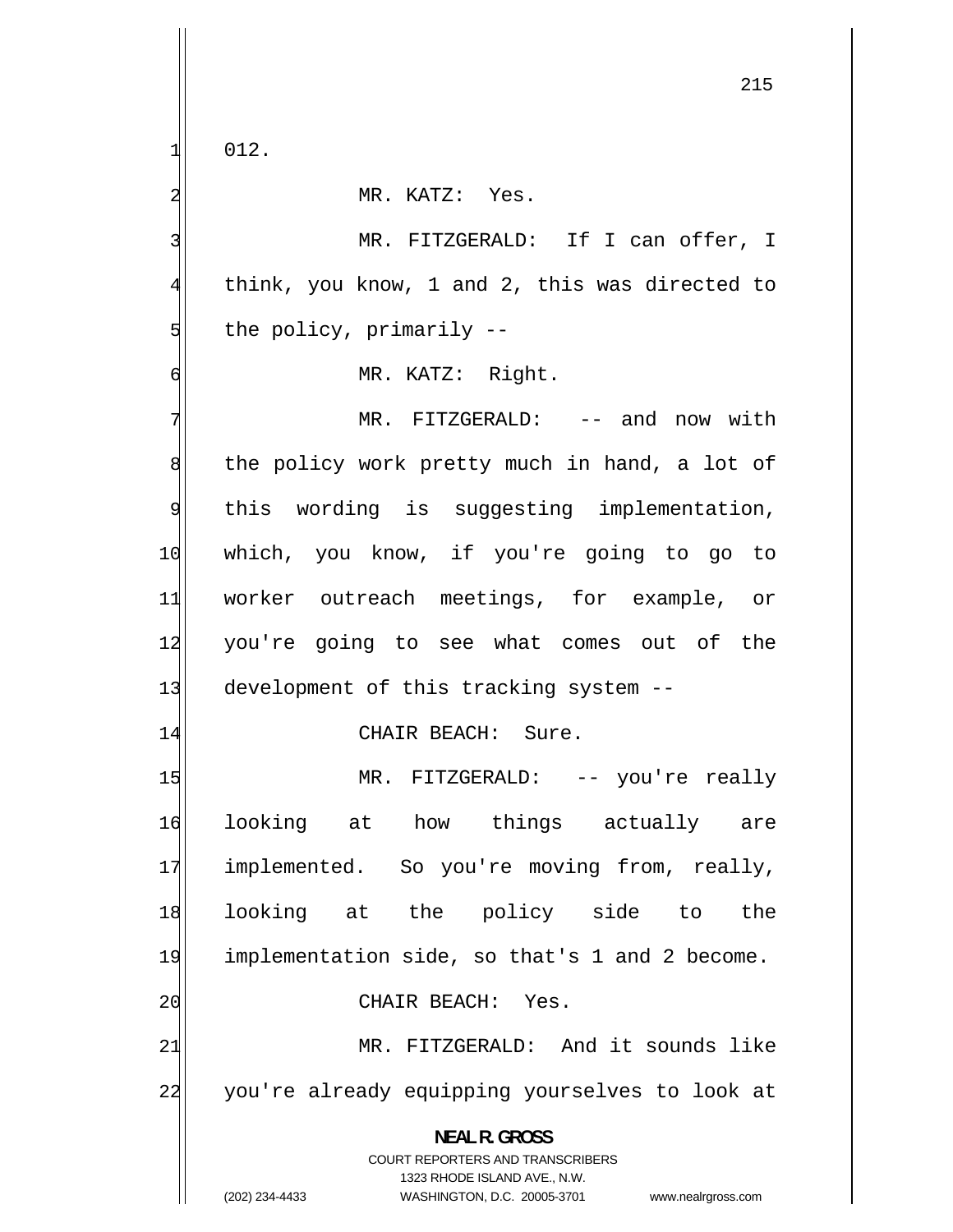012.

MR. KATZ: Yes.

MR. FITZGERALD: If I can offer, I think, you know, 1 and 2, this was directed to the policy, primarily --

MR. KATZ: Right.

MR. FITZGERALD: -- and now with the policy work pretty much in hand, a lot of this wording is suggesting implementation, which, you know, if you're going to go to worker outreach meetings, for example, or you're going to see what comes out of the development of this tracking system --

CHAIR BEACH: Sure.

MR. FITZGERALD: -- you're really looking at how things actually are implemented. So you're moving from, really, looking at the policy side to the implementation side, so that's 1 and 2 become.

CHAIR BEACH: Yes.

MR. FITZGERALD: And it sounds like you're already equipping yourselves to look at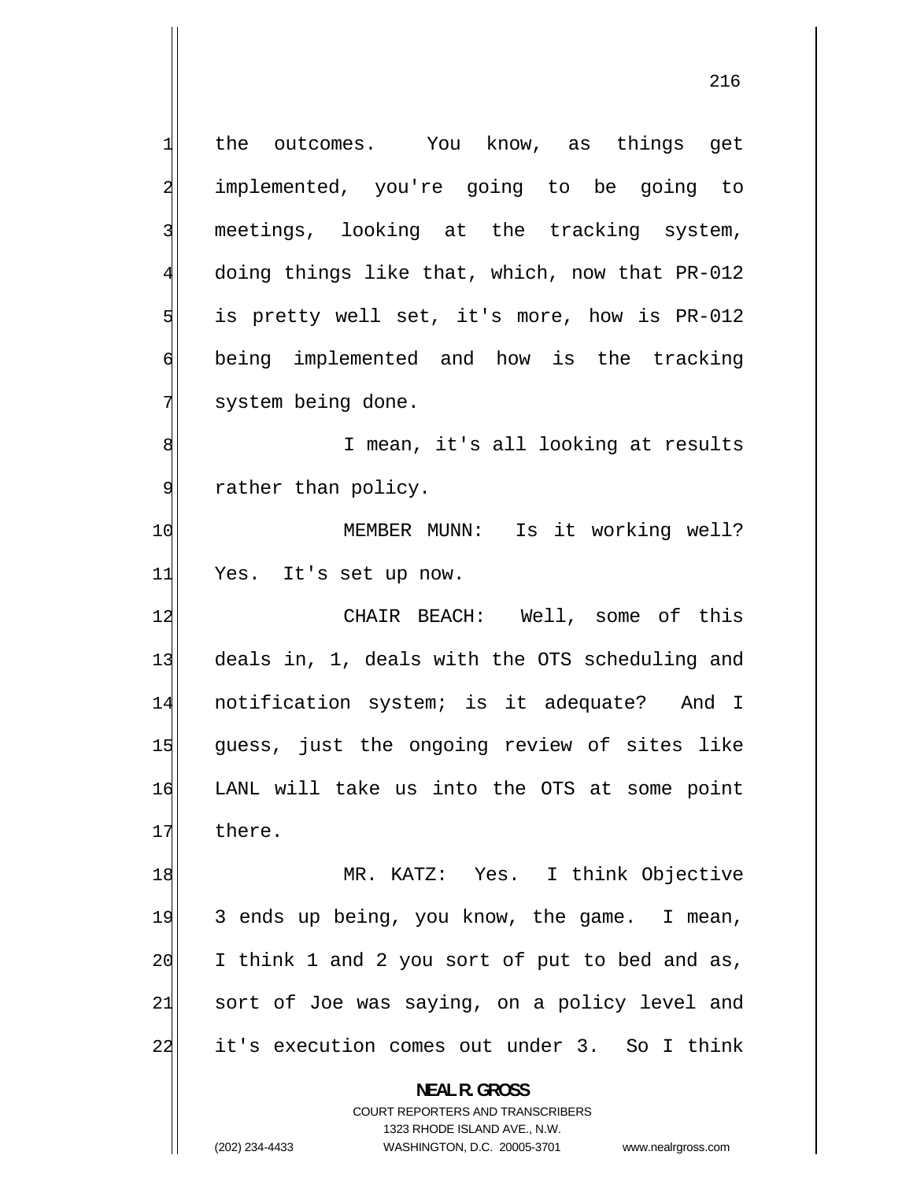the outcomes. You know, as things get implemented, you're going to be going to meetings, looking at the tracking system, doing things like that, which, now that PR-012 is pretty well set, it's more, how is PR-012 being implemented and how is the tracking system being done.

I mean, it's all looking at results rather than policy.

MEMBER MUNN: Is it working well? Yes. It's set up now.

CHAIR BEACH: Well, some of this deals in, 1, deals with the OTS scheduling and notification system; is it adequate? And I guess, just the ongoing review of sites like LANL will take us into the OTS at some point there.

MR. KATZ: Yes. I think Objective 3 ends up being, you know, the game. I mean, I think 1 and 2 you sort of put to bed and as, sort of Joe was saying, on a policy level and it's execution comes out under 3. So I think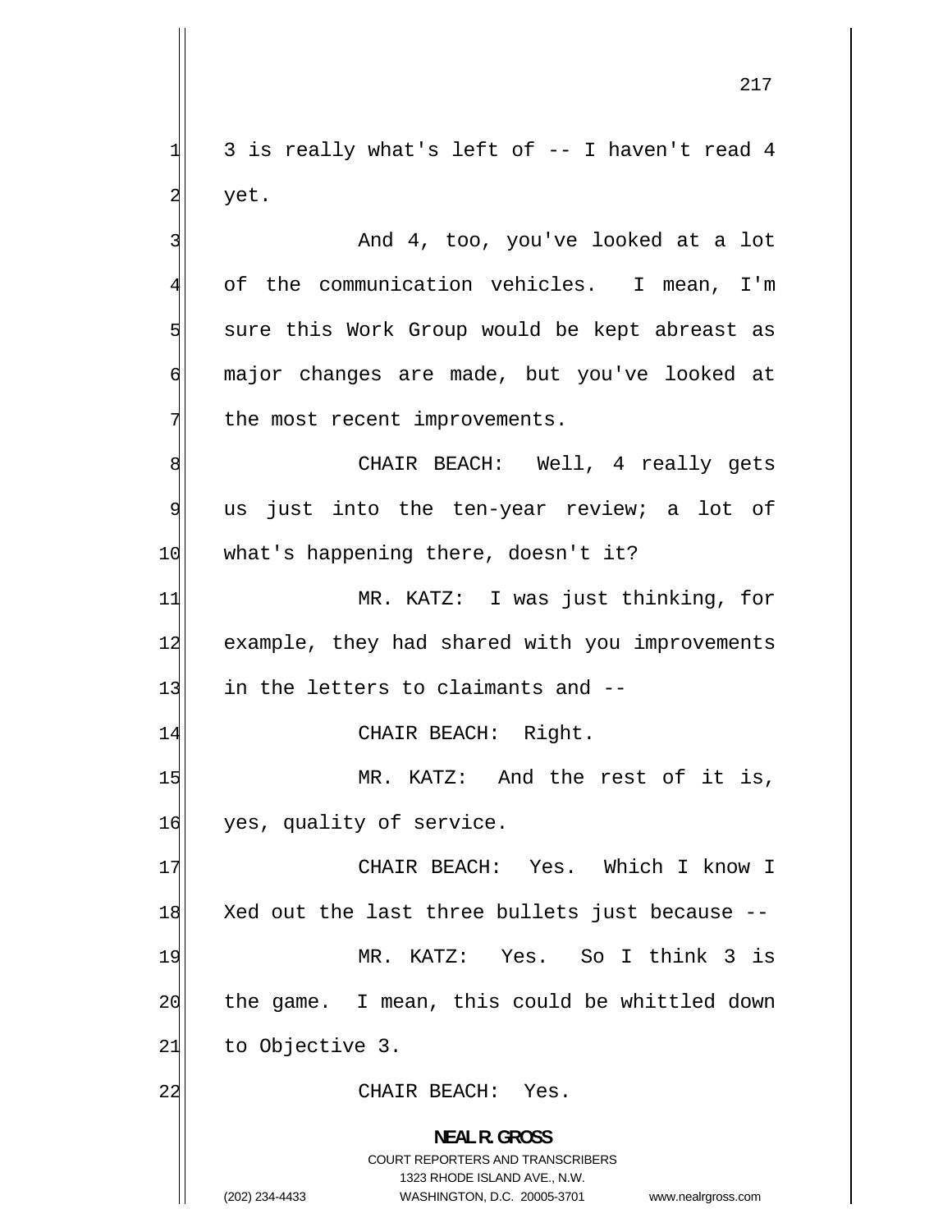3 is really what's left of -- I haven't read 4 yet.

And 4, too, you've looked at a lot of the communication vehicles. I mean, I'm sure this Work Group would be kept abreast as major changes are made, but you've looked at the most recent improvements.

CHAIR BEACH: Well, 4 really gets us just into the ten-year review; a lot of what's happening there, doesn't it?

MR. KATZ: I was just thinking, for example, they had shared with you improvements in the letters to claimants and --

CHAIR BEACH: Right.

MR. KATZ: And the rest of it is, yes, quality of service.

CHAIR BEACH: Yes. Which I know I Xed out the last three bullets just because --

MR. KATZ: Yes. So I think 3 is the game. I mean, this could be whittled down to Objective 3.

CHAIR BEACH: Yes.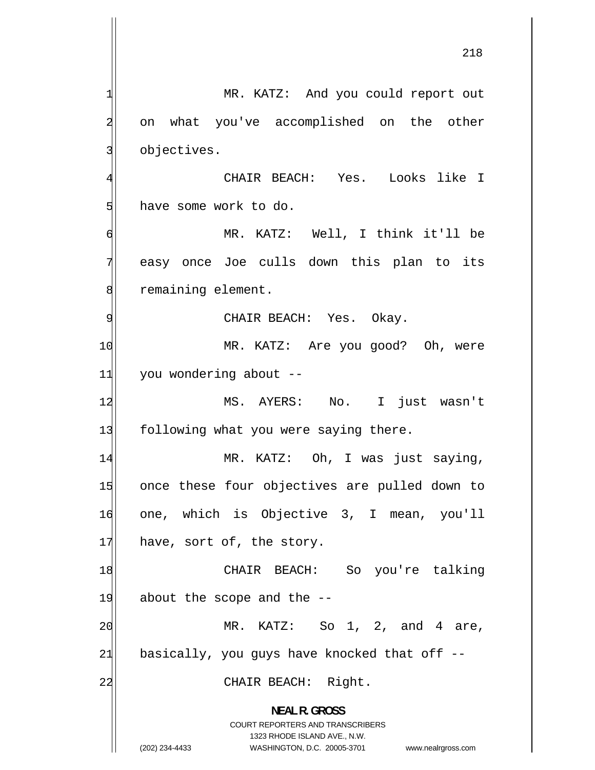MR. KATZ: And you could report out on what you've accomplished on the other objectives.

CHAIR BEACH: Yes. Looks like I have some work to do.

MR. KATZ: Well, I think it'll be easy once Joe culls down this plan to its remaining element.

CHAIR BEACH: Yes. Okay.

MR. KATZ: Are you good? Oh, were you wondering about --

MS. AYERS: No. I just wasn't following what you were saying there.

MR. KATZ: Oh, I was just saying, once these four objectives are pulled down to one, which is Objective 3, I mean, you'll have, sort of, the story.

CHAIR BEACH: So you're talking about the scope and the --

MR. KATZ: So 1, 2, and 4 are, basically, you guys have knocked that off --

CHAIR BEACH: Right.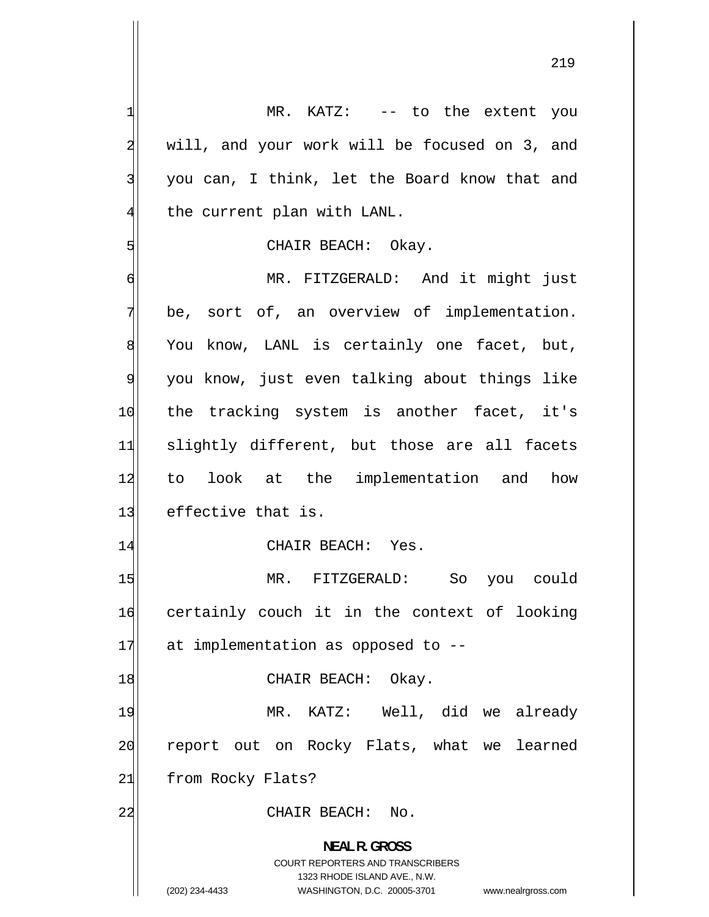MR. KATZ: -- to the extent you will, and your work will be focused on 3, and you can, I think, let the Board know that and the current plan with LANL.

CHAIR BEACH: Okay.

MR. FITZGERALD: And it might just be, sort of, an overview of implementation. You know, LANL is certainly one facet, but, you know, just even talking about things like the tracking system is another facet, it's slightly different, but those are all facets to look at the implementation and how effective that is.

CHAIR BEACH: Yes.

MR. FITZGERALD: So you could certainly couch it in the context of looking at implementation as opposed to --

CHAIR BEACH: Okay.

MR. KATZ: Well, did we already report out on Rocky Flats, what we learned from Rocky Flats?

CHAIR BEACH: No.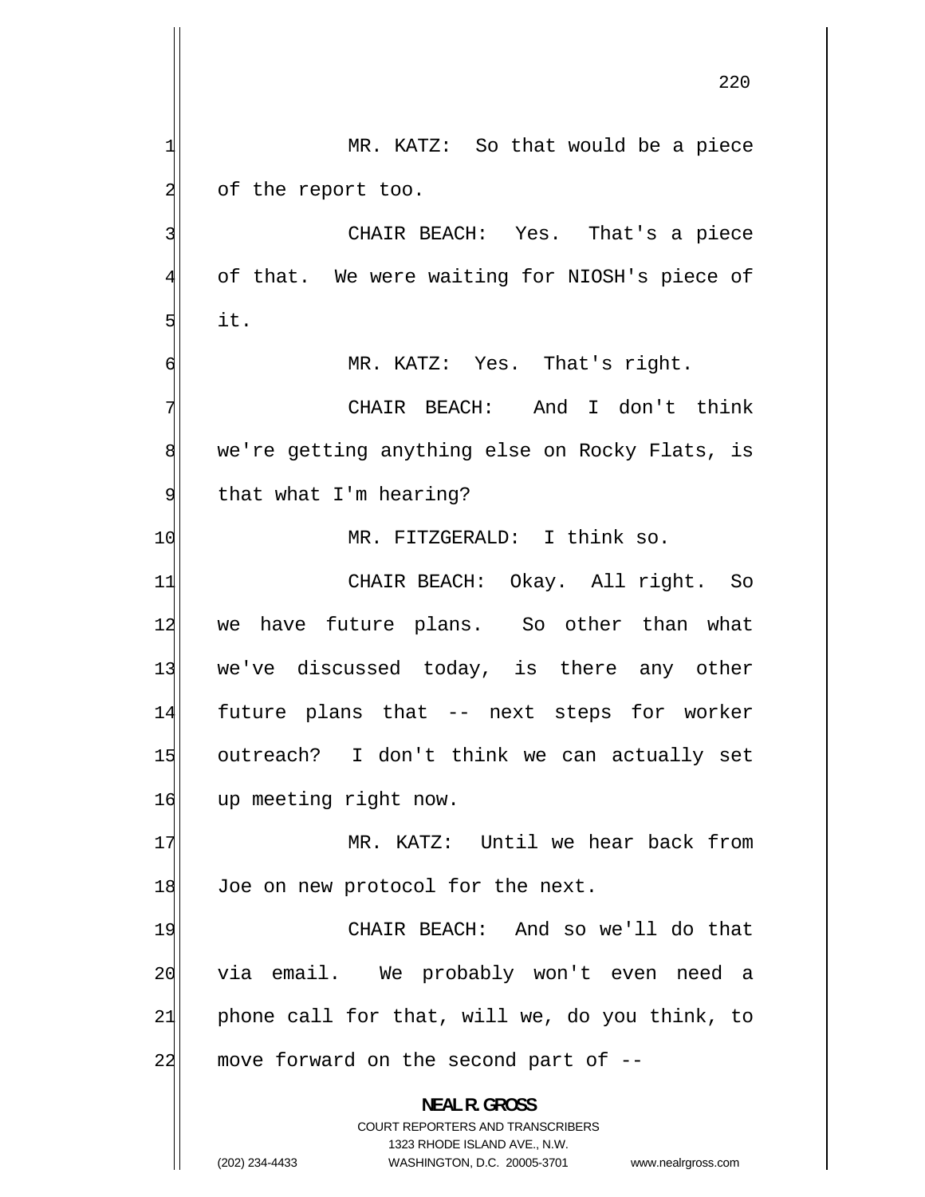MR. KATZ: So that would be a piece of the report too.

CHAIR BEACH: Yes. That's a piece of that. We were waiting for NIOSH's piece of it.

MR. KATZ: Yes. That's right.

CHAIR BEACH: And I don't think we're getting anything else on Rocky Flats, is that what I'm hearing?

MR. FITZGERALD: I think so.

CHAIR BEACH: Okay. All right. So we have future plans. So other than what we've discussed today, is there any other future plans that -- next steps for worker outreach? I don't think we can actually set up meeting right now.

MR. KATZ: Until we hear back from Joe on new protocol for the next.

CHAIR BEACH: And so we'll do that via email. We probably won't even need a phone call for that, will we, do you think, to move forward on the second part of --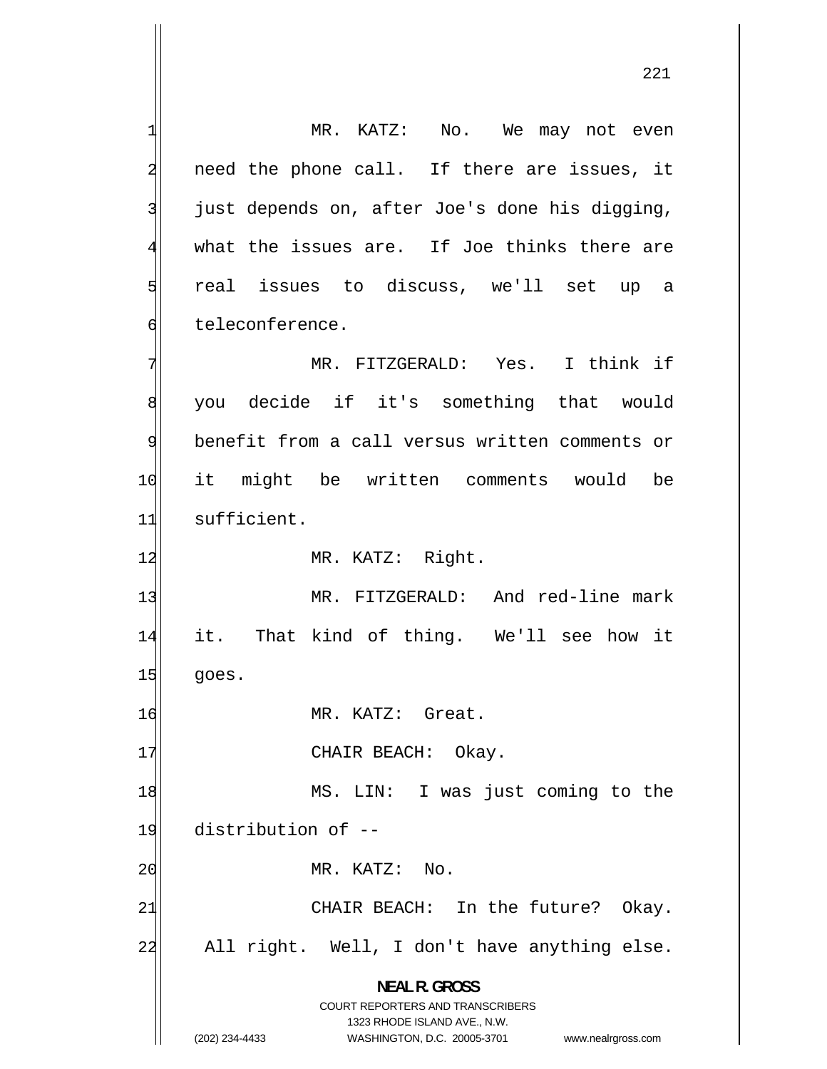MR. KATZ: No. We may not even need the phone call. If there are issues, it just depends on, after Joe's done his digging, what the issues are. If Joe thinks there are real issues to discuss, we'll set up a teleconference.

MR. FITZGERALD: Yes. I think if you decide if it's something that would benefit from a call versus written comments or it might be written comments would be sufficient.

MR. KATZ: Right.

MR. FITZGERALD: And red-line mark it. That kind of thing. We'll see how it goes.

MR. KATZ: Great.

CHAIR BEACH: Okay.

MS. LIN: I was just coming to the distribution of --

MR. KATZ: No.

CHAIR BEACH: In the future? Okay. All right. Well, I don't have anything else.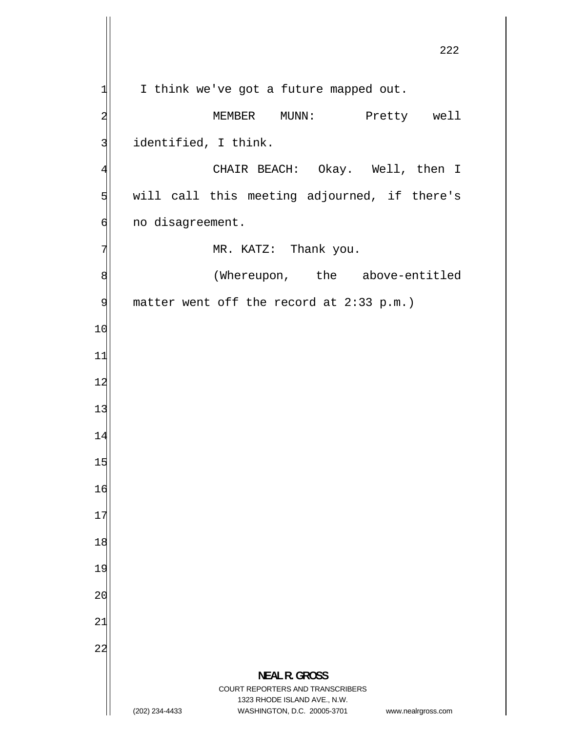I think we've got a future mapped out.

MEMBER MUNN: Pretty well identified, I think.

CHAIR BEACH: Okay. Well, then I will call this meeting adjourned, if there's no disagreement.

MR. KATZ: Thank you.

(Whereupon, the above-entitled matter went off the record at 2:33 p.m.)